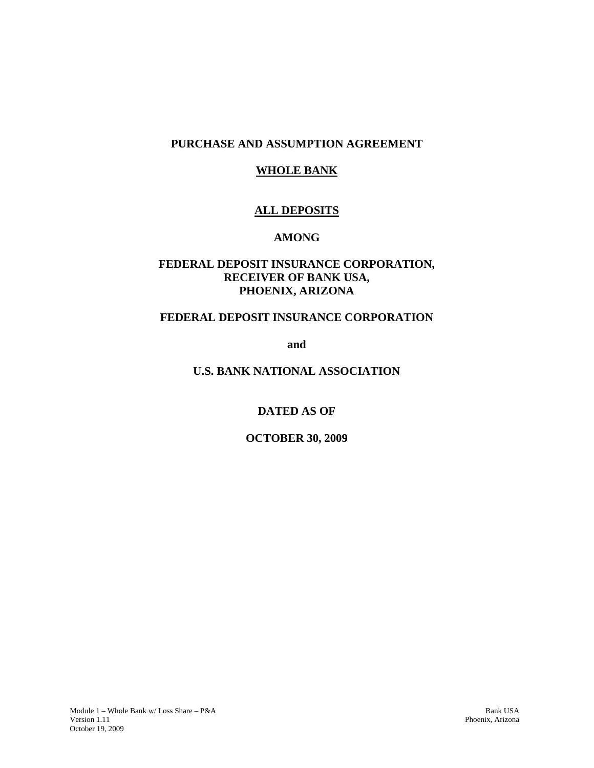**PURCHASE AND ASSUMPTION AGREEMENT**

**WHOLE BANK**

**ALL DEPOSITS**

**AMONG**

**FEDERAL DEPOSIT INSURANCE CORPORATION,**
**RECEIVER OF BANK USA,**
**PHOENIX, ARIZONA**

**FEDERAL DEPOSIT INSURANCE CORPORATION**

**and**

**U.S. BANK NATIONAL ASSOCIATION**

**DATED AS OF**

**OCTOBER 30, 2009**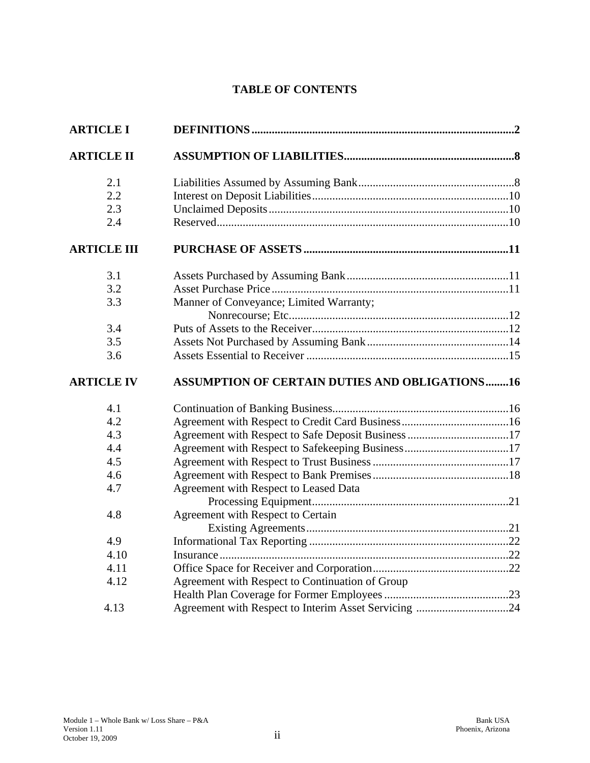# TABLE OF CONTENTS

| | | |
|---|---|---|
| **ARTICLE I** | **DEFINITIONS** | **2** |
| **ARTICLE II** | **ASSUMPTION OF LIABILITIES** | **8** |
| 2.1 | Liabilities Assumed by Assuming Bank | 8 |
| 2.2 | Interest on Deposit Liabilities | 10 |
| 2.3 | Unclaimed Deposits | 10 |
| 2.4 | Reserved | 10 |
| **ARTICLE III** | **PURCHASE OF ASSETS** | **11** |
| 3.1 | Assets Purchased by Assuming Bank | 11 |
| 3.2 | Asset Purchase Price | 11 |
| 3.3 | Manner of Conveyance; Limited Warranty; Nonrecourse; Etc. | 12 |
| 3.4 | Puts of Assets to the Receiver | 12 |
| 3.5 | Assets Not Purchased by Assuming Bank | 14 |
| 3.6 | Assets Essential to Receiver | 15 |
| **ARTICLE IV** | **ASSUMPTION OF CERTAIN DUTIES AND OBLIGATIONS** | **16** |
| 4.1 | Continuation of Banking Business | 16 |
| 4.2 | Agreement with Respect to Credit Card Business | 16 |
| 4.3 | Agreement with Respect to Safe Deposit Business | 17 |
| 4.4 | Agreement with Respect to Safekeeping Business | 17 |
| 4.5 | Agreement with Respect to Trust Business | 17 |
| 4.6 | Agreement with Respect to Bank Premises | 18 |
| 4.7 | Agreement with Respect to Leased Data Processing Equipment | 21 |
| 4.8 | Agreement with Respect to Certain Existing Agreements | 21 |
| 4.9 | Informational Tax Reporting | 22 |
| 4.10 | Insurance | 22 |
| 4.11 | Office Space for Receiver and Corporation | 22 |
| 4.12 | Agreement with Respect to Continuation of Group Health Plan Coverage for Former Employees | 23 |
| 4.13 | Agreement with Respect to Interim Asset Servicing | 24 |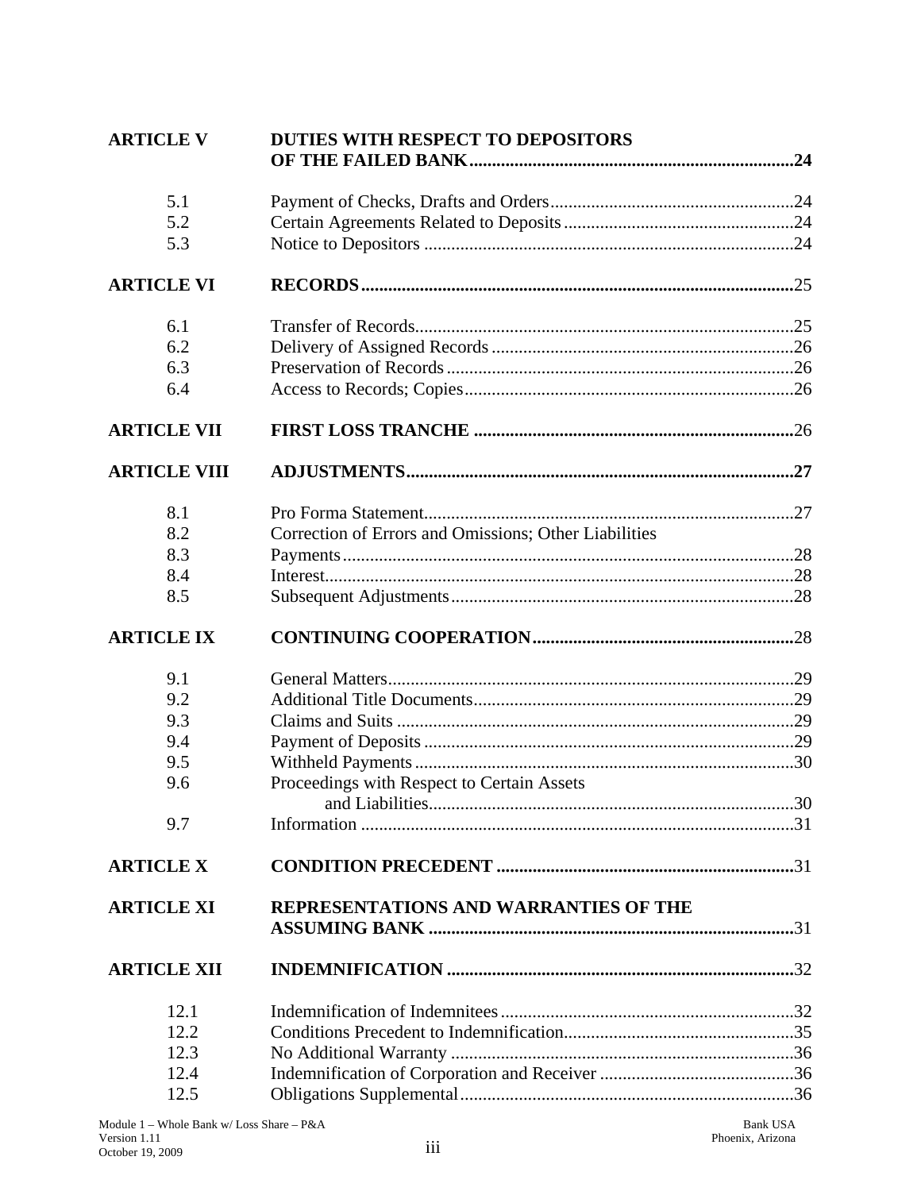| | | |
|---|---|---|
| **ARTICLE V** | **DUTIES WITH RESPECT TO DEPOSITORS OF THE FAILED BANK** | **24** |
| 5.1 | Payment of Checks, Drafts and Orders | 24 |
| 5.2 | Certain Agreements Related to Deposits | 24 |
| 5.3 | Notice to Depositors | 24 |
| **ARTICLE VI** | **RECORDS** | 25 |
| 6.1 | Transfer of Records | 25 |
| 6.2 | Delivery of Assigned Records | 26 |
| 6.3 | Preservation of Records | 26 |
| 6.4 | Access to Records; Copies | 26 |
| **ARTICLE VII** | **FIRST LOSS TRANCHE** | 26 |
| **ARTICLE VIII** | **ADJUSTMENTS** | **27** |
| 8.1 | Pro Forma Statement | 27 |
| 8.2 | Correction of Errors and Omissions; Other Liabilities | |
| 8.3 | Payments | 28 |
| 8.4 | Interest | 28 |
| 8.5 | Subsequent Adjustments | 28 |
| **ARTICLE IX** | **CONTINUING COOPERATION** | 28 |
| 9.1 | General Matters | 29 |
| 9.2 | Additional Title Documents | 29 |
| 9.3 | Claims and Suits | 29 |
| 9.4 | Payment of Deposits | 29 |
| 9.5 | Withheld Payments | 30 |
| 9.6 | Proceedings with Respect to Certain Assets and Liabilities | 30 |
| 9.7 | Information | 31 |
| **ARTICLE X** | **CONDITION PRECEDENT** | 31 |
| **ARTICLE XI** | **REPRESENTATIONS AND WARRANTIES OF THE ASSUMING BANK** | 31 |
| **ARTICLE XII** | **INDEMNIFICATION** | 32 |
| 12.1 | Indemnification of Indemnitees | 32 |
| 12.2 | Conditions Precedent to Indemnification | 35 |
| 12.3 | No Additional Warranty | 36 |
| 12.4 | Indemnification of Corporation and Receiver | 36 |
| 12.5 | Obligations Supplemental | 36 |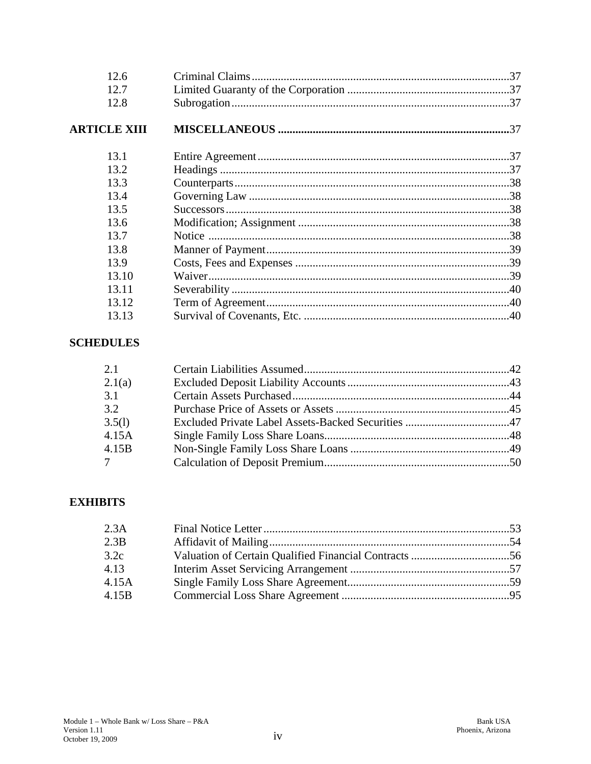| | | |
|---|---|---|
| 12.6 | Criminal Claims | 37 |
| 12.7 | Limited Guaranty of the Corporation | 37 |
| 12.8 | Subrogation | 37 |
| **ARTICLE XIII** | **MISCELLANEOUS** | **37** |
| 13.1 | Entire Agreement | 37 |
| 13.2 | Headings | 37 |
| 13.3 | Counterparts | 38 |
| 13.4 | Governing Law | 38 |
| 13.5 | Successors | 38 |
| 13.6 | Modification; Assignment | 38 |
| 13.7 | Notice | 38 |
| 13.8 | Manner of Payment | 39 |
| 13.9 | Costs, Fees and Expenses | 39 |
| 13.10 | Waiver | 39 |
| 13.11 | Severability | 40 |
| 13.12 | Term of Agreement | 40 |
| 13.13 | Survival of Covenants, Etc. | 40 |

**SCHEDULES**

| | | |
|---|---|---|
| 2.1 | Certain Liabilities Assumed | 42 |
| 2.1(a) | Excluded Deposit Liability Accounts | 43 |
| 3.1 | Certain Assets Purchased | 44 |
| 3.2 | Purchase Price of Assets or Assets | 45 |
| 3.5(l) | Excluded Private Label Assets-Backed Securities | 47 |
| 4.15A | Single Family Loss Share Loans | 48 |
| 4.15B | Non-Single Family Loss Share Loans | 49 |
| 7 | Calculation of Deposit Premium | 50 |

**EXHIBITS**

| | | |
|---|---|---|
| 2.3A | Final Notice Letter | 53 |
| 2.3B | Affidavit of Mailing | 54 |
| 3.2c | Valuation of Certain Qualified Financial Contracts | 56 |
| 4.13 | Interim Asset Servicing Arrangement | 57 |
| 4.15A | Single Family Loss Share Agreement | 59 |
| 4.15B | Commercial Loss Share Agreement | 95 |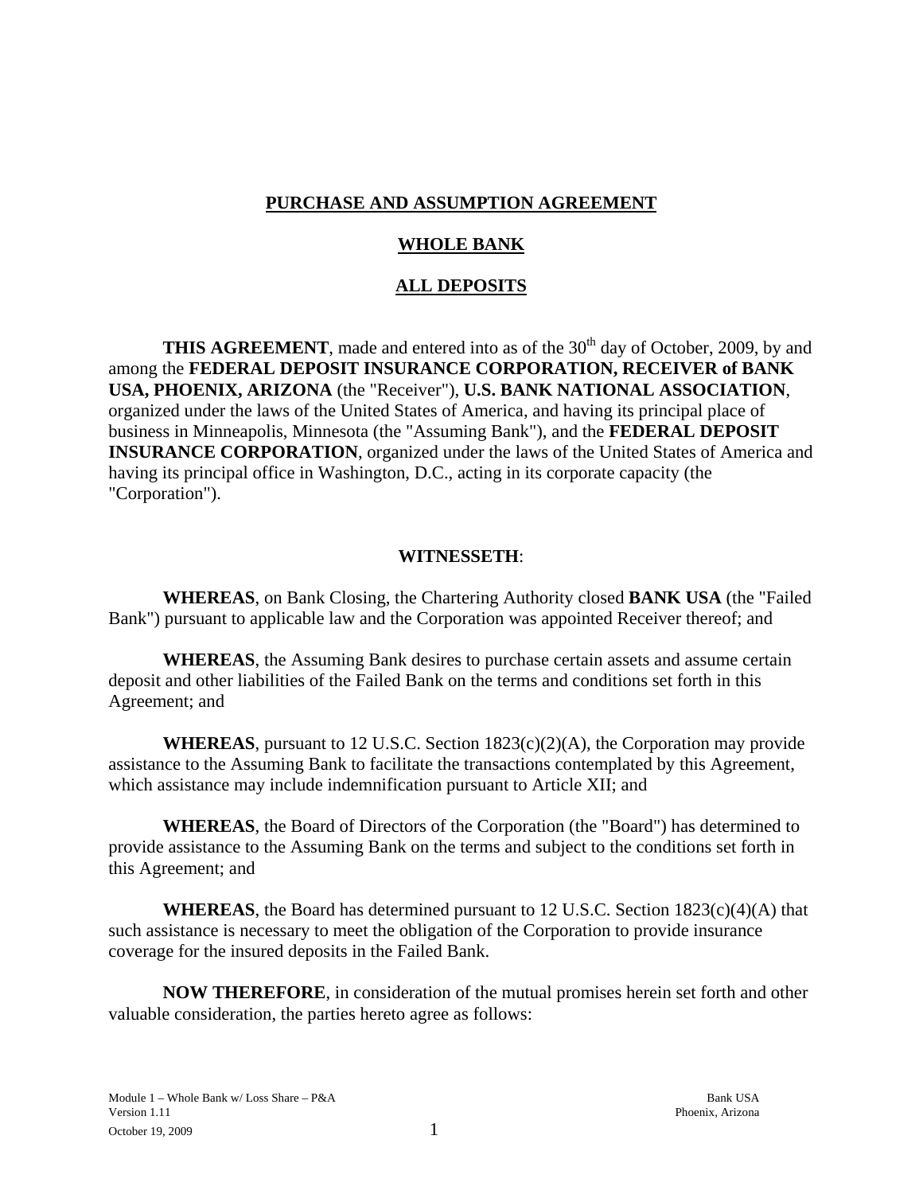# PURCHASE AND ASSUMPTION AGREEMENT

## WHOLE BANK

## ALL DEPOSITS

**THIS AGREEMENT**, made and entered into as of the 30th day of October, 2009, by and among the **FEDERAL DEPOSIT INSURANCE CORPORATION, RECEIVER of BANK USA, PHOENIX, ARIZONA** (the "Receiver"), **U.S. BANK NATIONAL ASSOCIATION**, organized under the laws of the United States of America, and having its principal place of business in Minneapolis, Minnesota (the "Assuming Bank"), and the **FEDERAL DEPOSIT INSURANCE CORPORATION**, organized under the laws of the United States of America and having its principal office in Washington, D.C., acting in its corporate capacity (the "Corporation").

**WITNESSETH**:

**WHEREAS**, on Bank Closing, the Chartering Authority closed **BANK USA** (the "Failed Bank") pursuant to applicable law and the Corporation was appointed Receiver thereof; and

**WHEREAS**, the Assuming Bank desires to purchase certain assets and assume certain deposit and other liabilities of the Failed Bank on the terms and conditions set forth in this Agreement; and

**WHEREAS**, pursuant to 12 U.S.C. Section 1823(c)(2)(A), the Corporation may provide assistance to the Assuming Bank to facilitate the transactions contemplated by this Agreement, which assistance may include indemnification pursuant to Article XII; and

**WHEREAS**, the Board of Directors of the Corporation (the "Board") has determined to provide assistance to the Assuming Bank on the terms and subject to the conditions set forth in this Agreement; and

**WHEREAS**, the Board has determined pursuant to 12 U.S.C. Section 1823(c)(4)(A) that such assistance is necessary to meet the obligation of the Corporation to provide insurance coverage for the insured deposits in the Failed Bank.

**NOW THEREFORE**, in consideration of the mutual promises herein set forth and other valuable consideration, the parties hereto agree as follows: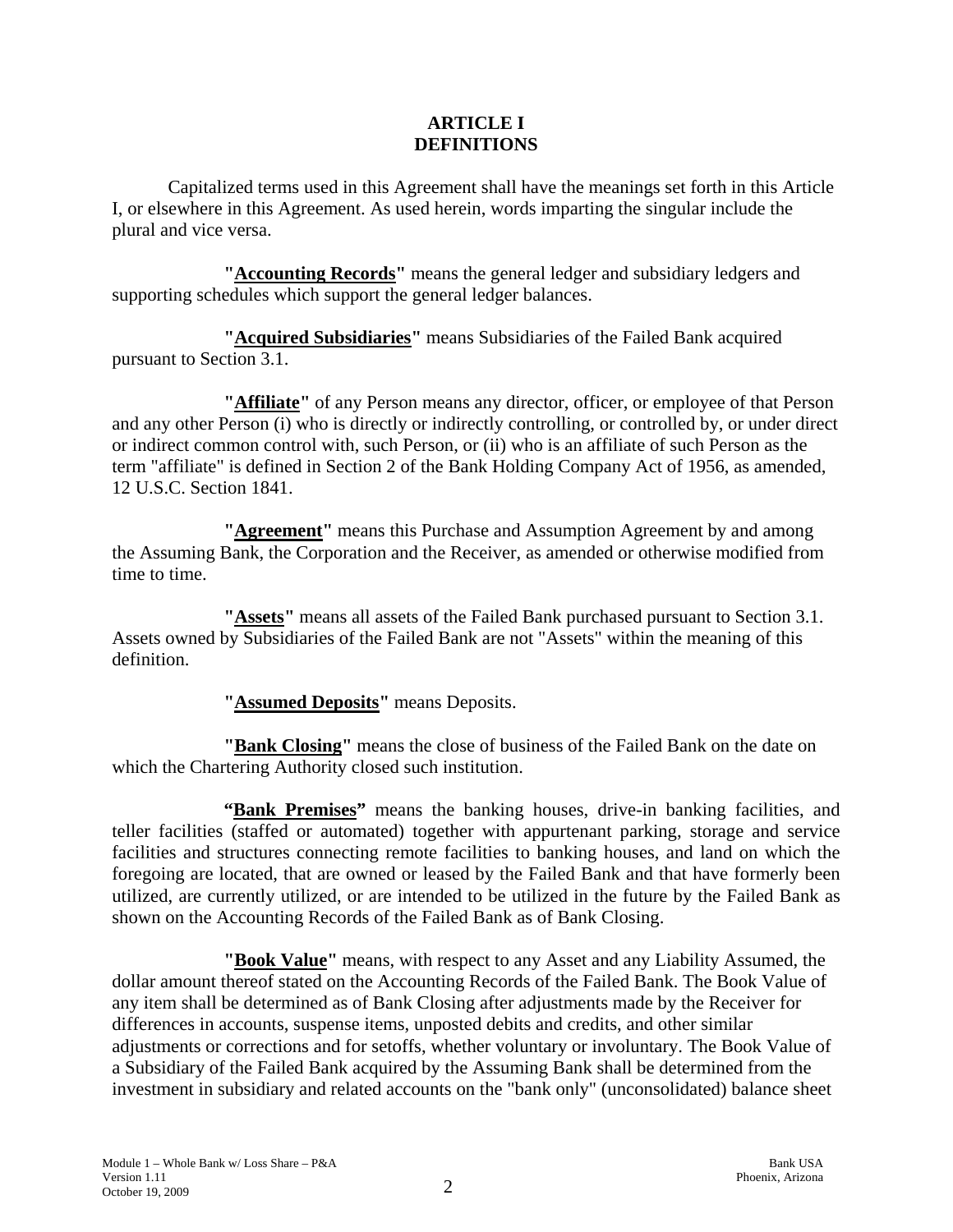# ARTICLE I
# DEFINITIONS

Capitalized terms used in this Agreement shall have the meanings set forth in this Article I, or elsewhere in this Agreement. As used herein, words imparting the singular include the plural and vice versa.

**"Accounting Records"** means the general ledger and subsidiary ledgers and supporting schedules which support the general ledger balances.

**"Acquired Subsidiaries"** means Subsidiaries of the Failed Bank acquired pursuant to Section 3.1.

**"Affiliate"** of any Person means any director, officer, or employee of that Person and any other Person (i) who is directly or indirectly controlling, or controlled by, or under direct or indirect common control with, such Person, or (ii) who is an affiliate of such Person as the term "affiliate" is defined in Section 2 of the Bank Holding Company Act of 1956, as amended, 12 U.S.C. Section 1841.

**"Agreement"** means this Purchase and Assumption Agreement by and among the Assuming Bank, the Corporation and the Receiver, as amended or otherwise modified from time to time.

**"Assets"** means all assets of the Failed Bank purchased pursuant to Section 3.1. Assets owned by Subsidiaries of the Failed Bank are not "Assets" within the meaning of this definition.

**"Assumed Deposits"** means Deposits.

**"Bank Closing"** means the close of business of the Failed Bank on the date on which the Chartering Authority closed such institution.

**"Bank Premises"** means the banking houses, drive-in banking facilities, and teller facilities (staffed or automated) together with appurtenant parking, storage and service facilities and structures connecting remote facilities to banking houses, and land on which the foregoing are located, that are owned or leased by the Failed Bank and that have formerly been utilized, are currently utilized, or are intended to be utilized in the future by the Failed Bank as shown on the Accounting Records of the Failed Bank as of Bank Closing.

**"Book Value"** means, with respect to any Asset and any Liability Assumed, the dollar amount thereof stated on the Accounting Records of the Failed Bank. The Book Value of any item shall be determined as of Bank Closing after adjustments made by the Receiver for differences in accounts, suspense items, unposted debits and credits, and other similar adjustments or corrections and for setoffs, whether voluntary or involuntary. The Book Value of a Subsidiary of the Failed Bank acquired by the Assuming Bank shall be determined from the investment in subsidiary and related accounts on the "bank only" (unconsolidated) balance sheet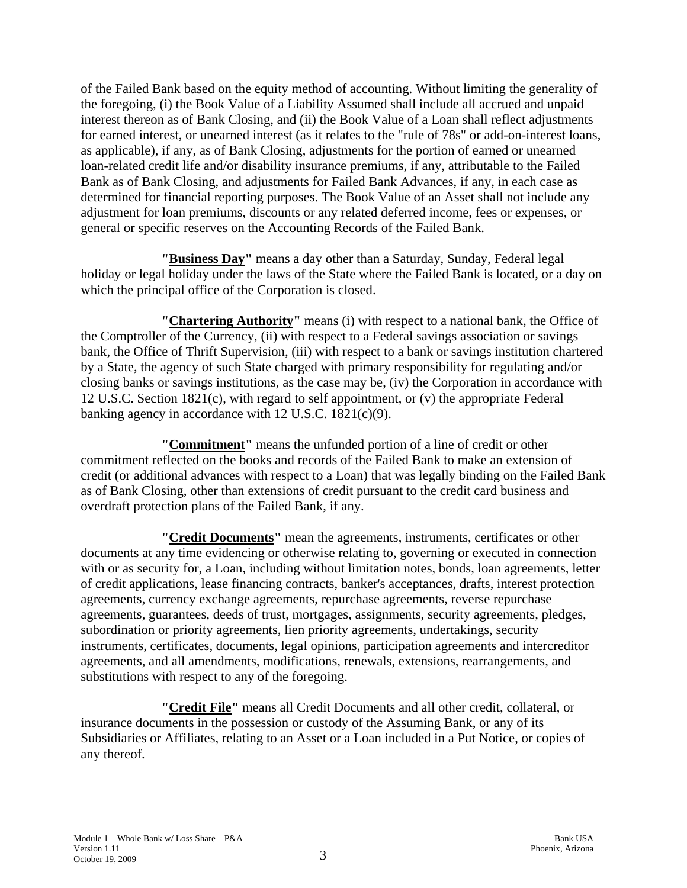of the Failed Bank based on the equity method of accounting. Without limiting the generality of the foregoing, (i) the Book Value of a Liability Assumed shall include all accrued and unpaid interest thereon as of Bank Closing, and (ii) the Book Value of a Loan shall reflect adjustments for earned interest, or unearned interest (as it relates to the "rule of 78s" or add-on-interest loans, as applicable), if any, as of Bank Closing, adjustments for the portion of earned or unearned loan-related credit life and/or disability insurance premiums, if any, attributable to the Failed Bank as of Bank Closing, and adjustments for Failed Bank Advances, if any, in each case as determined for financial reporting purposes. The Book Value of an Asset shall not include any adjustment for loan premiums, discounts or any related deferred income, fees or expenses, or general or specific reserves on the Accounting Records of the Failed Bank.

**"Business Day"** means a day other than a Saturday, Sunday, Federal legal holiday or legal holiday under the laws of the State where the Failed Bank is located, or a day on which the principal office of the Corporation is closed.

**"Chartering Authority"** means (i) with respect to a national bank, the Office of the Comptroller of the Currency, (ii) with respect to a Federal savings association or savings bank, the Office of Thrift Supervision, (iii) with respect to a bank or savings institution chartered by a State, the agency of such State charged with primary responsibility for regulating and/or closing banks or savings institutions, as the case may be, (iv) the Corporation in accordance with 12 U.S.C. Section 1821(c), with regard to self appointment, or (v) the appropriate Federal banking agency in accordance with 12 U.S.C. 1821(c)(9).

**"Commitment"** means the unfunded portion of a line of credit or other commitment reflected on the books and records of the Failed Bank to make an extension of credit (or additional advances with respect to a Loan) that was legally binding on the Failed Bank as of Bank Closing, other than extensions of credit pursuant to the credit card business and overdraft protection plans of the Failed Bank, if any.

**"Credit Documents"** mean the agreements, instruments, certificates or other documents at any time evidencing or otherwise relating to, governing or executed in connection with or as security for, a Loan, including without limitation notes, bonds, loan agreements, letter of credit applications, lease financing contracts, banker's acceptances, drafts, interest protection agreements, currency exchange agreements, repurchase agreements, reverse repurchase agreements, guarantees, deeds of trust, mortgages, assignments, security agreements, pledges, subordination or priority agreements, lien priority agreements, undertakings, security instruments, certificates, documents, legal opinions, participation agreements and intercreditor agreements, and all amendments, modifications, renewals, extensions, rearrangements, and substitutions with respect to any of the foregoing.

**"Credit File"** means all Credit Documents and all other credit, collateral, or insurance documents in the possession or custody of the Assuming Bank, or any of its Subsidiaries or Affiliates, relating to an Asset or a Loan included in a Put Notice, or copies of any thereof.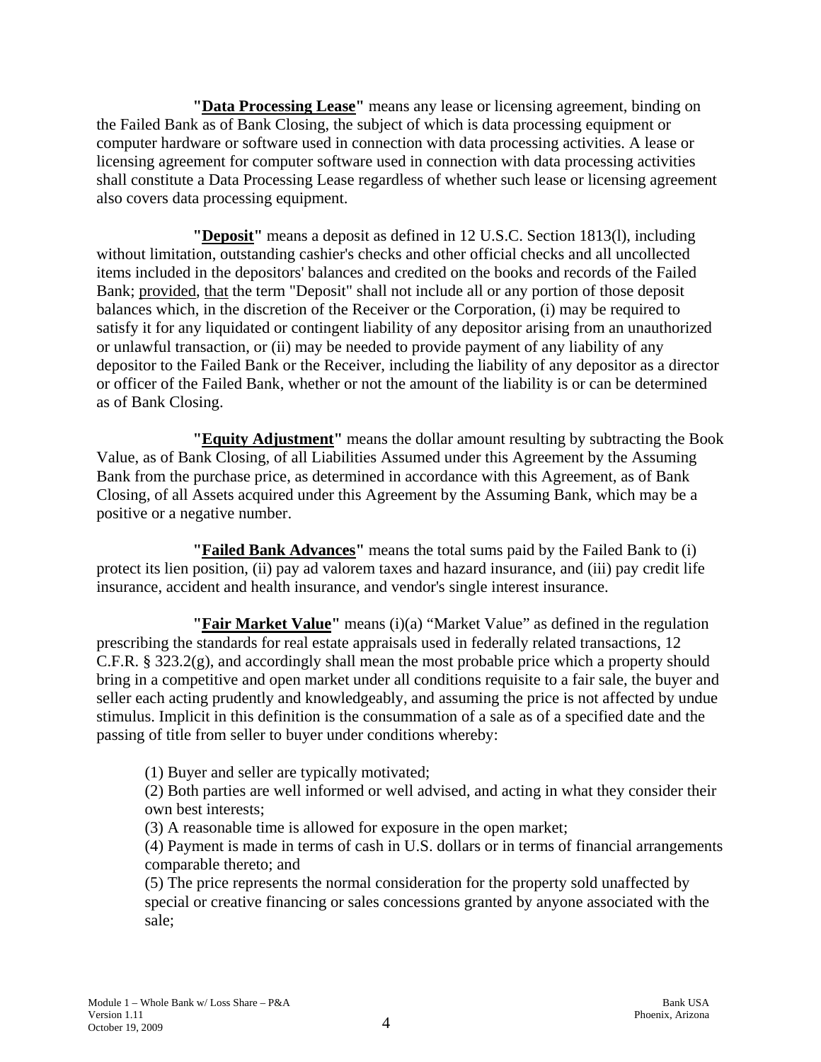**"<u>Data Processing Lease</u>"** means any lease or licensing agreement, binding on the Failed Bank as of Bank Closing, the subject of which is data processing equipment or computer hardware or software used in connection with data processing activities. A lease or licensing agreement for computer software used in connection with data processing activities shall constitute a Data Processing Lease regardless of whether such lease or licensing agreement also covers data processing equipment.

**"<u>Deposit</u>"** means a deposit as defined in 12 U.S.C. Section 1813(l), including without limitation, outstanding cashier's checks and other official checks and all uncollected items included in the depositors' balances and credited on the books and records of the Failed Bank; <u>provided</u>, <u>that</u> the term "Deposit" shall not include all or any portion of those deposit balances which, in the discretion of the Receiver or the Corporation, (i) may be required to satisfy it for any liquidated or contingent liability of any depositor arising from an unauthorized or unlawful transaction, or (ii) may be needed to provide payment of any liability of any depositor to the Failed Bank or the Receiver, including the liability of any depositor as a director or officer of the Failed Bank, whether or not the amount of the liability is or can be determined as of Bank Closing.

**"<u>Equity Adjustment</u>"** means the dollar amount resulting by subtracting the Book Value, as of Bank Closing, of all Liabilities Assumed under this Agreement by the Assuming Bank from the purchase price, as determined in accordance with this Agreement, as of Bank Closing, of all Assets acquired under this Agreement by the Assuming Bank, which may be a positive or a negative number.

**"<u>Failed Bank Advances</u>"** means the total sums paid by the Failed Bank to (i) protect its lien position, (ii) pay ad valorem taxes and hazard insurance, and (iii) pay credit life insurance, accident and health insurance, and vendor's single interest insurance.

**"<u>Fair Market Value</u>"** means (i)(a) "Market Value" as defined in the regulation prescribing the standards for real estate appraisals used in federally related transactions, 12 C.F.R. § 323.2(g), and accordingly shall mean the most probable price which a property should bring in a competitive and open market under all conditions requisite to a fair sale, the buyer and seller each acting prudently and knowledgeably, and assuming the price is not affected by undue stimulus. Implicit in this definition is the consummation of a sale as of a specified date and the passing of title from seller to buyer under conditions whereby:

(1) Buyer and seller are typically motivated;
(2) Both parties are well informed or well advised, and acting in what they consider their own best interests;
(3) A reasonable time is allowed for exposure in the open market;
(4) Payment is made in terms of cash in U.S. dollars or in terms of financial arrangements comparable thereto; and
(5) The price represents the normal consideration for the property sold unaffected by special or creative financing or sales concessions granted by anyone associated with the sale;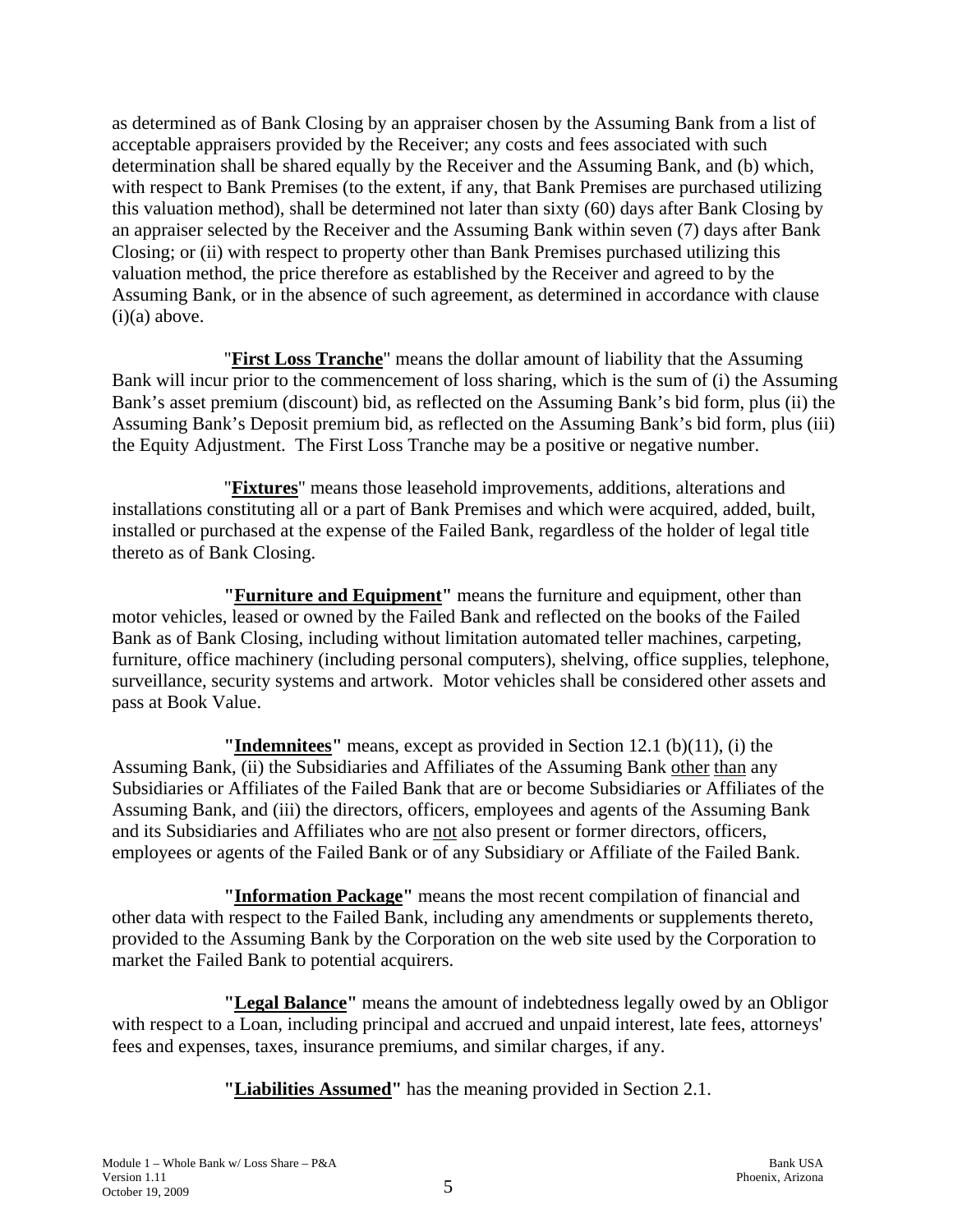as determined as of Bank Closing by an appraiser chosen by the Assuming Bank from a list of acceptable appraisers provided by the Receiver; any costs and fees associated with such determination shall be shared equally by the Receiver and the Assuming Bank, and (b) which, with respect to Bank Premises (to the extent, if any, that Bank Premises are purchased utilizing this valuation method), shall be determined not later than sixty (60) days after Bank Closing by an appraiser selected by the Receiver and the Assuming Bank within seven (7) days after Bank Closing; or (ii) with respect to property other than Bank Premises purchased utilizing this valuation method, the price therefore as established by the Receiver and agreed to by the Assuming Bank, or in the absence of such agreement, as determined in accordance with clause (i)(a) above.

"**<u>First Loss Tranche</u>**" means the dollar amount of liability that the Assuming Bank will incur prior to the commencement of loss sharing, which is the sum of (i) the Assuming Bank's asset premium (discount) bid, as reflected on the Assuming Bank's bid form, plus (ii) the Assuming Bank's Deposit premium bid, as reflected on the Assuming Bank's bid form, plus (iii) the Equity Adjustment. The First Loss Tranche may be a positive or negative number.

"**<u>Fixtures</u>**" means those leasehold improvements, additions, alterations and installations constituting all or a part of Bank Premises and which were acquired, added, built, installed or purchased at the expense of the Failed Bank, regardless of the holder of legal title thereto as of Bank Closing.

**"<u>Furniture and Equipment</u>"** means the furniture and equipment, other than motor vehicles, leased or owned by the Failed Bank and reflected on the books of the Failed Bank as of Bank Closing, including without limitation automated teller machines, carpeting, furniture, office machinery (including personal computers), shelving, office supplies, telephone, surveillance, security systems and artwork. Motor vehicles shall be considered other assets and pass at Book Value.

**"<u>Indemnitees</u>"** means, except as provided in Section 12.1 (b)(11), (i) the Assuming Bank, (ii) the Subsidiaries and Affiliates of the Assuming Bank <u>other than</u> any Subsidiaries or Affiliates of the Failed Bank that are or become Subsidiaries or Affiliates of the Assuming Bank, and (iii) the directors, officers, employees and agents of the Assuming Bank and its Subsidiaries and Affiliates who are <u>not</u> also present or former directors, officers, employees or agents of the Failed Bank or of any Subsidiary or Affiliate of the Failed Bank.

**"<u>Information Package</u>"** means the most recent compilation of financial and other data with respect to the Failed Bank, including any amendments or supplements thereto, provided to the Assuming Bank by the Corporation on the web site used by the Corporation to market the Failed Bank to potential acquirers.

**"<u>Legal Balance</u>"** means the amount of indebtedness legally owed by an Obligor with respect to a Loan, including principal and accrued and unpaid interest, late fees, attorneys' fees and expenses, taxes, insurance premiums, and similar charges, if any.

**"<u>Liabilities Assumed</u>"** has the meaning provided in Section 2.1.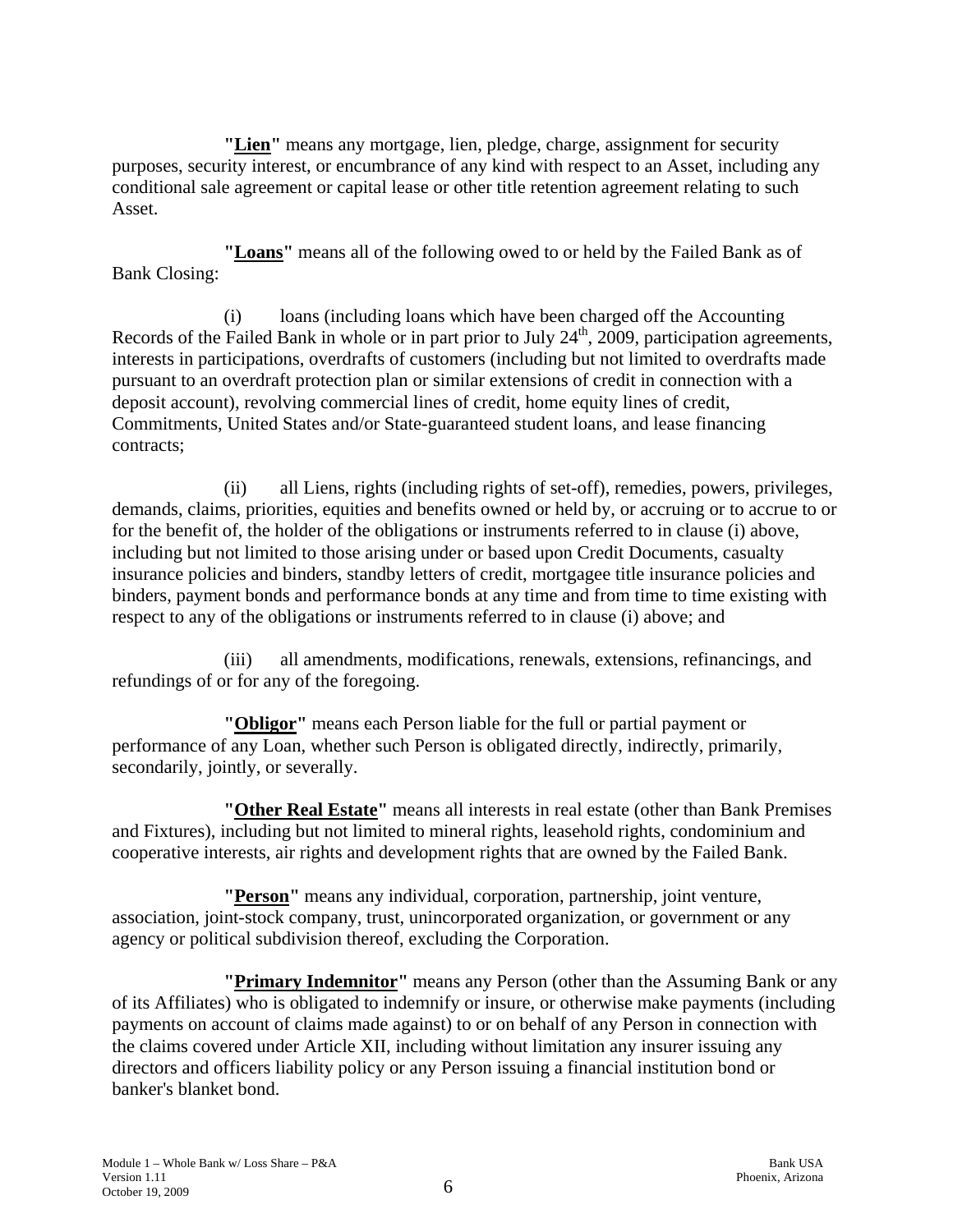**"Lien"** means any mortgage, lien, pledge, charge, assignment for security purposes, security interest, or encumbrance of any kind with respect to an Asset, including any conditional sale agreement or capital lease or other title retention agreement relating to such Asset.

**"Loans"** means all of the following owed to or held by the Failed Bank as of Bank Closing:

(i) loans (including loans which have been charged off the Accounting Records of the Failed Bank in whole or in part prior to July 24th, 2009, participation agreements, interests in participations, overdrafts of customers (including but not limited to overdrafts made pursuant to an overdraft protection plan or similar extensions of credit in connection with a deposit account), revolving commercial lines of credit, home equity lines of credit, Commitments, United States and/or State-guaranteed student loans, and lease financing contracts;

(ii) all Liens, rights (including rights of set-off), remedies, powers, privileges, demands, claims, priorities, equities and benefits owned or held by, or accruing or to accrue to or for the benefit of, the holder of the obligations or instruments referred to in clause (i) above, including but not limited to those arising under or based upon Credit Documents, casualty insurance policies and binders, standby letters of credit, mortgagee title insurance policies and binders, payment bonds and performance bonds at any time and from time to time existing with respect to any of the obligations or instruments referred to in clause (i) above; and

(iii) all amendments, modifications, renewals, extensions, refinancings, and refundings of or for any of the foregoing.

**"Obligor"** means each Person liable for the full or partial payment or performance of any Loan, whether such Person is obligated directly, indirectly, primarily, secondarily, jointly, or severally.

**"Other Real Estate"** means all interests in real estate (other than Bank Premises and Fixtures), including but not limited to mineral rights, leasehold rights, condominium and cooperative interests, air rights and development rights that are owned by the Failed Bank.

**"Person"** means any individual, corporation, partnership, joint venture, association, joint-stock company, trust, unincorporated organization, or government or any agency or political subdivision thereof, excluding the Corporation.

**"Primary Indemnitor"** means any Person (other than the Assuming Bank or any of its Affiliates) who is obligated to indemnify or insure, or otherwise make payments (including payments on account of claims made against) to or on behalf of any Person in connection with the claims covered under Article XII, including without limitation any insurer issuing any directors and officers liability policy or any Person issuing a financial institution bond or banker's blanket bond.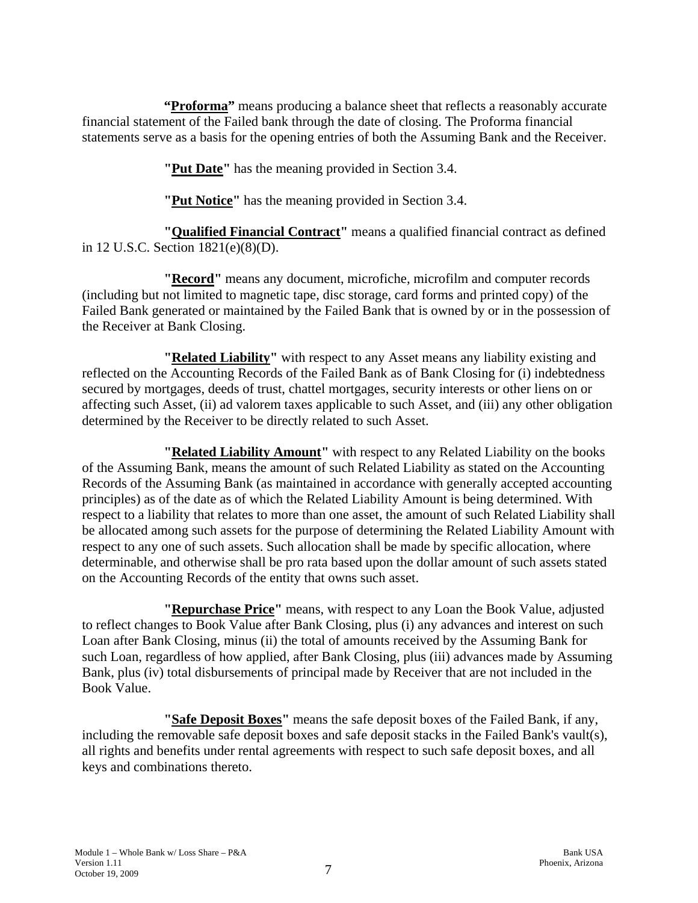**"Proforma"** means producing a balance sheet that reflects a reasonably accurate financial statement of the Failed bank through the date of closing. The Proforma financial statements serve as a basis for the opening entries of both the Assuming Bank and the Receiver.

**"Put Date"** has the meaning provided in Section 3.4.

**"Put Notice"** has the meaning provided in Section 3.4.

**"Qualified Financial Contract"** means a qualified financial contract as defined in 12 U.S.C. Section 1821(e)(8)(D).

**"Record"** means any document, microfiche, microfilm and computer records (including but not limited to magnetic tape, disc storage, card forms and printed copy) of the Failed Bank generated or maintained by the Failed Bank that is owned by or in the possession of the Receiver at Bank Closing.

**"Related Liability"** with respect to any Asset means any liability existing and reflected on the Accounting Records of the Failed Bank as of Bank Closing for (i) indebtedness secured by mortgages, deeds of trust, chattel mortgages, security interests or other liens on or affecting such Asset, (ii) ad valorem taxes applicable to such Asset, and (iii) any other obligation determined by the Receiver to be directly related to such Asset.

**"Related Liability Amount"** with respect to any Related Liability on the books of the Assuming Bank, means the amount of such Related Liability as stated on the Accounting Records of the Assuming Bank (as maintained in accordance with generally accepted accounting principles) as of the date as of which the Related Liability Amount is being determined. With respect to a liability that relates to more than one asset, the amount of such Related Liability shall be allocated among such assets for the purpose of determining the Related Liability Amount with respect to any one of such assets. Such allocation shall be made by specific allocation, where determinable, and otherwise shall be pro rata based upon the dollar amount of such assets stated on the Accounting Records of the entity that owns such asset.

**"Repurchase Price"** means, with respect to any Loan the Book Value, adjusted to reflect changes to Book Value after Bank Closing, plus (i) any advances and interest on such Loan after Bank Closing, minus (ii) the total of amounts received by the Assuming Bank for such Loan, regardless of how applied, after Bank Closing, plus (iii) advances made by Assuming Bank, plus (iv) total disbursements of principal made by Receiver that are not included in the Book Value.

**"Safe Deposit Boxes"** means the safe deposit boxes of the Failed Bank, if any, including the removable safe deposit boxes and safe deposit stacks in the Failed Bank's vault(s), all rights and benefits under rental agreements with respect to such safe deposit boxes, and all keys and combinations thereto.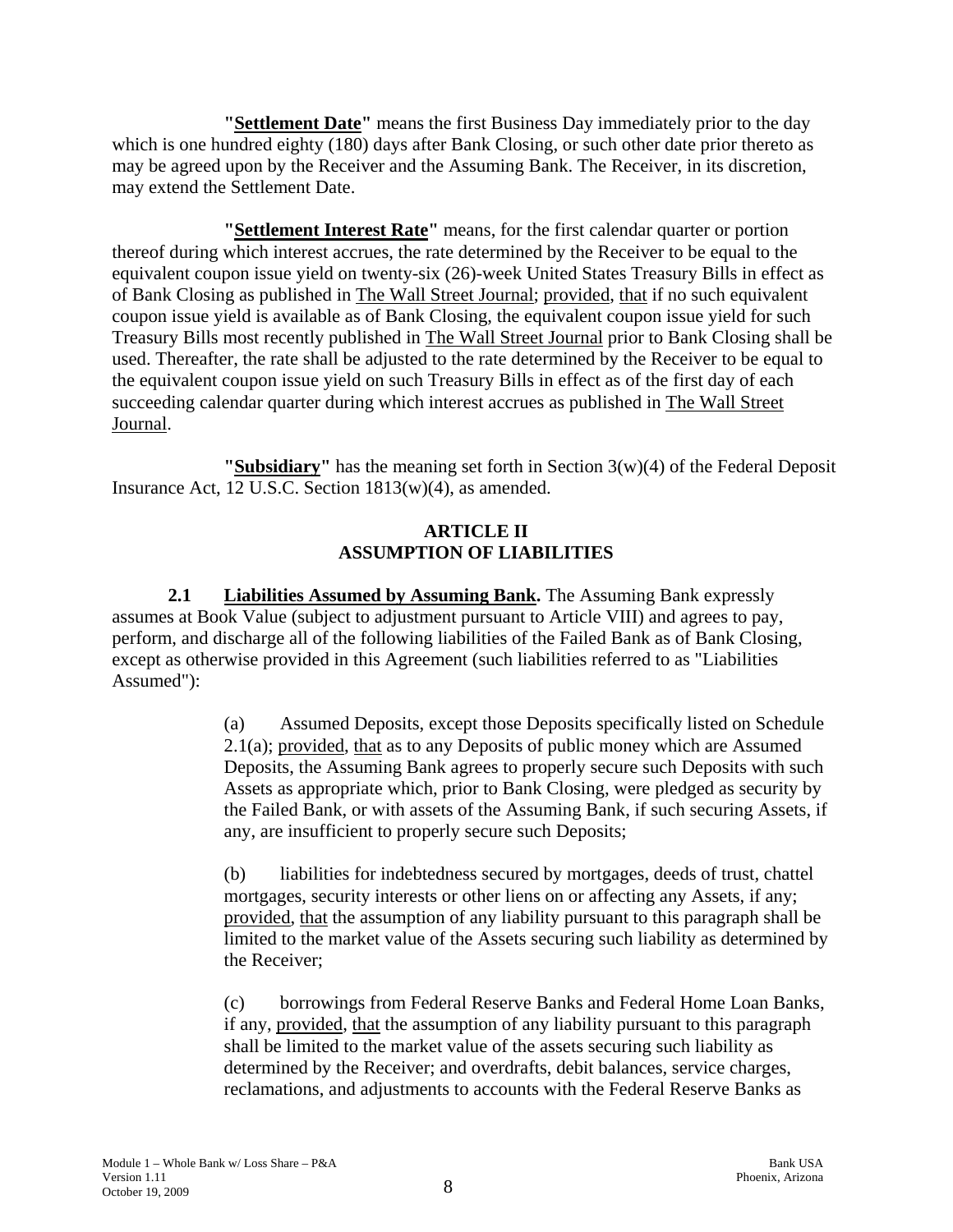**"Settlement Date"** means the first Business Day immediately prior to the day which is one hundred eighty (180) days after Bank Closing, or such other date prior thereto as may be agreed upon by the Receiver and the Assuming Bank. The Receiver, in its discretion, may extend the Settlement Date.

**"Settlement Interest Rate"** means, for the first calendar quarter or portion thereof during which interest accrues, the rate determined by the Receiver to be equal to the equivalent coupon issue yield on twenty-six (26)-week United States Treasury Bills in effect as of Bank Closing as published in The Wall Street Journal; provided, that if no such equivalent coupon issue yield is available as of Bank Closing, the equivalent coupon issue yield for such Treasury Bills most recently published in The Wall Street Journal prior to Bank Closing shall be used. Thereafter, the rate shall be adjusted to the rate determined by the Receiver to be equal to the equivalent coupon issue yield on such Treasury Bills in effect as of the first day of each succeeding calendar quarter during which interest accrues as published in The Wall Street Journal.

**"Subsidiary"** has the meaning set forth in Section 3(w)(4) of the Federal Deposit Insurance Act, 12 U.S.C. Section 1813(w)(4), as amended.

## ARTICLE II
## ASSUMPTION OF LIABILITIES

**2.1 Liabilities Assumed by Assuming Bank.** The Assuming Bank expressly assumes at Book Value (subject to adjustment pursuant to Article VIII) and agrees to pay, perform, and discharge all of the following liabilities of the Failed Bank as of Bank Closing, except as otherwise provided in this Agreement (such liabilities referred to as "Liabilities Assumed"):

(a) Assumed Deposits, except those Deposits specifically listed on Schedule 2.1(a); provided, that as to any Deposits of public money which are Assumed Deposits, the Assuming Bank agrees to properly secure such Deposits with such Assets as appropriate which, prior to Bank Closing, were pledged as security by the Failed Bank, or with assets of the Assuming Bank, if such securing Assets, if any, are insufficient to properly secure such Deposits;

(b) liabilities for indebtedness secured by mortgages, deeds of trust, chattel mortgages, security interests or other liens on or affecting any Assets, if any; provided, that the assumption of any liability pursuant to this paragraph shall be limited to the market value of the Assets securing such liability as determined by the Receiver;

(c) borrowings from Federal Reserve Banks and Federal Home Loan Banks, if any, provided, that the assumption of any liability pursuant to this paragraph shall be limited to the market value of the assets securing such liability as determined by the Receiver; and overdrafts, debit balances, service charges, reclamations, and adjustments to accounts with the Federal Reserve Banks as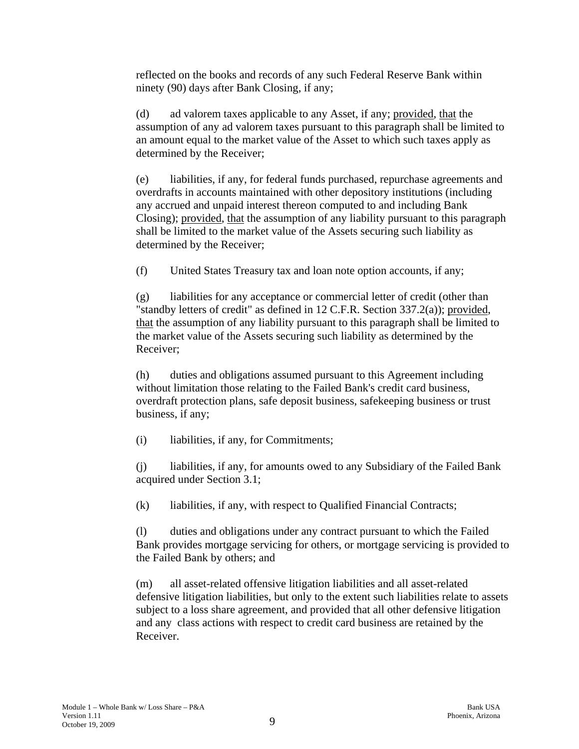reflected on the books and records of any such Federal Reserve Bank within ninety (90) days after Bank Closing, if any;

(d) ad valorem taxes applicable to any Asset, if any; provided, that the assumption of any ad valorem taxes pursuant to this paragraph shall be limited to an amount equal to the market value of the Asset to which such taxes apply as determined by the Receiver;

(e) liabilities, if any, for federal funds purchased, repurchase agreements and overdrafts in accounts maintained with other depository institutions (including any accrued and unpaid interest thereon computed to and including Bank Closing); provided, that the assumption of any liability pursuant to this paragraph shall be limited to the market value of the Assets securing such liability as determined by the Receiver;

(f) United States Treasury tax and loan note option accounts, if any;

(g) liabilities for any acceptance or commercial letter of credit (other than "standby letters of credit" as defined in 12 C.F.R. Section 337.2(a)); provided, that the assumption of any liability pursuant to this paragraph shall be limited to the market value of the Assets securing such liability as determined by the Receiver;

(h) duties and obligations assumed pursuant to this Agreement including without limitation those relating to the Failed Bank's credit card business, overdraft protection plans, safe deposit business, safekeeping business or trust business, if any;

(i) liabilities, if any, for Commitments;

(j) liabilities, if any, for amounts owed to any Subsidiary of the Failed Bank acquired under Section 3.1;

(k) liabilities, if any, with respect to Qualified Financial Contracts;

(l) duties and obligations under any contract pursuant to which the Failed Bank provides mortgage servicing for others, or mortgage servicing is provided to the Failed Bank by others; and

(m) all asset-related offensive litigation liabilities and all asset-related defensive litigation liabilities, but only to the extent such liabilities relate to assets subject to a loss share agreement, and provided that all other defensive litigation and any class actions with respect to credit card business are retained by the Receiver.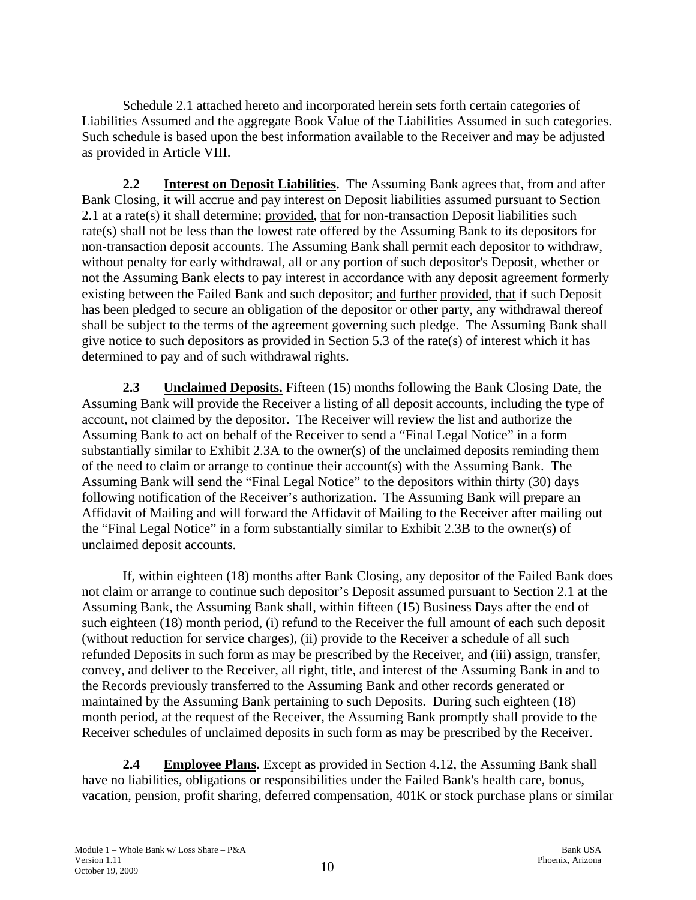Schedule 2.1 attached hereto and incorporated herein sets forth certain categories of Liabilities Assumed and the aggregate Book Value of the Liabilities Assumed in such categories. Such schedule is based upon the best information available to the Receiver and may be adjusted as provided in Article VIII.

**2.2 Interest on Deposit Liabilities.** The Assuming Bank agrees that, from and after Bank Closing, it will accrue and pay interest on Deposit liabilities assumed pursuant to Section 2.1 at a rate(s) it shall determine; provided, that for non-transaction Deposit liabilities such rate(s) shall not be less than the lowest rate offered by the Assuming Bank to its depositors for non-transaction deposit accounts. The Assuming Bank shall permit each depositor to withdraw, without penalty for early withdrawal, all or any portion of such depositor's Deposit, whether or not the Assuming Bank elects to pay interest in accordance with any deposit agreement formerly existing between the Failed Bank and such depositor; and further provided, that if such Deposit has been pledged to secure an obligation of the depositor or other party, any withdrawal thereof shall be subject to the terms of the agreement governing such pledge. The Assuming Bank shall give notice to such depositors as provided in Section 5.3 of the rate(s) of interest which it has determined to pay and of such withdrawal rights.

**2.3 Unclaimed Deposits.** Fifteen (15) months following the Bank Closing Date, the Assuming Bank will provide the Receiver a listing of all deposit accounts, including the type of account, not claimed by the depositor. The Receiver will review the list and authorize the Assuming Bank to act on behalf of the Receiver to send a "Final Legal Notice" in a form substantially similar to Exhibit 2.3A to the owner(s) of the unclaimed deposits reminding them of the need to claim or arrange to continue their account(s) with the Assuming Bank. The Assuming Bank will send the "Final Legal Notice" to the depositors within thirty (30) days following notification of the Receiver's authorization. The Assuming Bank will prepare an Affidavit of Mailing and will forward the Affidavit of Mailing to the Receiver after mailing out the "Final Legal Notice" in a form substantially similar to Exhibit 2.3B to the owner(s) of unclaimed deposit accounts.

If, within eighteen (18) months after Bank Closing, any depositor of the Failed Bank does not claim or arrange to continue such depositor's Deposit assumed pursuant to Section 2.1 at the Assuming Bank, the Assuming Bank shall, within fifteen (15) Business Days after the end of such eighteen (18) month period, (i) refund to the Receiver the full amount of each such deposit (without reduction for service charges), (ii) provide to the Receiver a schedule of all such refunded Deposits in such form as may be prescribed by the Receiver, and (iii) assign, transfer, convey, and deliver to the Receiver, all right, title, and interest of the Assuming Bank in and to the Records previously transferred to the Assuming Bank and other records generated or maintained by the Assuming Bank pertaining to such Deposits. During such eighteen (18) month period, at the request of the Receiver, the Assuming Bank promptly shall provide to the Receiver schedules of unclaimed deposits in such form as may be prescribed by the Receiver.

**2.4 Employee Plans.** Except as provided in Section 4.12, the Assuming Bank shall have no liabilities, obligations or responsibilities under the Failed Bank's health care, bonus, vacation, pension, profit sharing, deferred compensation, 401K or stock purchase plans or similar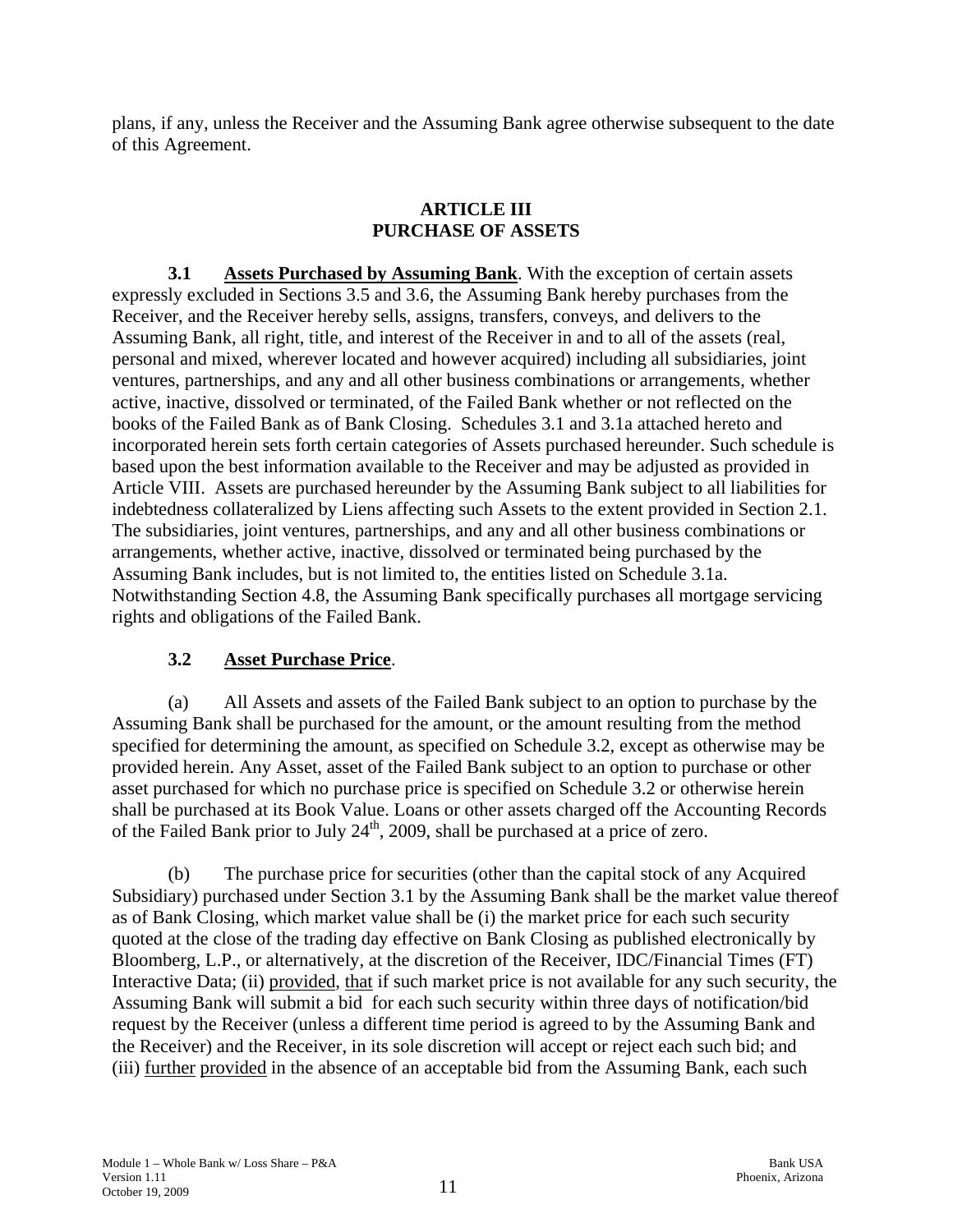plans, if any, unless the Receiver and the Assuming Bank agree otherwise subsequent to the date of this Agreement.

## ARTICLE III
## PURCHASE OF ASSETS

**3.1 Assets Purchased by Assuming Bank**. With the exception of certain assets expressly excluded in Sections 3.5 and 3.6, the Assuming Bank hereby purchases from the Receiver, and the Receiver hereby sells, assigns, transfers, conveys, and delivers to the Assuming Bank, all right, title, and interest of the Receiver in and to all of the assets (real, personal and mixed, wherever located and however acquired) including all subsidiaries, joint ventures, partnerships, and any and all other business combinations or arrangements, whether active, inactive, dissolved or terminated, of the Failed Bank whether or not reflected on the books of the Failed Bank as of Bank Closing. Schedules 3.1 and 3.1a attached hereto and incorporated herein sets forth certain categories of Assets purchased hereunder. Such schedule is based upon the best information available to the Receiver and may be adjusted as provided in Article VIII. Assets are purchased hereunder by the Assuming Bank subject to all liabilities for indebtedness collateralized by Liens affecting such Assets to the extent provided in Section 2.1. The subsidiaries, joint ventures, partnerships, and any and all other business combinations or arrangements, whether active, inactive, dissolved or terminated being purchased by the Assuming Bank includes, but is not limited to, the entities listed on Schedule 3.1a. Notwithstanding Section 4.8, the Assuming Bank specifically purchases all mortgage servicing rights and obligations of the Failed Bank.

**3.2 Asset Purchase Price**.

(a) All Assets and assets of the Failed Bank subject to an option to purchase by the Assuming Bank shall be purchased for the amount, or the amount resulting from the method specified for determining the amount, as specified on Schedule 3.2, except as otherwise may be provided herein. Any Asset, asset of the Failed Bank subject to an option to purchase or other asset purchased for which no purchase price is specified on Schedule 3.2 or otherwise herein shall be purchased at its Book Value. Loans or other assets charged off the Accounting Records of the Failed Bank prior to July 24th, 2009, shall be purchased at a price of zero.

(b) The purchase price for securities (other than the capital stock of any Acquired Subsidiary) purchased under Section 3.1 by the Assuming Bank shall be the market value thereof as of Bank Closing, which market value shall be (i) the market price for each such security quoted at the close of the trading day effective on Bank Closing as published electronically by Bloomberg, L.P., or alternatively, at the discretion of the Receiver, IDC/Financial Times (FT) Interactive Data; (ii) provided, that if such market price is not available for any such security, the Assuming Bank will submit a bid for each such security within three days of notification/bid request by the Receiver (unless a different time period is agreed to by the Assuming Bank and the Receiver) and the Receiver, in its sole discretion will accept or reject each such bid; and (iii) further provided in the absence of an acceptable bid from the Assuming Bank, each such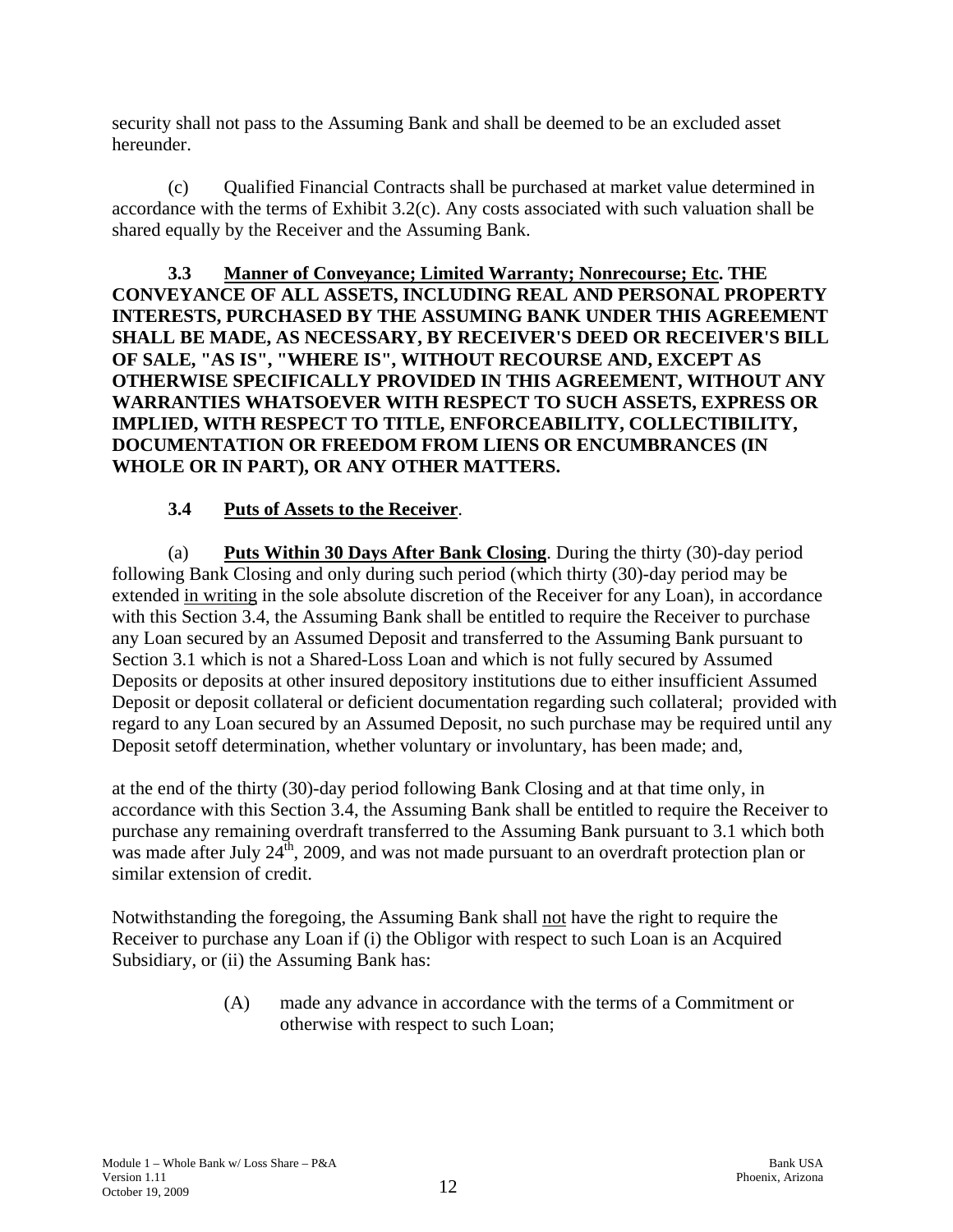security shall not pass to the Assuming Bank and shall be deemed to be an excluded asset hereunder.

(c) Qualified Financial Contracts shall be purchased at market value determined in accordance with the terms of Exhibit 3.2(c). Any costs associated with such valuation shall be shared equally by the Receiver and the Assuming Bank.

**3.3 Manner of Conveyance; Limited Warranty; Nonrecourse; Etc. THE CONVEYANCE OF ALL ASSETS, INCLUDING REAL AND PERSONAL PROPERTY INTERESTS, PURCHASED BY THE ASSUMING BANK UNDER THIS AGREEMENT SHALL BE MADE, AS NECESSARY, BY RECEIVER'S DEED OR RECEIVER'S BILL OF SALE, "AS IS", "WHERE IS", WITHOUT RECOURSE AND, EXCEPT AS OTHERWISE SPECIFICALLY PROVIDED IN THIS AGREEMENT, WITHOUT ANY WARRANTIES WHATSOEVER WITH RESPECT TO SUCH ASSETS, EXPRESS OR IMPLIED, WITH RESPECT TO TITLE, ENFORCEABILITY, COLLECTIBILITY, DOCUMENTATION OR FREEDOM FROM LIENS OR ENCUMBRANCES (IN WHOLE OR IN PART), OR ANY OTHER MATTERS.**

**3.4 Puts of Assets to the Receiver**.

(a) **Puts Within 30 Days After Bank Closing**. During the thirty (30)-day period following Bank Closing and only during such period (which thirty (30)-day period may be extended in writing in the sole absolute discretion of the Receiver for any Loan), in accordance with this Section 3.4, the Assuming Bank shall be entitled to require the Receiver to purchase any Loan secured by an Assumed Deposit and transferred to the Assuming Bank pursuant to Section 3.1 which is not a Shared-Loss Loan and which is not fully secured by Assumed Deposits or deposits at other insured depository institutions due to either insufficient Assumed Deposit or deposit collateral or deficient documentation regarding such collateral; provided with regard to any Loan secured by an Assumed Deposit, no such purchase may be required until any Deposit setoff determination, whether voluntary or involuntary, has been made; and,

at the end of the thirty (30)-day period following Bank Closing and at that time only, in accordance with this Section 3.4, the Assuming Bank shall be entitled to require the Receiver to purchase any remaining overdraft transferred to the Assuming Bank pursuant to 3.1 which both was made after July 24th, 2009, and was not made pursuant to an overdraft protection plan or similar extension of credit.

Notwithstanding the foregoing, the Assuming Bank shall not have the right to require the Receiver to purchase any Loan if (i) the Obligor with respect to such Loan is an Acquired Subsidiary, or (ii) the Assuming Bank has:

> (A) made any advance in accordance with the terms of a Commitment or otherwise with respect to such Loan;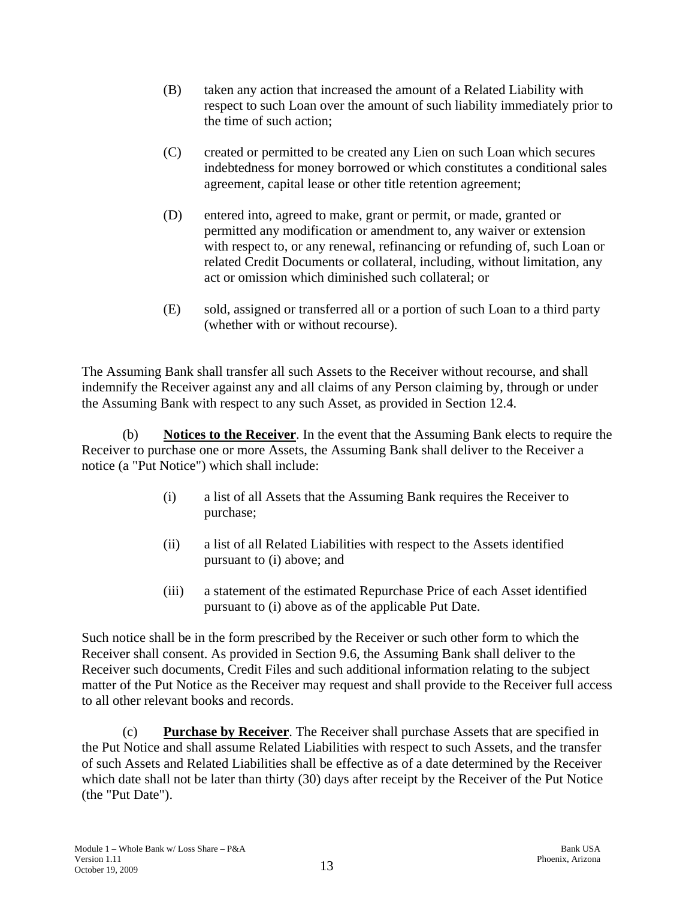(B) taken any action that increased the amount of a Related Liability with respect to such Loan over the amount of such liability immediately prior to the time of such action;

(C) created or permitted to be created any Lien on such Loan which secures indebtedness for money borrowed or which constitutes a conditional sales agreement, capital lease or other title retention agreement;

(D) entered into, agreed to make, grant or permit, or made, granted or permitted any modification or amendment to, any waiver or extension with respect to, or any renewal, refinancing or refunding of, such Loan or related Credit Documents or collateral, including, without limitation, any act or omission which diminished such collateral; or

(E) sold, assigned or transferred all or a portion of such Loan to a third party (whether with or without recourse).

The Assuming Bank shall transfer all such Assets to the Receiver without recourse, and shall indemnify the Receiver against any and all claims of any Person claiming by, through or under the Assuming Bank with respect to any such Asset, as provided in Section 12.4.

(b) **Notices to the Receiver**. In the event that the Assuming Bank elects to require the Receiver to purchase one or more Assets, the Assuming Bank shall deliver to the Receiver a notice (a "Put Notice") which shall include:

(i) a list of all Assets that the Assuming Bank requires the Receiver to purchase;

(ii) a list of all Related Liabilities with respect to the Assets identified pursuant to (i) above; and

(iii) a statement of the estimated Repurchase Price of each Asset identified pursuant to (i) above as of the applicable Put Date.

Such notice shall be in the form prescribed by the Receiver or such other form to which the Receiver shall consent. As provided in Section 9.6, the Assuming Bank shall deliver to the Receiver such documents, Credit Files and such additional information relating to the subject matter of the Put Notice as the Receiver may request and shall provide to the Receiver full access to all other relevant books and records.

(c) **Purchase by Receiver**. The Receiver shall purchase Assets that are specified in the Put Notice and shall assume Related Liabilities with respect to such Assets, and the transfer of such Assets and Related Liabilities shall be effective as of a date determined by the Receiver which date shall not be later than thirty (30) days after receipt by the Receiver of the Put Notice (the "Put Date").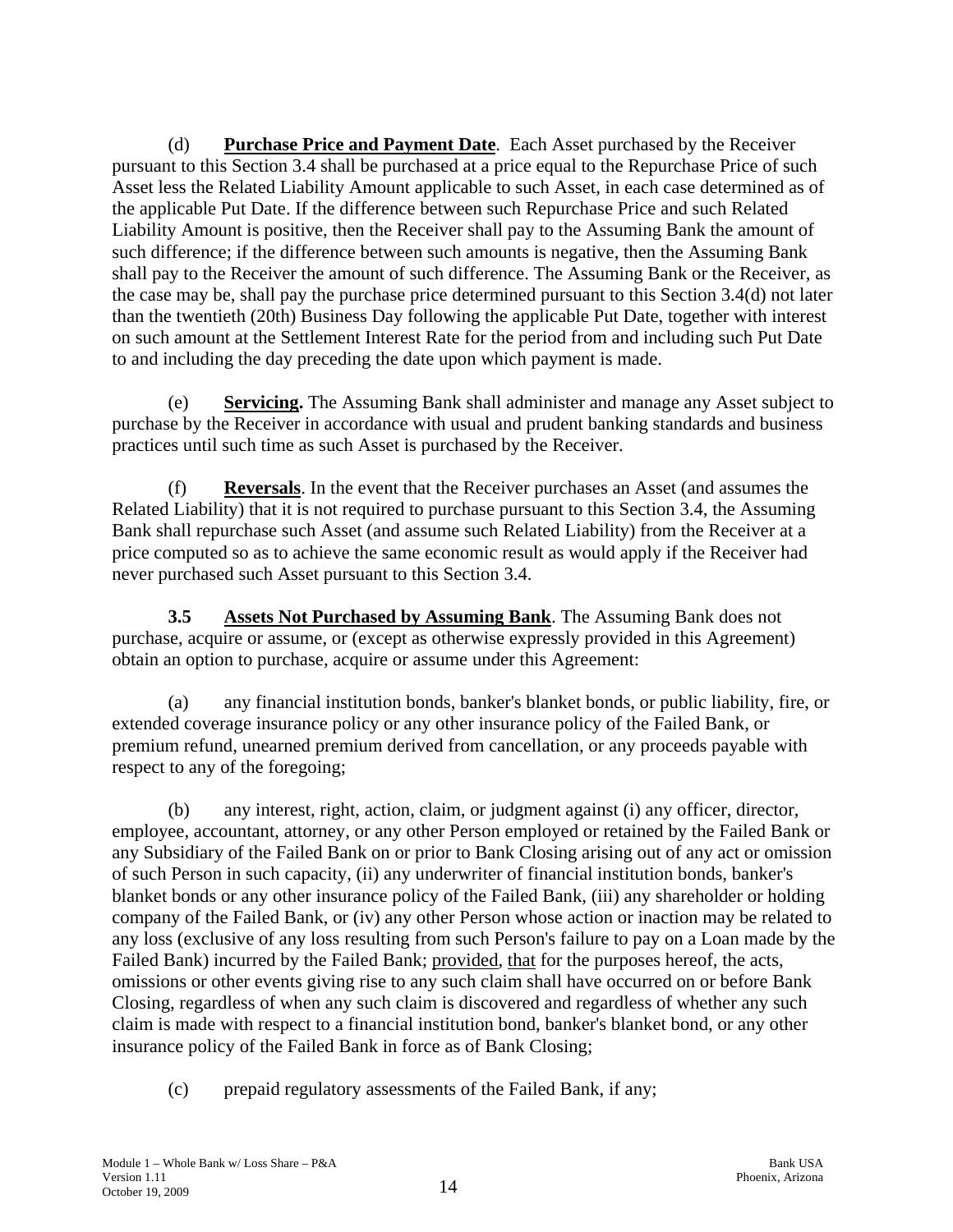(d) **Purchase Price and Payment Date**. Each Asset purchased by the Receiver pursuant to this Section 3.4 shall be purchased at a price equal to the Repurchase Price of such Asset less the Related Liability Amount applicable to such Asset, in each case determined as of the applicable Put Date. If the difference between such Repurchase Price and such Related Liability Amount is positive, then the Receiver shall pay to the Assuming Bank the amount of such difference; if the difference between such amounts is negative, then the Assuming Bank shall pay to the Receiver the amount of such difference. The Assuming Bank or the Receiver, as the case may be, shall pay the purchase price determined pursuant to this Section 3.4(d) not later than the twentieth (20th) Business Day following the applicable Put Date, together with interest on such amount at the Settlement Interest Rate for the period from and including such Put Date to and including the day preceding the date upon which payment is made.

(e) **Servicing.** The Assuming Bank shall administer and manage any Asset subject to purchase by the Receiver in accordance with usual and prudent banking standards and business practices until such time as such Asset is purchased by the Receiver.

(f) **Reversals**. In the event that the Receiver purchases an Asset (and assumes the Related Liability) that it is not required to purchase pursuant to this Section 3.4, the Assuming Bank shall repurchase such Asset (and assume such Related Liability) from the Receiver at a price computed so as to achieve the same economic result as would apply if the Receiver had never purchased such Asset pursuant to this Section 3.4.

**3.5 Assets Not Purchased by Assuming Bank**. The Assuming Bank does not purchase, acquire or assume, or (except as otherwise expressly provided in this Agreement) obtain an option to purchase, acquire or assume under this Agreement:

(a) any financial institution bonds, banker's blanket bonds, or public liability, fire, or extended coverage insurance policy or any other insurance policy of the Failed Bank, or premium refund, unearned premium derived from cancellation, or any proceeds payable with respect to any of the foregoing;

(b) any interest, right, action, claim, or judgment against (i) any officer, director, employee, accountant, attorney, or any other Person employed or retained by the Failed Bank or any Subsidiary of the Failed Bank on or prior to Bank Closing arising out of any act or omission of such Person in such capacity, (ii) any underwriter of financial institution bonds, banker's blanket bonds or any other insurance policy of the Failed Bank, (iii) any shareholder or holding company of the Failed Bank, or (iv) any other Person whose action or inaction may be related to any loss (exclusive of any loss resulting from such Person's failure to pay on a Loan made by the Failed Bank) incurred by the Failed Bank; provided, that for the purposes hereof, the acts, omissions or other events giving rise to any such claim shall have occurred on or before Bank Closing, regardless of when any such claim is discovered and regardless of whether any such claim is made with respect to a financial institution bond, banker's blanket bond, or any other insurance policy of the Failed Bank in force as of Bank Closing;

(c) prepaid regulatory assessments of the Failed Bank, if any;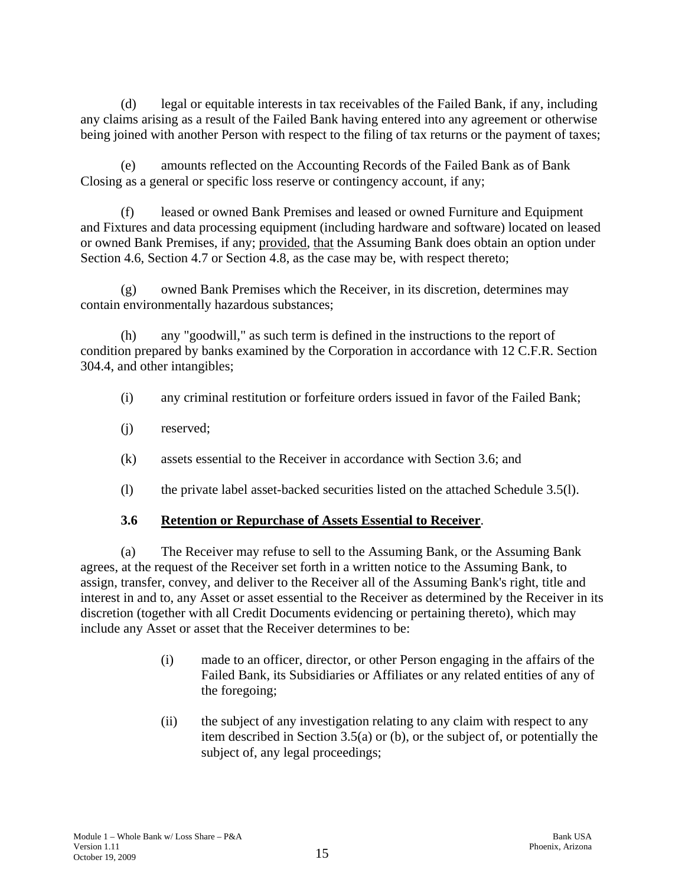(d) legal or equitable interests in tax receivables of the Failed Bank, if any, including any claims arising as a result of the Failed Bank having entered into any agreement or otherwise being joined with another Person with respect to the filing of tax returns or the payment of taxes;

(e) amounts reflected on the Accounting Records of the Failed Bank as of Bank Closing as a general or specific loss reserve or contingency account, if any;

(f) leased or owned Bank Premises and leased or owned Furniture and Equipment and Fixtures and data processing equipment (including hardware and software) located on leased or owned Bank Premises, if any; provided, that the Assuming Bank does obtain an option under Section 4.6, Section 4.7 or Section 4.8, as the case may be, with respect thereto;

(g) owned Bank Premises which the Receiver, in its discretion, determines may contain environmentally hazardous substances;

(h) any "goodwill," as such term is defined in the instructions to the report of condition prepared by banks examined by the Corporation in accordance with 12 C.F.R. Section 304.4, and other intangibles;

(i) any criminal restitution or forfeiture orders issued in favor of the Failed Bank;

(j) reserved;

(k) assets essential to the Receiver in accordance with Section 3.6; and

(l) the private label asset-backed securities listed on the attached Schedule 3.5(l).

### 3.6 Retention or Repurchase of Assets Essential to Receiver.

(a) The Receiver may refuse to sell to the Assuming Bank, or the Assuming Bank agrees, at the request of the Receiver set forth in a written notice to the Assuming Bank, to assign, transfer, convey, and deliver to the Receiver all of the Assuming Bank's right, title and interest in and to, any Asset or asset essential to the Receiver as determined by the Receiver in its discretion (together with all Credit Documents evidencing or pertaining thereto), which may include any Asset or asset that the Receiver determines to be:

(i) made to an officer, director, or other Person engaging in the affairs of the Failed Bank, its Subsidiaries or Affiliates or any related entities of any of the foregoing;

(ii) the subject of any investigation relating to any claim with respect to any item described in Section 3.5(a) or (b), or the subject of, or potentially the subject of, any legal proceedings;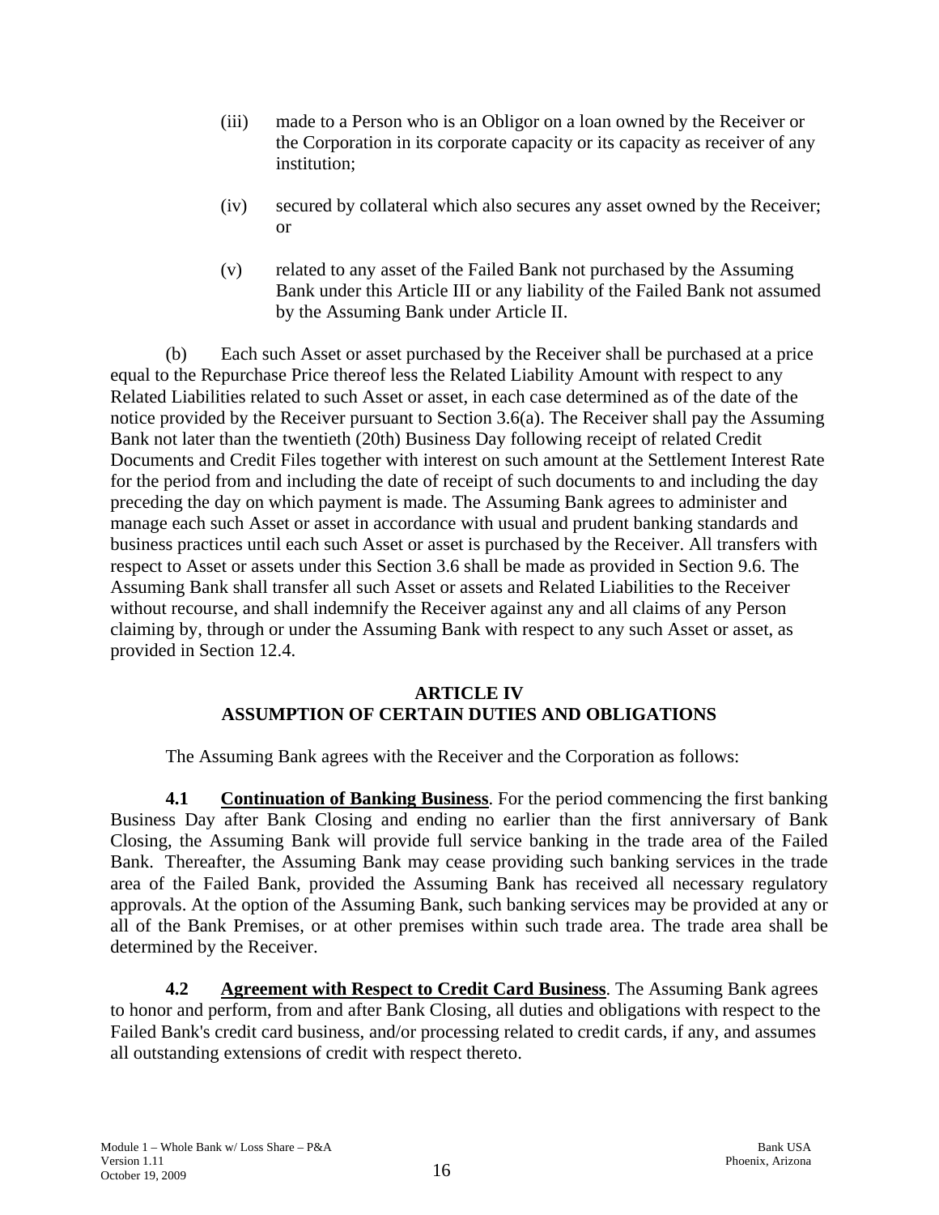(iii) made to a Person who is an Obligor on a loan owned by the Receiver or the Corporation in its corporate capacity or its capacity as receiver of any institution;

(iv) secured by collateral which also secures any asset owned by the Receiver; or

(v) related to any asset of the Failed Bank not purchased by the Assuming Bank under this Article III or any liability of the Failed Bank not assumed by the Assuming Bank under Article II.

(b) Each such Asset or asset purchased by the Receiver shall be purchased at a price equal to the Repurchase Price thereof less the Related Liability Amount with respect to any Related Liabilities related to such Asset or asset, in each case determined as of the date of the notice provided by the Receiver pursuant to Section 3.6(a). The Receiver shall pay the Assuming Bank not later than the twentieth (20th) Business Day following receipt of related Credit Documents and Credit Files together with interest on such amount at the Settlement Interest Rate for the period from and including the date of receipt of such documents to and including the day preceding the day on which payment is made. The Assuming Bank agrees to administer and manage each such Asset or asset in accordance with usual and prudent banking standards and business practices until each such Asset or asset is purchased by the Receiver. All transfers with respect to Asset or assets under this Section 3.6 shall be made as provided in Section 9.6. The Assuming Bank shall transfer all such Asset or assets and Related Liabilities to the Receiver without recourse, and shall indemnify the Receiver against any and all claims of any Person claiming by, through or under the Assuming Bank with respect to any such Asset or asset, as provided in Section 12.4.

## ARTICLE IV
## ASSUMPTION OF CERTAIN DUTIES AND OBLIGATIONS

The Assuming Bank agrees with the Receiver and the Corporation as follows:

**4.1 Continuation of Banking Business**. For the period commencing the first banking Business Day after Bank Closing and ending no earlier than the first anniversary of Bank Closing, the Assuming Bank will provide full service banking in the trade area of the Failed Bank. Thereafter, the Assuming Bank may cease providing such banking services in the trade area of the Failed Bank, provided the Assuming Bank has received all necessary regulatory approvals. At the option of the Assuming Bank, such banking services may be provided at any or all of the Bank Premises, or at other premises within such trade area. The trade area shall be determined by the Receiver.

**4.2 Agreement with Respect to Credit Card Business**. The Assuming Bank agrees to honor and perform, from and after Bank Closing, all duties and obligations with respect to the Failed Bank's credit card business, and/or processing related to credit cards, if any, and assumes all outstanding extensions of credit with respect thereto.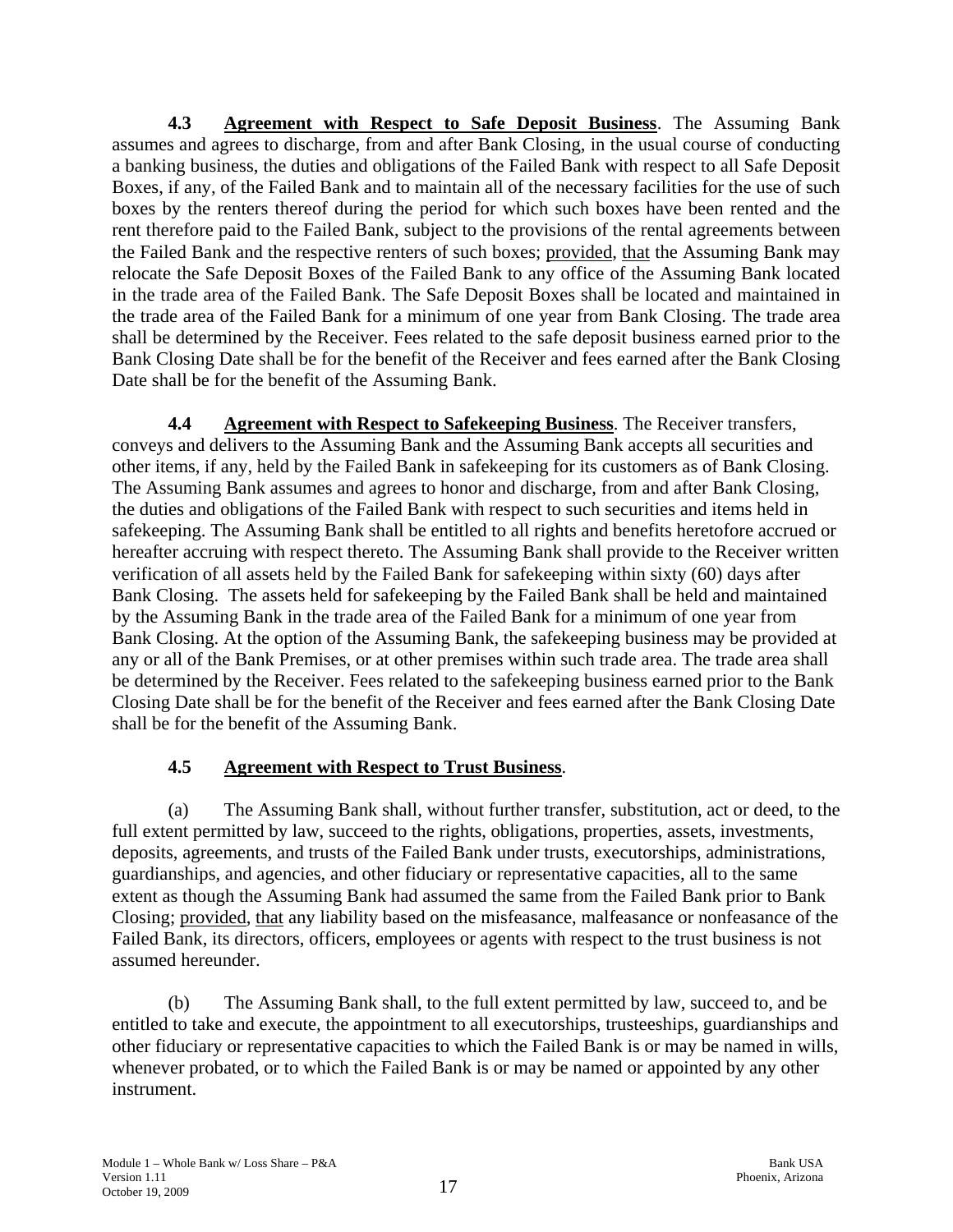**4.3 Agreement with Respect to Safe Deposit Business**. The Assuming Bank assumes and agrees to discharge, from and after Bank Closing, in the usual course of conducting a banking business, the duties and obligations of the Failed Bank with respect to all Safe Deposit Boxes, if any, of the Failed Bank and to maintain all of the necessary facilities for the use of such boxes by the renters thereof during the period for which such boxes have been rented and the rent therefore paid to the Failed Bank, subject to the provisions of the rental agreements between the Failed Bank and the respective renters of such boxes; provided, that the Assuming Bank may relocate the Safe Deposit Boxes of the Failed Bank to any office of the Assuming Bank located in the trade area of the Failed Bank. The Safe Deposit Boxes shall be located and maintained in the trade area of the Failed Bank for a minimum of one year from Bank Closing. The trade area shall be determined by the Receiver. Fees related to the safe deposit business earned prior to the Bank Closing Date shall be for the benefit of the Receiver and fees earned after the Bank Closing Date shall be for the benefit of the Assuming Bank.

**4.4 Agreement with Respect to Safekeeping Business**. The Receiver transfers, conveys and delivers to the Assuming Bank and the Assuming Bank accepts all securities and other items, if any, held by the Failed Bank in safekeeping for its customers as of Bank Closing. The Assuming Bank assumes and agrees to honor and discharge, from and after Bank Closing, the duties and obligations of the Failed Bank with respect to such securities and items held in safekeeping. The Assuming Bank shall be entitled to all rights and benefits heretofore accrued or hereafter accruing with respect thereto. The Assuming Bank shall provide to the Receiver written verification of all assets held by the Failed Bank for safekeeping within sixty (60) days after Bank Closing. The assets held for safekeeping by the Failed Bank shall be held and maintained by the Assuming Bank in the trade area of the Failed Bank for a minimum of one year from Bank Closing. At the option of the Assuming Bank, the safekeeping business may be provided at any or all of the Bank Premises, or at other premises within such trade area. The trade area shall be determined by the Receiver. Fees related to the safekeeping business earned prior to the Bank Closing Date shall be for the benefit of the Receiver and fees earned after the Bank Closing Date shall be for the benefit of the Assuming Bank.

**4.5 Agreement with Respect to Trust Business**.

(a) The Assuming Bank shall, without further transfer, substitution, act or deed, to the full extent permitted by law, succeed to the rights, obligations, properties, assets, investments, deposits, agreements, and trusts of the Failed Bank under trusts, executorships, administrations, guardianships, and agencies, and other fiduciary or representative capacities, all to the same extent as though the Assuming Bank had assumed the same from the Failed Bank prior to Bank Closing; provided, that any liability based on the misfeasance, malfeasance or nonfeasance of the Failed Bank, its directors, officers, employees or agents with respect to the trust business is not assumed hereunder.

(b) The Assuming Bank shall, to the full extent permitted by law, succeed to, and be entitled to take and execute, the appointment to all executorships, trusteeships, guardianships and other fiduciary or representative capacities to which the Failed Bank is or may be named in wills, whenever probated, or to which the Failed Bank is or may be named or appointed by any other instrument.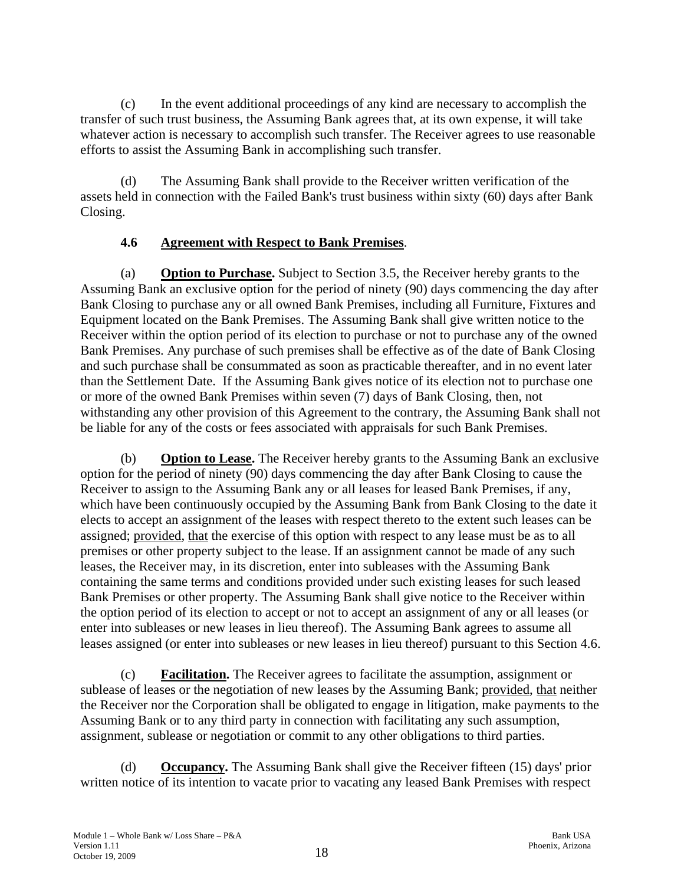(c) In the event additional proceedings of any kind are necessary to accomplish the transfer of such trust business, the Assuming Bank agrees that, at its own expense, it will take whatever action is necessary to accomplish such transfer. The Receiver agrees to use reasonable efforts to assist the Assuming Bank in accomplishing such transfer.

(d) The Assuming Bank shall provide to the Receiver written verification of the assets held in connection with the Failed Bank's trust business within sixty (60) days after Bank Closing.

### 4.6 <u>Agreement with Respect to Bank Premises</u>.

(a) **<u>Option to Purchase</u>.** Subject to Section 3.5, the Receiver hereby grants to the Assuming Bank an exclusive option for the period of ninety (90) days commencing the day after Bank Closing to purchase any or all owned Bank Premises, including all Furniture, Fixtures and Equipment located on the Bank Premises. The Assuming Bank shall give written notice to the Receiver within the option period of its election to purchase or not to purchase any of the owned Bank Premises. Any purchase of such premises shall be effective as of the date of Bank Closing and such purchase shall be consummated as soon as practicable thereafter, and in no event later than the Settlement Date. If the Assuming Bank gives notice of its election not to purchase one or more of the owned Bank Premises within seven (7) days of Bank Closing, then, not withstanding any other provision of this Agreement to the contrary, the Assuming Bank shall not be liable for any of the costs or fees associated with appraisals for such Bank Premises.

(b) **<u>Option to Lease</u>.** The Receiver hereby grants to the Assuming Bank an exclusive option for the period of ninety (90) days commencing the day after Bank Closing to cause the Receiver to assign to the Assuming Bank any or all leases for leased Bank Premises, if any, which have been continuously occupied by the Assuming Bank from Bank Closing to the date it elects to accept an assignment of the leases with respect thereto to the extent such leases can be assigned; <u>provided</u>, <u>that</u> the exercise of this option with respect to any lease must be as to all premises or other property subject to the lease. If an assignment cannot be made of any such leases, the Receiver may, in its discretion, enter into subleases with the Assuming Bank containing the same terms and conditions provided under such existing leases for such leased Bank Premises or other property. The Assuming Bank shall give notice to the Receiver within the option period of its election to accept or not to accept an assignment of any or all leases (or enter into subleases or new leases in lieu thereof). The Assuming Bank agrees to assume all leases assigned (or enter into subleases or new leases in lieu thereof) pursuant to this Section 4.6.

(c) **<u>Facilitation</u>.** The Receiver agrees to facilitate the assumption, assignment or sublease of leases or the negotiation of new leases by the Assuming Bank; <u>provided</u>, <u>that</u> neither the Receiver nor the Corporation shall be obligated to engage in litigation, make payments to the Assuming Bank or to any third party in connection with facilitating any such assumption, assignment, sublease or negotiation or commit to any other obligations to third parties.

(d) **<u>Occupancy</u>.** The Assuming Bank shall give the Receiver fifteen (15) days' prior written notice of its intention to vacate prior to vacating any leased Bank Premises with respect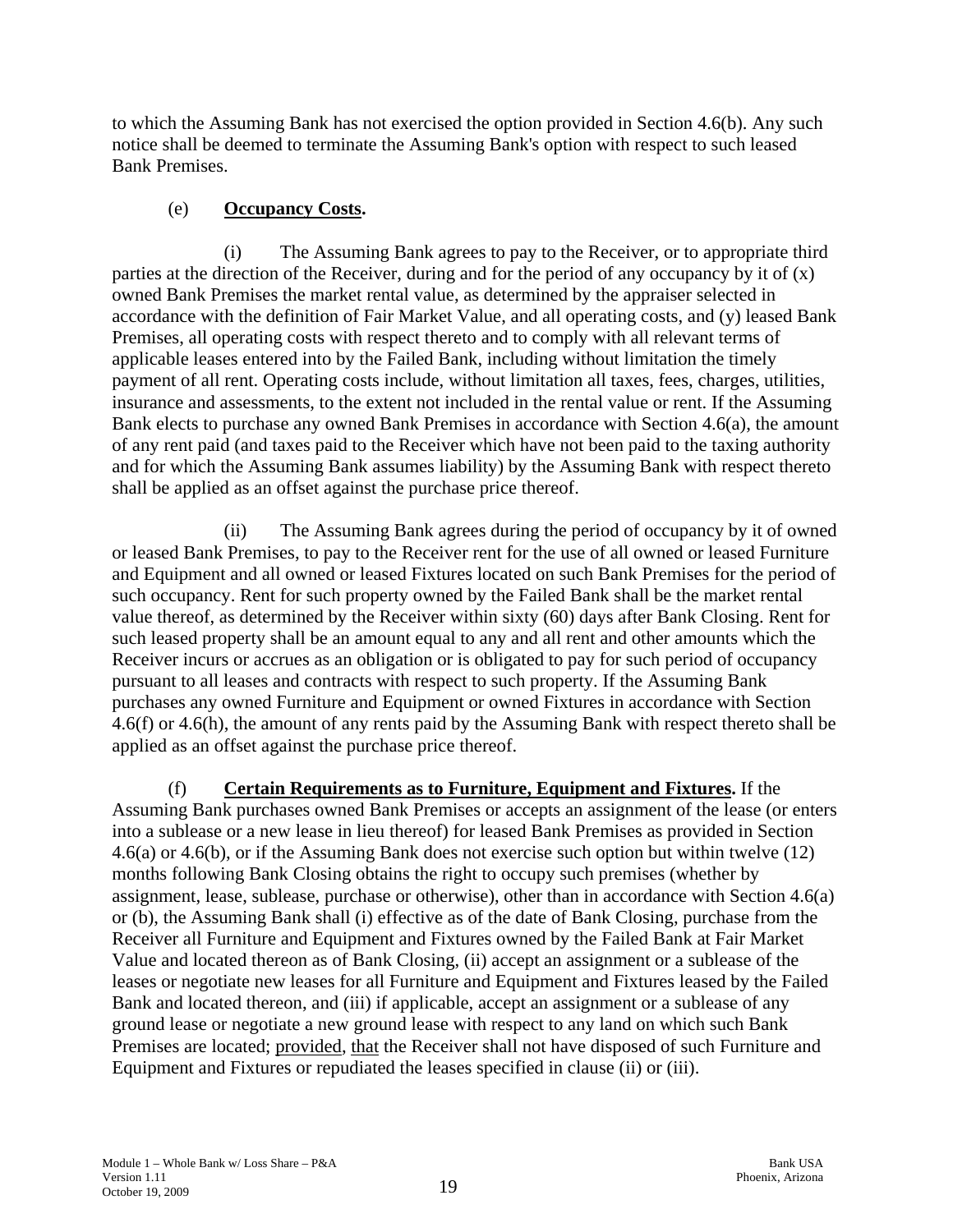to which the Assuming Bank has not exercised the option provided in Section 4.6(b). Any such notice shall be deemed to terminate the Assuming Bank's option with respect to such leased Bank Premises.

(e) **Occupancy Costs.**

(i) The Assuming Bank agrees to pay to the Receiver, or to appropriate third parties at the direction of the Receiver, during and for the period of any occupancy by it of (x) owned Bank Premises the market rental value, as determined by the appraiser selected in accordance with the definition of Fair Market Value, and all operating costs, and (y) leased Bank Premises, all operating costs with respect thereto and to comply with all relevant terms of applicable leases entered into by the Failed Bank, including without limitation the timely payment of all rent. Operating costs include, without limitation all taxes, fees, charges, utilities, insurance and assessments, to the extent not included in the rental value or rent. If the Assuming Bank elects to purchase any owned Bank Premises in accordance with Section 4.6(a), the amount of any rent paid (and taxes paid to the Receiver which have not been paid to the taxing authority and for which the Assuming Bank assumes liability) by the Assuming Bank with respect thereto shall be applied as an offset against the purchase price thereof.

(ii) The Assuming Bank agrees during the period of occupancy by it of owned or leased Bank Premises, to pay to the Receiver rent for the use of all owned or leased Furniture and Equipment and all owned or leased Fixtures located on such Bank Premises for the period of such occupancy. Rent for such property owned by the Failed Bank shall be the market rental value thereof, as determined by the Receiver within sixty (60) days after Bank Closing. Rent for such leased property shall be an amount equal to any and all rent and other amounts which the Receiver incurs or accrues as an obligation or is obligated to pay for such period of occupancy pursuant to all leases and contracts with respect to such property. If the Assuming Bank purchases any owned Furniture and Equipment or owned Fixtures in accordance with Section 4.6(f) or 4.6(h), the amount of any rents paid by the Assuming Bank with respect thereto shall be applied as an offset against the purchase price thereof.

(f) **Certain Requirements as to Furniture, Equipment and Fixtures.** If the Assuming Bank purchases owned Bank Premises or accepts an assignment of the lease (or enters into a sublease or a new lease in lieu thereof) for leased Bank Premises as provided in Section 4.6(a) or 4.6(b), or if the Assuming Bank does not exercise such option but within twelve (12) months following Bank Closing obtains the right to occupy such premises (whether by assignment, lease, sublease, purchase or otherwise), other than in accordance with Section 4.6(a) or (b), the Assuming Bank shall (i) effective as of the date of Bank Closing, purchase from the Receiver all Furniture and Equipment and Fixtures owned by the Failed Bank at Fair Market Value and located thereon as of Bank Closing, (ii) accept an assignment or a sublease of the leases or negotiate new leases for all Furniture and Equipment and Fixtures leased by the Failed Bank and located thereon, and (iii) if applicable, accept an assignment or a sublease of any ground lease or negotiate a new ground lease with respect to any land on which such Bank Premises are located; provided, that the Receiver shall not have disposed of such Furniture and Equipment and Fixtures or repudiated the leases specified in clause (ii) or (iii).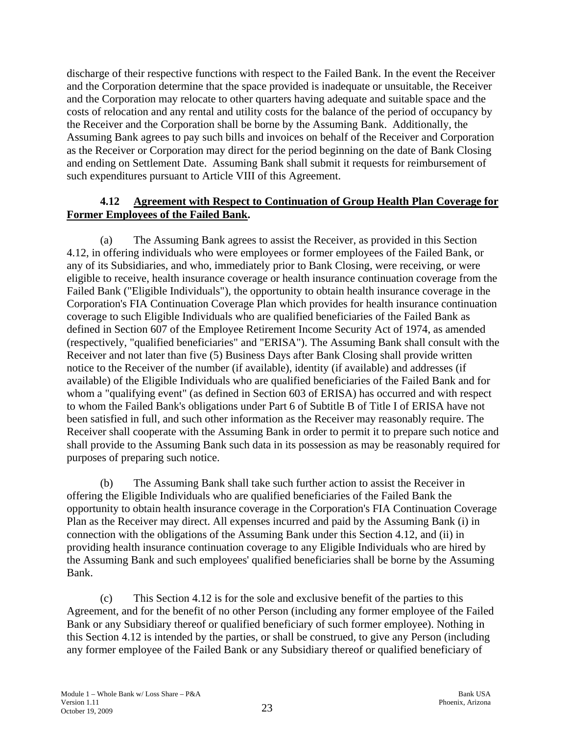discharge of their respective functions with respect to the Failed Bank. In the event the Receiver and the Corporation determine that the space provided is inadequate or unsuitable, the Receiver and the Corporation may relocate to other quarters having adequate and suitable space and the costs of relocation and any rental and utility costs for the balance of the period of occupancy by the Receiver and the Corporation shall be borne by the Assuming Bank. Additionally, the Assuming Bank agrees to pay such bills and invoices on behalf of the Receiver and Corporation as the Receiver or Corporation may direct for the period beginning on the date of Bank Closing and ending on Settlement Date. Assuming Bank shall submit it requests for reimbursement of such expenditures pursuant to Article VIII of this Agreement.

**4.12 <u>Agreement with Respect to Continuation of Group Health Plan Coverage for Former Employees of the Failed Bank</u>.**

(a) The Assuming Bank agrees to assist the Receiver, as provided in this Section 4.12, in offering individuals who were employees or former employees of the Failed Bank, or any of its Subsidiaries, and who, immediately prior to Bank Closing, were receiving, or were eligible to receive, health insurance coverage or health insurance continuation coverage from the Failed Bank ("Eligible Individuals"), the opportunity to obtain health insurance coverage in the Corporation's FIA Continuation Coverage Plan which provides for health insurance continuation coverage to such Eligible Individuals who are qualified beneficiaries of the Failed Bank as defined in Section 607 of the Employee Retirement Income Security Act of 1974, as amended (respectively, "qualified beneficiaries" and "ERISA"). The Assuming Bank shall consult with the Receiver and not later than five (5) Business Days after Bank Closing shall provide written notice to the Receiver of the number (if available), identity (if available) and addresses (if available) of the Eligible Individuals who are qualified beneficiaries of the Failed Bank and for whom a "qualifying event" (as defined in Section 603 of ERISA) has occurred and with respect to whom the Failed Bank's obligations under Part 6 of Subtitle B of Title I of ERISA have not been satisfied in full, and such other information as the Receiver may reasonably require. The Receiver shall cooperate with the Assuming Bank in order to permit it to prepare such notice and shall provide to the Assuming Bank such data in its possession as may be reasonably required for purposes of preparing such notice.

(b) The Assuming Bank shall take such further action to assist the Receiver in offering the Eligible Individuals who are qualified beneficiaries of the Failed Bank the opportunity to obtain health insurance coverage in the Corporation's FIA Continuation Coverage Plan as the Receiver may direct. All expenses incurred and paid by the Assuming Bank (i) in connection with the obligations of the Assuming Bank under this Section 4.12, and (ii) in providing health insurance continuation coverage to any Eligible Individuals who are hired by the Assuming Bank and such employees' qualified beneficiaries shall be borne by the Assuming Bank.

(c) This Section 4.12 is for the sole and exclusive benefit of the parties to this Agreement, and for the benefit of no other Person (including any former employee of the Failed Bank or any Subsidiary thereof or qualified beneficiary of such former employee). Nothing in this Section 4.12 is intended by the parties, or shall be construed, to give any Person (including any former employee of the Failed Bank or any Subsidiary thereof or qualified beneficiary of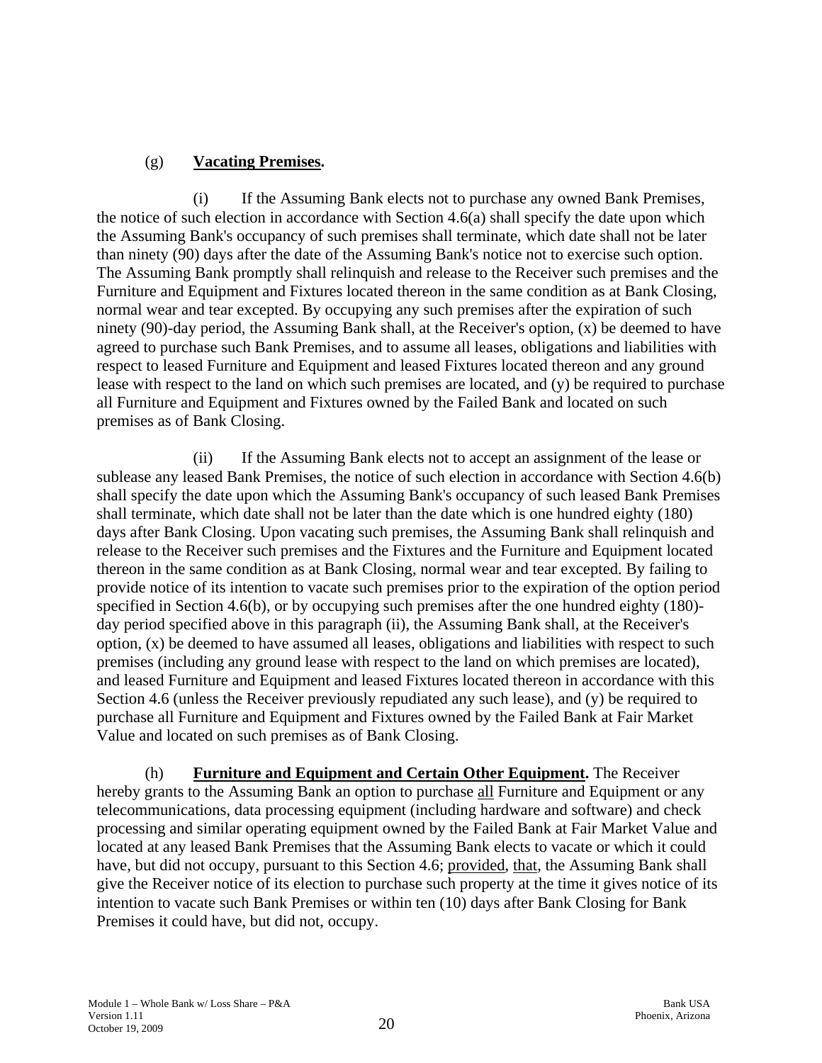(g) **Vacating Premises.**

(i) If the Assuming Bank elects not to purchase any owned Bank Premises, the notice of such election in accordance with Section 4.6(a) shall specify the date upon which the Assuming Bank's occupancy of such premises shall terminate, which date shall not be later than ninety (90) days after the date of the Assuming Bank's notice not to exercise such option. The Assuming Bank promptly shall relinquish and release to the Receiver such premises and the Furniture and Equipment and Fixtures located thereon in the same condition as at Bank Closing, normal wear and tear excepted. By occupying any such premises after the expiration of such ninety (90)-day period, the Assuming Bank shall, at the Receiver's option, (x) be deemed to have agreed to purchase such Bank Premises, and to assume all leases, obligations and liabilities with respect to leased Furniture and Equipment and leased Fixtures located thereon and any ground lease with respect to the land on which such premises are located, and (y) be required to purchase all Furniture and Equipment and Fixtures owned by the Failed Bank and located on such premises as of Bank Closing.

(ii) If the Assuming Bank elects not to accept an assignment of the lease or sublease any leased Bank Premises, the notice of such election in accordance with Section 4.6(b) shall specify the date upon which the Assuming Bank's occupancy of such leased Bank Premises shall terminate, which date shall not be later than the date which is one hundred eighty (180) days after Bank Closing. Upon vacating such premises, the Assuming Bank shall relinquish and release to the Receiver such premises and the Fixtures and the Furniture and Equipment located thereon in the same condition as at Bank Closing, normal wear and tear excepted. By failing to provide notice of its intention to vacate such premises prior to the expiration of the option period specified in Section 4.6(b), or by occupying such premises after the one hundred eighty (180)-day period specified above in this paragraph (ii), the Assuming Bank shall, at the Receiver's option, (x) be deemed to have assumed all leases, obligations and liabilities with respect to such premises (including any ground lease with respect to the land on which premises are located), and leased Furniture and Equipment and leased Fixtures located thereon in accordance with this Section 4.6 (unless the Receiver previously repudiated any such lease), and (y) be required to purchase all Furniture and Equipment and Fixtures owned by the Failed Bank at Fair Market Value and located on such premises as of Bank Closing.

(h) **Furniture and Equipment and Certain Other Equipment.** The Receiver hereby grants to the Assuming Bank an option to purchase all Furniture and Equipment or any telecommunications, data processing equipment (including hardware and software) and check processing and similar operating equipment owned by the Failed Bank at Fair Market Value and located at any leased Bank Premises that the Assuming Bank elects to vacate or which it could have, but did not occupy, pursuant to this Section 4.6; provided, that, the Assuming Bank shall give the Receiver notice of its election to purchase such property at the time it gives notice of its intention to vacate such Bank Premises or within ten (10) days after Bank Closing for Bank Premises it could have, but did not, occupy.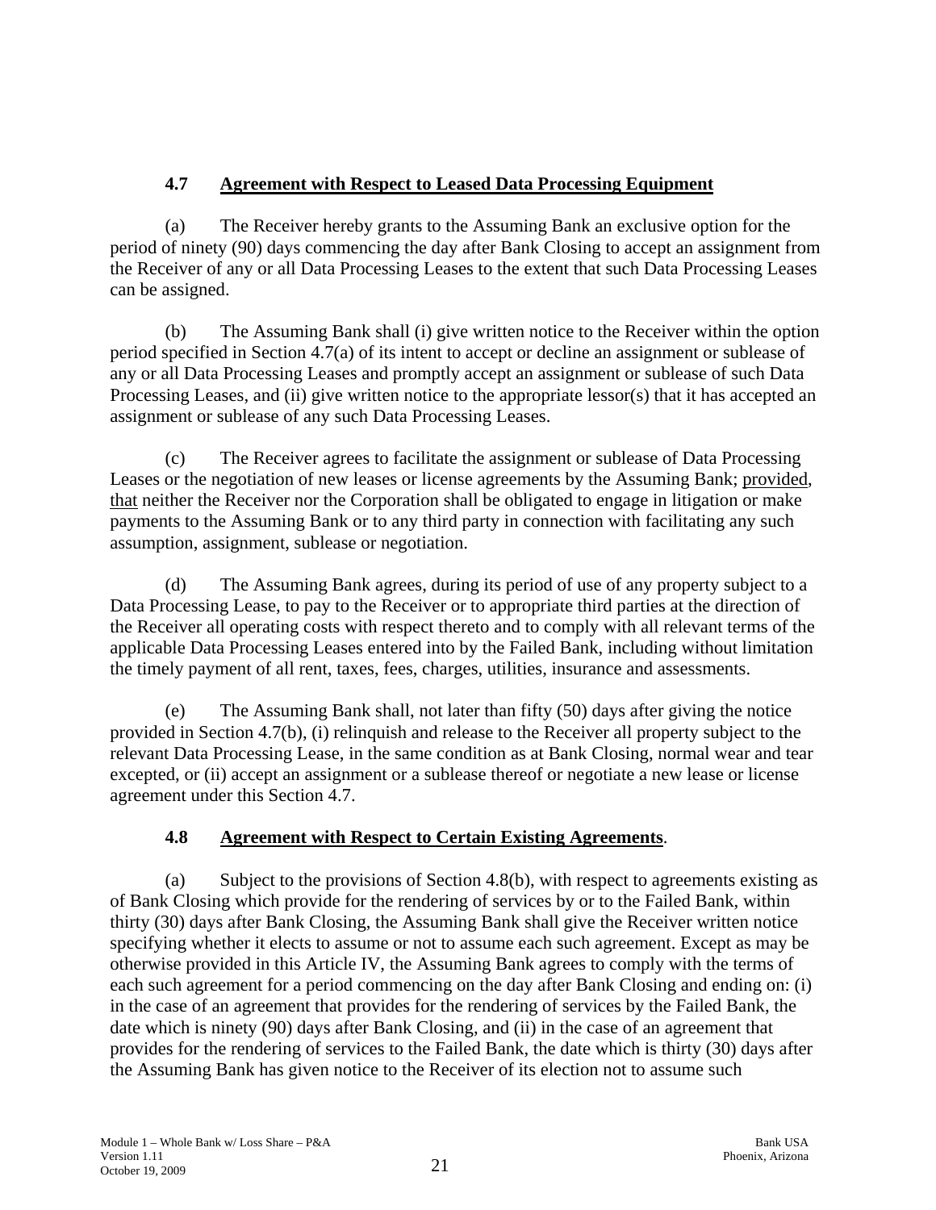### 4.7 Agreement with Respect to Leased Data Processing Equipment

(a) The Receiver hereby grants to the Assuming Bank an exclusive option for the period of ninety (90) days commencing the day after Bank Closing to accept an assignment from the Receiver of any or all Data Processing Leases to the extent that such Data Processing Leases can be assigned.

(b) The Assuming Bank shall (i) give written notice to the Receiver within the option period specified in Section 4.7(a) of its intent to accept or decline an assignment or sublease of any or all Data Processing Leases and promptly accept an assignment or sublease of such Data Processing Leases, and (ii) give written notice to the appropriate lessor(s) that it has accepted an assignment or sublease of any such Data Processing Leases.

(c) The Receiver agrees to facilitate the assignment or sublease of Data Processing Leases or the negotiation of new leases or license agreements by the Assuming Bank; provided, that neither the Receiver nor the Corporation shall be obligated to engage in litigation or make payments to the Assuming Bank or to any third party in connection with facilitating any such assumption, assignment, sublease or negotiation.

(d) The Assuming Bank agrees, during its period of use of any property subject to a Data Processing Lease, to pay to the Receiver or to appropriate third parties at the direction of the Receiver all operating costs with respect thereto and to comply with all relevant terms of the applicable Data Processing Leases entered into by the Failed Bank, including without limitation the timely payment of all rent, taxes, fees, charges, utilities, insurance and assessments.

(e) The Assuming Bank shall, not later than fifty (50) days after giving the notice provided in Section 4.7(b), (i) relinquish and release to the Receiver all property subject to the relevant Data Processing Lease, in the same condition as at Bank Closing, normal wear and tear excepted, or (ii) accept an assignment or a sublease thereof or negotiate a new lease or license agreement under this Section 4.7.

### 4.8 Agreement with Respect to Certain Existing Agreements.

(a) Subject to the provisions of Section 4.8(b), with respect to agreements existing as of Bank Closing which provide for the rendering of services by or to the Failed Bank, within thirty (30) days after Bank Closing, the Assuming Bank shall give the Receiver written notice specifying whether it elects to assume or not to assume each such agreement. Except as may be otherwise provided in this Article IV, the Assuming Bank agrees to comply with the terms of each such agreement for a period commencing on the day after Bank Closing and ending on: (i) in the case of an agreement that provides for the rendering of services by the Failed Bank, the date which is ninety (90) days after Bank Closing, and (ii) in the case of an agreement that provides for the rendering of services to the Failed Bank, the date which is thirty (30) days after the Assuming Bank has given notice to the Receiver of its election not to assume such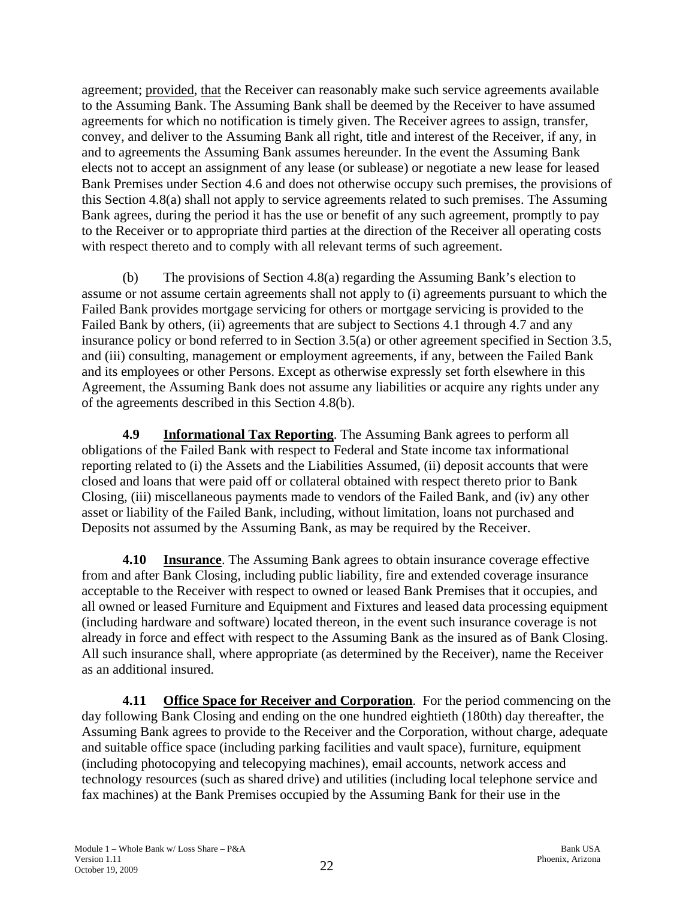agreement; provided, that the Receiver can reasonably make such service agreements available to the Assuming Bank. The Assuming Bank shall be deemed by the Receiver to have assumed agreements for which no notification is timely given. The Receiver agrees to assign, transfer, convey, and deliver to the Assuming Bank all right, title and interest of the Receiver, if any, in and to agreements the Assuming Bank assumes hereunder. In the event the Assuming Bank elects not to accept an assignment of any lease (or sublease) or negotiate a new lease for leased Bank Premises under Section 4.6 and does not otherwise occupy such premises, the provisions of this Section 4.8(a) shall not apply to service agreements related to such premises. The Assuming Bank agrees, during the period it has the use or benefit of any such agreement, promptly to pay to the Receiver or to appropriate third parties at the direction of the Receiver all operating costs with respect thereto and to comply with all relevant terms of such agreement.

(b) The provisions of Section 4.8(a) regarding the Assuming Bank's election to assume or not assume certain agreements shall not apply to (i) agreements pursuant to which the Failed Bank provides mortgage servicing for others or mortgage servicing is provided to the Failed Bank by others, (ii) agreements that are subject to Sections 4.1 through 4.7 and any insurance policy or bond referred to in Section 3.5(a) or other agreement specified in Section 3.5, and (iii) consulting, management or employment agreements, if any, between the Failed Bank and its employees or other Persons. Except as otherwise expressly set forth elsewhere in this Agreement, the Assuming Bank does not assume any liabilities or acquire any rights under any of the agreements described in this Section 4.8(b).

**4.9 Informational Tax Reporting**. The Assuming Bank agrees to perform all obligations of the Failed Bank with respect to Federal and State income tax informational reporting related to (i) the Assets and the Liabilities Assumed, (ii) deposit accounts that were closed and loans that were paid off or collateral obtained with respect thereto prior to Bank Closing, (iii) miscellaneous payments made to vendors of the Failed Bank, and (iv) any other asset or liability of the Failed Bank, including, without limitation, loans not purchased and Deposits not assumed by the Assuming Bank, as may be required by the Receiver.

**4.10 Insurance**. The Assuming Bank agrees to obtain insurance coverage effective from and after Bank Closing, including public liability, fire and extended coverage insurance acceptable to the Receiver with respect to owned or leased Bank Premises that it occupies, and all owned or leased Furniture and Equipment and Fixtures and leased data processing equipment (including hardware and software) located thereon, in the event such insurance coverage is not already in force and effect with respect to the Assuming Bank as the insured as of Bank Closing. All such insurance shall, where appropriate (as determined by the Receiver), name the Receiver as an additional insured.

**4.11 Office Space for Receiver and Corporation**. For the period commencing on the day following Bank Closing and ending on the one hundred eightieth (180th) day thereafter, the Assuming Bank agrees to provide to the Receiver and the Corporation, without charge, adequate and suitable office space (including parking facilities and vault space), furniture, equipment (including photocopying and telecopying machines), email accounts, network access and technology resources (such as shared drive) and utilities (including local telephone service and fax machines) at the Bank Premises occupied by the Assuming Bank for their use in the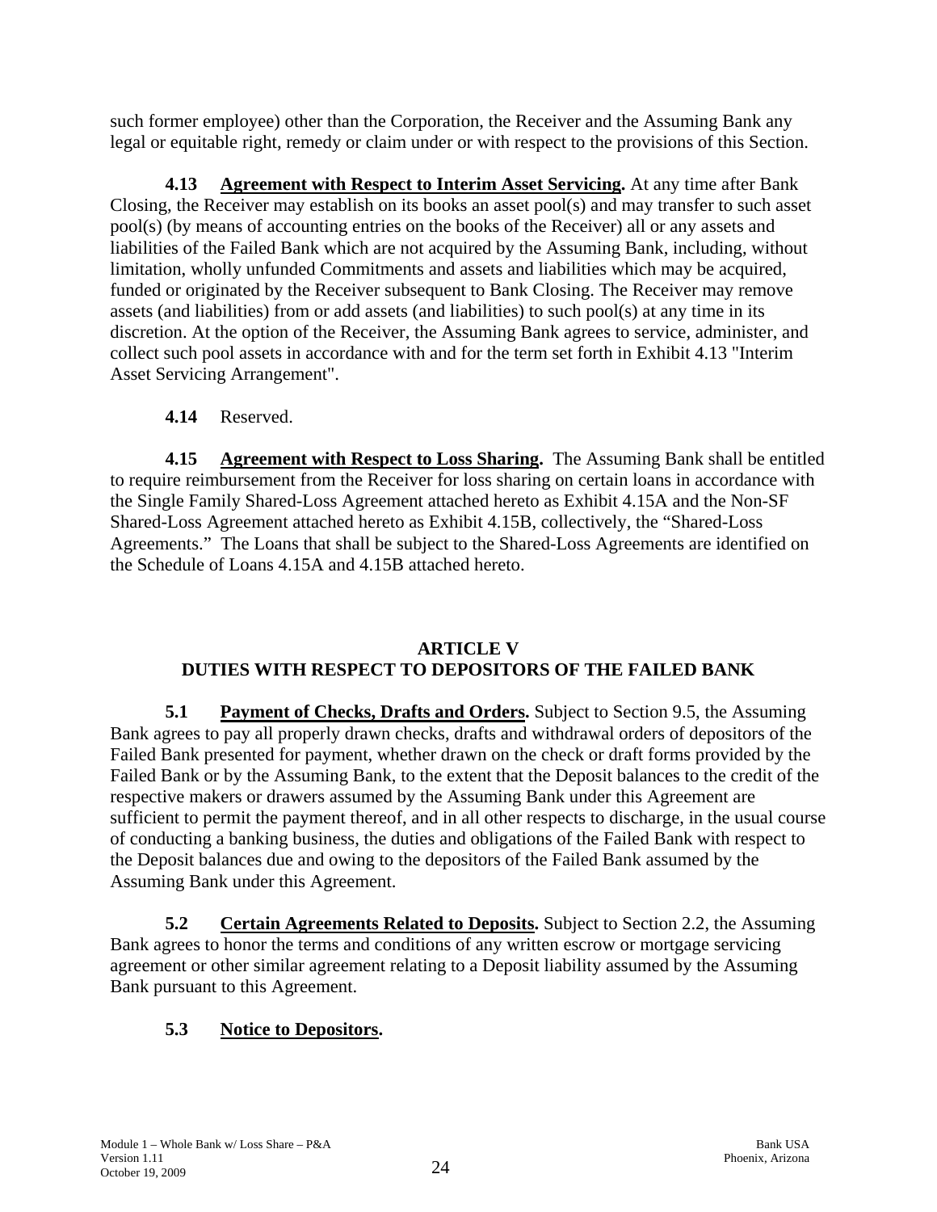such former employee) other than the Corporation, the Receiver and the Assuming Bank any legal or equitable right, remedy or claim under or with respect to the provisions of this Section.

**4.13 Agreement with Respect to Interim Asset Servicing.** At any time after Bank Closing, the Receiver may establish on its books an asset pool(s) and may transfer to such asset pool(s) (by means of accounting entries on the books of the Receiver) all or any assets and liabilities of the Failed Bank which are not acquired by the Assuming Bank, including, without limitation, wholly unfunded Commitments and assets and liabilities which may be acquired, funded or originated by the Receiver subsequent to Bank Closing. The Receiver may remove assets (and liabilities) from or add assets (and liabilities) to such pool(s) at any time in its discretion. At the option of the Receiver, the Assuming Bank agrees to service, administer, and collect such pool assets in accordance with and for the term set forth in Exhibit 4.13 "Interim Asset Servicing Arrangement".

**4.14** Reserved.

**4.15 Agreement with Respect to Loss Sharing.** The Assuming Bank shall be entitled to require reimbursement from the Receiver for loss sharing on certain loans in accordance with the Single Family Shared-Loss Agreement attached hereto as Exhibit 4.15A and the Non-SF Shared-Loss Agreement attached hereto as Exhibit 4.15B, collectively, the "Shared-Loss Agreements." The Loans that shall be subject to the Shared-Loss Agreements are identified on the Schedule of Loans 4.15A and 4.15B attached hereto.

## ARTICLE V
## DUTIES WITH RESPECT TO DEPOSITORS OF THE FAILED BANK

**5.1 Payment of Checks, Drafts and Orders.** Subject to Section 9.5, the Assuming Bank agrees to pay all properly drawn checks, drafts and withdrawal orders of depositors of the Failed Bank presented for payment, whether drawn on the check or draft forms provided by the Failed Bank or by the Assuming Bank, to the extent that the Deposit balances to the credit of the respective makers or drawers assumed by the Assuming Bank under this Agreement are sufficient to permit the payment thereof, and in all other respects to discharge, in the usual course of conducting a banking business, the duties and obligations of the Failed Bank with respect to the Deposit balances due and owing to the depositors of the Failed Bank assumed by the Assuming Bank under this Agreement.

**5.2 Certain Agreements Related to Deposits.** Subject to Section 2.2, the Assuming Bank agrees to honor the terms and conditions of any written escrow or mortgage servicing agreement or other similar agreement relating to a Deposit liability assumed by the Assuming Bank pursuant to this Agreement.

**5.3 Notice to Depositors.**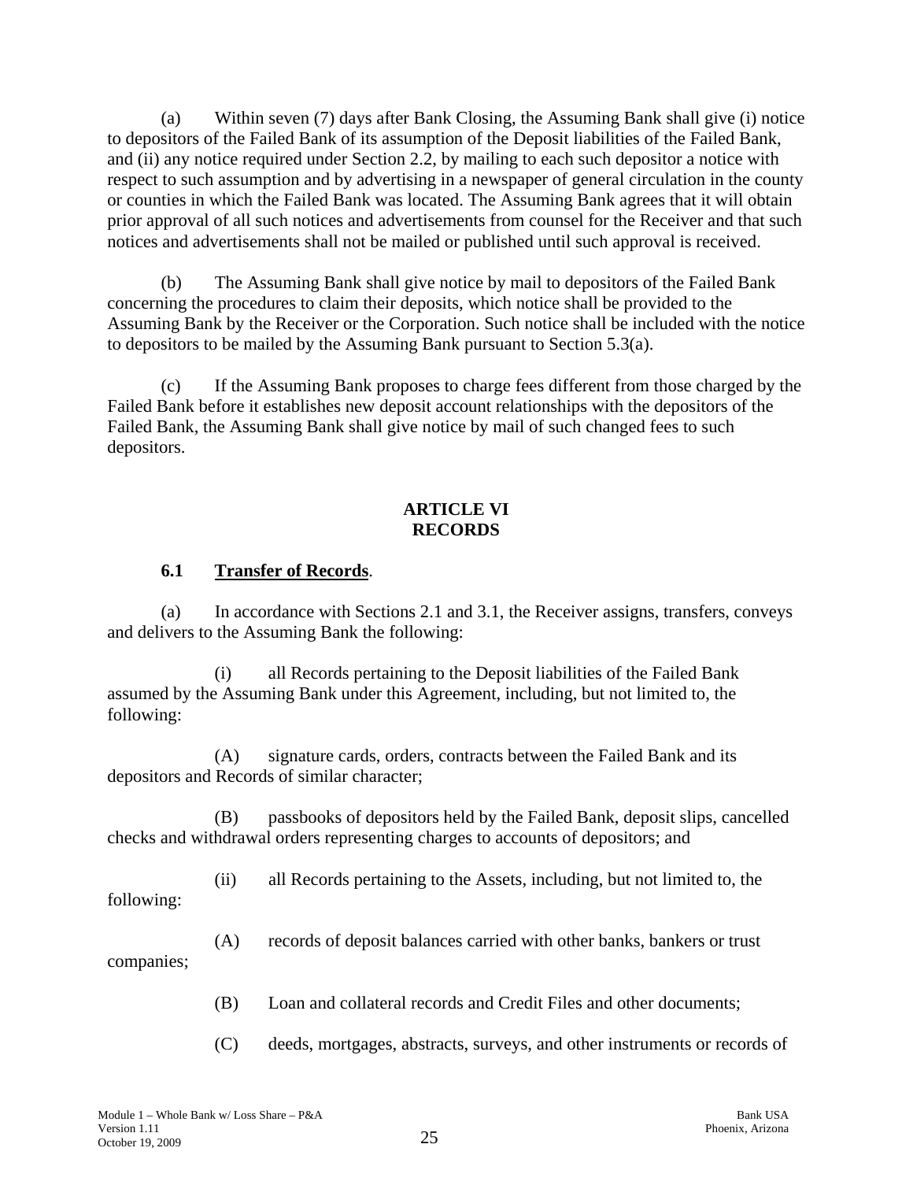(a) Within seven (7) days after Bank Closing, the Assuming Bank shall give (i) notice to depositors of the Failed Bank of its assumption of the Deposit liabilities of the Failed Bank, and (ii) any notice required under Section 2.2, by mailing to each such depositor a notice with respect to such assumption and by advertising in a newspaper of general circulation in the county or counties in which the Failed Bank was located. The Assuming Bank agrees that it will obtain prior approval of all such notices and advertisements from counsel for the Receiver and that such notices and advertisements shall not be mailed or published until such approval is received.

(b) The Assuming Bank shall give notice by mail to depositors of the Failed Bank concerning the procedures to claim their deposits, which notice shall be provided to the Assuming Bank by the Receiver or the Corporation. Such notice shall be included with the notice to depositors to be mailed by the Assuming Bank pursuant to Section 5.3(a).

(c) If the Assuming Bank proposes to charge fees different from those charged by the Failed Bank before it establishes new deposit account relationships with the depositors of the Failed Bank, the Assuming Bank shall give notice by mail of such changed fees to such depositors.

## ARTICLE VI
## RECORDS

### 6.1 Transfer of Records.

(a) In accordance with Sections 2.1 and 3.1, the Receiver assigns, transfers, conveys and delivers to the Assuming Bank the following:

(i) all Records pertaining to the Deposit liabilities of the Failed Bank assumed by the Assuming Bank under this Agreement, including, but not limited to, the following:

(A) signature cards, orders, contracts between the Failed Bank and its depositors and Records of similar character;

(B) passbooks of depositors held by the Failed Bank, deposit slips, cancelled checks and withdrawal orders representing charges to accounts of depositors; and

(ii) all Records pertaining to the Assets, including, but not limited to, the following:

(A) records of deposit balances carried with other banks, bankers or trust companies;

(B) Loan and collateral records and Credit Files and other documents;

(C) deeds, mortgages, abstracts, surveys, and other instruments or records of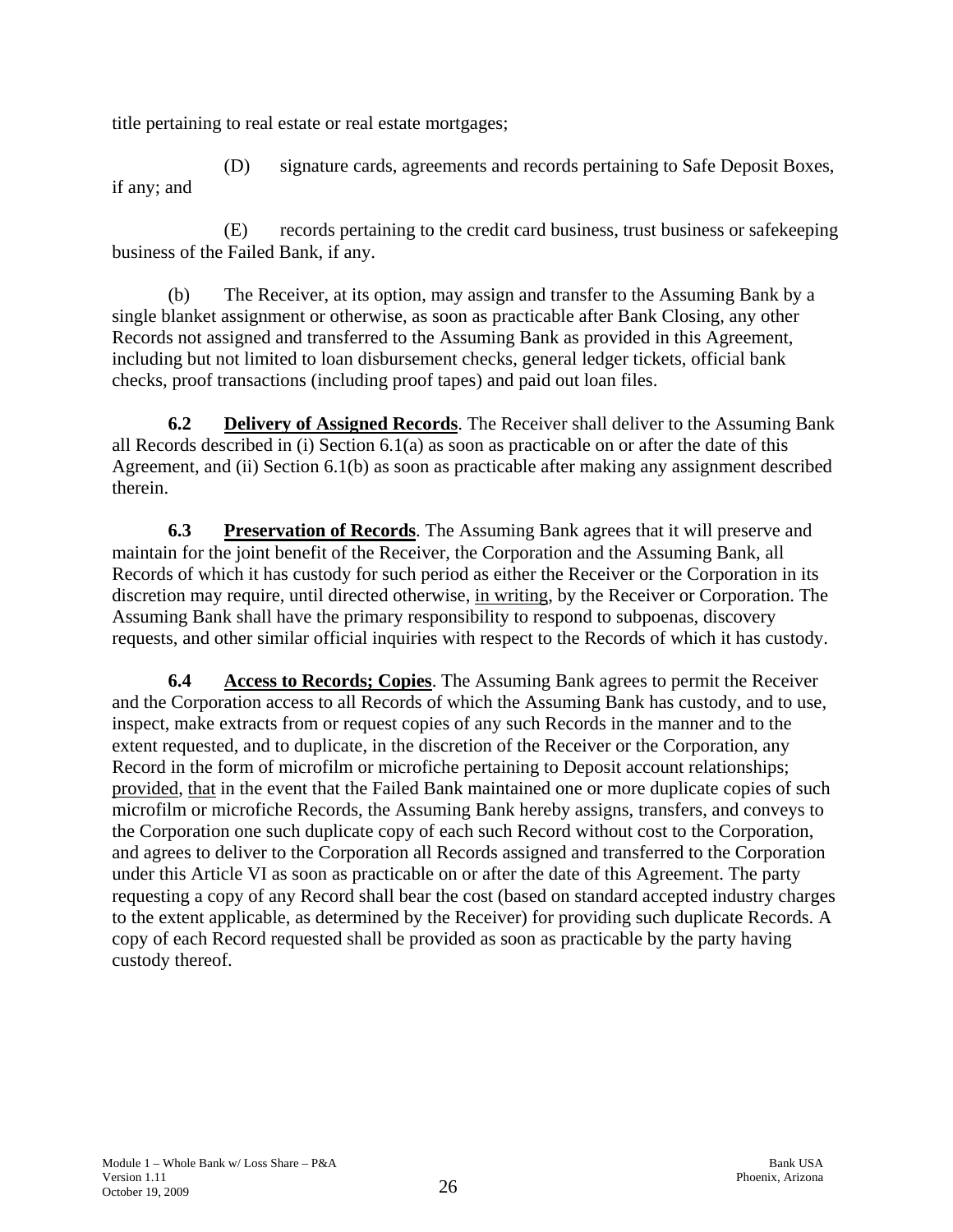title pertaining to real estate or real estate mortgages;

(D) signature cards, agreements and records pertaining to Safe Deposit Boxes, if any; and

(E) records pertaining to the credit card business, trust business or safekeeping business of the Failed Bank, if any.

(b) The Receiver, at its option, may assign and transfer to the Assuming Bank by a single blanket assignment or otherwise, as soon as practicable after Bank Closing, any other Records not assigned and transferred to the Assuming Bank as provided in this Agreement, including but not limited to loan disbursement checks, general ledger tickets, official bank checks, proof transactions (including proof tapes) and paid out loan files.

**6.2 Delivery of Assigned Records**. The Receiver shall deliver to the Assuming Bank all Records described in (i) Section 6.1(a) as soon as practicable on or after the date of this Agreement, and (ii) Section 6.1(b) as soon as practicable after making any assignment described therein.

**6.3 Preservation of Records**. The Assuming Bank agrees that it will preserve and maintain for the joint benefit of the Receiver, the Corporation and the Assuming Bank, all Records of which it has custody for such period as either the Receiver or the Corporation in its discretion may require, until directed otherwise, in writing, by the Receiver or Corporation. The Assuming Bank shall have the primary responsibility to respond to subpoenas, discovery requests, and other similar official inquiries with respect to the Records of which it has custody.

**6.4 Access to Records; Copies**. The Assuming Bank agrees to permit the Receiver and the Corporation access to all Records of which the Assuming Bank has custody, and to use, inspect, make extracts from or request copies of any such Records in the manner and to the extent requested, and to duplicate, in the discretion of the Receiver or the Corporation, any Record in the form of microfilm or microfiche pertaining to Deposit account relationships; provided, that in the event that the Failed Bank maintained one or more duplicate copies of such microfilm or microfiche Records, the Assuming Bank hereby assigns, transfers, and conveys to the Corporation one such duplicate copy of each such Record without cost to the Corporation, and agrees to deliver to the Corporation all Records assigned and transferred to the Corporation under this Article VI as soon as practicable on or after the date of this Agreement. The party requesting a copy of any Record shall bear the cost (based on standard accepted industry charges to the extent applicable, as determined by the Receiver) for providing such duplicate Records. A copy of each Record requested shall be provided as soon as practicable by the party having custody thereof.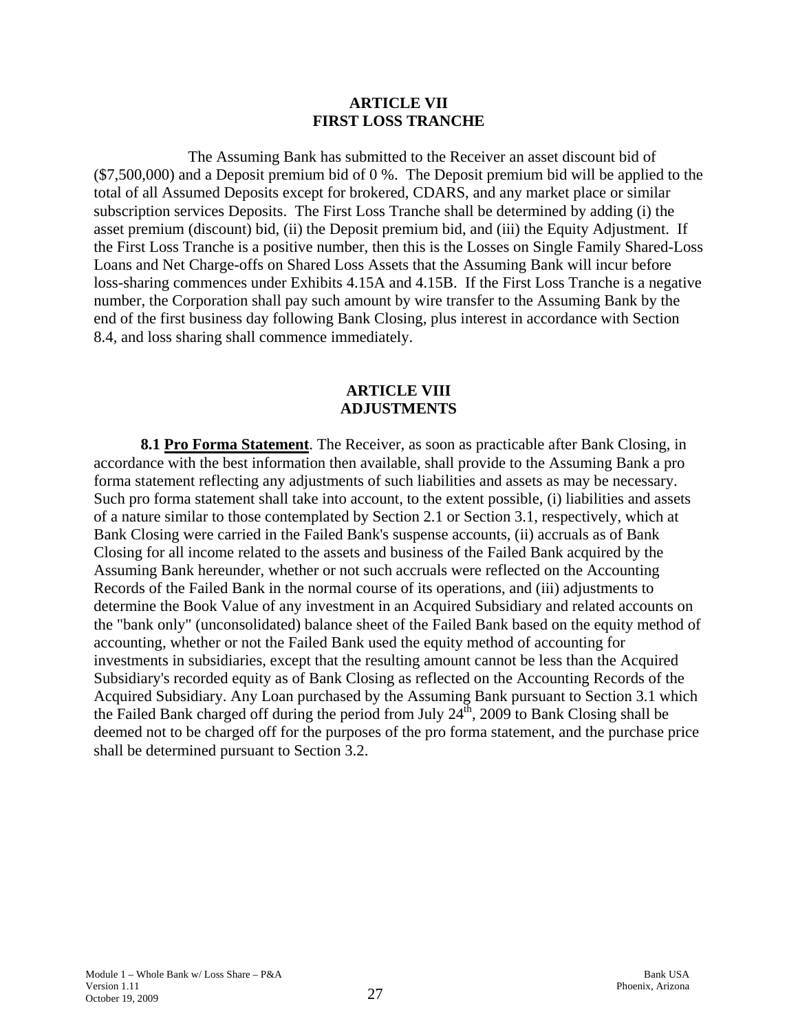## ARTICLE VII
## FIRST LOSS TRANCHE

The Assuming Bank has submitted to the Receiver an asset discount bid of ($7,500,000) and a Deposit premium bid of 0 %. The Deposit premium bid will be applied to the total of all Assumed Deposits except for brokered, CDARS, and any market place or similar subscription services Deposits. The First Loss Tranche shall be determined by adding (i) the asset premium (discount) bid, (ii) the Deposit premium bid, and (iii) the Equity Adjustment. If the First Loss Tranche is a positive number, then this is the Losses on Single Family Shared-Loss Loans and Net Charge-offs on Shared Loss Assets that the Assuming Bank will incur before loss-sharing commences under Exhibits 4.15A and 4.15B. If the First Loss Tranche is a negative number, the Corporation shall pay such amount by wire transfer to the Assuming Bank by the end of the first business day following Bank Closing, plus interest in accordance with Section 8.4, and loss sharing shall commence immediately.

## ARTICLE VIII
## ADJUSTMENTS

**8.1 Pro Forma Statement**. The Receiver, as soon as practicable after Bank Closing, in accordance with the best information then available, shall provide to the Assuming Bank a pro forma statement reflecting any adjustments of such liabilities and assets as may be necessary. Such pro forma statement shall take into account, to the extent possible, (i) liabilities and assets of a nature similar to those contemplated by Section 2.1 or Section 3.1, respectively, which at Bank Closing were carried in the Failed Bank's suspense accounts, (ii) accruals as of Bank Closing for all income related to the assets and business of the Failed Bank acquired by the Assuming Bank hereunder, whether or not such accruals were reflected on the Accounting Records of the Failed Bank in the normal course of its operations, and (iii) adjustments to determine the Book Value of any investment in an Acquired Subsidiary and related accounts on the "bank only" (unconsolidated) balance sheet of the Failed Bank based on the equity method of accounting, whether or not the Failed Bank used the equity method of accounting for investments in subsidiaries, except that the resulting amount cannot be less than the Acquired Subsidiary's recorded equity as of Bank Closing as reflected on the Accounting Records of the Acquired Subsidiary. Any Loan purchased by the Assuming Bank pursuant to Section 3.1 which the Failed Bank charged off during the period from July 24th, 2009 to Bank Closing shall be deemed not to be charged off for the purposes of the pro forma statement, and the purchase price shall be determined pursuant to Section 3.2.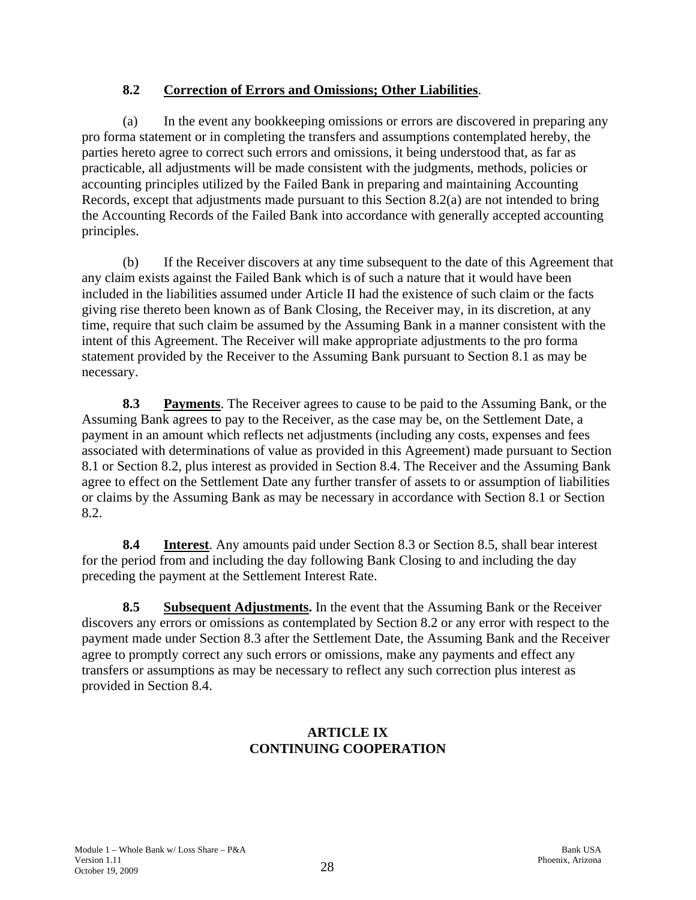**8.2 Correction of Errors and Omissions; Other Liabilities**.

(a) In the event any bookkeeping omissions or errors are discovered in preparing any pro forma statement or in completing the transfers and assumptions contemplated hereby, the parties hereto agree to correct such errors and omissions, it being understood that, as far as practicable, all adjustments will be made consistent with the judgments, methods, policies or accounting principles utilized by the Failed Bank in preparing and maintaining Accounting Records, except that adjustments made pursuant to this Section 8.2(a) are not intended to bring the Accounting Records of the Failed Bank into accordance with generally accepted accounting principles.

(b) If the Receiver discovers at any time subsequent to the date of this Agreement that any claim exists against the Failed Bank which is of such a nature that it would have been included in the liabilities assumed under Article II had the existence of such claim or the facts giving rise thereto been known as of Bank Closing, the Receiver may, in its discretion, at any time, require that such claim be assumed by the Assuming Bank in a manner consistent with the intent of this Agreement. The Receiver will make appropriate adjustments to the pro forma statement provided by the Receiver to the Assuming Bank pursuant to Section 8.1 as may be necessary.

**8.3 Payments**. The Receiver agrees to cause to be paid to the Assuming Bank, or the Assuming Bank agrees to pay to the Receiver, as the case may be, on the Settlement Date, a payment in an amount which reflects net adjustments (including any costs, expenses and fees associated with determinations of value as provided in this Agreement) made pursuant to Section 8.1 or Section 8.2, plus interest as provided in Section 8.4. The Receiver and the Assuming Bank agree to effect on the Settlement Date any further transfer of assets to or assumption of liabilities or claims by the Assuming Bank as may be necessary in accordance with Section 8.1 or Section 8.2.

**8.4 Interest**. Any amounts paid under Section 8.3 or Section 8.5, shall bear interest for the period from and including the day following Bank Closing to and including the day preceding the payment at the Settlement Interest Rate.

**8.5 Subsequent Adjustments.** In the event that the Assuming Bank or the Receiver discovers any errors or omissions as contemplated by Section 8.2 or any error with respect to the payment made under Section 8.3 after the Settlement Date, the Assuming Bank and the Receiver agree to promptly correct any such errors or omissions, make any payments and effect any transfers or assumptions as may be necessary to reflect any such correction plus interest as provided in Section 8.4.

## ARTICLE IX
## CONTINUING COOPERATION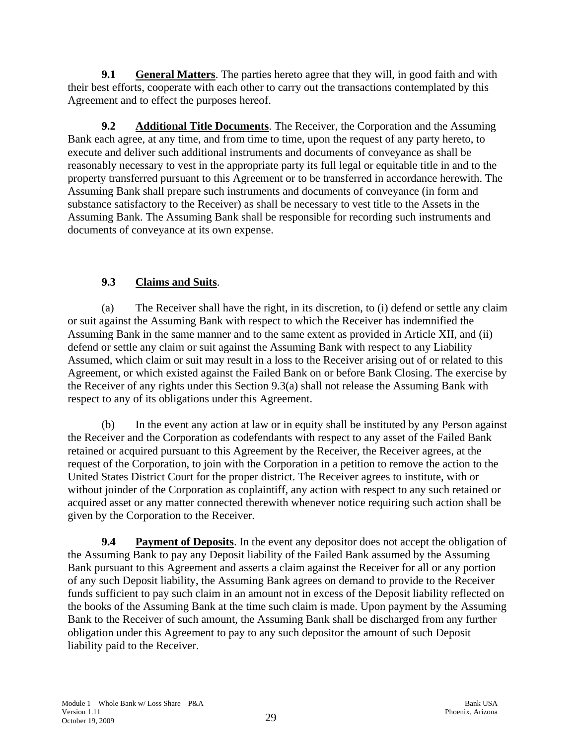**9.1 General Matters**. The parties hereto agree that they will, in good faith and with their best efforts, cooperate with each other to carry out the transactions contemplated by this Agreement and to effect the purposes hereof.

**9.2 Additional Title Documents**. The Receiver, the Corporation and the Assuming Bank each agree, at any time, and from time to time, upon the request of any party hereto, to execute and deliver such additional instruments and documents of conveyance as shall be reasonably necessary to vest in the appropriate party its full legal or equitable title in and to the property transferred pursuant to this Agreement or to be transferred in accordance herewith. The Assuming Bank shall prepare such instruments and documents of conveyance (in form and substance satisfactory to the Receiver) as shall be necessary to vest title to the Assets in the Assuming Bank. The Assuming Bank shall be responsible for recording such instruments and documents of conveyance at its own expense.

**9.3 Claims and Suits**.

(a) The Receiver shall have the right, in its discretion, to (i) defend or settle any claim or suit against the Assuming Bank with respect to which the Receiver has indemnified the Assuming Bank in the same manner and to the same extent as provided in Article XII, and (ii) defend or settle any claim or suit against the Assuming Bank with respect to any Liability Assumed, which claim or suit may result in a loss to the Receiver arising out of or related to this Agreement, or which existed against the Failed Bank on or before Bank Closing. The exercise by the Receiver of any rights under this Section 9.3(a) shall not release the Assuming Bank with respect to any of its obligations under this Agreement.

(b) In the event any action at law or in equity shall be instituted by any Person against the Receiver and the Corporation as codefendants with respect to any asset of the Failed Bank retained or acquired pursuant to this Agreement by the Receiver, the Receiver agrees, at the request of the Corporation, to join with the Corporation in a petition to remove the action to the United States District Court for the proper district. The Receiver agrees to institute, with or without joinder of the Corporation as coplaintiff, any action with respect to any such retained or acquired asset or any matter connected therewith whenever notice requiring such action shall be given by the Corporation to the Receiver.

**9.4 Payment of Deposits**. In the event any depositor does not accept the obligation of the Assuming Bank to pay any Deposit liability of the Failed Bank assumed by the Assuming Bank pursuant to this Agreement and asserts a claim against the Receiver for all or any portion of any such Deposit liability, the Assuming Bank agrees on demand to provide to the Receiver funds sufficient to pay such claim in an amount not in excess of the Deposit liability reflected on the books of the Assuming Bank at the time such claim is made. Upon payment by the Assuming Bank to the Receiver of such amount, the Assuming Bank shall be discharged from any further obligation under this Agreement to pay to any such depositor the amount of such Deposit liability paid to the Receiver.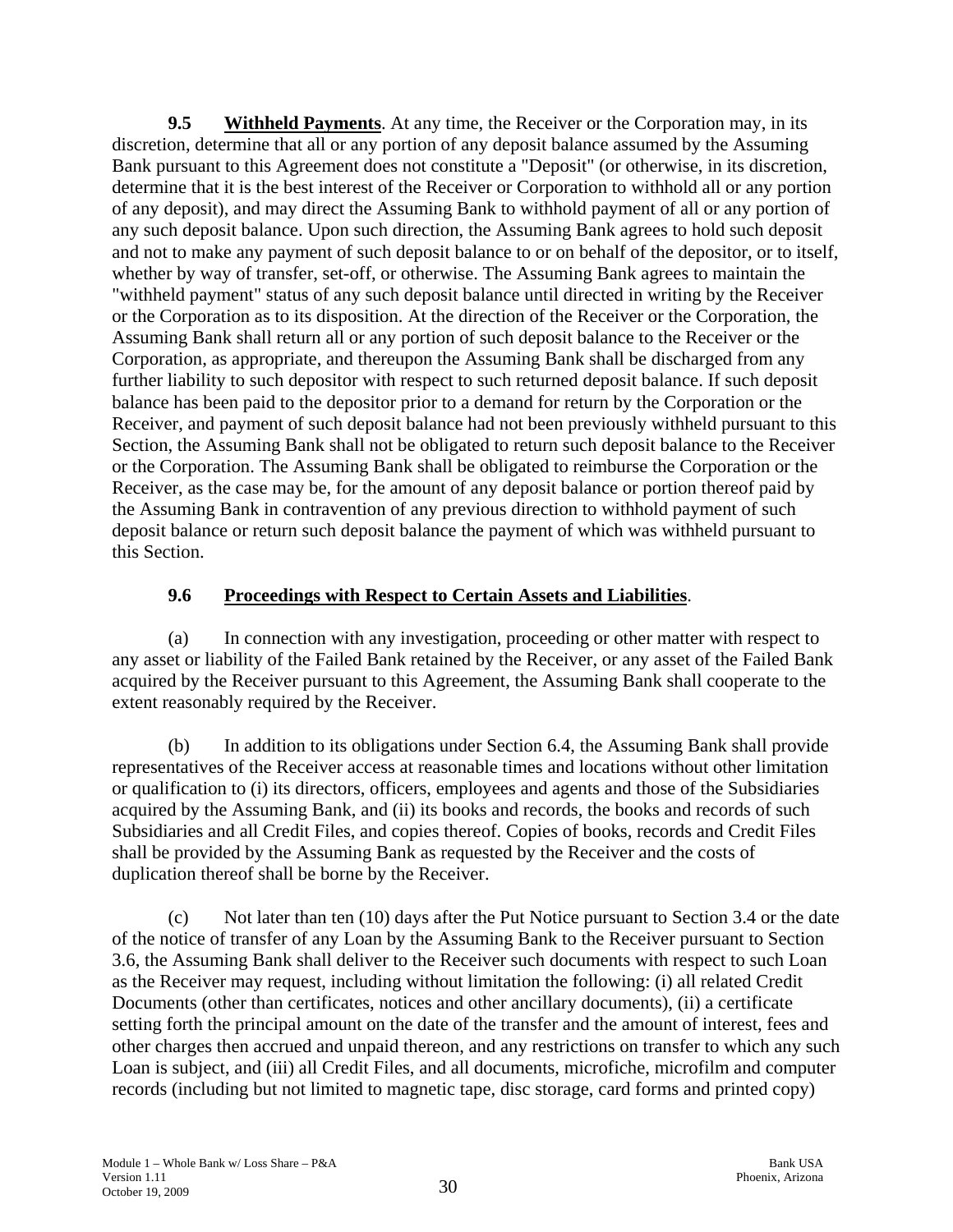**9.5 Withheld Payments**. At any time, the Receiver or the Corporation may, in its discretion, determine that all or any portion of any deposit balance assumed by the Assuming Bank pursuant to this Agreement does not constitute a "Deposit" (or otherwise, in its discretion, determine that it is the best interest of the Receiver or Corporation to withhold all or any portion of any deposit), and may direct the Assuming Bank to withhold payment of all or any portion of any such deposit balance. Upon such direction, the Assuming Bank agrees to hold such deposit and not to make any payment of such deposit balance to or on behalf of the depositor, or to itself, whether by way of transfer, set-off, or otherwise. The Assuming Bank agrees to maintain the "withheld payment" status of any such deposit balance until directed in writing by the Receiver or the Corporation as to its disposition. At the direction of the Receiver or the Corporation, the Assuming Bank shall return all or any portion of such deposit balance to the Receiver or the Corporation, as appropriate, and thereupon the Assuming Bank shall be discharged from any further liability to such depositor with respect to such returned deposit balance. If such deposit balance has been paid to the depositor prior to a demand for return by the Corporation or the Receiver, and payment of such deposit balance had not been previously withheld pursuant to this Section, the Assuming Bank shall not be obligated to return such deposit balance to the Receiver or the Corporation. The Assuming Bank shall be obligated to reimburse the Corporation or the Receiver, as the case may be, for the amount of any deposit balance or portion thereof paid by the Assuming Bank in contravention of any previous direction to withhold payment of such deposit balance or return such deposit balance the payment of which was withheld pursuant to this Section.

**9.6 Proceedings with Respect to Certain Assets and Liabilities**.

(a) In connection with any investigation, proceeding or other matter with respect to any asset or liability of the Failed Bank retained by the Receiver, or any asset of the Failed Bank acquired by the Receiver pursuant to this Agreement, the Assuming Bank shall cooperate to the extent reasonably required by the Receiver.

(b) In addition to its obligations under Section 6.4, the Assuming Bank shall provide representatives of the Receiver access at reasonable times and locations without other limitation or qualification to (i) its directors, officers, employees and agents and those of the Subsidiaries acquired by the Assuming Bank, and (ii) its books and records, the books and records of such Subsidiaries and all Credit Files, and copies thereof. Copies of books, records and Credit Files shall be provided by the Assuming Bank as requested by the Receiver and the costs of duplication thereof shall be borne by the Receiver.

(c) Not later than ten (10) days after the Put Notice pursuant to Section 3.4 or the date of the notice of transfer of any Loan by the Assuming Bank to the Receiver pursuant to Section 3.6, the Assuming Bank shall deliver to the Receiver such documents with respect to such Loan as the Receiver may request, including without limitation the following: (i) all related Credit Documents (other than certificates, notices and other ancillary documents), (ii) a certificate setting forth the principal amount on the date of the transfer and the amount of interest, fees and other charges then accrued and unpaid thereon, and any restrictions on transfer to which any such Loan is subject, and (iii) all Credit Files, and all documents, microfiche, microfilm and computer records (including but not limited to magnetic tape, disc storage, card forms and printed copy)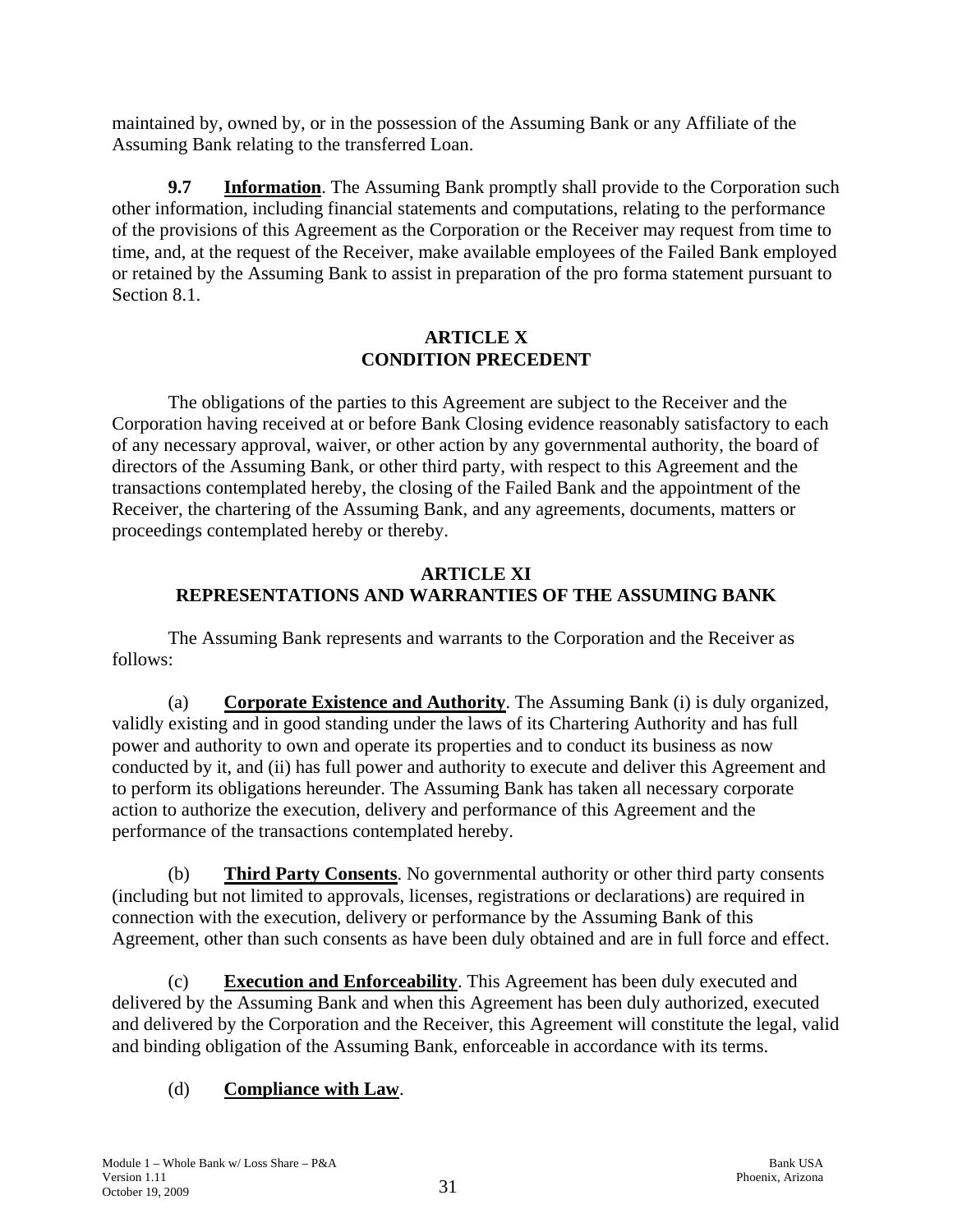maintained by, owned by, or in the possession of the Assuming Bank or any Affiliate of the Assuming Bank relating to the transferred Loan.

**9.7** **Information**. The Assuming Bank promptly shall provide to the Corporation such other information, including financial statements and computations, relating to the performance of the provisions of this Agreement as the Corporation or the Receiver may request from time to time, and, at the request of the Receiver, make available employees of the Failed Bank employed or retained by the Assuming Bank to assist in preparation of the pro forma statement pursuant to Section 8.1.

## ARTICLE X
## CONDITION PRECEDENT

The obligations of the parties to this Agreement are subject to the Receiver and the Corporation having received at or before Bank Closing evidence reasonably satisfactory to each of any necessary approval, waiver, or other action by any governmental authority, the board of directors of the Assuming Bank, or other third party, with respect to this Agreement and the transactions contemplated hereby, the closing of the Failed Bank and the appointment of the Receiver, the chartering of the Assuming Bank, and any agreements, documents, matters or proceedings contemplated hereby or thereby.

## ARTICLE XI
## REPRESENTATIONS AND WARRANTIES OF THE ASSUMING BANK

The Assuming Bank represents and warrants to the Corporation and the Receiver as follows:

(a) **Corporate Existence and Authority**. The Assuming Bank (i) is duly organized, validly existing and in good standing under the laws of its Chartering Authority and has full power and authority to own and operate its properties and to conduct its business as now conducted by it, and (ii) has full power and authority to execute and deliver this Agreement and to perform its obligations hereunder. The Assuming Bank has taken all necessary corporate action to authorize the execution, delivery and performance of this Agreement and the performance of the transactions contemplated hereby.

(b) **Third Party Consents**. No governmental authority or other third party consents (including but not limited to approvals, licenses, registrations or declarations) are required in connection with the execution, delivery or performance by the Assuming Bank of this Agreement, other than such consents as have been duly obtained and are in full force and effect.

(c) **Execution and Enforceability**. This Agreement has been duly executed and delivered by the Assuming Bank and when this Agreement has been duly authorized, executed and delivered by the Corporation and the Receiver, this Agreement will constitute the legal, valid and binding obligation of the Assuming Bank, enforceable in accordance with its terms.

(d) **Compliance with Law**.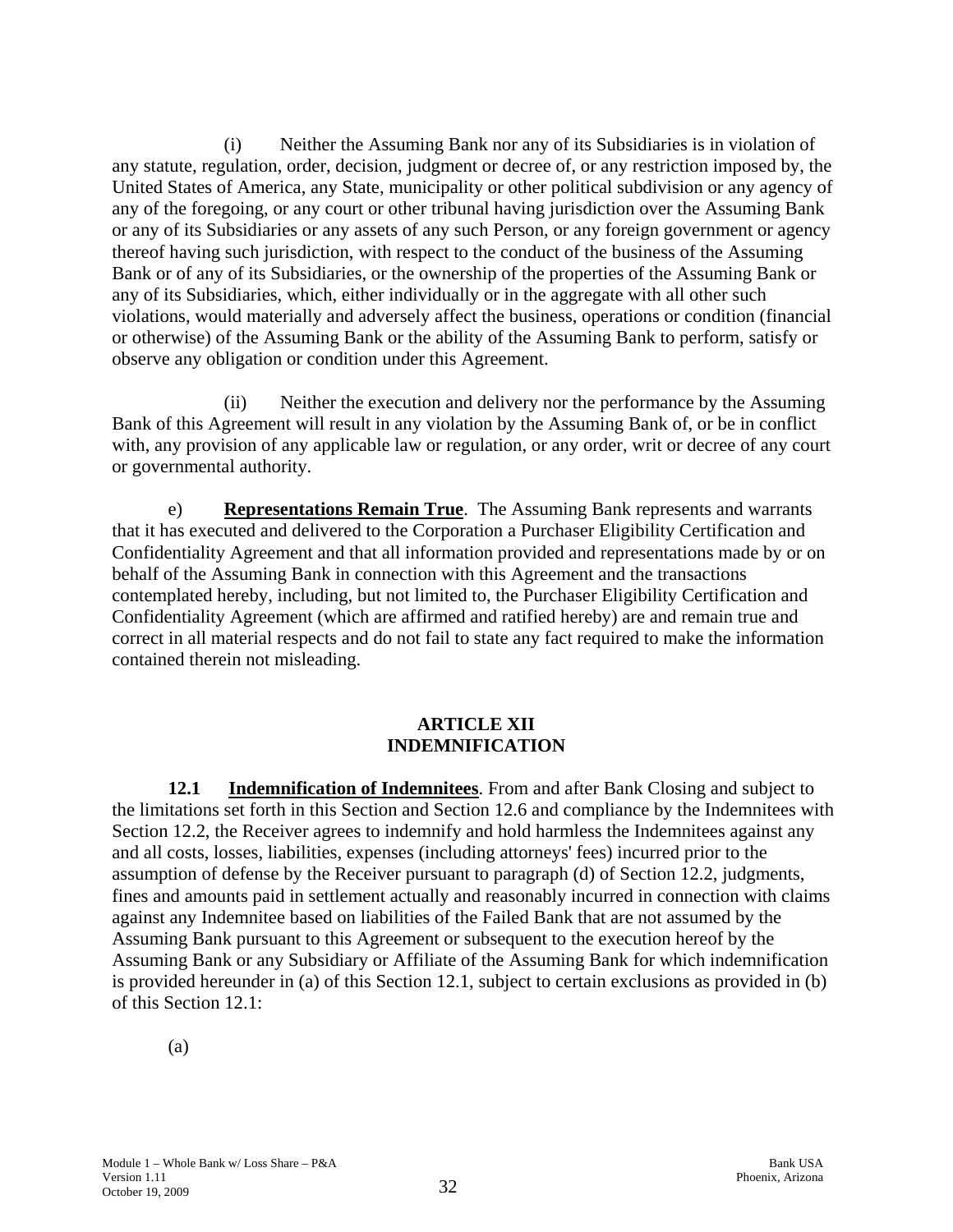(i) Neither the Assuming Bank nor any of its Subsidiaries is in violation of any statute, regulation, order, decision, judgment or decree of, or any restriction imposed by, the United States of America, any State, municipality or other political subdivision or any agency of any of the foregoing, or any court or other tribunal having jurisdiction over the Assuming Bank or any of its Subsidiaries or any assets of any such Person, or any foreign government or agency thereof having such jurisdiction, with respect to the conduct of the business of the Assuming Bank or of any of its Subsidiaries, or the ownership of the properties of the Assuming Bank or any of its Subsidiaries, which, either individually or in the aggregate with all other such violations, would materially and adversely affect the business, operations or condition (financial or otherwise) of the Assuming Bank or the ability of the Assuming Bank to perform, satisfy or observe any obligation or condition under this Agreement.

(ii) Neither the execution and delivery nor the performance by the Assuming Bank of this Agreement will result in any violation by the Assuming Bank of, or be in conflict with, any provision of any applicable law or regulation, or any order, writ or decree of any court or governmental authority.

e) **Representations Remain True**. The Assuming Bank represents and warrants that it has executed and delivered to the Corporation a Purchaser Eligibility Certification and Confidentiality Agreement and that all information provided and representations made by or on behalf of the Assuming Bank in connection with this Agreement and the transactions contemplated hereby, including, but not limited to, the Purchaser Eligibility Certification and Confidentiality Agreement (which are affirmed and ratified hereby) are and remain true and correct in all material respects and do not fail to state any fact required to make the information contained therein not misleading.

## ARTICLE XII
## INDEMNIFICATION

**12.1 Indemnification of Indemnitees**. From and after Bank Closing and subject to the limitations set forth in this Section and Section 12.6 and compliance by the Indemnitees with Section 12.2, the Receiver agrees to indemnify and hold harmless the Indemnitees against any and all costs, losses, liabilities, expenses (including attorneys' fees) incurred prior to the assumption of defense by the Receiver pursuant to paragraph (d) of Section 12.2, judgments, fines and amounts paid in settlement actually and reasonably incurred in connection with claims against any Indemnitee based on liabilities of the Failed Bank that are not assumed by the Assuming Bank pursuant to this Agreement or subsequent to the execution hereof by the Assuming Bank or any Subsidiary or Affiliate of the Assuming Bank for which indemnification is provided hereunder in (a) of this Section 12.1, subject to certain exclusions as provided in (b) of this Section 12.1:

(a)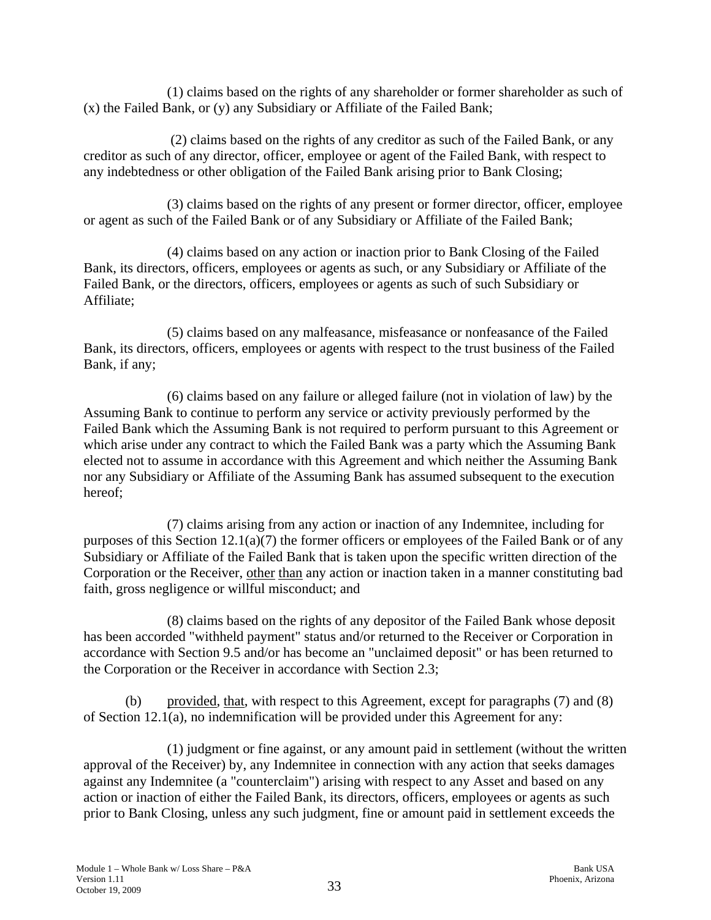(1) claims based on the rights of any shareholder or former shareholder as such of (x) the Failed Bank, or (y) any Subsidiary or Affiliate of the Failed Bank;

(2) claims based on the rights of any creditor as such of the Failed Bank, or any creditor as such of any director, officer, employee or agent of the Failed Bank, with respect to any indebtedness or other obligation of the Failed Bank arising prior to Bank Closing;

(3) claims based on the rights of any present or former director, officer, employee or agent as such of the Failed Bank or of any Subsidiary or Affiliate of the Failed Bank;

(4) claims based on any action or inaction prior to Bank Closing of the Failed Bank, its directors, officers, employees or agents as such, or any Subsidiary or Affiliate of the Failed Bank, or the directors, officers, employees or agents as such of such Subsidiary or Affiliate;

(5) claims based on any malfeasance, misfeasance or nonfeasance of the Failed Bank, its directors, officers, employees or agents with respect to the trust business of the Failed Bank, if any;

(6) claims based on any failure or alleged failure (not in violation of law) by the Assuming Bank to continue to perform any service or activity previously performed by the Failed Bank which the Assuming Bank is not required to perform pursuant to this Agreement or which arise under any contract to which the Failed Bank was a party which the Assuming Bank elected not to assume in accordance with this Agreement and which neither the Assuming Bank nor any Subsidiary or Affiliate of the Assuming Bank has assumed subsequent to the execution hereof;

(7) claims arising from any action or inaction of any Indemnitee, including for purposes of this Section 12.1(a)(7) the former officers or employees of the Failed Bank or of any Subsidiary or Affiliate of the Failed Bank that is taken upon the specific written direction of the Corporation or the Receiver, other than any action or inaction taken in a manner constituting bad faith, gross negligence or willful misconduct; and

(8) claims based on the rights of any depositor of the Failed Bank whose deposit has been accorded "withheld payment" status and/or returned to the Receiver or Corporation in accordance with Section 9.5 and/or has become an "unclaimed deposit" or has been returned to the Corporation or the Receiver in accordance with Section 2.3;

(b) provided, that, with respect to this Agreement, except for paragraphs (7) and (8) of Section 12.1(a), no indemnification will be provided under this Agreement for any:

(1) judgment or fine against, or any amount paid in settlement (without the written approval of the Receiver) by, any Indemnitee in connection with any action that seeks damages against any Indemnitee (a "counterclaim") arising with respect to any Asset and based on any action or inaction of either the Failed Bank, its directors, officers, employees or agents as such prior to Bank Closing, unless any such judgment, fine or amount paid in settlement exceeds the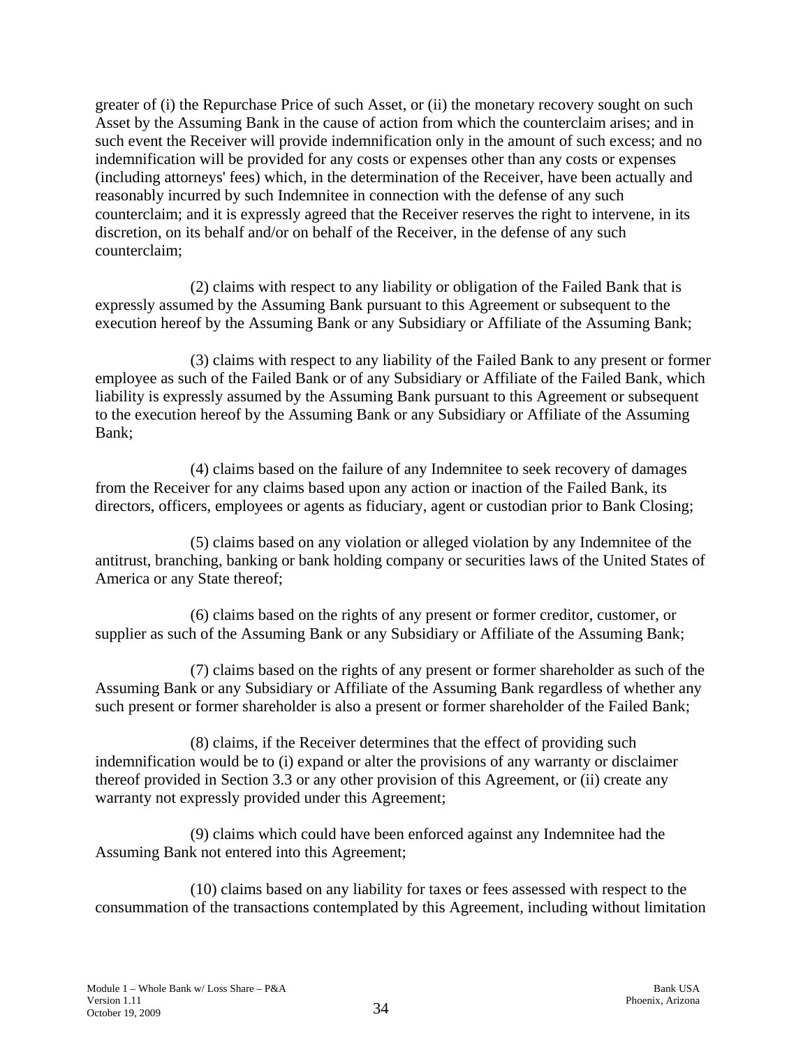greater of (i) the Repurchase Price of such Asset, or (ii) the monetary recovery sought on such Asset by the Assuming Bank in the cause of action from which the counterclaim arises; and in such event the Receiver will provide indemnification only in the amount of such excess; and no indemnification will be provided for any costs or expenses other than any costs or expenses (including attorneys' fees) which, in the determination of the Receiver, have been actually and reasonably incurred by such Indemnitee in connection with the defense of any such counterclaim; and it is expressly agreed that the Receiver reserves the right to intervene, in its discretion, on its behalf and/or on behalf of the Receiver, in the defense of any such counterclaim;

(2) claims with respect to any liability or obligation of the Failed Bank that is expressly assumed by the Assuming Bank pursuant to this Agreement or subsequent to the execution hereof by the Assuming Bank or any Subsidiary or Affiliate of the Assuming Bank;

(3) claims with respect to any liability of the Failed Bank to any present or former employee as such of the Failed Bank or of any Subsidiary or Affiliate of the Failed Bank, which liability is expressly assumed by the Assuming Bank pursuant to this Agreement or subsequent to the execution hereof by the Assuming Bank or any Subsidiary or Affiliate of the Assuming Bank;

(4) claims based on the failure of any Indemnitee to seek recovery of damages from the Receiver for any claims based upon any action or inaction of the Failed Bank, its directors, officers, employees or agents as fiduciary, agent or custodian prior to Bank Closing;

(5) claims based on any violation or alleged violation by any Indemnitee of the antitrust, branching, banking or bank holding company or securities laws of the United States of America or any State thereof;

(6) claims based on the rights of any present or former creditor, customer, or supplier as such of the Assuming Bank or any Subsidiary or Affiliate of the Assuming Bank;

(7) claims based on the rights of any present or former shareholder as such of the Assuming Bank or any Subsidiary or Affiliate of the Assuming Bank regardless of whether any such present or former shareholder is also a present or former shareholder of the Failed Bank;

(8) claims, if the Receiver determines that the effect of providing such indemnification would be to (i) expand or alter the provisions of any warranty or disclaimer thereof provided in Section 3.3 or any other provision of this Agreement, or (ii) create any warranty not expressly provided under this Agreement;

(9) claims which could have been enforced against any Indemnitee had the Assuming Bank not entered into this Agreement;

(10) claims based on any liability for taxes or fees assessed with respect to the consummation of the transactions contemplated by this Agreement, including without limitation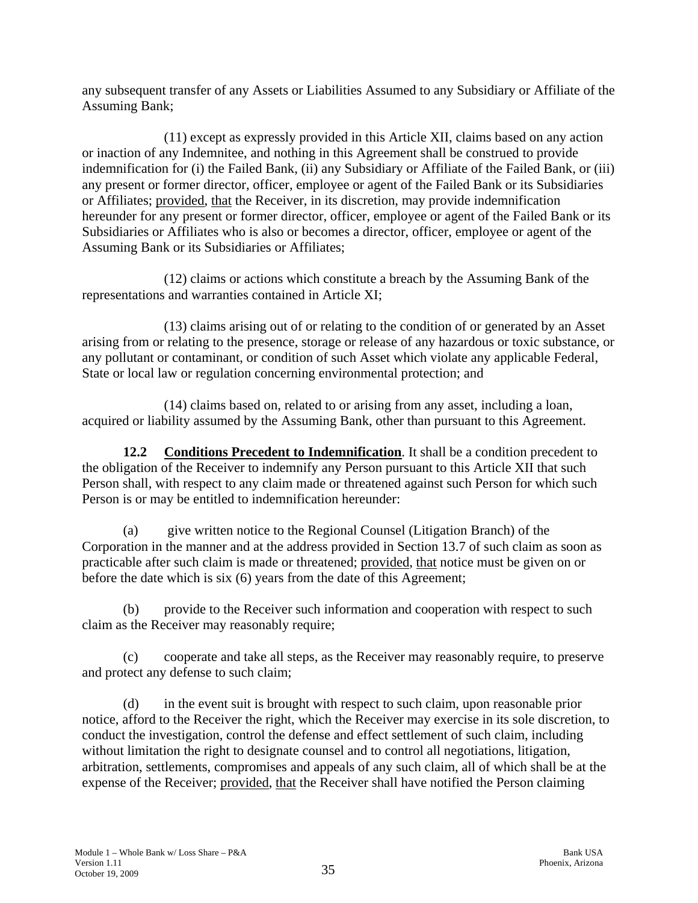any subsequent transfer of any Assets or Liabilities Assumed to any Subsidiary or Affiliate of the Assuming Bank;

(11) except as expressly provided in this Article XII, claims based on any action or inaction of any Indemnitee, and nothing in this Agreement shall be construed to provide indemnification for (i) the Failed Bank, (ii) any Subsidiary or Affiliate of the Failed Bank, or (iii) any present or former director, officer, employee or agent of the Failed Bank or its Subsidiaries or Affiliates; provided, that the Receiver, in its discretion, may provide indemnification hereunder for any present or former director, officer, employee or agent of the Failed Bank or its Subsidiaries or Affiliates who is also or becomes a director, officer, employee or agent of the Assuming Bank or its Subsidiaries or Affiliates;

(12) claims or actions which constitute a breach by the Assuming Bank of the representations and warranties contained in Article XI;

(13) claims arising out of or relating to the condition of or generated by an Asset arising from or relating to the presence, storage or release of any hazardous or toxic substance, or any pollutant or contaminant, or condition of such Asset which violate any applicable Federal, State or local law or regulation concerning environmental protection; and

(14) claims based on, related to or arising from any asset, including a loan, acquired or liability assumed by the Assuming Bank, other than pursuant to this Agreement.

**12.2 Conditions Precedent to Indemnification**. It shall be a condition precedent to the obligation of the Receiver to indemnify any Person pursuant to this Article XII that such Person shall, with respect to any claim made or threatened against such Person for which such Person is or may be entitled to indemnification hereunder:

(a) give written notice to the Regional Counsel (Litigation Branch) of the Corporation in the manner and at the address provided in Section 13.7 of such claim as soon as practicable after such claim is made or threatened; provided, that notice must be given on or before the date which is six (6) years from the date of this Agreement;

(b) provide to the Receiver such information and cooperation with respect to such claim as the Receiver may reasonably require;

(c) cooperate and take all steps, as the Receiver may reasonably require, to preserve and protect any defense to such claim;

(d) in the event suit is brought with respect to such claim, upon reasonable prior notice, afford to the Receiver the right, which the Receiver may exercise in its sole discretion, to conduct the investigation, control the defense and effect settlement of such claim, including without limitation the right to designate counsel and to control all negotiations, litigation, arbitration, settlements, compromises and appeals of any such claim, all of which shall be at the expense of the Receiver; provided, that the Receiver shall have notified the Person claiming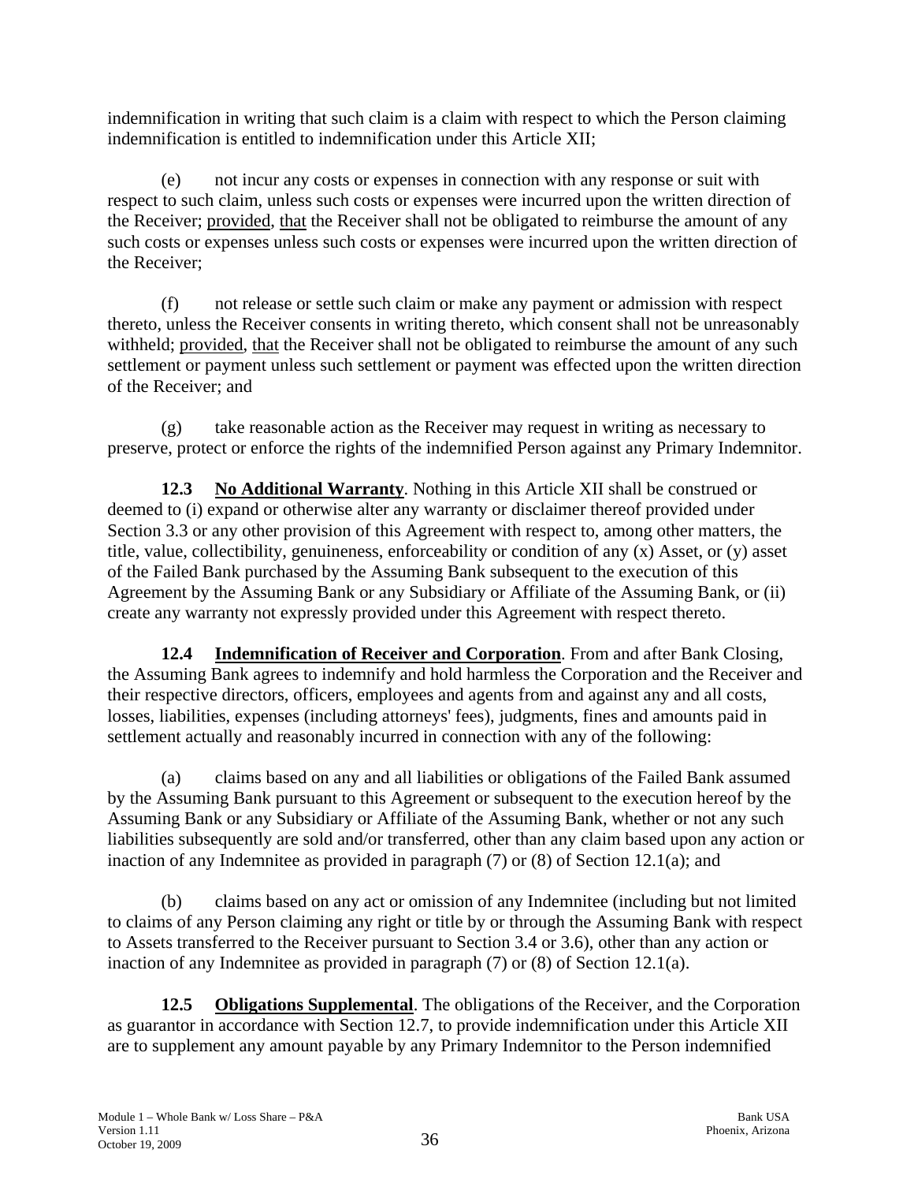indemnification in writing that such claim is a claim with respect to which the Person claiming indemnification is entitled to indemnification under this Article XII;

(e) not incur any costs or expenses in connection with any response or suit with respect to such claim, unless such costs or expenses were incurred upon the written direction of the Receiver; provided, that the Receiver shall not be obligated to reimburse the amount of any such costs or expenses unless such costs or expenses were incurred upon the written direction of the Receiver;

(f) not release or settle such claim or make any payment or admission with respect thereto, unless the Receiver consents in writing thereto, which consent shall not be unreasonably withheld; provided, that the Receiver shall not be obligated to reimburse the amount of any such settlement or payment unless such settlement or payment was effected upon the written direction of the Receiver; and

(g) take reasonable action as the Receiver may request in writing as necessary to preserve, protect or enforce the rights of the indemnified Person against any Primary Indemnitor.

**12.3 No Additional Warranty**. Nothing in this Article XII shall be construed or deemed to (i) expand or otherwise alter any warranty or disclaimer thereof provided under Section 3.3 or any other provision of this Agreement with respect to, among other matters, the title, value, collectibility, genuineness, enforceability or condition of any (x) Asset, or (y) asset of the Failed Bank purchased by the Assuming Bank subsequent to the execution of this Agreement by the Assuming Bank or any Subsidiary or Affiliate of the Assuming Bank, or (ii) create any warranty not expressly provided under this Agreement with respect thereto.

**12.4 Indemnification of Receiver and Corporation**. From and after Bank Closing, the Assuming Bank agrees to indemnify and hold harmless the Corporation and the Receiver and their respective directors, officers, employees and agents from and against any and all costs, losses, liabilities, expenses (including attorneys' fees), judgments, fines and amounts paid in settlement actually and reasonably incurred in connection with any of the following:

(a) claims based on any and all liabilities or obligations of the Failed Bank assumed by the Assuming Bank pursuant to this Agreement or subsequent to the execution hereof by the Assuming Bank or any Subsidiary or Affiliate of the Assuming Bank, whether or not any such liabilities subsequently are sold and/or transferred, other than any claim based upon any action or inaction of any Indemnitee as provided in paragraph (7) or (8) of Section 12.1(a); and

(b) claims based on any act or omission of any Indemnitee (including but not limited to claims of any Person claiming any right or title by or through the Assuming Bank with respect to Assets transferred to the Receiver pursuant to Section 3.4 or 3.6), other than any action or inaction of any Indemnitee as provided in paragraph (7) or (8) of Section 12.1(a).

**12.5 Obligations Supplemental**. The obligations of the Receiver, and the Corporation as guarantor in accordance with Section 12.7, to provide indemnification under this Article XII are to supplement any amount payable by any Primary Indemnitor to the Person indemnified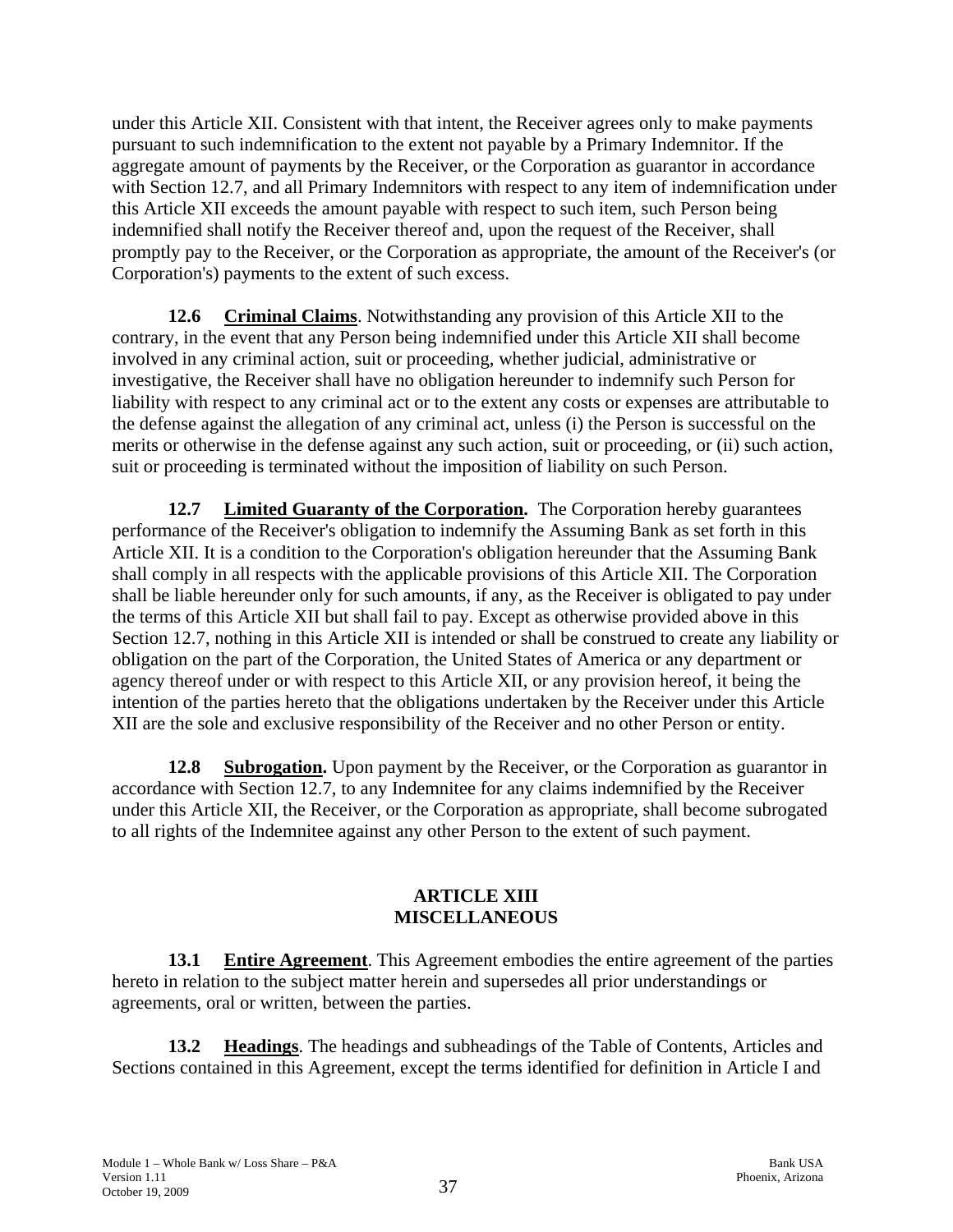under this Article XII. Consistent with that intent, the Receiver agrees only to make payments pursuant to such indemnification to the extent not payable by a Primary Indemnitor. If the aggregate amount of payments by the Receiver, or the Corporation as guarantor in accordance with Section 12.7, and all Primary Indemnitors with respect to any item of indemnification under this Article XII exceeds the amount payable with respect to such item, such Person being indemnified shall notify the Receiver thereof and, upon the request of the Receiver, shall promptly pay to the Receiver, or the Corporation as appropriate, the amount of the Receiver's (or Corporation's) payments to the extent of such excess.

**12.6 Criminal Claims**. Notwithstanding any provision of this Article XII to the contrary, in the event that any Person being indemnified under this Article XII shall become involved in any criminal action, suit or proceeding, whether judicial, administrative or investigative, the Receiver shall have no obligation hereunder to indemnify such Person for liability with respect to any criminal act or to the extent any costs or expenses are attributable to the defense against the allegation of any criminal act, unless (i) the Person is successful on the merits or otherwise in the defense against any such action, suit or proceeding, or (ii) such action, suit or proceeding is terminated without the imposition of liability on such Person.

**12.7 Limited Guaranty of the Corporation.** The Corporation hereby guarantees performance of the Receiver's obligation to indemnify the Assuming Bank as set forth in this Article XII. It is a condition to the Corporation's obligation hereunder that the Assuming Bank shall comply in all respects with the applicable provisions of this Article XII. The Corporation shall be liable hereunder only for such amounts, if any, as the Receiver is obligated to pay under the terms of this Article XII but shall fail to pay. Except as otherwise provided above in this Section 12.7, nothing in this Article XII is intended or shall be construed to create any liability or obligation on the part of the Corporation, the United States of America or any department or agency thereof under or with respect to this Article XII, or any provision hereof, it being the intention of the parties hereto that the obligations undertaken by the Receiver under this Article XII are the sole and exclusive responsibility of the Receiver and no other Person or entity.

**12.8 Subrogation.** Upon payment by the Receiver, or the Corporation as guarantor in accordance with Section 12.7, to any Indemnitee for any claims indemnified by the Receiver under this Article XII, the Receiver, or the Corporation as appropriate, shall become subrogated to all rights of the Indemnitee against any other Person to the extent of such payment.

## ARTICLE XIII
## MISCELLANEOUS

**13.1 Entire Agreement**. This Agreement embodies the entire agreement of the parties hereto in relation to the subject matter herein and supersedes all prior understandings or agreements, oral or written, between the parties.

**13.2 Headings**. The headings and subheadings of the Table of Contents, Articles and Sections contained in this Agreement, except the terms identified for definition in Article I and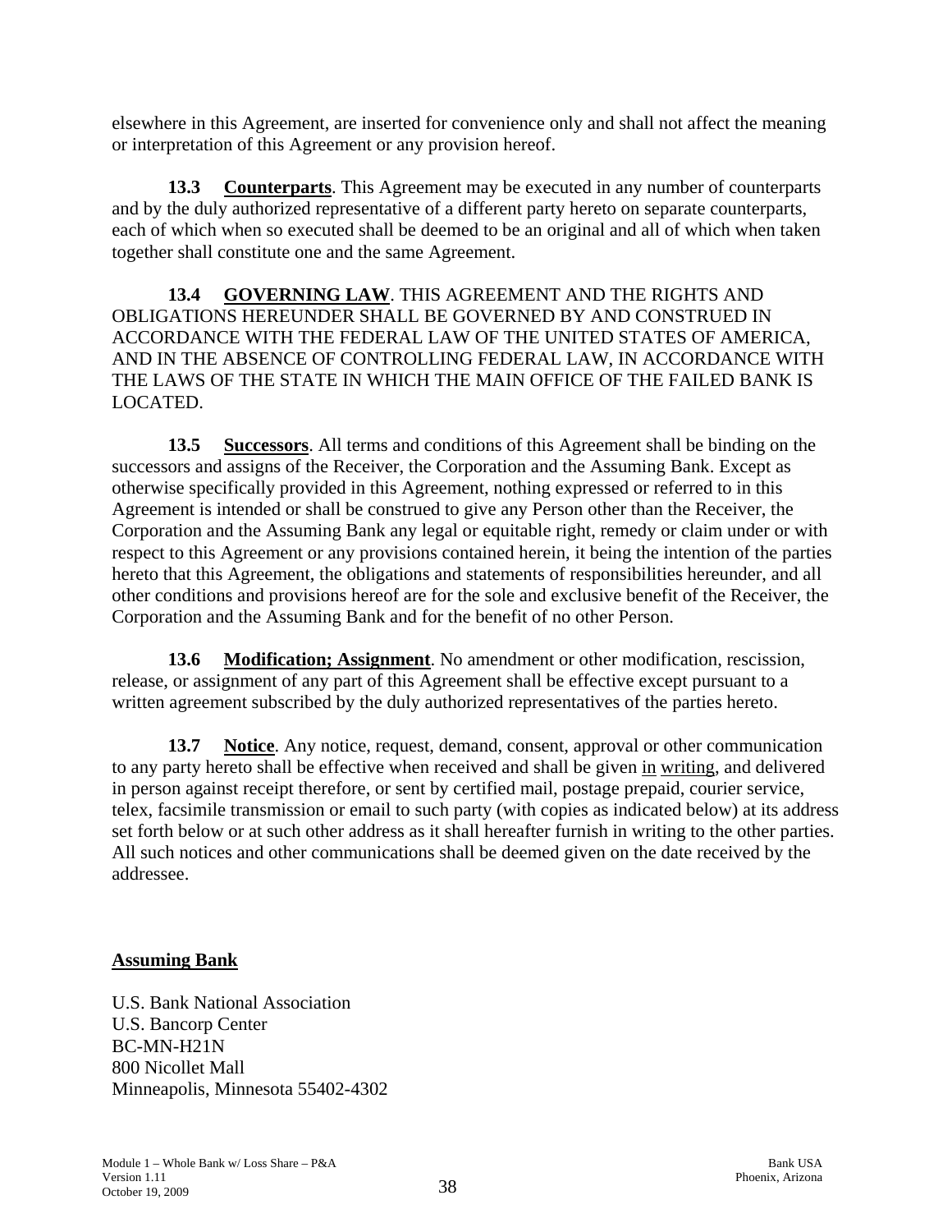elsewhere in this Agreement, are inserted for convenience only and shall not affect the meaning or interpretation of this Agreement or any provision hereof.

**13.3 Counterparts**. This Agreement may be executed in any number of counterparts and by the duly authorized representative of a different party hereto on separate counterparts, each of which when so executed shall be deemed to be an original and all of which when taken together shall constitute one and the same Agreement.

**13.4 GOVERNING LAW**. THIS AGREEMENT AND THE RIGHTS AND OBLIGATIONS HEREUNDER SHALL BE GOVERNED BY AND CONSTRUED IN ACCORDANCE WITH THE FEDERAL LAW OF THE UNITED STATES OF AMERICA, AND IN THE ABSENCE OF CONTROLLING FEDERAL LAW, IN ACCORDANCE WITH THE LAWS OF THE STATE IN WHICH THE MAIN OFFICE OF THE FAILED BANK IS LOCATED.

**13.5 Successors**. All terms and conditions of this Agreement shall be binding on the successors and assigns of the Receiver, the Corporation and the Assuming Bank. Except as otherwise specifically provided in this Agreement, nothing expressed or referred to in this Agreement is intended or shall be construed to give any Person other than the Receiver, the Corporation and the Assuming Bank any legal or equitable right, remedy or claim under or with respect to this Agreement or any provisions contained herein, it being the intention of the parties hereto that this Agreement, the obligations and statements of responsibilities hereunder, and all other conditions and provisions hereof are for the sole and exclusive benefit of the Receiver, the Corporation and the Assuming Bank and for the benefit of no other Person.

**13.6 Modification; Assignment**. No amendment or other modification, rescission, release, or assignment of any part of this Agreement shall be effective except pursuant to a written agreement subscribed by the duly authorized representatives of the parties hereto.

**13.7 Notice**. Any notice, request, demand, consent, approval or other communication to any party hereto shall be effective when received and shall be given in writing, and delivered in person against receipt therefore, or sent by certified mail, postage prepaid, courier service, telex, facsimile transmission or email to such party (with copies as indicated below) at its address set forth below or at such other address as it shall hereafter furnish in writing to the other parties. All such notices and other communications shall be deemed given on the date received by the addressee.

**Assuming Bank**

U.S. Bank National Association
U.S. Bancorp Center
BC-MN-H21N
800 Nicollet Mall
Minneapolis, Minnesota 55402-4302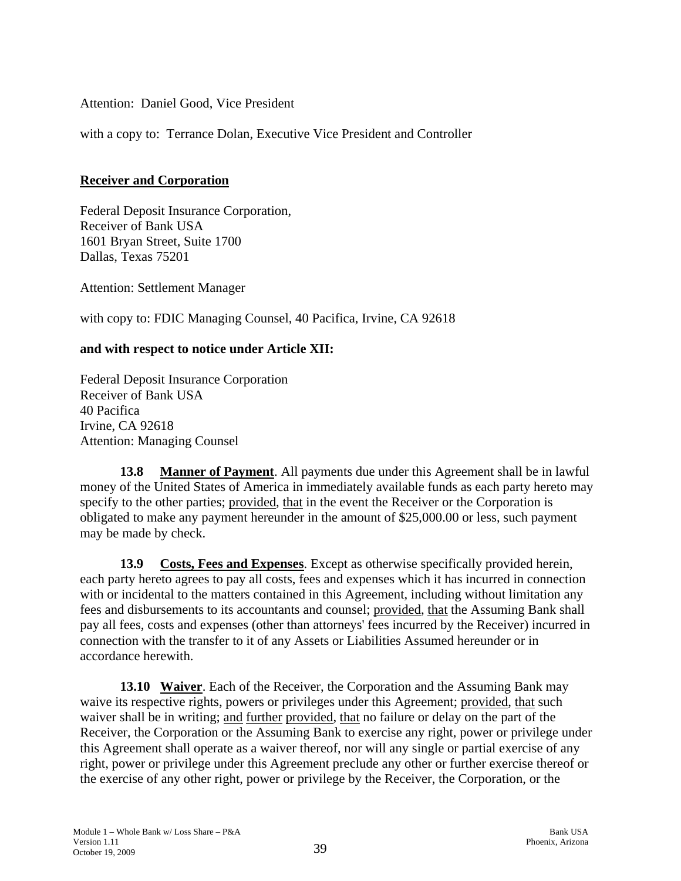Attention: Daniel Good, Vice President

with a copy to: Terrance Dolan, Executive Vice President and Controller

**Receiver and Corporation**

Federal Deposit Insurance Corporation,
Receiver of Bank USA
1601 Bryan Street, Suite 1700
Dallas, Texas 75201

Attention: Settlement Manager

with copy to: FDIC Managing Counsel, 40 Pacifica, Irvine, CA 92618

**and with respect to notice under Article XII:**

Federal Deposit Insurance Corporation
Receiver of Bank USA
40 Pacifica
Irvine, CA 92618
Attention: Managing Counsel

**13.8 Manner of Payment**. All payments due under this Agreement shall be in lawful money of the United States of America in immediately available funds as each party hereto may specify to the other parties; provided, that in the event the Receiver or the Corporation is obligated to make any payment hereunder in the amount of $25,000.00 or less, such payment may be made by check.

**13.9 Costs, Fees and Expenses**. Except as otherwise specifically provided herein, each party hereto agrees to pay all costs, fees and expenses which it has incurred in connection with or incidental to the matters contained in this Agreement, including without limitation any fees and disbursements to its accountants and counsel; provided, that the Assuming Bank shall pay all fees, costs and expenses (other than attorneys' fees incurred by the Receiver) incurred in connection with the transfer to it of any Assets or Liabilities Assumed hereunder or in accordance herewith.

**13.10 Waiver**. Each of the Receiver, the Corporation and the Assuming Bank may waive its respective rights, powers or privileges under this Agreement; provided, that such waiver shall be in writing; and further provided, that no failure or delay on the part of the Receiver, the Corporation or the Assuming Bank to exercise any right, power or privilege under this Agreement shall operate as a waiver thereof, nor will any single or partial exercise of any right, power or privilege under this Agreement preclude any other or further exercise thereof or the exercise of any other right, power or privilege by the Receiver, the Corporation, or the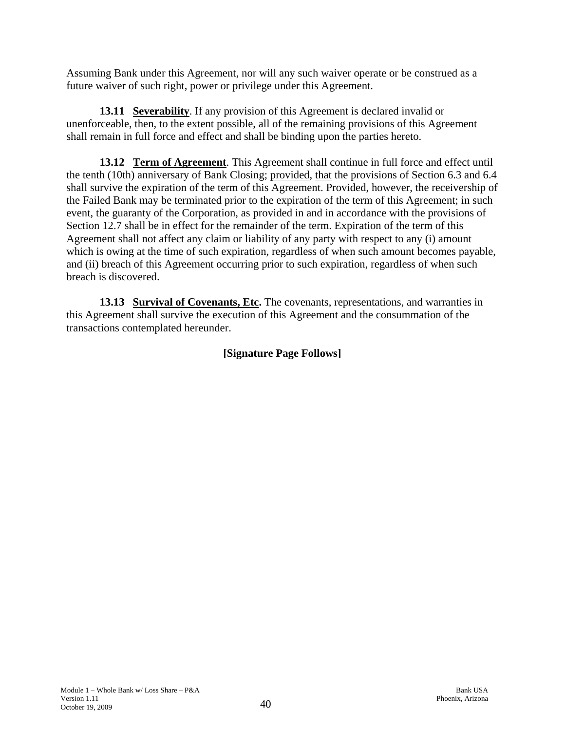Assuming Bank under this Agreement, nor will any such waiver operate or be construed as a future waiver of such right, power or privilege under this Agreement.

**13.11 Severability**. If any provision of this Agreement is declared invalid or unenforceable, then, to the extent possible, all of the remaining provisions of this Agreement shall remain in full force and effect and shall be binding upon the parties hereto.

**13.12 Term of Agreement**. This Agreement shall continue in full force and effect until the tenth (10th) anniversary of Bank Closing; provided, that the provisions of Section 6.3 and 6.4 shall survive the expiration of the term of this Agreement. Provided, however, the receivership of the Failed Bank may be terminated prior to the expiration of the term of this Agreement; in such event, the guaranty of the Corporation, as provided in and in accordance with the provisions of Section 12.7 shall be in effect for the remainder of the term. Expiration of the term of this Agreement shall not affect any claim or liability of any party with respect to any (i) amount which is owing at the time of such expiration, regardless of when such amount becomes payable, and (ii) breach of this Agreement occurring prior to such expiration, regardless of when such breach is discovered.

**13.13 Survival of Covenants, Etc.** The covenants, representations, and warranties in this Agreement shall survive the execution of this Agreement and the consummation of the transactions contemplated hereunder.

**[Signature Page Follows]**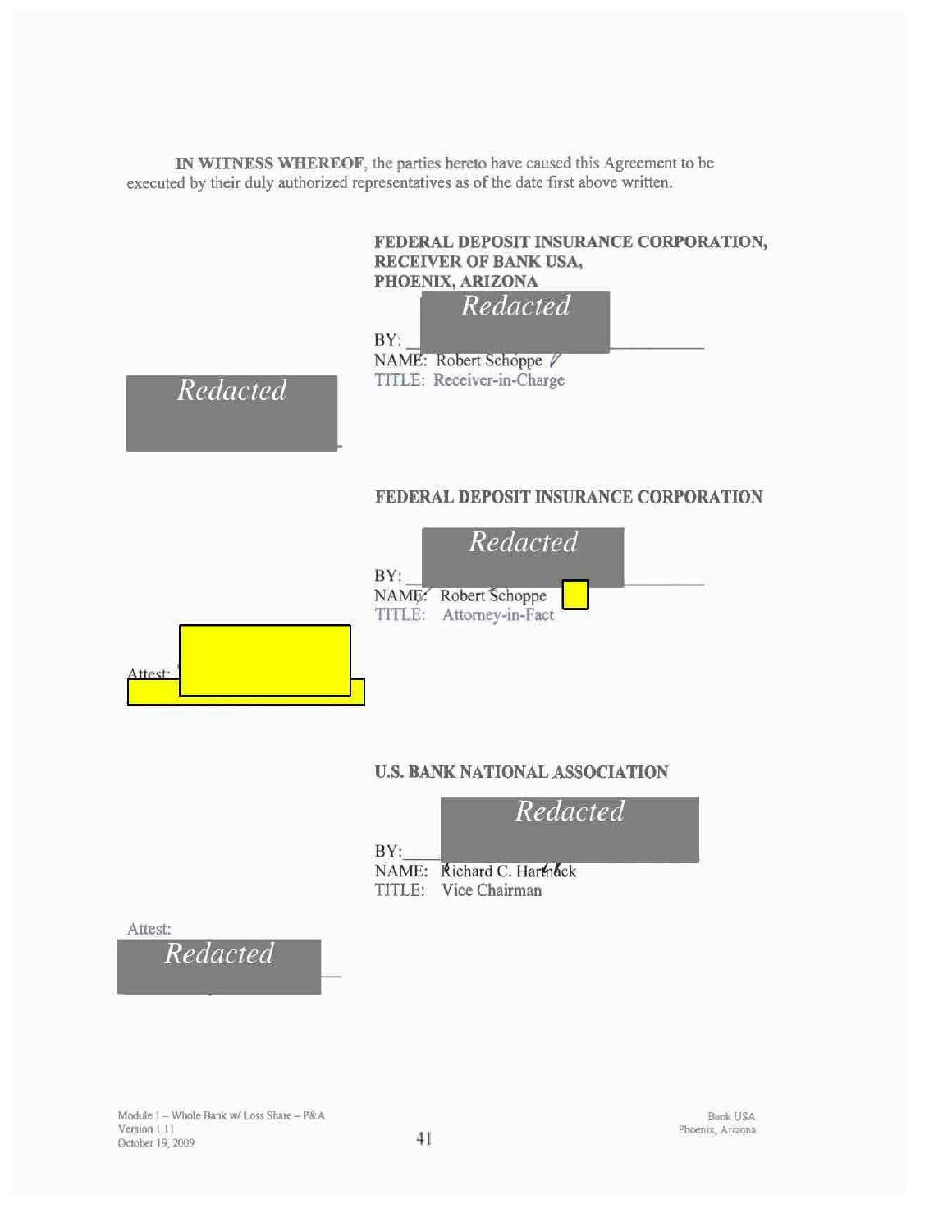**IN WITNESS WHEREOF**, the parties hereto have caused this Agreement to be executed by their duly authorized representatives as of the date first above written.

**FEDERAL DEPOSIT INSURANCE CORPORATION, RECEIVER OF BANK USA, PHOENIX, ARIZONA**

*Redacted*

BY: ______________________

NAME: Robert Schoppe

TITLE: Receiver-in-Charge

*Redacted*

**FEDERAL DEPOSIT INSURANCE CORPORATION**

*Redacted*

BY: ______________________

NAME: Robert Schoppe

TITLE: Attorney-in-Fact

Attest:

**U.S. BANK NATIONAL ASSOCIATION**

*Redacted*

BY: ______________________

NAME: Richard C. Hartnack

TITLE: Vice Chairman

Attest:

*Redacted*

Module 1 – Whole Bank w/ Loss Share – P&A
Version 1.11
October 19, 2009

Bank USA
Phoenix, Arizona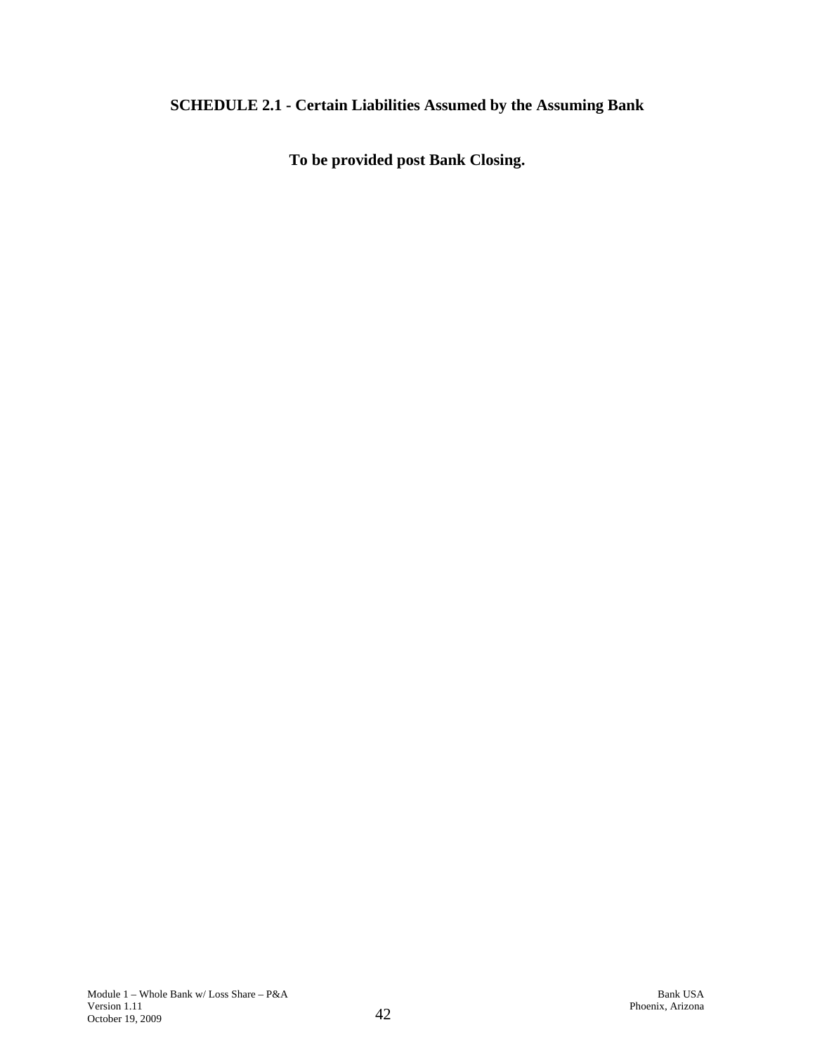## SCHEDULE 2.1 - Certain Liabilities Assumed by the Assuming Bank

**To be provided post Bank Closing.**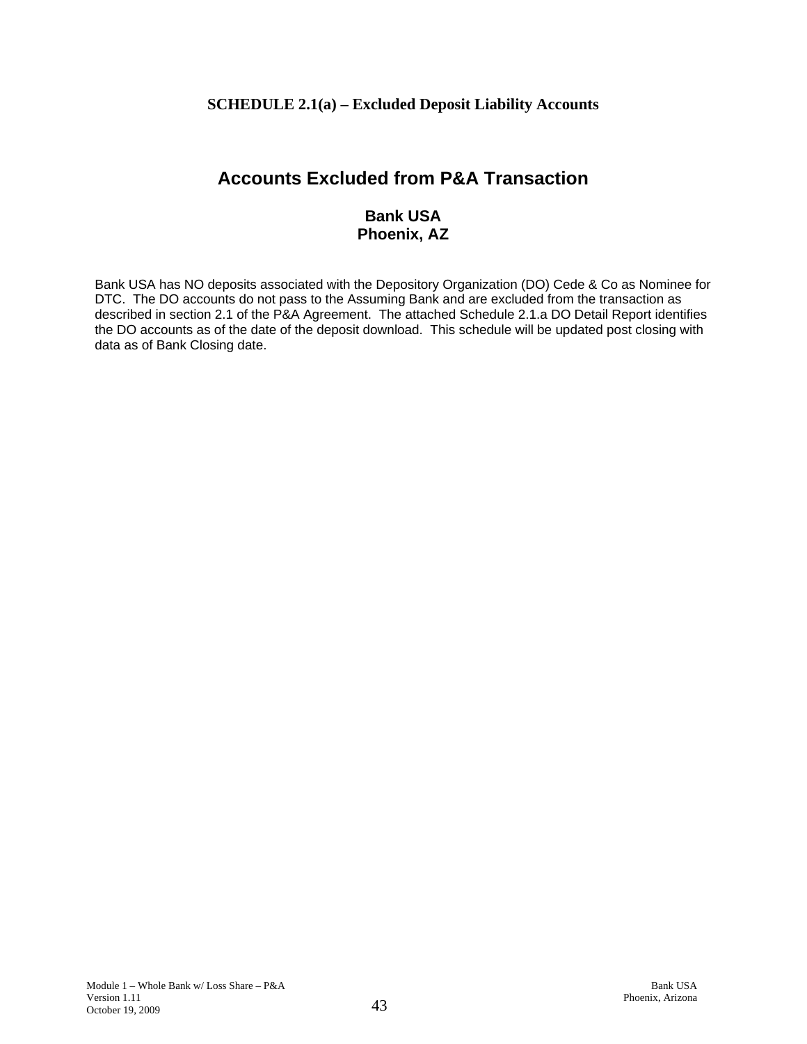**SCHEDULE 2.1(a) – Excluded Deposit Liability Accounts**

## Accounts Excluded from P&A Transaction

### Bank USA
### Phoenix, AZ

Bank USA has NO deposits associated with the Depository Organization (DO) Cede & Co as Nominee for DTC. The DO accounts do not pass to the Assuming Bank and are excluded from the transaction as described in section 2.1 of the P&A Agreement. The attached Schedule 2.1.a DO Detail Report identifies the DO accounts as of the date of the deposit download. This schedule will be updated post closing with data as of Bank Closing date.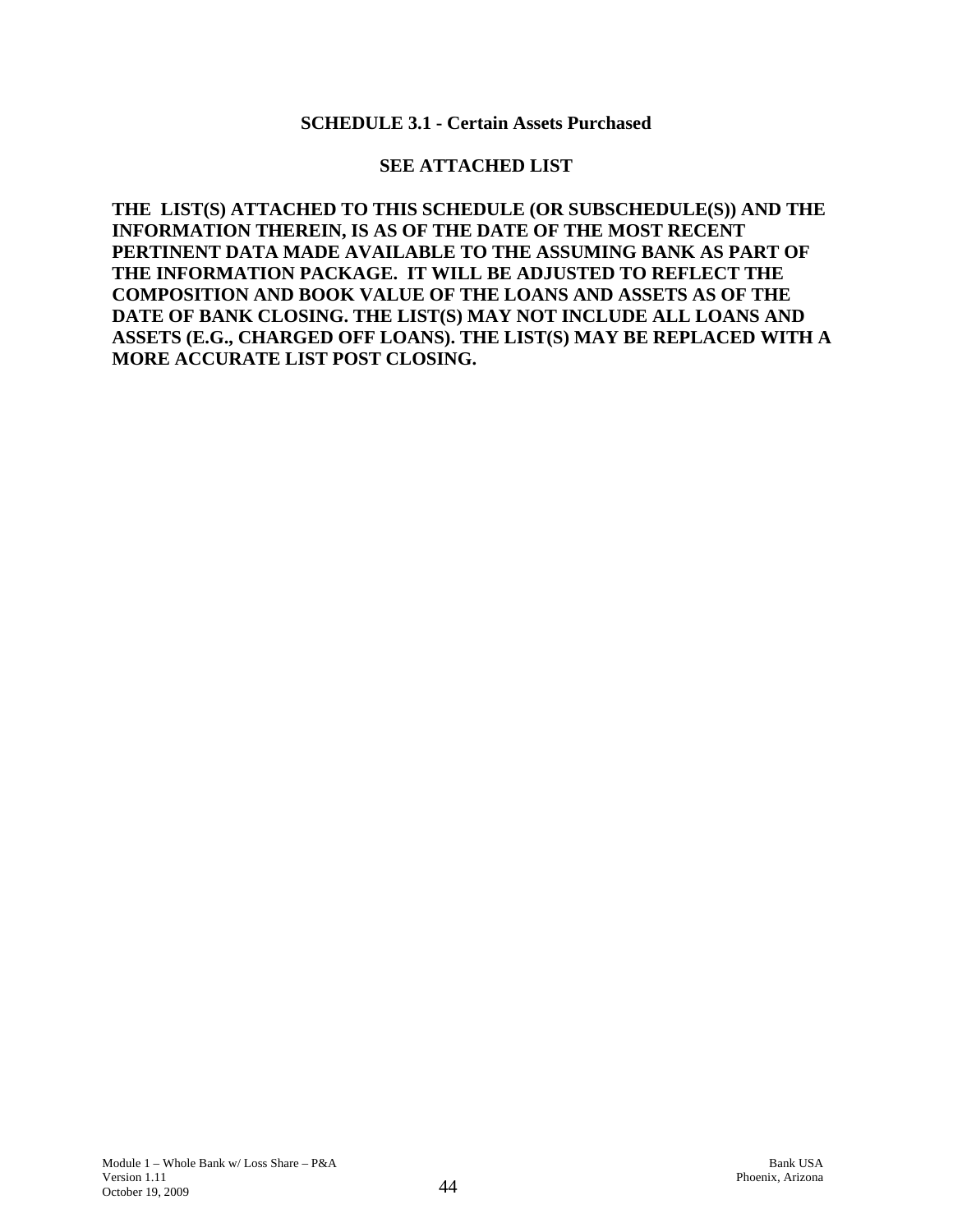## SCHEDULE 3.1 - Certain Assets Purchased

**SEE ATTACHED LIST**

**THE LIST(S) ATTACHED TO THIS SCHEDULE (OR SUBSCHEDULE(S)) AND THE INFORMATION THEREIN, IS AS OF THE DATE OF THE MOST RECENT PERTINENT DATA MADE AVAILABLE TO THE ASSUMING BANK AS PART OF THE INFORMATION PACKAGE. IT WILL BE ADJUSTED TO REFLECT THE COMPOSITION AND BOOK VALUE OF THE LOANS AND ASSETS AS OF THE DATE OF BANK CLOSING. THE LIST(S) MAY NOT INCLUDE ALL LOANS AND ASSETS (E.G., CHARGED OFF LOANS). THE LIST(S) MAY BE REPLACED WITH A MORE ACCURATE LIST POST CLOSING.**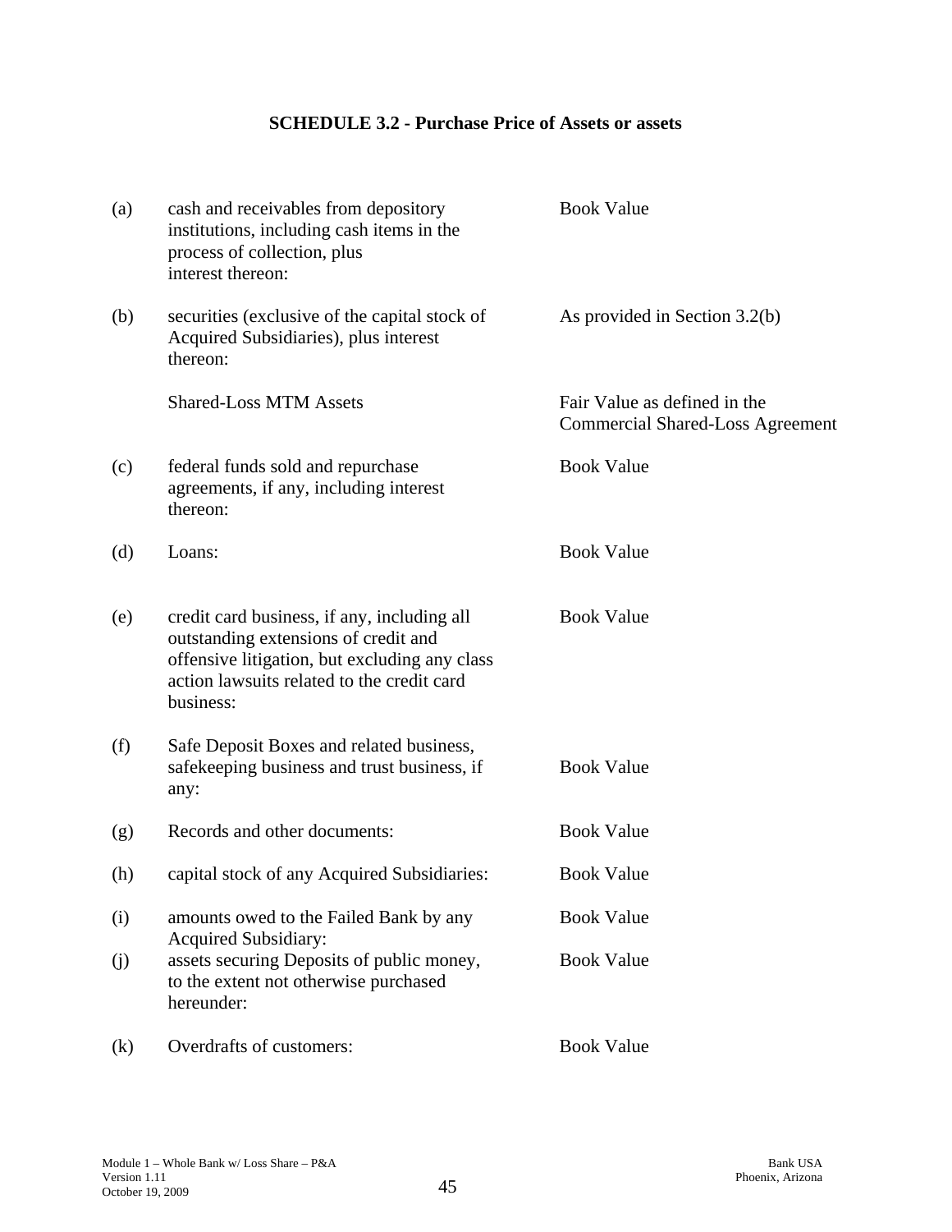## SCHEDULE 3.2 - Purchase Price of Assets or assets

| | | |
|---|---|---|
| (a) | cash and receivables from depository institutions, including cash items in the process of collection, plus interest thereon: | Book Value |
| (b) | securities (exclusive of the capital stock of Acquired Subsidiaries), plus interest thereon: | As provided in Section 3.2(b) |
| | Shared-Loss MTM Assets | Fair Value as defined in the Commercial Shared-Loss Agreement |
| (c) | federal funds sold and repurchase agreements, if any, including interest thereon: | Book Value |
| (d) | Loans: | Book Value |
| (e) | credit card business, if any, including all outstanding extensions of credit and offensive litigation, but excluding any class action lawsuits related to the credit card business: | Book Value |
| (f) | Safe Deposit Boxes and related business, safekeeping business and trust business, if any: | Book Value |
| (g) | Records and other documents: | Book Value |
| (h) | capital stock of any Acquired Subsidiaries: | Book Value |
| (i) | amounts owed to the Failed Bank by any Acquired Subsidiary: | Book Value |
| (j) | assets securing Deposits of public money, to the extent not otherwise purchased hereunder: | Book Value |
| (k) | Overdrafts of customers: | Book Value |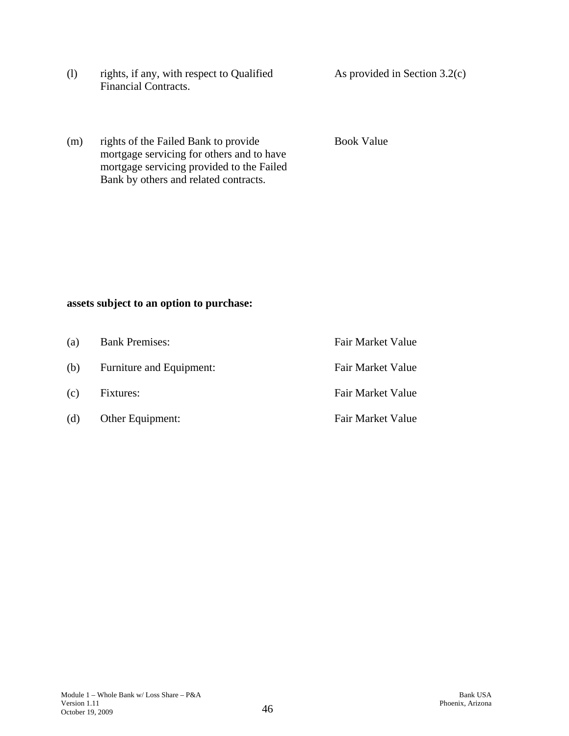| | | |
|---|---|---|
| (l) | rights, if any, with respect to Qualified Financial Contracts. | As provided in Section 3.2(c) |
| (m) | rights of the Failed Bank to provide mortgage servicing for others and to have mortgage servicing provided to the Failed Bank by others and related contracts. | Book Value |

**assets subject to an option to purchase:**

| | | |
|---|---|---|
| (a) | Bank Premises: | Fair Market Value |
| (b) | Furniture and Equipment: | Fair Market Value |
| (c) | Fixtures: | Fair Market Value |
| (d) | Other Equipment: | Fair Market Value |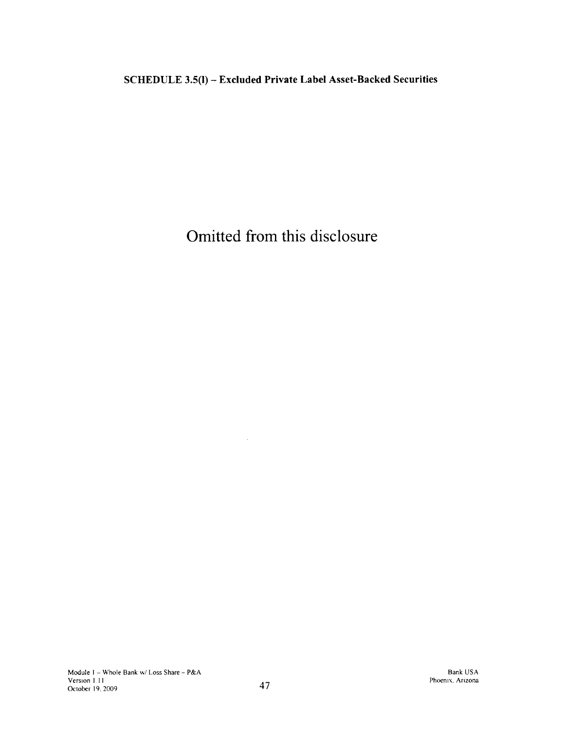**SCHEDULE 3.5(l) – Excluded Private Label Asset-Backed Securities**

Omitted from this disclosure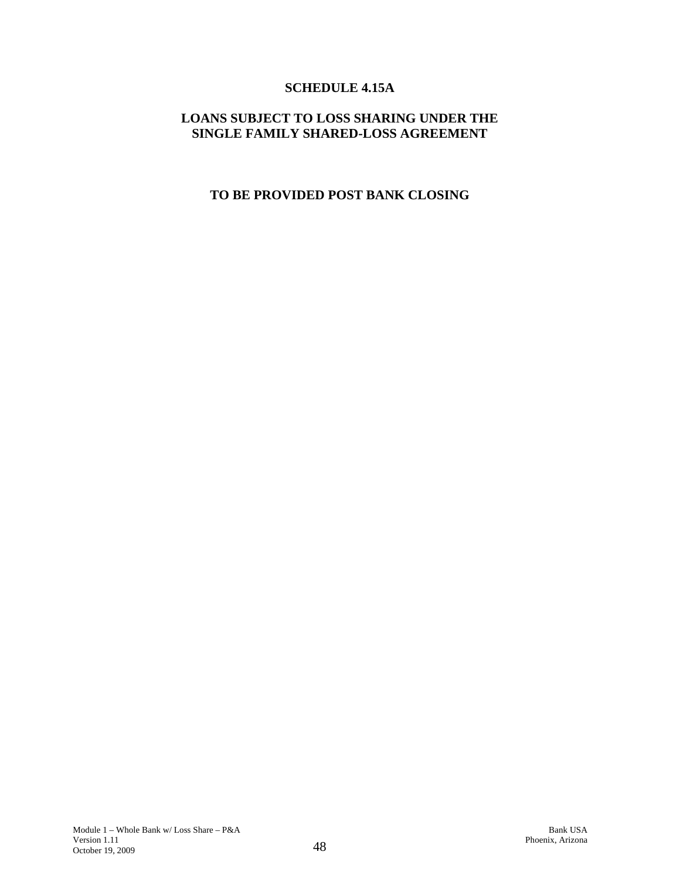# SCHEDULE 4.15A

## LOANS SUBJECT TO LOSS SHARING UNDER THE SINGLE FAMILY SHARED-LOSS AGREEMENT

**TO BE PROVIDED POST BANK CLOSING**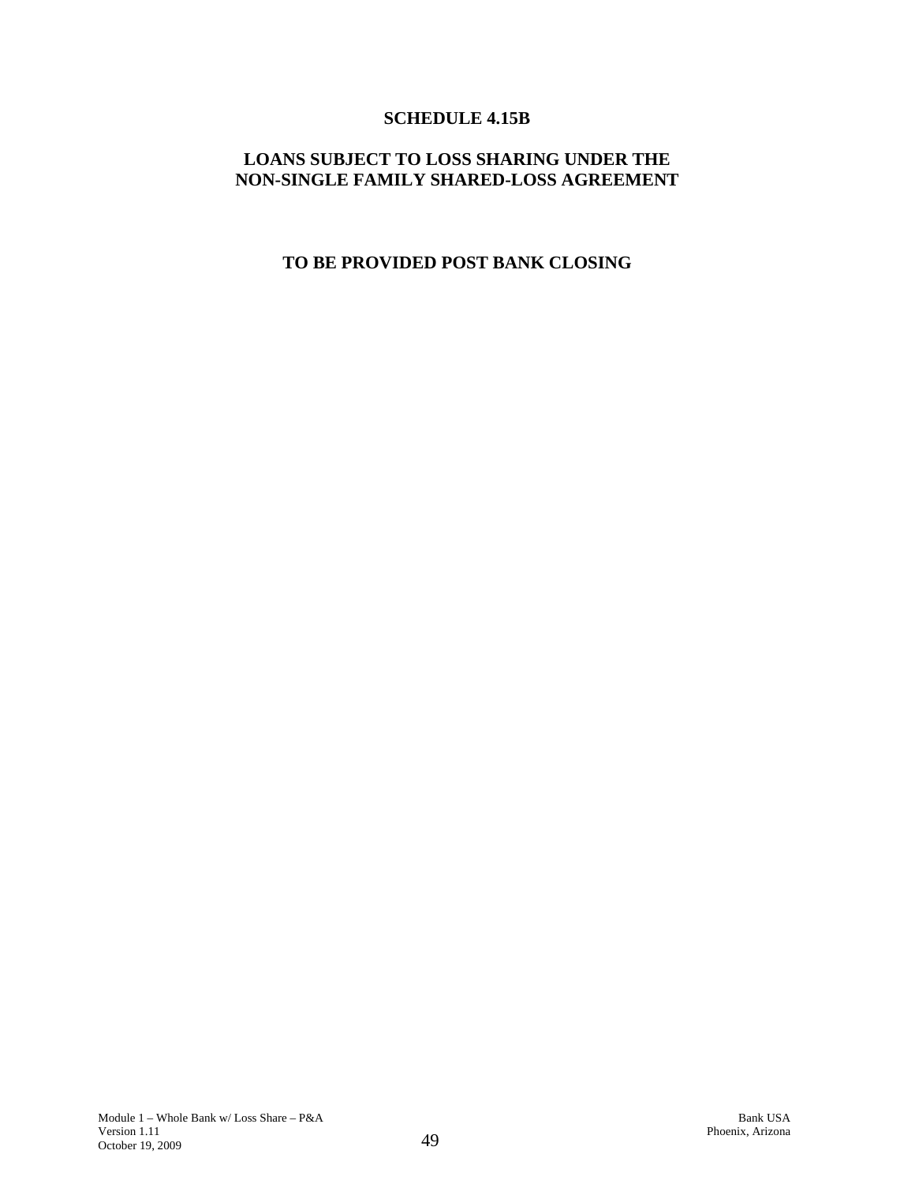# SCHEDULE 4.15B

## LOANS SUBJECT TO LOSS SHARING UNDER THE NON-SINGLE FAMILY SHARED-LOSS AGREEMENT

**TO BE PROVIDED POST BANK CLOSING**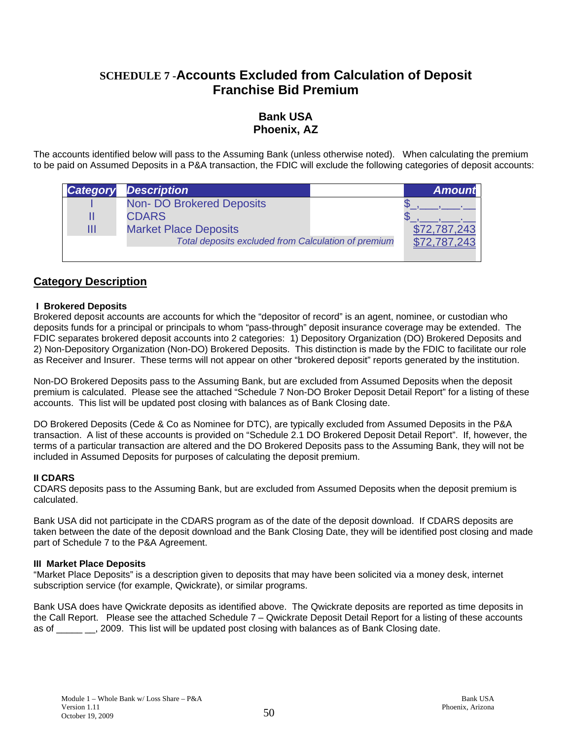# SCHEDULE 7 - Accounts Excluded from Calculation of Deposit Franchise Bid Premium

## Bank USA
## Phoenix, AZ

The accounts identified below will pass to the Assuming Bank (unless otherwise noted). When calculating the premium to be paid on Assumed Deposits in a P&A transaction, the FDIC will exclude the following categories of deposit accounts:

| Category | Description | Amount |
|---|---|---|
| I | Non- DO Brokered Deposits | $_,___,___.__ |
| II | CDARS | $_,___,___.__ |
| III | Market Place Deposits | $72,787,243 |
| | *Total deposits excluded from Calculation of premium* | $72,787,243 |

## Category Description

**I Brokered Deposits**

Brokered deposit accounts are accounts for which the "depositor of record" is an agent, nominee, or custodian who deposits funds for a principal or principals to whom "pass-through" deposit insurance coverage may be extended. The FDIC separates brokered deposit accounts into 2 categories: 1) Depository Organization (DO) Brokered Deposits and 2) Non-Depository Organization (Non-DO) Brokered Deposits. This distinction is made by the FDIC to facilitate our role as Receiver and Insurer. These terms will not appear on other "brokered deposit" reports generated by the institution.

Non-DO Brokered Deposits pass to the Assuming Bank, but are excluded from Assumed Deposits when the deposit premium is calculated. Please see the attached "Schedule 7 Non-DO Broker Deposit Detail Report" for a listing of these accounts. This list will be updated post closing with balances as of Bank Closing date.

DO Brokered Deposits (Cede & Co as Nominee for DTC), are typically excluded from Assumed Deposits in the P&A transaction. A list of these accounts is provided on "Schedule 2.1 DO Brokered Deposit Detail Report". If, however, the terms of a particular transaction are altered and the DO Brokered Deposits pass to the Assuming Bank, they will not be included in Assumed Deposits for purposes of calculating the deposit premium.

**II CDARS**

CDARS deposits pass to the Assuming Bank, but are excluded from Assumed Deposits when the deposit premium is calculated.

Bank USA did not participate in the CDARS program as of the date of the deposit download. If CDARS deposits are taken between the date of the deposit download and the Bank Closing Date, they will be identified post closing and made part of Schedule 7 to the P&A Agreement.

**III Market Place Deposits**

"Market Place Deposits" is a description given to deposits that may have been solicited via a money desk, internet subscription service (for example, Qwickrate), or similar programs.

Bank USA does have Qwickrate deposits as identified above. The Qwickrate deposits are reported as time deposits in the Call Report. Please see the attached Schedule 7 – Qwickrate Deposit Detail Report for a listing of these accounts as of _____ __, 2009. This list will be updated post closing with balances as of Bank Closing date.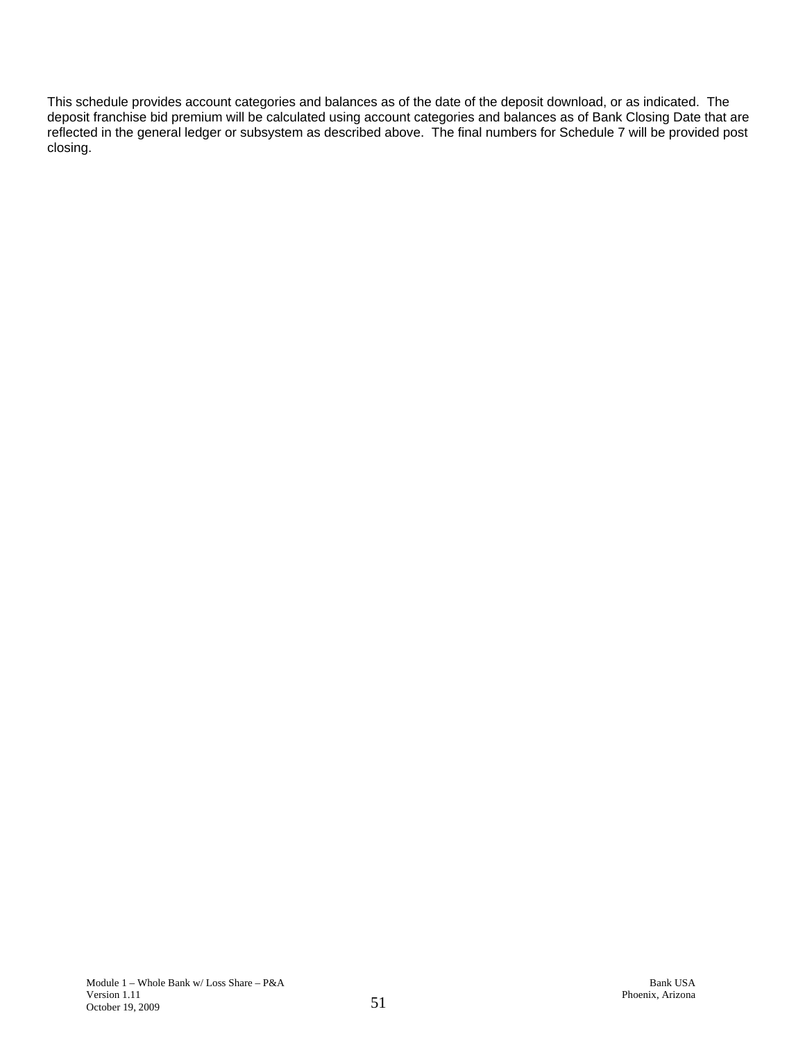This schedule provides account categories and balances as of the date of the deposit download, or as indicated. The deposit franchise bid premium will be calculated using account categories and balances as of Bank Closing Date that are reflected in the general ledger or subsystem as described above. The final numbers for Schedule 7 will be provided post closing.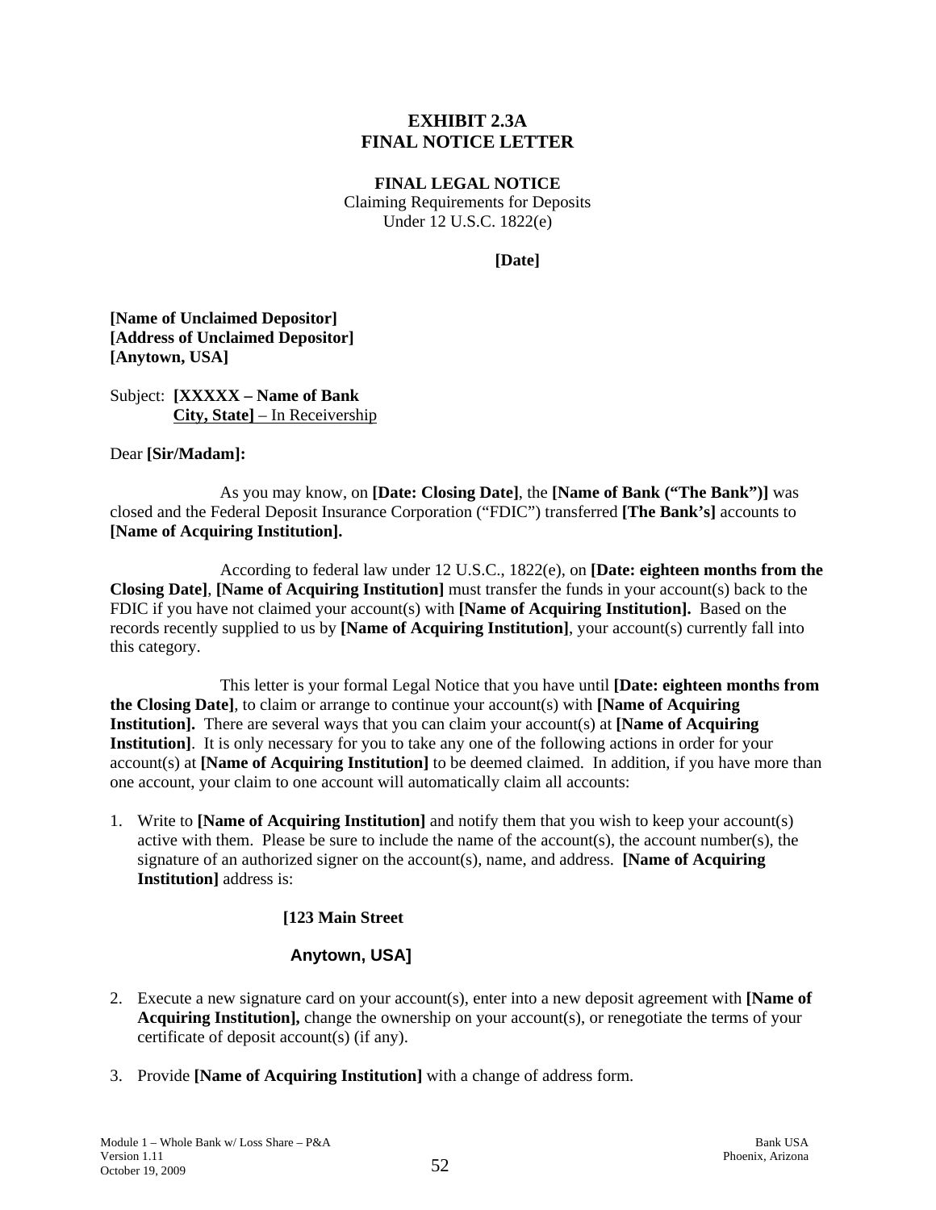# EXHIBIT 2.3A
# FINAL NOTICE LETTER

**FINAL LEGAL NOTICE**
Claiming Requirements for Deposits
Under 12 U.S.C. 1822(e)

**[Date]**

**[Name of Unclaimed Depositor]**
**[Address of Unclaimed Depositor]**
**[Anytown, USA]**

Subject: **[XXXXX – Name of Bank**
**City, State]** – In Receivership

Dear **[Sir/Madam]:**

As you may know, on **[Date: Closing Date]**, the **[Name of Bank ("The Bank")]** was closed and the Federal Deposit Insurance Corporation ("FDIC") transferred **[The Bank's]** accounts to **[Name of Acquiring Institution].**

According to federal law under 12 U.S.C., 1822(e), on **[Date: eighteen months from the Closing Date]**, **[Name of Acquiring Institution]** must transfer the funds in your account(s) back to the FDIC if you have not claimed your account(s) with **[Name of Acquiring Institution].** Based on the records recently supplied to us by **[Name of Acquiring Institution]**, your account(s) currently fall into this category.

This letter is your formal Legal Notice that you have until **[Date: eighteen months from the Closing Date]**, to claim or arrange to continue your account(s) with **[Name of Acquiring Institution].** There are several ways that you can claim your account(s) at **[Name of Acquiring Institution]**. It is only necessary for you to take any one of the following actions in order for your account(s) at **[Name of Acquiring Institution]** to be deemed claimed. In addition, if you have more than one account, your claim to one account will automatically claim all accounts:

1. Write to **[Name of Acquiring Institution]** and notify them that you wish to keep your account(s) active with them. Please be sure to include the name of the account(s), the account number(s), the signature of an authorized signer on the account(s), name, and address. **[Name of Acquiring Institution]** address is:

   **[123 Main Street**

   **Anytown, USA]**

2. Execute a new signature card on your account(s), enter into a new deposit agreement with **[Name of Acquiring Institution],** change the ownership on your account(s), or renegotiate the terms of your certificate of deposit account(s) (if any).

3. Provide **[Name of Acquiring Institution]** with a change of address form.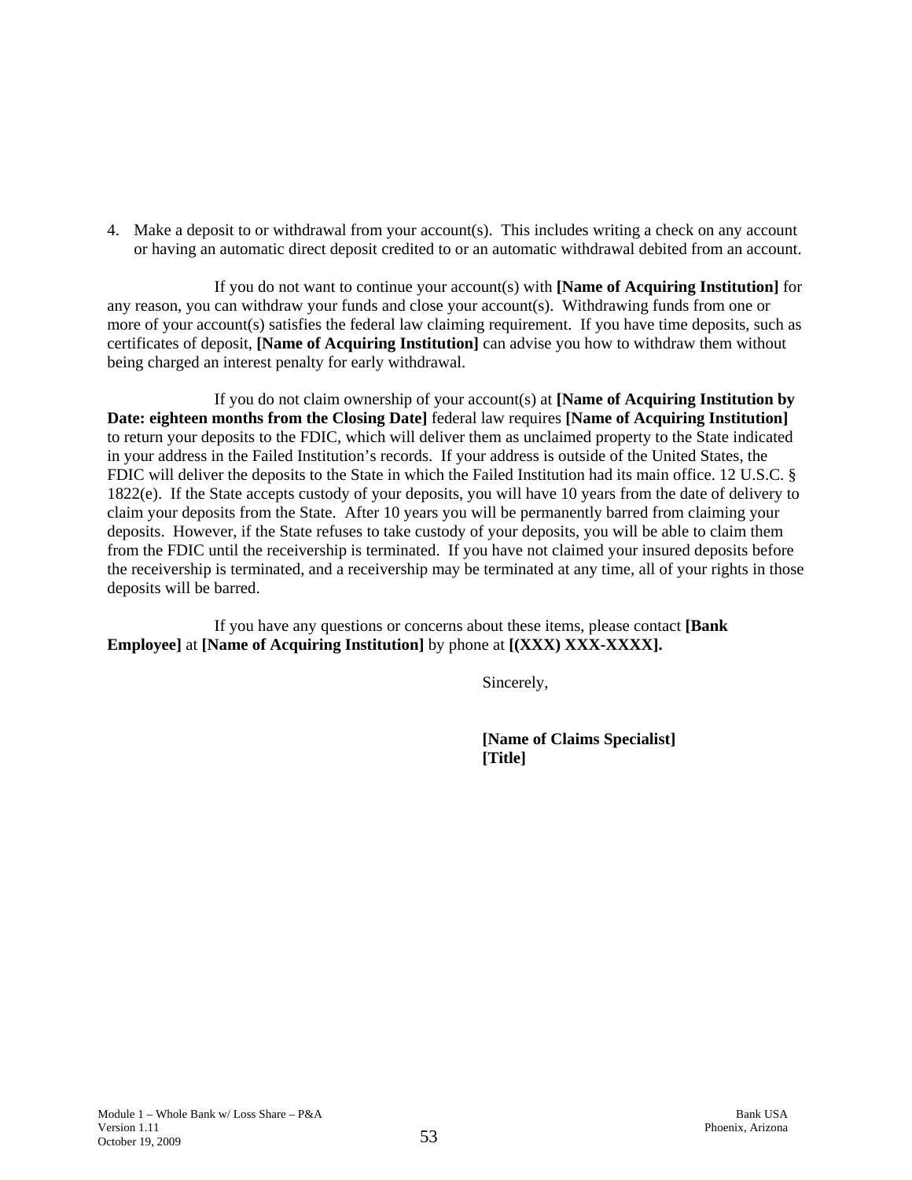4. Make a deposit to or withdrawal from your account(s). This includes writing a check on any account or having an automatic direct deposit credited to or an automatic withdrawal debited from an account.

If you do not want to continue your account(s) with **[Name of Acquiring Institution]** for any reason, you can withdraw your funds and close your account(s). Withdrawing funds from one or more of your account(s) satisfies the federal law claiming requirement. If you have time deposits, such as certificates of deposit, **[Name of Acquiring Institution]** can advise you how to withdraw them without being charged an interest penalty for early withdrawal.

If you do not claim ownership of your account(s) at **[Name of Acquiring Institution by Date: eighteen months from the Closing Date]** federal law requires **[Name of Acquiring Institution]** to return your deposits to the FDIC, which will deliver them as unclaimed property to the State indicated in your address in the Failed Institution's records. If your address is outside of the United States, the FDIC will deliver the deposits to the State in which the Failed Institution had its main office. 12 U.S.C. § 1822(e). If the State accepts custody of your deposits, you will have 10 years from the date of delivery to claim your deposits from the State. After 10 years you will be permanently barred from claiming your deposits. However, if the State refuses to take custody of your deposits, you will be able to claim them from the FDIC until the receivership is terminated. If you have not claimed your insured deposits before the receivership is terminated, and a receivership may be terminated at any time, all of your rights in those deposits will be barred.

If you have any questions or concerns about these items, please contact **[Bank Employee]** at **[Name of Acquiring Institution]** by phone at **[(XXX) XXX-XXXX].**

Sincerely,

**[Name of Claims Specialist]**
**[Title]**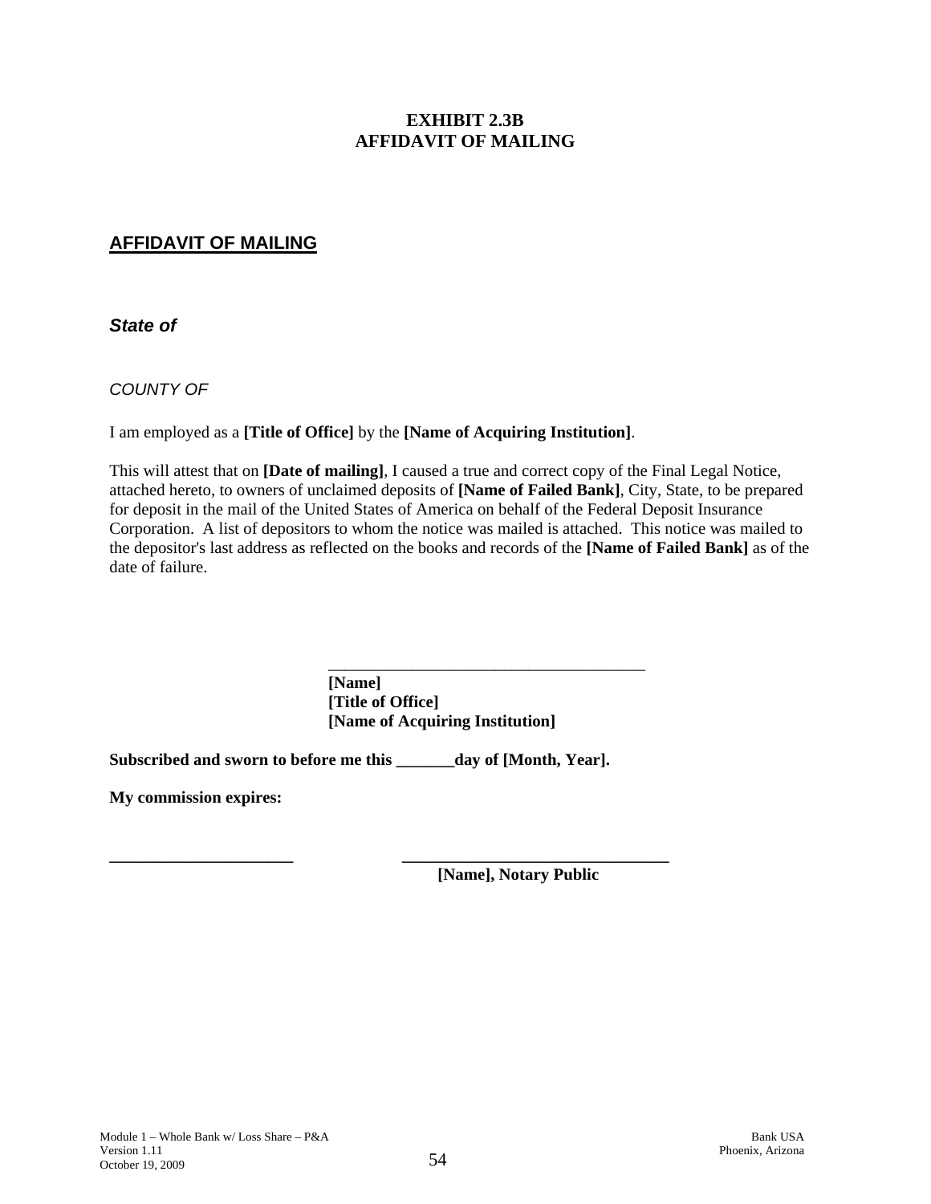**EXHIBIT 2.3B**
**AFFIDAVIT OF MAILING**

## AFFIDAVIT OF MAILING

***State of***

*COUNTY OF*

I am employed as a **[Title of Office]** by the **[Name of Acquiring Institution]**.

This will attest that on **[Date of mailing]**, I caused a true and correct copy of the Final Legal Notice, attached hereto, to owners of unclaimed deposits of **[Name of Failed Bank]**, City, State, to be prepared for deposit in the mail of the United States of America on behalf of the Federal Deposit Insurance Corporation. A list of depositors to whom the notice was mailed is attached. This notice was mailed to the depositor's last address as reflected on the books and records of the **[Name of Failed Bank]** as of the date of failure.

\_\_\_\_\_\_\_\_\_\_\_\_\_\_\_\_\_\_\_\_\_\_\_\_\_\_\_\_\_\_\_\_\_\_\_\_\_\_\_
**[Name]**
**[Title of Office]**
**[Name of Acquiring Institution]**

**Subscribed and sworn to before me this \_\_\_\_\_\_\_day of [Month, Year].**

**My commission expires:**

\_\_\_\_\_\_\_\_\_\_\_\_\_\_\_\_\_\_\_\_\_\_ \_\_\_\_\_\_\_\_\_\_\_\_\_\_\_\_\_\_\_\_\_\_\_\_\_\_\_\_\_\_\_\_\_
**[Name], Notary Public**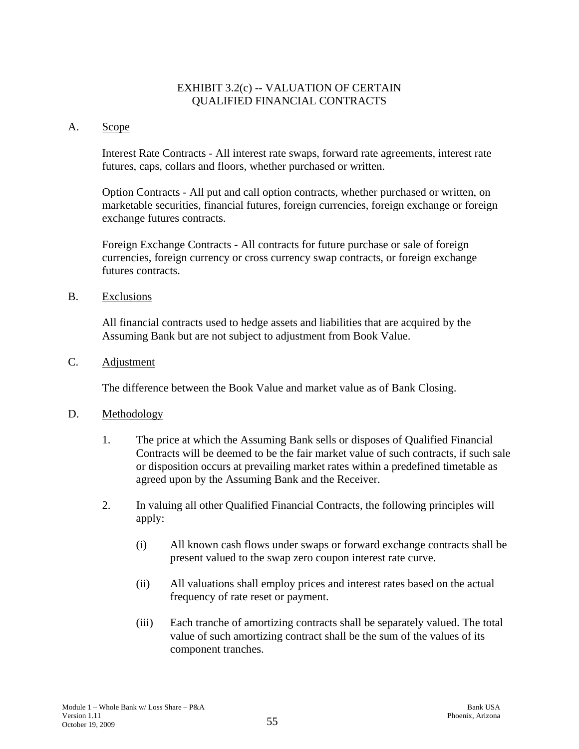# EXHIBIT 3.2(c) -- VALUATION OF CERTAIN QUALIFIED FINANCIAL CONTRACTS

A. Scope

Interest Rate Contracts - All interest rate swaps, forward rate agreements, interest rate futures, caps, collars and floors, whether purchased or written.

Option Contracts - All put and call option contracts, whether purchased or written, on marketable securities, financial futures, foreign currencies, foreign exchange or foreign exchange futures contracts.

Foreign Exchange Contracts - All contracts for future purchase or sale of foreign currencies, foreign currency or cross currency swap contracts, or foreign exchange futures contracts.

B. Exclusions

All financial contracts used to hedge assets and liabilities that are acquired by the Assuming Bank but are not subject to adjustment from Book Value.

C. Adjustment

The difference between the Book Value and market value as of Bank Closing.

D. Methodology

1. The price at which the Assuming Bank sells or disposes of Qualified Financial Contracts will be deemed to be the fair market value of such contracts, if such sale or disposition occurs at prevailing market rates within a predefined timetable as agreed upon by the Assuming Bank and the Receiver.

2. In valuing all other Qualified Financial Contracts, the following principles will apply:

   (i) All known cash flows under swaps or forward exchange contracts shall be present valued to the swap zero coupon interest rate curve.

   (ii) All valuations shall employ prices and interest rates based on the actual frequency of rate reset or payment.

   (iii) Each tranche of amortizing contracts shall be separately valued. The total value of such amortizing contract shall be the sum of the values of its component tranches.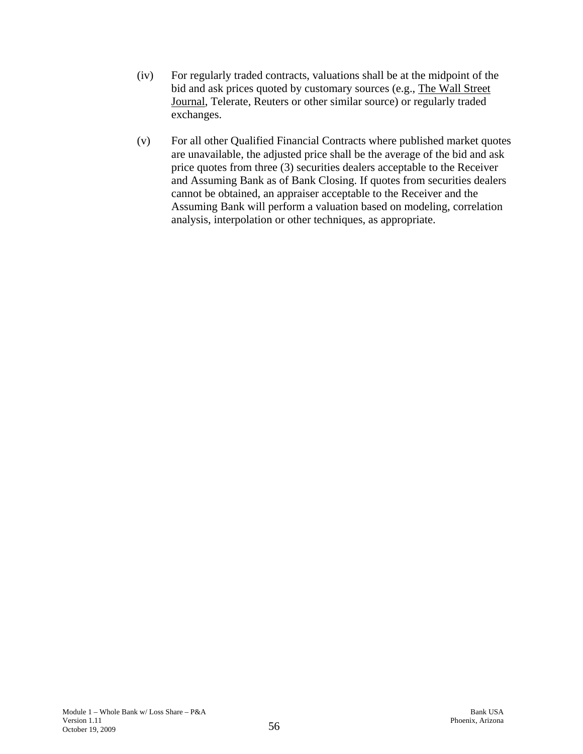(iv) For regularly traded contracts, valuations shall be at the midpoint of the bid and ask prices quoted by customary sources (e.g., The Wall Street Journal, Telerate, Reuters or other similar source) or regularly traded exchanges.

(v) For all other Qualified Financial Contracts where published market quotes are unavailable, the adjusted price shall be the average of the bid and ask price quotes from three (3) securities dealers acceptable to the Receiver and Assuming Bank as of Bank Closing. If quotes from securities dealers cannot be obtained, an appraiser acceptable to the Receiver and the Assuming Bank will perform a valuation based on modeling, correlation analysis, interpolation or other techniques, as appropriate.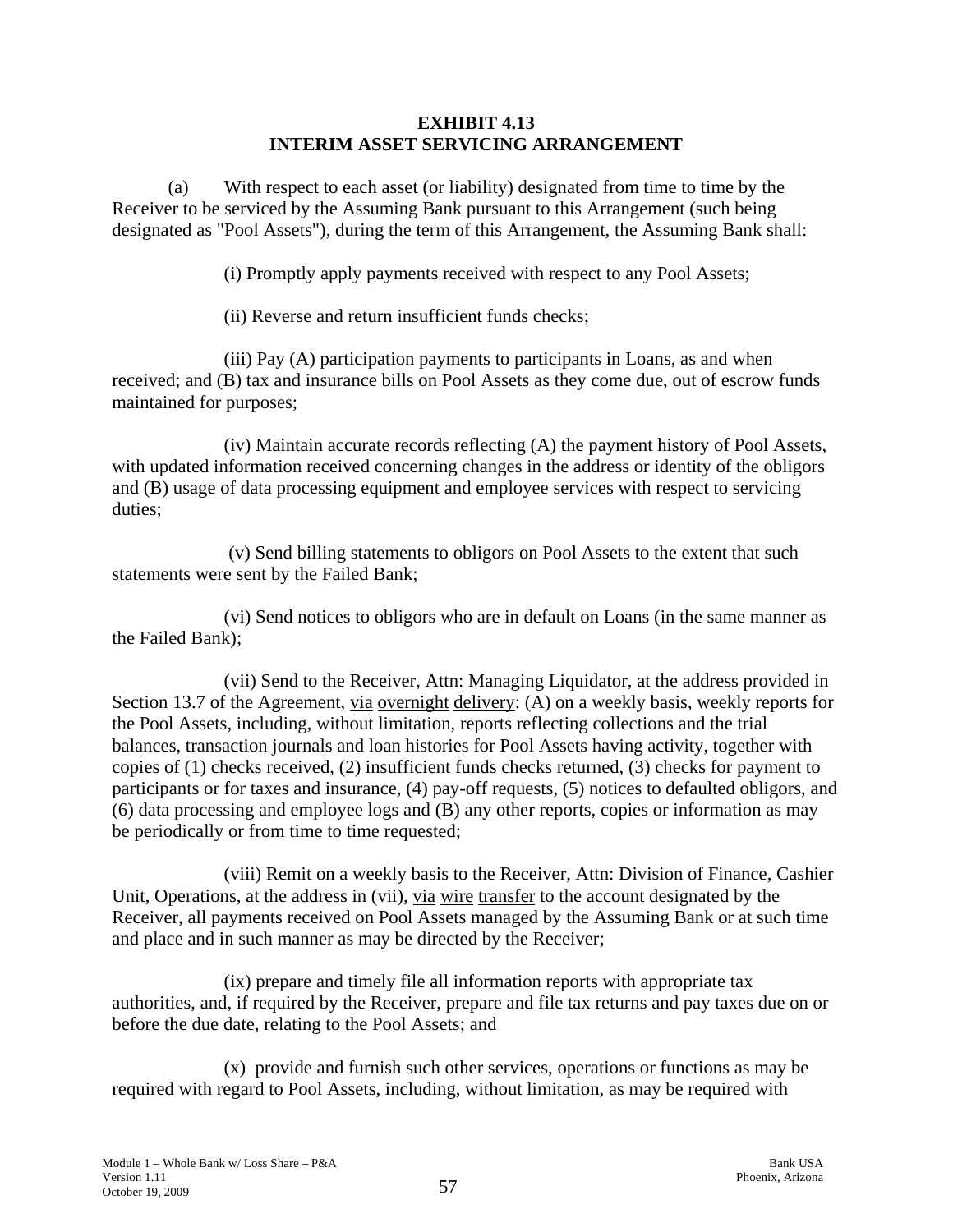# EXHIBIT 4.13
# INTERIM ASSET SERVICING ARRANGEMENT

(a) With respect to each asset (or liability) designated from time to time by the Receiver to be serviced by the Assuming Bank pursuant to this Arrangement (such being designated as "Pool Assets"), during the term of this Arrangement, the Assuming Bank shall:

(i) Promptly apply payments received with respect to any Pool Assets;

(ii) Reverse and return insufficient funds checks;

(iii) Pay (A) participation payments to participants in Loans, as and when received; and (B) tax and insurance bills on Pool Assets as they come due, out of escrow funds maintained for purposes;

(iv) Maintain accurate records reflecting (A) the payment history of Pool Assets, with updated information received concerning changes in the address or identity of the obligors and (B) usage of data processing equipment and employee services with respect to servicing duties;

(v) Send billing statements to obligors on Pool Assets to the extent that such statements were sent by the Failed Bank;

(vi) Send notices to obligors who are in default on Loans (in the same manner as the Failed Bank);

(vii) Send to the Receiver, Attn: Managing Liquidator, at the address provided in Section 13.7 of the Agreement, via overnight delivery: (A) on a weekly basis, weekly reports for the Pool Assets, including, without limitation, reports reflecting collections and the trial balances, transaction journals and loan histories for Pool Assets having activity, together with copies of (1) checks received, (2) insufficient funds checks returned, (3) checks for payment to participants or for taxes and insurance, (4) pay-off requests, (5) notices to defaulted obligors, and (6) data processing and employee logs and (B) any other reports, copies or information as may be periodically or from time to time requested;

(viii) Remit on a weekly basis to the Receiver, Attn: Division of Finance, Cashier Unit, Operations, at the address in (vii), via wire transfer to the account designated by the Receiver, all payments received on Pool Assets managed by the Assuming Bank or at such time and place and in such manner as may be directed by the Receiver;

(ix) prepare and timely file all information reports with appropriate tax authorities, and, if required by the Receiver, prepare and file tax returns and pay taxes due on or before the due date, relating to the Pool Assets; and

(x) provide and furnish such other services, operations or functions as may be required with regard to Pool Assets, including, without limitation, as may be required with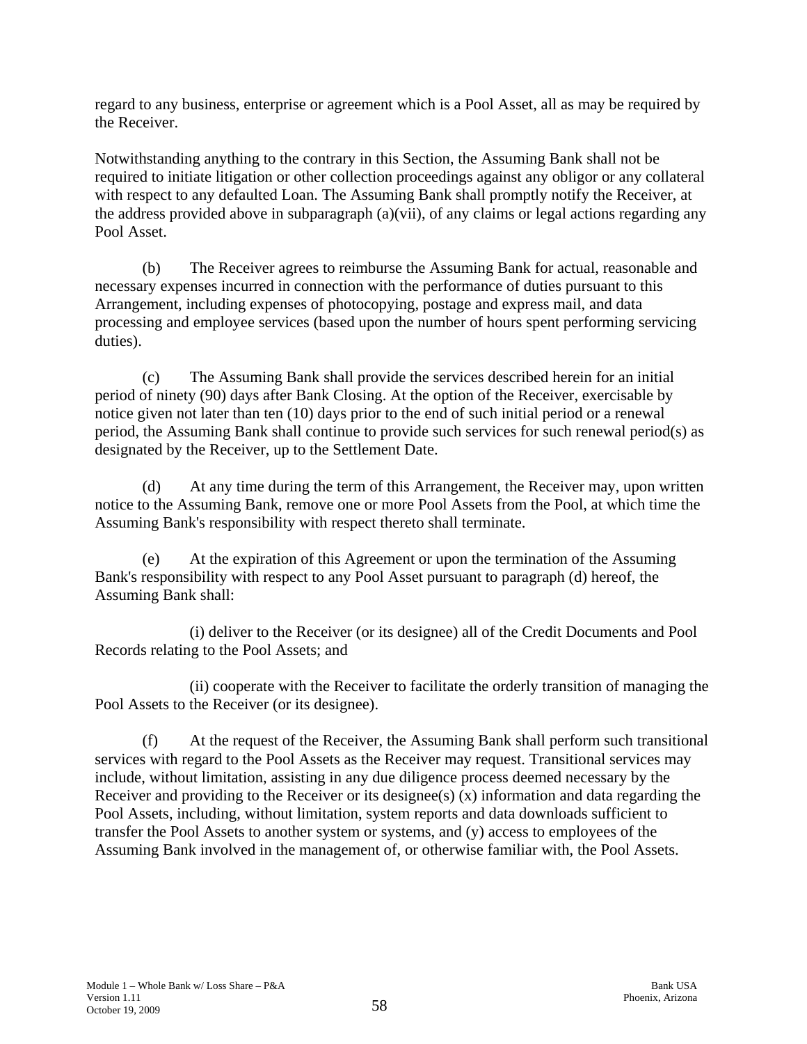regard to any business, enterprise or agreement which is a Pool Asset, all as may be required by the Receiver.

Notwithstanding anything to the contrary in this Section, the Assuming Bank shall not be required to initiate litigation or other collection proceedings against any obligor or any collateral with respect to any defaulted Loan. The Assuming Bank shall promptly notify the Receiver, at the address provided above in subparagraph (a)(vii), of any claims or legal actions regarding any Pool Asset.

(b) The Receiver agrees to reimburse the Assuming Bank for actual, reasonable and necessary expenses incurred in connection with the performance of duties pursuant to this Arrangement, including expenses of photocopying, postage and express mail, and data processing and employee services (based upon the number of hours spent performing servicing duties).

(c) The Assuming Bank shall provide the services described herein for an initial period of ninety (90) days after Bank Closing. At the option of the Receiver, exercisable by notice given not later than ten (10) days prior to the end of such initial period or a renewal period, the Assuming Bank shall continue to provide such services for such renewal period(s) as designated by the Receiver, up to the Settlement Date.

(d) At any time during the term of this Arrangement, the Receiver may, upon written notice to the Assuming Bank, remove one or more Pool Assets from the Pool, at which time the Assuming Bank's responsibility with respect thereto shall terminate.

(e) At the expiration of this Agreement or upon the termination of the Assuming Bank's responsibility with respect to any Pool Asset pursuant to paragraph (d) hereof, the Assuming Bank shall:

(i) deliver to the Receiver (or its designee) all of the Credit Documents and Pool Records relating to the Pool Assets; and

(ii) cooperate with the Receiver to facilitate the orderly transition of managing the Pool Assets to the Receiver (or its designee).

(f) At the request of the Receiver, the Assuming Bank shall perform such transitional services with regard to the Pool Assets as the Receiver may request. Transitional services may include, without limitation, assisting in any due diligence process deemed necessary by the Receiver and providing to the Receiver or its designee(s) (x) information and data regarding the Pool Assets, including, without limitation, system reports and data downloads sufficient to transfer the Pool Assets to another system or systems, and (y) access to employees of the Assuming Bank involved in the management of, or otherwise familiar with, the Pool Assets.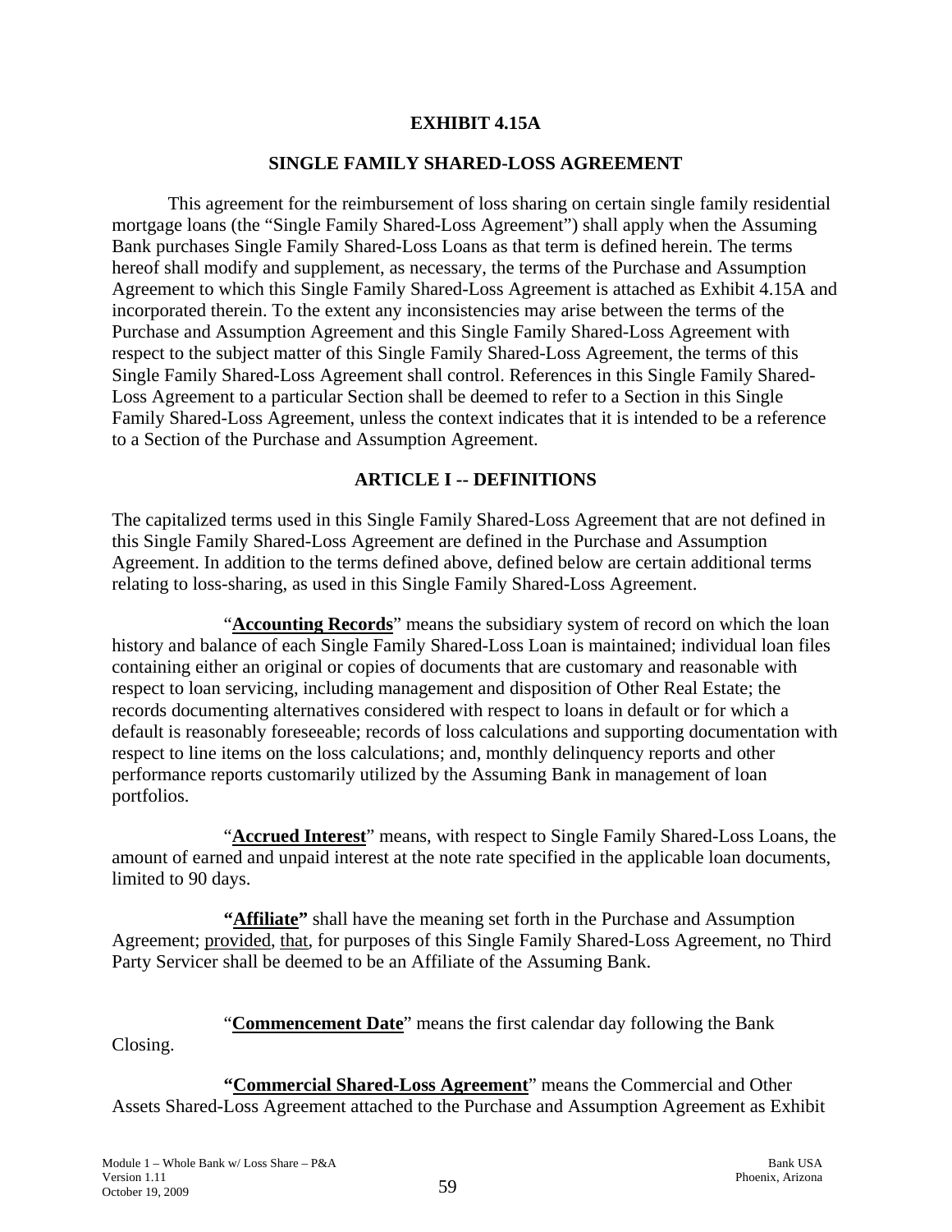# EXHIBIT 4.15A

## SINGLE FAMILY SHARED-LOSS AGREEMENT

This agreement for the reimbursement of loss sharing on certain single family residential mortgage loans (the "Single Family Shared-Loss Agreement") shall apply when the Assuming Bank purchases Single Family Shared-Loss Loans as that term is defined herein. The terms hereof shall modify and supplement, as necessary, the terms of the Purchase and Assumption Agreement to which this Single Family Shared-Loss Agreement is attached as Exhibit 4.15A and incorporated therein. To the extent any inconsistencies may arise between the terms of the Purchase and Assumption Agreement and this Single Family Shared-Loss Agreement with respect to the subject matter of this Single Family Shared-Loss Agreement, the terms of this Single Family Shared-Loss Agreement shall control. References in this Single Family Shared-Loss Agreement to a particular Section shall be deemed to refer to a Section in this Single Family Shared-Loss Agreement, unless the context indicates that it is intended to be a reference to a Section of the Purchase and Assumption Agreement.

## ARTICLE I -- DEFINITIONS

The capitalized terms used in this Single Family Shared-Loss Agreement that are not defined in this Single Family Shared-Loss Agreement are defined in the Purchase and Assumption Agreement. In addition to the terms defined above, defined below are certain additional terms relating to loss-sharing, as used in this Single Family Shared-Loss Agreement.

"**Accounting Records**" means the subsidiary system of record on which the loan history and balance of each Single Family Shared-Loss Loan is maintained; individual loan files containing either an original or copies of documents that are customary and reasonable with respect to loan servicing, including management and disposition of Other Real Estate; the records documenting alternatives considered with respect to loans in default or for which a default is reasonably foreseeable; records of loss calculations and supporting documentation with respect to line items on the loss calculations; and, monthly delinquency reports and other performance reports customarily utilized by the Assuming Bank in management of loan portfolios.

"**Accrued Interest**" means, with respect to Single Family Shared-Loss Loans, the amount of earned and unpaid interest at the note rate specified in the applicable loan documents, limited to 90 days.

**"Affiliate"** shall have the meaning set forth in the Purchase and Assumption Agreement; provided, that, for purposes of this Single Family Shared-Loss Agreement, no Third Party Servicer shall be deemed to be an Affiliate of the Assuming Bank.

"**Commencement Date**" means the first calendar day following the Bank Closing.

**"Commercial Shared-Loss Agreement**" means the Commercial and Other Assets Shared-Loss Agreement attached to the Purchase and Assumption Agreement as Exhibit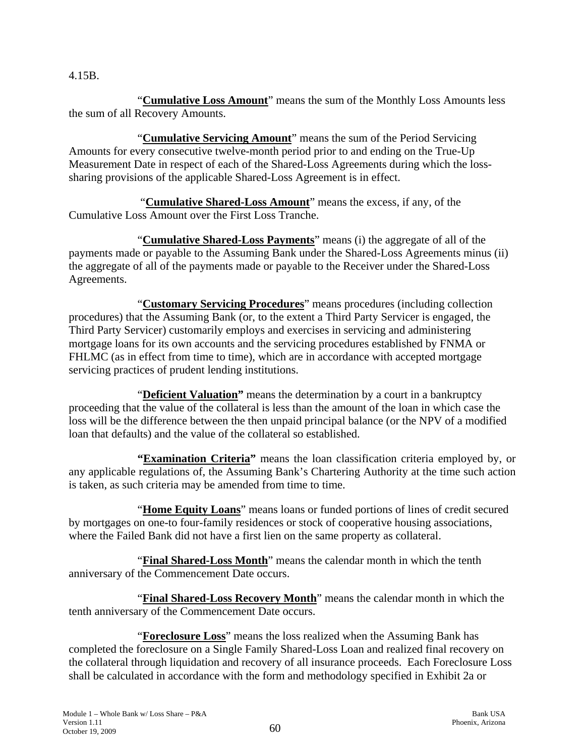4.15B.

"**Cumulative Loss Amount**" means the sum of the Monthly Loss Amounts less the sum of all Recovery Amounts.

"**Cumulative Servicing Amount**" means the sum of the Period Servicing Amounts for every consecutive twelve-month period prior to and ending on the True-Up Measurement Date in respect of each of the Shared-Loss Agreements during which the loss-sharing provisions of the applicable Shared-Loss Agreement is in effect.

"**Cumulative Shared-Loss Amount**" means the excess, if any, of the Cumulative Loss Amount over the First Loss Tranche.

"**Cumulative Shared-Loss Payments**" means (i) the aggregate of all of the payments made or payable to the Assuming Bank under the Shared-Loss Agreements minus (ii) the aggregate of all of the payments made or payable to the Receiver under the Shared-Loss Agreements.

"**Customary Servicing Procedures**" means procedures (including collection procedures) that the Assuming Bank (or, to the extent a Third Party Servicer is engaged, the Third Party Servicer) customarily employs and exercises in servicing and administering mortgage loans for its own accounts and the servicing procedures established by FNMA or FHLMC (as in effect from time to time), which are in accordance with accepted mortgage servicing practices of prudent lending institutions.

"**Deficient Valuation**" means the determination by a court in a bankruptcy proceeding that the value of the collateral is less than the amount of the loan in which case the loss will be the difference between the then unpaid principal balance (or the NPV of a modified loan that defaults) and the value of the collateral so established.

"**Examination Criteria**" means the loan classification criteria employed by, or any applicable regulations of, the Assuming Bank's Chartering Authority at the time such action is taken, as such criteria may be amended from time to time.

"**Home Equity Loans**" means loans or funded portions of lines of credit secured by mortgages on one-to four-family residences or stock of cooperative housing associations, where the Failed Bank did not have a first lien on the same property as collateral.

"**Final Shared-Loss Month**" means the calendar month in which the tenth anniversary of the Commencement Date occurs.

"**Final Shared-Loss Recovery Month**" means the calendar month in which the tenth anniversary of the Commencement Date occurs.

"**Foreclosure Loss**" means the loss realized when the Assuming Bank has completed the foreclosure on a Single Family Shared-Loss Loan and realized final recovery on the collateral through liquidation and recovery of all insurance proceeds. Each Foreclosure Loss shall be calculated in accordance with the form and methodology specified in Exhibit 2a or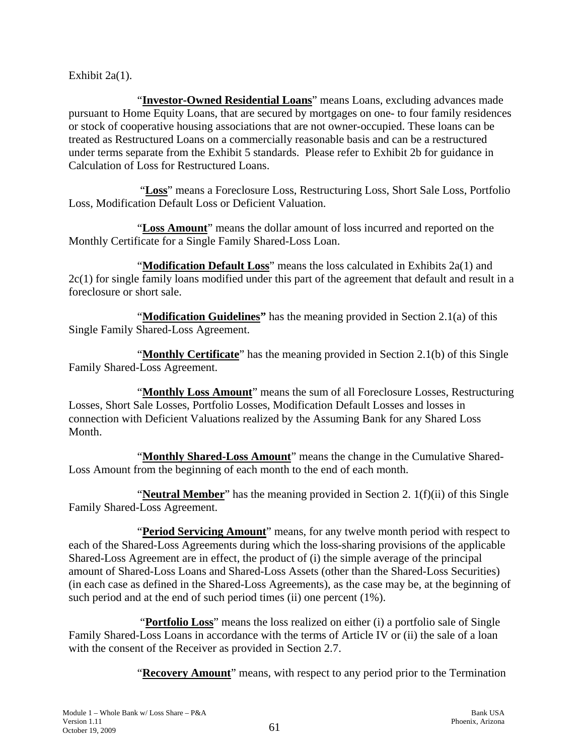Exhibit 2a(1).

"**Investor-Owned Residential Loans**" means Loans, excluding advances made pursuant to Home Equity Loans, that are secured by mortgages on one- to four family residences or stock of cooperative housing associations that are not owner-occupied. These loans can be treated as Restructured Loans on a commercially reasonable basis and can be a restructured under terms separate from the Exhibit 5 standards. Please refer to Exhibit 2b for guidance in Calculation of Loss for Restructured Loans.

"**Loss**" means a Foreclosure Loss, Restructuring Loss, Short Sale Loss, Portfolio Loss, Modification Default Loss or Deficient Valuation.

"**Loss Amount**" means the dollar amount of loss incurred and reported on the Monthly Certificate for a Single Family Shared-Loss Loan.

"**Modification Default Loss**" means the loss calculated in Exhibits 2a(1) and 2c(1) for single family loans modified under this part of the agreement that default and result in a foreclosure or short sale.

"**Modification Guidelines**" has the meaning provided in Section 2.1(a) of this Single Family Shared-Loss Agreement.

"**Monthly Certificate**" has the meaning provided in Section 2.1(b) of this Single Family Shared-Loss Agreement.

"**Monthly Loss Amount**" means the sum of all Foreclosure Losses, Restructuring Losses, Short Sale Losses, Portfolio Losses, Modification Default Losses and losses in connection with Deficient Valuations realized by the Assuming Bank for any Shared Loss Month.

"**Monthly Shared-Loss Amount**" means the change in the Cumulative Shared-Loss Amount from the beginning of each month to the end of each month.

"**Neutral Member**" has the meaning provided in Section 2. 1(f)(ii) of this Single Family Shared-Loss Agreement.

"**Period Servicing Amount**" means, for any twelve month period with respect to each of the Shared-Loss Agreements during which the loss-sharing provisions of the applicable Shared-Loss Agreement are in effect, the product of (i) the simple average of the principal amount of Shared-Loss Loans and Shared-Loss Assets (other than the Shared-Loss Securities) (in each case as defined in the Shared-Loss Agreements), as the case may be, at the beginning of such period and at the end of such period times (ii) one percent (1%).

"**Portfolio Loss**" means the loss realized on either (i) a portfolio sale of Single Family Shared-Loss Loans in accordance with the terms of Article IV or (ii) the sale of a loan with the consent of the Receiver as provided in Section 2.7.

"**Recovery Amount**" means, with respect to any period prior to the Termination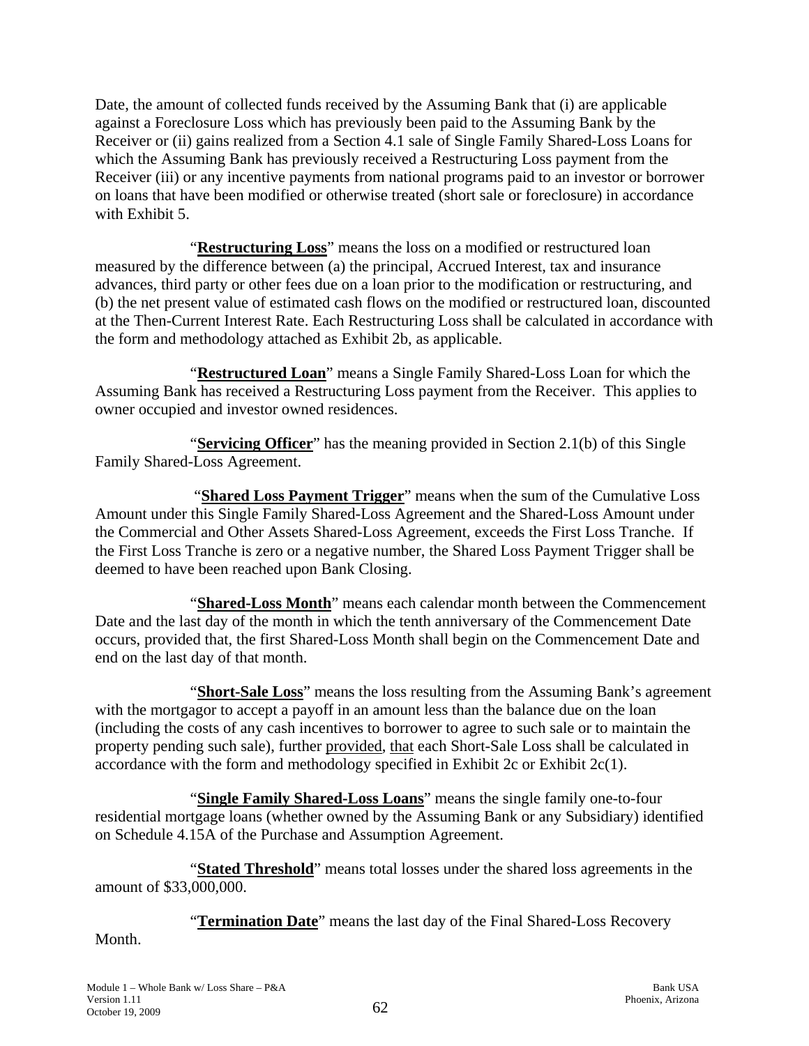Date, the amount of collected funds received by the Assuming Bank that (i) are applicable against a Foreclosure Loss which has previously been paid to the Assuming Bank by the Receiver or (ii) gains realized from a Section 4.1 sale of Single Family Shared-Loss Loans for which the Assuming Bank has previously received a Restructuring Loss payment from the Receiver (iii) or any incentive payments from national programs paid to an investor or borrower on loans that have been modified or otherwise treated (short sale or foreclosure) in accordance with Exhibit 5.

"**Restructuring Loss**" means the loss on a modified or restructured loan measured by the difference between (a) the principal, Accrued Interest, tax and insurance advances, third party or other fees due on a loan prior to the modification or restructuring, and (b) the net present value of estimated cash flows on the modified or restructured loan, discounted at the Then-Current Interest Rate. Each Restructuring Loss shall be calculated in accordance with the form and methodology attached as Exhibit 2b, as applicable.

"**Restructured Loan**" means a Single Family Shared-Loss Loan for which the Assuming Bank has received a Restructuring Loss payment from the Receiver. This applies to owner occupied and investor owned residences.

"**Servicing Officer**" has the meaning provided in Section 2.1(b) of this Single Family Shared-Loss Agreement.

"**Shared Loss Payment Trigger**" means when the sum of the Cumulative Loss Amount under this Single Family Shared-Loss Agreement and the Shared-Loss Amount under the Commercial and Other Assets Shared-Loss Agreement, exceeds the First Loss Tranche. If the First Loss Tranche is zero or a negative number, the Shared Loss Payment Trigger shall be deemed to have been reached upon Bank Closing.

"**Shared-Loss Month**" means each calendar month between the Commencement Date and the last day of the month in which the tenth anniversary of the Commencement Date occurs, provided that, the first Shared-Loss Month shall begin on the Commencement Date and end on the last day of that month.

"**Short-Sale Loss**" means the loss resulting from the Assuming Bank's agreement with the mortgagor to accept a payoff in an amount less than the balance due on the loan (including the costs of any cash incentives to borrower to agree to such sale or to maintain the property pending such sale), further provided, that each Short-Sale Loss shall be calculated in accordance with the form and methodology specified in Exhibit 2c or Exhibit 2c(1).

"**Single Family Shared-Loss Loans**" means the single family one-to-four residential mortgage loans (whether owned by the Assuming Bank or any Subsidiary) identified on Schedule 4.15A of the Purchase and Assumption Agreement.

"**Stated Threshold**" means total losses under the shared loss agreements in the amount of $33,000,000.

"**Termination Date**" means the last day of the Final Shared-Loss Recovery Month.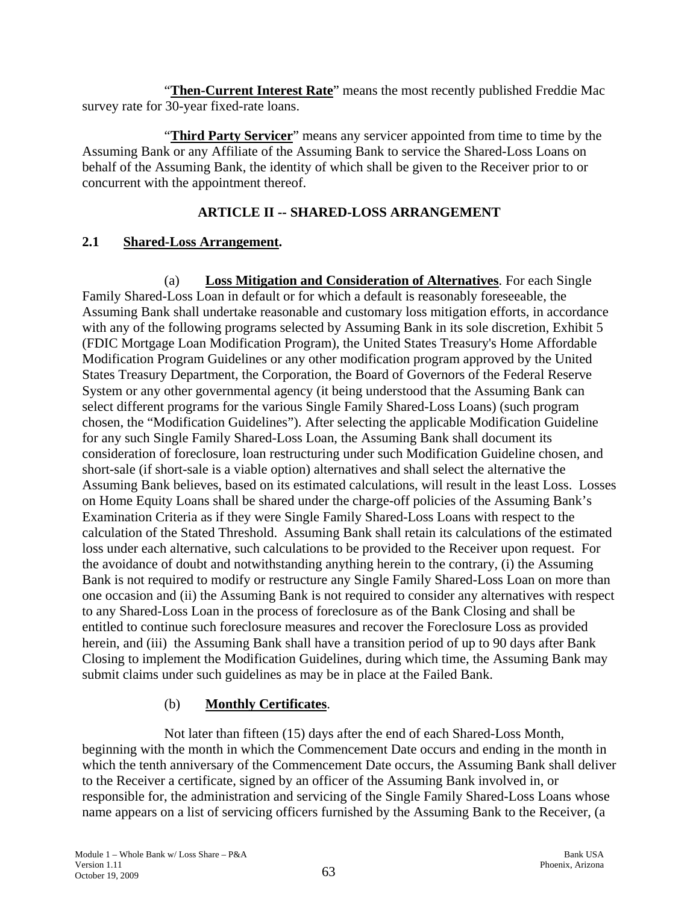"**Then-Current Interest Rate**" means the most recently published Freddie Mac survey rate for 30-year fixed-rate loans.

"**Third Party Servicer**" means any servicer appointed from time to time by the Assuming Bank or any Affiliate of the Assuming Bank to service the Shared-Loss Loans on behalf of the Assuming Bank, the identity of which shall be given to the Receiver prior to or concurrent with the appointment thereof.

## ARTICLE II -- SHARED-LOSS ARRANGEMENT

### 2.1 Shared-Loss Arrangement.

(a) **Loss Mitigation and Consideration of Alternatives**. For each Single Family Shared-Loss Loan in default or for which a default is reasonably foreseeable, the Assuming Bank shall undertake reasonable and customary loss mitigation efforts, in accordance with any of the following programs selected by Assuming Bank in its sole discretion, Exhibit 5 (FDIC Mortgage Loan Modification Program), the United States Treasury's Home Affordable Modification Program Guidelines or any other modification program approved by the United States Treasury Department, the Corporation, the Board of Governors of the Federal Reserve System or any other governmental agency (it being understood that the Assuming Bank can select different programs for the various Single Family Shared-Loss Loans) (such program chosen, the "Modification Guidelines"). After selecting the applicable Modification Guideline for any such Single Family Shared-Loss Loan, the Assuming Bank shall document its consideration of foreclosure, loan restructuring under such Modification Guideline chosen, and short-sale (if short-sale is a viable option) alternatives and shall select the alternative the Assuming Bank believes, based on its estimated calculations, will result in the least Loss. Losses on Home Equity Loans shall be shared under the charge-off policies of the Assuming Bank's Examination Criteria as if they were Single Family Shared-Loss Loans with respect to the calculation of the Stated Threshold. Assuming Bank shall retain its calculations of the estimated loss under each alternative, such calculations to be provided to the Receiver upon request. For the avoidance of doubt and notwithstanding anything herein to the contrary, (i) the Assuming Bank is not required to modify or restructure any Single Family Shared-Loss Loan on more than one occasion and (ii) the Assuming Bank is not required to consider any alternatives with respect to any Shared-Loss Loan in the process of foreclosure as of the Bank Closing and shall be entitled to continue such foreclosure measures and recover the Foreclosure Loss as provided herein, and (iii) the Assuming Bank shall have a transition period of up to 90 days after Bank Closing to implement the Modification Guidelines, during which time, the Assuming Bank may submit claims under such guidelines as may be in place at the Failed Bank.

(b) **Monthly Certificates**.

Not later than fifteen (15) days after the end of each Shared-Loss Month, beginning with the month in which the Commencement Date occurs and ending in the month in which the tenth anniversary of the Commencement Date occurs, the Assuming Bank shall deliver to the Receiver a certificate, signed by an officer of the Assuming Bank involved in, or responsible for, the administration and servicing of the Single Family Shared-Loss Loans whose name appears on a list of servicing officers furnished by the Assuming Bank to the Receiver, (a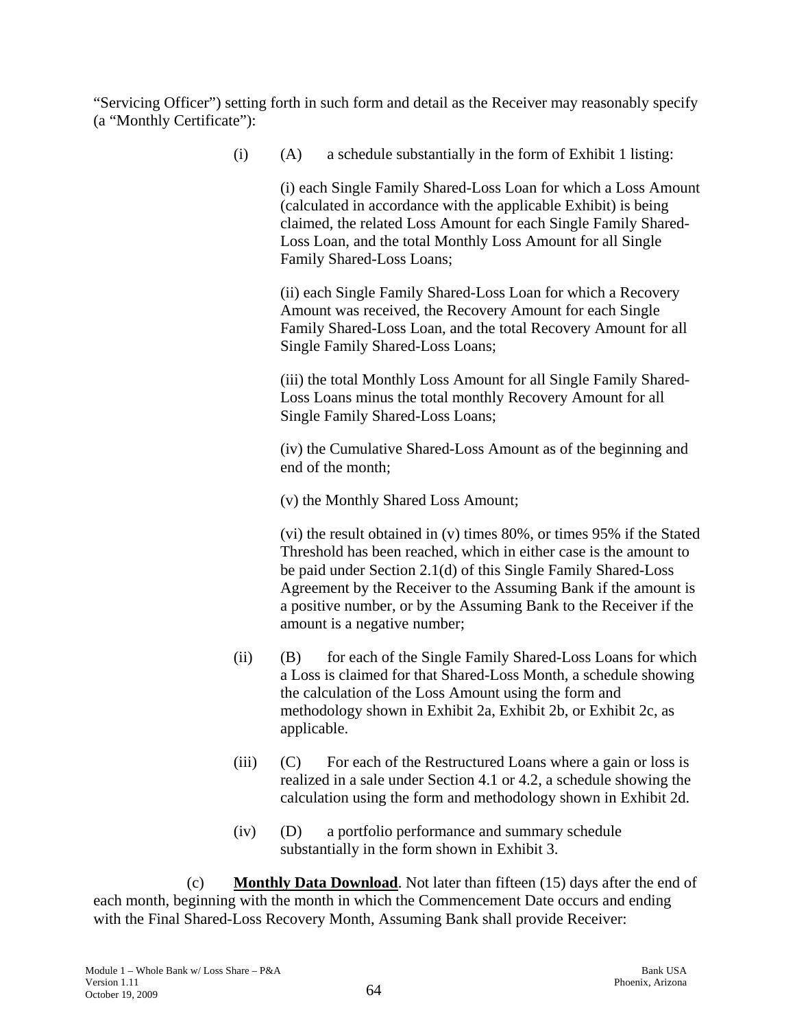"Servicing Officer") setting forth in such form and detail as the Receiver may reasonably specify (a "Monthly Certificate"):

(i) (A) a schedule substantially in the form of Exhibit 1 listing:

(i) each Single Family Shared-Loss Loan for which a Loss Amount (calculated in accordance with the applicable Exhibit) is being claimed, the related Loss Amount for each Single Family Shared-Loss Loan, and the total Monthly Loss Amount for all Single Family Shared-Loss Loans;

(ii) each Single Family Shared-Loss Loan for which a Recovery Amount was received, the Recovery Amount for each Single Family Shared-Loss Loan, and the total Recovery Amount for all Single Family Shared-Loss Loans;

(iii) the total Monthly Loss Amount for all Single Family Shared-Loss Loans minus the total monthly Recovery Amount for all Single Family Shared-Loss Loans;

(iv) the Cumulative Shared-Loss Amount as of the beginning and end of the month;

(v) the Monthly Shared Loss Amount;

(vi) the result obtained in (v) times 80%, or times 95% if the Stated Threshold has been reached, which in either case is the amount to be paid under Section 2.1(d) of this Single Family Shared-Loss Agreement by the Receiver to the Assuming Bank if the amount is a positive number, or by the Assuming Bank to the Receiver if the amount is a negative number;

(ii) (B) for each of the Single Family Shared-Loss Loans for which a Loss is claimed for that Shared-Loss Month, a schedule showing the calculation of the Loss Amount using the form and methodology shown in Exhibit 2a, Exhibit 2b, or Exhibit 2c, as applicable.

(iii) (C) For each of the Restructured Loans where a gain or loss is realized in a sale under Section 4.1 or 4.2, a schedule showing the calculation using the form and methodology shown in Exhibit 2d.

(iv) (D) a portfolio performance and summary schedule substantially in the form shown in Exhibit 3.

(c) **Monthly Data Download**. Not later than fifteen (15) days after the end of each month, beginning with the month in which the Commencement Date occurs and ending with the Final Shared-Loss Recovery Month, Assuming Bank shall provide Receiver: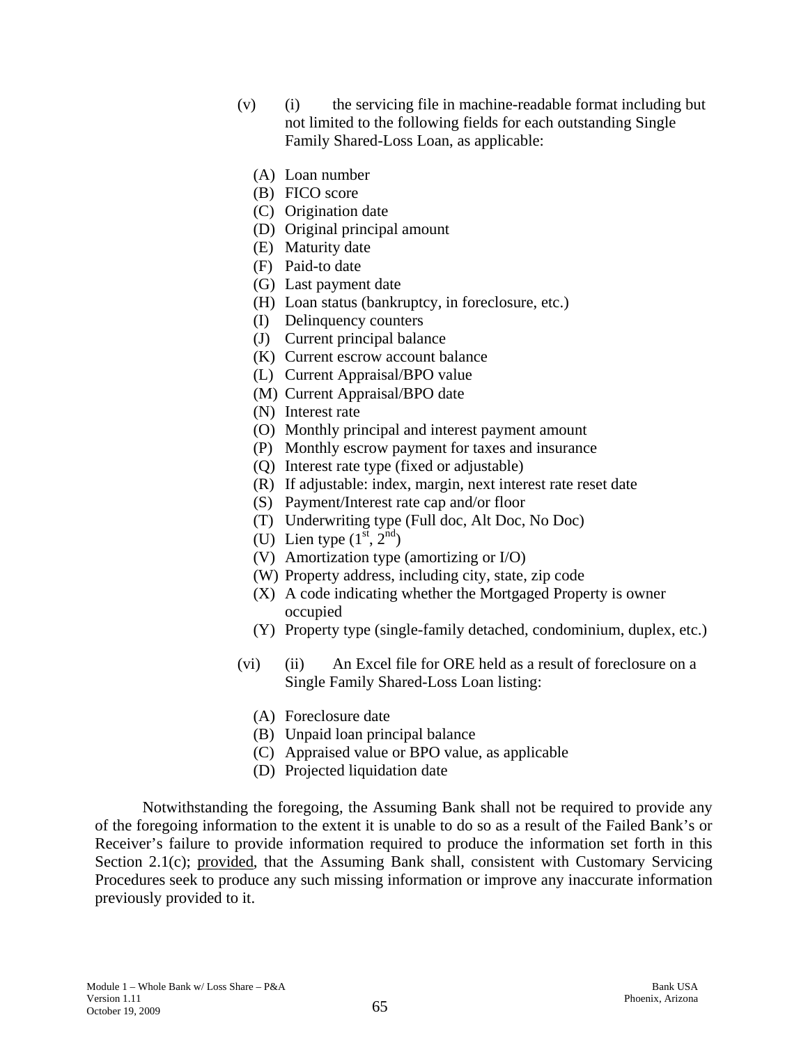(v) (i) the servicing file in machine-readable format including but not limited to the following fields for each outstanding Single Family Shared-Loss Loan, as applicable:

(A) Loan number
(B) FICO score
(C) Origination date
(D) Original principal amount
(E) Maturity date
(F) Paid-to date
(G) Last payment date
(H) Loan status (bankruptcy, in foreclosure, etc.)
(I) Delinquency counters
(J) Current principal balance
(K) Current escrow account balance
(L) Current Appraisal/BPO value
(M) Current Appraisal/BPO date
(N) Interest rate
(O) Monthly principal and interest payment amount
(P) Monthly escrow payment for taxes and insurance
(Q) Interest rate type (fixed or adjustable)
(R) If adjustable: index, margin, next interest rate reset date
(S) Payment/Interest rate cap and/or floor
(T) Underwriting type (Full doc, Alt Doc, No Doc)
(U) Lien type (1st, 2nd)
(V) Amortization type (amortizing or I/O)
(W) Property address, including city, state, zip code
(X) A code indicating whether the Mortgaged Property is owner occupied
(Y) Property type (single-family detached, condominium, duplex, etc.)

(vi) (ii) An Excel file for ORE held as a result of foreclosure on a Single Family Shared-Loss Loan listing:

(A) Foreclosure date
(B) Unpaid loan principal balance
(C) Appraised value or BPO value, as applicable
(D) Projected liquidation date

Notwithstanding the foregoing, the Assuming Bank shall not be required to provide any of the foregoing information to the extent it is unable to do so as a result of the Failed Bank's or Receiver's failure to provide information required to produce the information set forth in this Section 2.1(c); provided, that the Assuming Bank shall, consistent with Customary Servicing Procedures seek to produce any such missing information or improve any inaccurate information previously provided to it.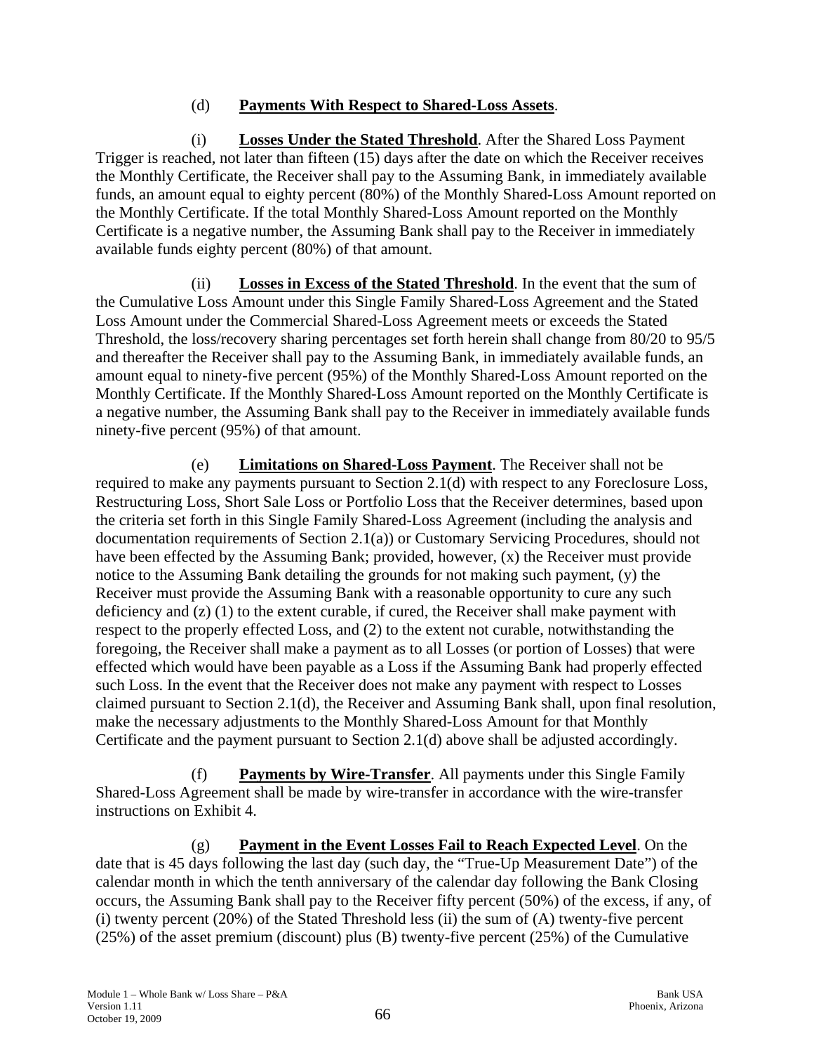(d) **Payments With Respect to Shared-Loss Assets**.

(i) **Losses Under the Stated Threshold**. After the Shared Loss Payment Trigger is reached, not later than fifteen (15) days after the date on which the Receiver receives the Monthly Certificate, the Receiver shall pay to the Assuming Bank, in immediately available funds, an amount equal to eighty percent (80%) of the Monthly Shared-Loss Amount reported on the Monthly Certificate. If the total Monthly Shared-Loss Amount reported on the Monthly Certificate is a negative number, the Assuming Bank shall pay to the Receiver in immediately available funds eighty percent (80%) of that amount.

(ii) **Losses in Excess of the Stated Threshold**. In the event that the sum of the Cumulative Loss Amount under this Single Family Shared-Loss Agreement and the Stated Loss Amount under the Commercial Shared-Loss Agreement meets or exceeds the Stated Threshold, the loss/recovery sharing percentages set forth herein shall change from 80/20 to 95/5 and thereafter the Receiver shall pay to the Assuming Bank, in immediately available funds, an amount equal to ninety-five percent (95%) of the Monthly Shared-Loss Amount reported on the Monthly Certificate. If the Monthly Shared-Loss Amount reported on the Monthly Certificate is a negative number, the Assuming Bank shall pay to the Receiver in immediately available funds ninety-five percent (95%) of that amount.

(e) **Limitations on Shared-Loss Payment**. The Receiver shall not be required to make any payments pursuant to Section 2.1(d) with respect to any Foreclosure Loss, Restructuring Loss, Short Sale Loss or Portfolio Loss that the Receiver determines, based upon the criteria set forth in this Single Family Shared-Loss Agreement (including the analysis and documentation requirements of Section 2.1(a)) or Customary Servicing Procedures, should not have been effected by the Assuming Bank; provided, however, (x) the Receiver must provide notice to the Assuming Bank detailing the grounds for not making such payment, (y) the Receiver must provide the Assuming Bank with a reasonable opportunity to cure any such deficiency and (z) (1) to the extent curable, if cured, the Receiver shall make payment with respect to the properly effected Loss, and (2) to the extent not curable, notwithstanding the foregoing, the Receiver shall make a payment as to all Losses (or portion of Losses) that were effected which would have been payable as a Loss if the Assuming Bank had properly effected such Loss. In the event that the Receiver does not make any payment with respect to Losses claimed pursuant to Section 2.1(d), the Receiver and Assuming Bank shall, upon final resolution, make the necessary adjustments to the Monthly Shared-Loss Amount for that Monthly Certificate and the payment pursuant to Section 2.1(d) above shall be adjusted accordingly.

(f) **Payments by Wire-Transfer**. All payments under this Single Family Shared-Loss Agreement shall be made by wire-transfer in accordance with the wire-transfer instructions on Exhibit 4.

(g) **Payment in the Event Losses Fail to Reach Expected Level**. On the date that is 45 days following the last day (such day, the "True-Up Measurement Date") of the calendar month in which the tenth anniversary of the calendar day following the Bank Closing occurs, the Assuming Bank shall pay to the Receiver fifty percent (50%) of the excess, if any, of (i) twenty percent (20%) of the Stated Threshold less (ii) the sum of (A) twenty-five percent (25%) of the asset premium (discount) plus (B) twenty-five percent (25%) of the Cumulative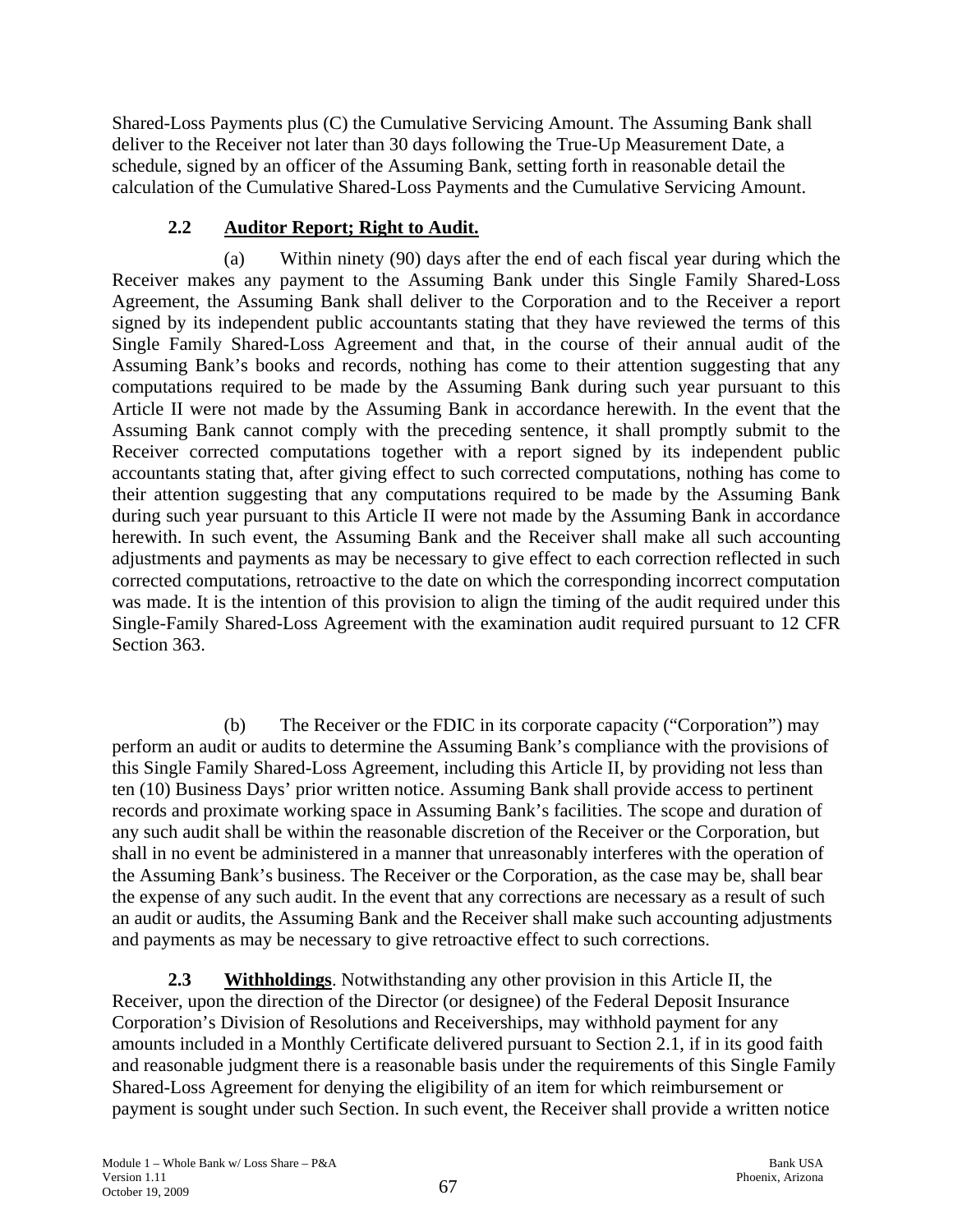Shared-Loss Payments plus (C) the Cumulative Servicing Amount. The Assuming Bank shall deliver to the Receiver not later than 30 days following the True-Up Measurement Date, a schedule, signed by an officer of the Assuming Bank, setting forth in reasonable detail the calculation of the Cumulative Shared-Loss Payments and the Cumulative Servicing Amount.

### 2.2 Auditor Report; Right to Audit.

(a) Within ninety (90) days after the end of each fiscal year during which the Receiver makes any payment to the Assuming Bank under this Single Family Shared-Loss Agreement, the Assuming Bank shall deliver to the Corporation and to the Receiver a report signed by its independent public accountants stating that they have reviewed the terms of this Single Family Shared-Loss Agreement and that, in the course of their annual audit of the Assuming Bank's books and records, nothing has come to their attention suggesting that any computations required to be made by the Assuming Bank during such year pursuant to this Article II were not made by the Assuming Bank in accordance herewith. In the event that the Assuming Bank cannot comply with the preceding sentence, it shall promptly submit to the Receiver corrected computations together with a report signed by its independent public accountants stating that, after giving effect to such corrected computations, nothing has come to their attention suggesting that any computations required to be made by the Assuming Bank during such year pursuant to this Article II were not made by the Assuming Bank in accordance herewith. In such event, the Assuming Bank and the Receiver shall make all such accounting adjustments and payments as may be necessary to give effect to each correction reflected in such corrected computations, retroactive to the date on which the corresponding incorrect computation was made. It is the intention of this provision to align the timing of the audit required under this Single-Family Shared-Loss Agreement with the examination audit required pursuant to 12 CFR Section 363.

(b) The Receiver or the FDIC in its corporate capacity ("Corporation") may perform an audit or audits to determine the Assuming Bank's compliance with the provisions of this Single Family Shared-Loss Agreement, including this Article II, by providing not less than ten (10) Business Days' prior written notice. Assuming Bank shall provide access to pertinent records and proximate working space in Assuming Bank's facilities. The scope and duration of any such audit shall be within the reasonable discretion of the Receiver or the Corporation, but shall in no event be administered in a manner that unreasonably interferes with the operation of the Assuming Bank's business. The Receiver or the Corporation, as the case may be, shall bear the expense of any such audit. In the event that any corrections are necessary as a result of such an audit or audits, the Assuming Bank and the Receiver shall make such accounting adjustments and payments as may be necessary to give retroactive effect to such corrections.

**2.3 Withholdings**. Notwithstanding any other provision in this Article II, the Receiver, upon the direction of the Director (or designee) of the Federal Deposit Insurance Corporation's Division of Resolutions and Receiverships, may withhold payment for any amounts included in a Monthly Certificate delivered pursuant to Section 2.1, if in its good faith and reasonable judgment there is a reasonable basis under the requirements of this Single Family Shared-Loss Agreement for denying the eligibility of an item for which reimbursement or payment is sought under such Section. In such event, the Receiver shall provide a written notice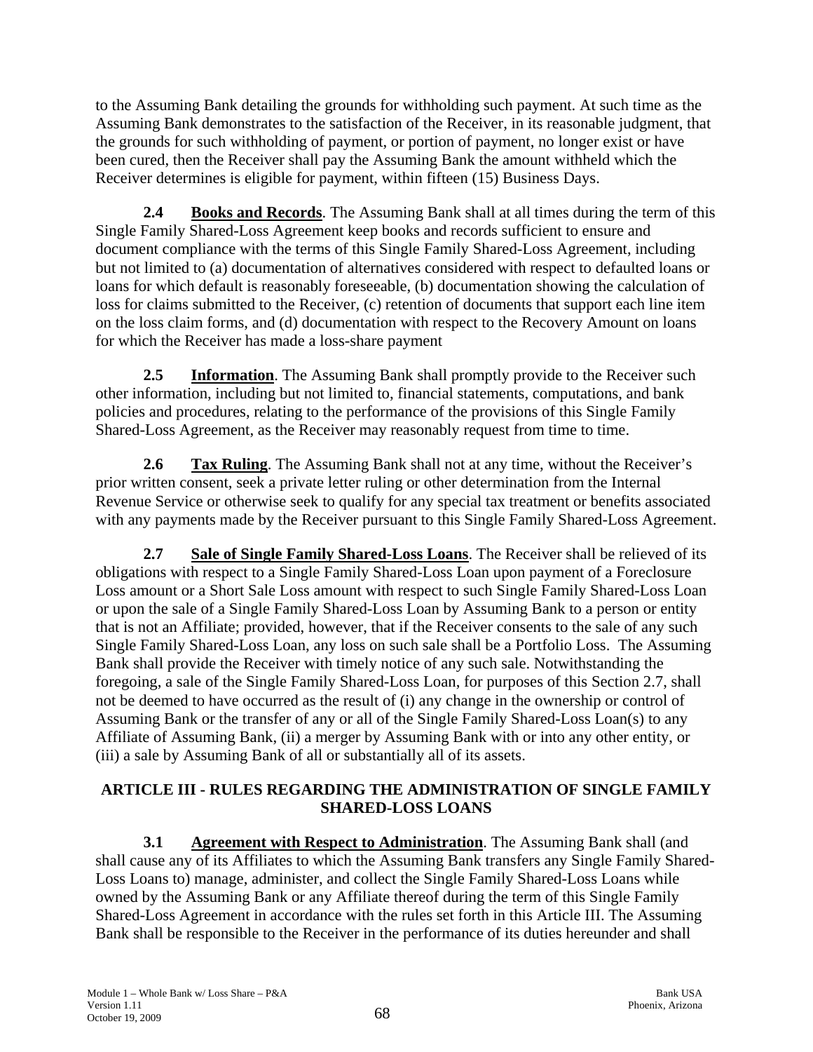to the Assuming Bank detailing the grounds for withholding such payment. At such time as the Assuming Bank demonstrates to the satisfaction of the Receiver, in its reasonable judgment, that the grounds for such withholding of payment, or portion of payment, no longer exist or have been cured, then the Receiver shall pay the Assuming Bank the amount withheld which the Receiver determines is eligible for payment, within fifteen (15) Business Days.

**2.4 Books and Records**. The Assuming Bank shall at all times during the term of this Single Family Shared-Loss Agreement keep books and records sufficient to ensure and document compliance with the terms of this Single Family Shared-Loss Agreement, including but not limited to (a) documentation of alternatives considered with respect to defaulted loans or loans for which default is reasonably foreseeable, (b) documentation showing the calculation of loss for claims submitted to the Receiver, (c) retention of documents that support each line item on the loss claim forms, and (d) documentation with respect to the Recovery Amount on loans for which the Receiver has made a loss-share payment

**2.5 Information**. The Assuming Bank shall promptly provide to the Receiver such other information, including but not limited to, financial statements, computations, and bank policies and procedures, relating to the performance of the provisions of this Single Family Shared-Loss Agreement, as the Receiver may reasonably request from time to time.

**2.6 Tax Ruling**. The Assuming Bank shall not at any time, without the Receiver's prior written consent, seek a private letter ruling or other determination from the Internal Revenue Service or otherwise seek to qualify for any special tax treatment or benefits associated with any payments made by the Receiver pursuant to this Single Family Shared-Loss Agreement.

**2.7 Sale of Single Family Shared-Loss Loans**. The Receiver shall be relieved of its obligations with respect to a Single Family Shared-Loss Loan upon payment of a Foreclosure Loss amount or a Short Sale Loss amount with respect to such Single Family Shared-Loss Loan or upon the sale of a Single Family Shared-Loss Loan by Assuming Bank to a person or entity that is not an Affiliate; provided, however, that if the Receiver consents to the sale of any such Single Family Shared-Loss Loan, any loss on such sale shall be a Portfolio Loss. The Assuming Bank shall provide the Receiver with timely notice of any such sale. Notwithstanding the foregoing, a sale of the Single Family Shared-Loss Loan, for purposes of this Section 2.7, shall not be deemed to have occurred as the result of (i) any change in the ownership or control of Assuming Bank or the transfer of any or all of the Single Family Shared-Loss Loan(s) to any Affiliate of Assuming Bank, (ii) a merger by Assuming Bank with or into any other entity, or (iii) a sale by Assuming Bank of all or substantially all of its assets.

## ARTICLE III - RULES REGARDING THE ADMINISTRATION OF SINGLE FAMILY SHARED-LOSS LOANS

**3.1 Agreement with Respect to Administration**. The Assuming Bank shall (and shall cause any of its Affiliates to which the Assuming Bank transfers any Single Family Shared-Loss Loans to) manage, administer, and collect the Single Family Shared-Loss Loans while owned by the Assuming Bank or any Affiliate thereof during the term of this Single Family Shared-Loss Agreement in accordance with the rules set forth in this Article III. The Assuming Bank shall be responsible to the Receiver in the performance of its duties hereunder and shall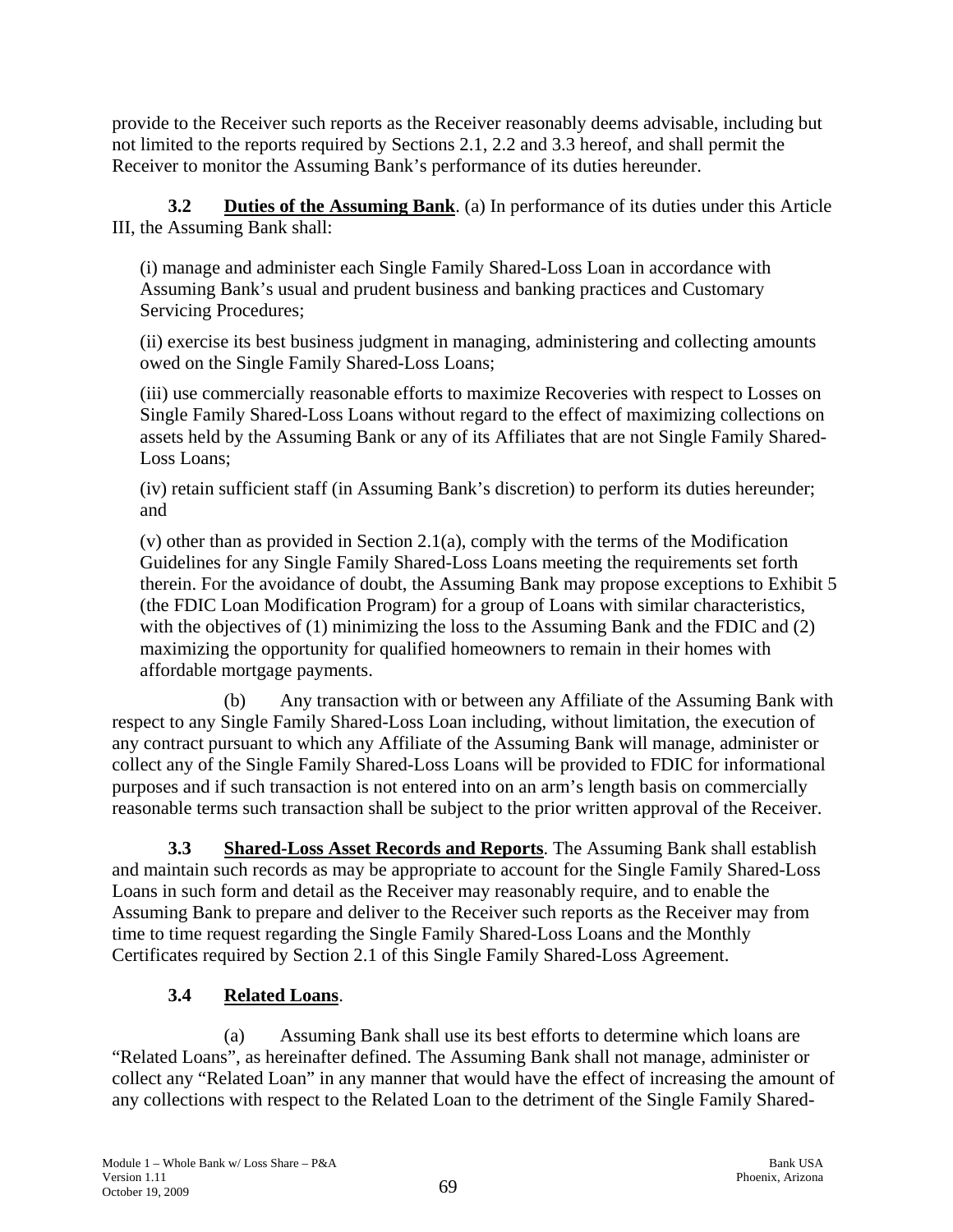provide to the Receiver such reports as the Receiver reasonably deems advisable, including but not limited to the reports required by Sections 2.1, 2.2 and 3.3 hereof, and shall permit the Receiver to monitor the Assuming Bank's performance of its duties hereunder.

**3.2 Duties of the Assuming Bank**. (a) In performance of its duties under this Article III, the Assuming Bank shall:

(i) manage and administer each Single Family Shared-Loss Loan in accordance with Assuming Bank's usual and prudent business and banking practices and Customary Servicing Procedures;

(ii) exercise its best business judgment in managing, administering and collecting amounts owed on the Single Family Shared-Loss Loans;

(iii) use commercially reasonable efforts to maximize Recoveries with respect to Losses on Single Family Shared-Loss Loans without regard to the effect of maximizing collections on assets held by the Assuming Bank or any of its Affiliates that are not Single Family Shared-Loss Loans;

(iv) retain sufficient staff (in Assuming Bank's discretion) to perform its duties hereunder; and

(v) other than as provided in Section 2.1(a), comply with the terms of the Modification Guidelines for any Single Family Shared-Loss Loans meeting the requirements set forth therein. For the avoidance of doubt, the Assuming Bank may propose exceptions to Exhibit 5 (the FDIC Loan Modification Program) for a group of Loans with similar characteristics, with the objectives of (1) minimizing the loss to the Assuming Bank and the FDIC and (2) maximizing the opportunity for qualified homeowners to remain in their homes with affordable mortgage payments.

(b) Any transaction with or between any Affiliate of the Assuming Bank with respect to any Single Family Shared-Loss Loan including, without limitation, the execution of any contract pursuant to which any Affiliate of the Assuming Bank will manage, administer or collect any of the Single Family Shared-Loss Loans will be provided to FDIC for informational purposes and if such transaction is not entered into on an arm's length basis on commercially reasonable terms such transaction shall be subject to the prior written approval of the Receiver.

**3.3 Shared-Loss Asset Records and Reports**. The Assuming Bank shall establish and maintain such records as may be appropriate to account for the Single Family Shared-Loss Loans in such form and detail as the Receiver may reasonably require, and to enable the Assuming Bank to prepare and deliver to the Receiver such reports as the Receiver may from time to time request regarding the Single Family Shared-Loss Loans and the Monthly Certificates required by Section 2.1 of this Single Family Shared-Loss Agreement.

**3.4 Related Loans**.

(a) Assuming Bank shall use its best efforts to determine which loans are "Related Loans", as hereinafter defined. The Assuming Bank shall not manage, administer or collect any "Related Loan" in any manner that would have the effect of increasing the amount of any collections with respect to the Related Loan to the detriment of the Single Family Shared-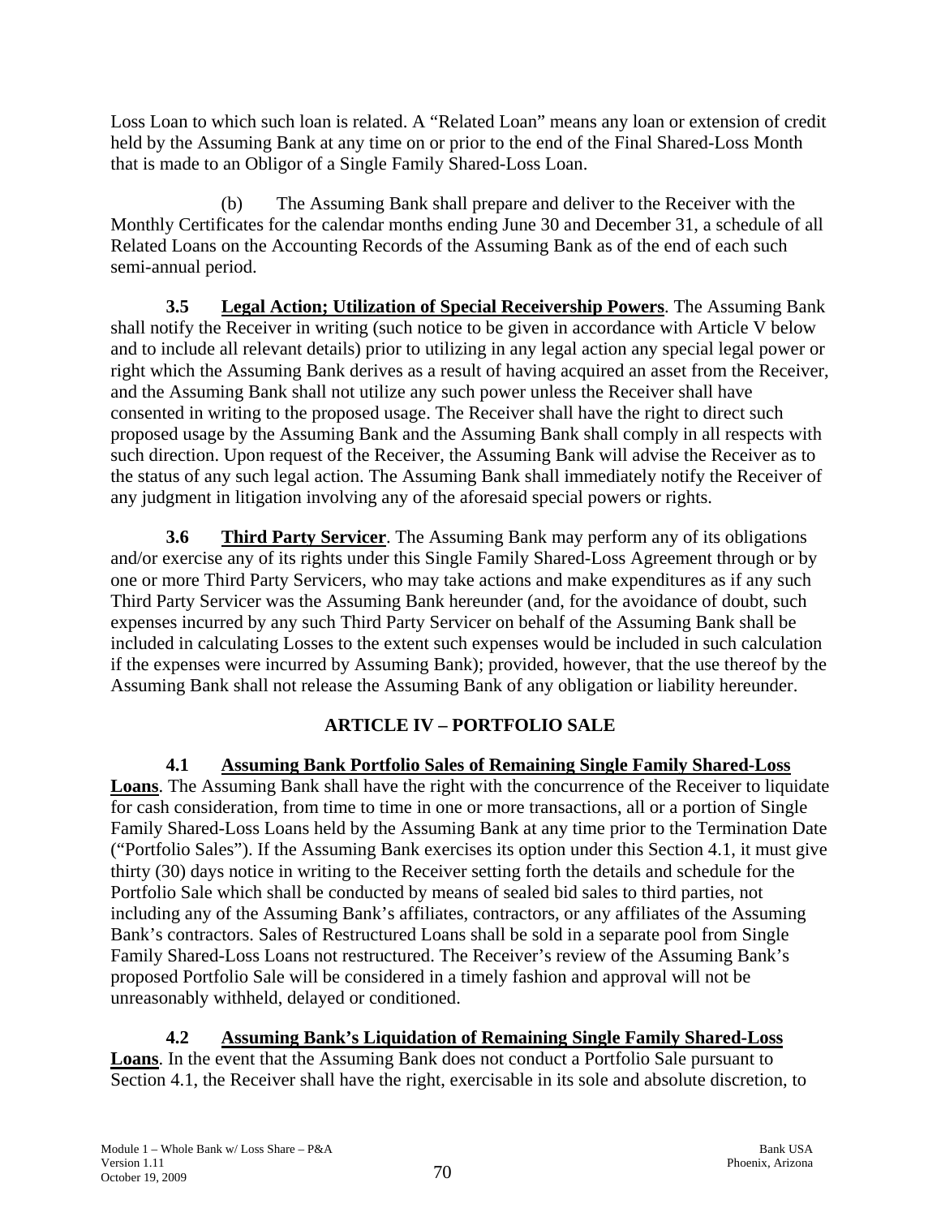Loss Loan to which such loan is related. A "Related Loan" means any loan or extension of credit held by the Assuming Bank at any time on or prior to the end of the Final Shared-Loss Month that is made to an Obligor of a Single Family Shared-Loss Loan.

(b) The Assuming Bank shall prepare and deliver to the Receiver with the Monthly Certificates for the calendar months ending June 30 and December 31, a schedule of all Related Loans on the Accounting Records of the Assuming Bank as of the end of each such semi-annual period.

**3.5 Legal Action; Utilization of Special Receivership Powers**. The Assuming Bank shall notify the Receiver in writing (such notice to be given in accordance with Article V below and to include all relevant details) prior to utilizing in any legal action any special legal power or right which the Assuming Bank derives as a result of having acquired an asset from the Receiver, and the Assuming Bank shall not utilize any such power unless the Receiver shall have consented in writing to the proposed usage. The Receiver shall have the right to direct such proposed usage by the Assuming Bank and the Assuming Bank shall comply in all respects with such direction. Upon request of the Receiver, the Assuming Bank will advise the Receiver as to the status of any such legal action. The Assuming Bank shall immediately notify the Receiver of any judgment in litigation involving any of the aforesaid special powers or rights.

**3.6 Third Party Servicer**. The Assuming Bank may perform any of its obligations and/or exercise any of its rights under this Single Family Shared-Loss Agreement through or by one or more Third Party Servicers, who may take actions and make expenditures as if any such Third Party Servicer was the Assuming Bank hereunder (and, for the avoidance of doubt, such expenses incurred by any such Third Party Servicer on behalf of the Assuming Bank shall be included in calculating Losses to the extent such expenses would be included in such calculation if the expenses were incurred by Assuming Bank); provided, however, that the use thereof by the Assuming Bank shall not release the Assuming Bank of any obligation or liability hereunder.

## ARTICLE IV – PORTFOLIO SALE

**4.1 Assuming Bank Portfolio Sales of Remaining Single Family Shared-Loss Loans**. The Assuming Bank shall have the right with the concurrence of the Receiver to liquidate for cash consideration, from time to time in one or more transactions, all or a portion of Single Family Shared-Loss Loans held by the Assuming Bank at any time prior to the Termination Date ("Portfolio Sales"). If the Assuming Bank exercises its option under this Section 4.1, it must give thirty (30) days notice in writing to the Receiver setting forth the details and schedule for the Portfolio Sale which shall be conducted by means of sealed bid sales to third parties, not including any of the Assuming Bank's affiliates, contractors, or any affiliates of the Assuming Bank's contractors. Sales of Restructured Loans shall be sold in a separate pool from Single Family Shared-Loss Loans not restructured. The Receiver's review of the Assuming Bank's proposed Portfolio Sale will be considered in a timely fashion and approval will not be unreasonably withheld, delayed or conditioned.

**4.2 Assuming Bank's Liquidation of Remaining Single Family Shared-Loss Loans**. In the event that the Assuming Bank does not conduct a Portfolio Sale pursuant to Section 4.1, the Receiver shall have the right, exercisable in its sole and absolute discretion, to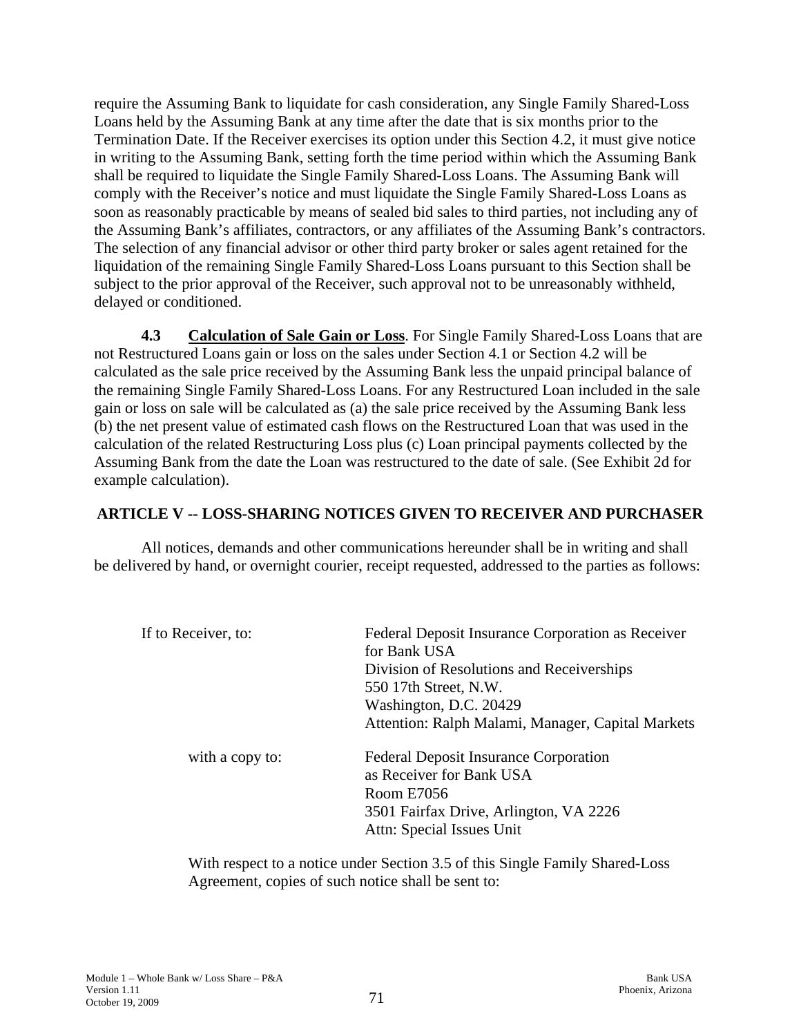require the Assuming Bank to liquidate for cash consideration, any Single Family Shared-Loss Loans held by the Assuming Bank at any time after the date that is six months prior to the Termination Date. If the Receiver exercises its option under this Section 4.2, it must give notice in writing to the Assuming Bank, setting forth the time period within which the Assuming Bank shall be required to liquidate the Single Family Shared-Loss Loans. The Assuming Bank will comply with the Receiver's notice and must liquidate the Single Family Shared-Loss Loans as soon as reasonably practicable by means of sealed bid sales to third parties, not including any of the Assuming Bank's affiliates, contractors, or any affiliates of the Assuming Bank's contractors. The selection of any financial advisor or other third party broker or sales agent retained for the liquidation of the remaining Single Family Shared-Loss Loans pursuant to this Section shall be subject to the prior approval of the Receiver, such approval not to be unreasonably withheld, delayed or conditioned.

**4.3 Calculation of Sale Gain or Loss**. For Single Family Shared-Loss Loans that are not Restructured Loans gain or loss on the sales under Section 4.1 or Section 4.2 will be calculated as the sale price received by the Assuming Bank less the unpaid principal balance of the remaining Single Family Shared-Loss Loans. For any Restructured Loan included in the sale gain or loss on sale will be calculated as (a) the sale price received by the Assuming Bank less (b) the net present value of estimated cash flows on the Restructured Loan that was used in the calculation of the related Restructuring Loss plus (c) Loan principal payments collected by the Assuming Bank from the date the Loan was restructured to the date of sale. (See Exhibit 2d for example calculation).

## ARTICLE V -- LOSS-SHARING NOTICES GIVEN TO RECEIVER AND PURCHASER

All notices, demands and other communications hereunder shall be in writing and shall be delivered by hand, or overnight courier, receipt requested, addressed to the parties as follows:

If to Receiver, to:

Federal Deposit Insurance Corporation as Receiver for Bank USA
Division of Resolutions and Receiverships
550 17th Street, N.W.
Washington, D.C. 20429
Attention: Ralph Malami, Manager, Capital Markets

with a copy to:

Federal Deposit Insurance Corporation
as Receiver for Bank USA
Room E7056
3501 Fairfax Drive, Arlington, VA 2226
Attn: Special Issues Unit

With respect to a notice under Section 3.5 of this Single Family Shared-Loss Agreement, copies of such notice shall be sent to: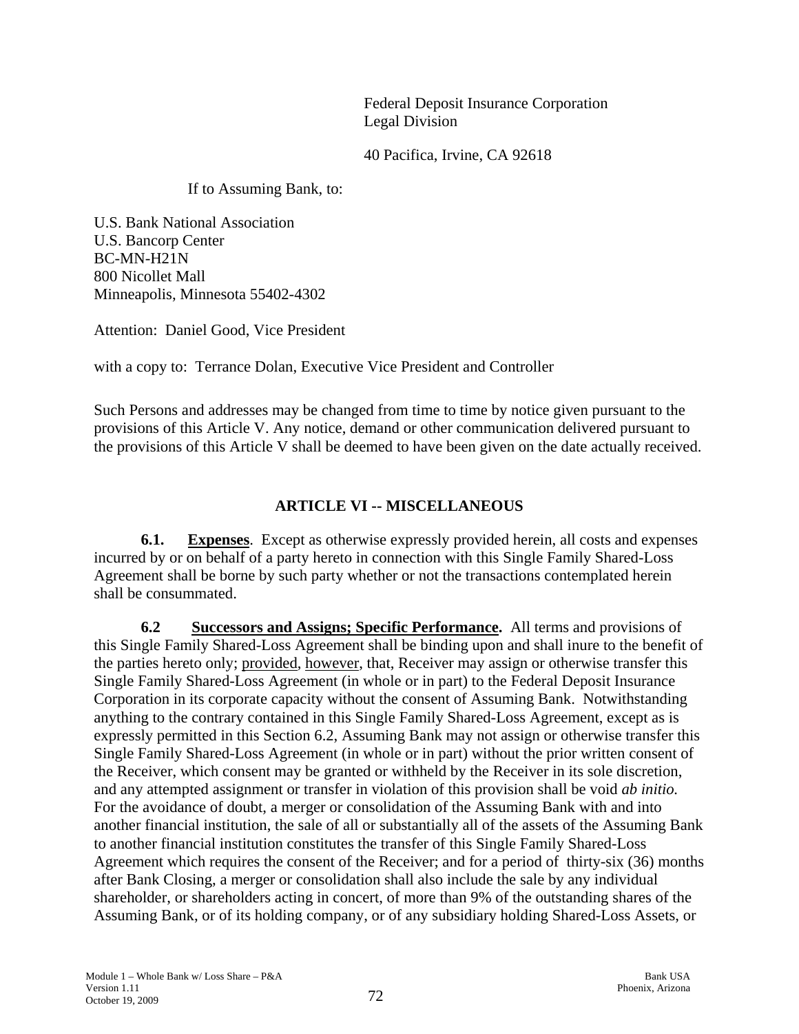Federal Deposit Insurance Corporation
Legal Division

40 Pacifica, Irvine, CA 92618

If to Assuming Bank, to:

U.S. Bank National Association
U.S. Bancorp Center
BC-MN-H21N
800 Nicollet Mall
Minneapolis, Minnesota 55402-4302

Attention: Daniel Good, Vice President

with a copy to: Terrance Dolan, Executive Vice President and Controller

Such Persons and addresses may be changed from time to time by notice given pursuant to the provisions of this Article V. Any notice, demand or other communication delivered pursuant to the provisions of this Article V shall be deemed to have been given on the date actually received.

## ARTICLE VI -- MISCELLANEOUS

**6.1. Expenses**. Except as otherwise expressly provided herein, all costs and expenses incurred by or on behalf of a party hereto in connection with this Single Family Shared-Loss Agreement shall be borne by such party whether or not the transactions contemplated herein shall be consummated.

**6.2 Successors and Assigns; Specific Performance.** All terms and provisions of this Single Family Shared-Loss Agreement shall be binding upon and shall inure to the benefit of the parties hereto only; provided, however, that, Receiver may assign or otherwise transfer this Single Family Shared-Loss Agreement (in whole or in part) to the Federal Deposit Insurance Corporation in its corporate capacity without the consent of Assuming Bank. Notwithstanding anything to the contrary contained in this Single Family Shared-Loss Agreement, except as is expressly permitted in this Section 6.2, Assuming Bank may not assign or otherwise transfer this Single Family Shared-Loss Agreement (in whole or in part) without the prior written consent of the Receiver, which consent may be granted or withheld by the Receiver in its sole discretion, and any attempted assignment or transfer in violation of this provision shall be void *ab initio.* For the avoidance of doubt, a merger or consolidation of the Assuming Bank with and into another financial institution, the sale of all or substantially all of the assets of the Assuming Bank to another financial institution constitutes the transfer of this Single Family Shared-Loss Agreement which requires the consent of the Receiver; and for a period of thirty-six (36) months after Bank Closing, a merger or consolidation shall also include the sale by any individual shareholder, or shareholders acting in concert, of more than 9% of the outstanding shares of the Assuming Bank, or of its holding company, or of any subsidiary holding Shared-Loss Assets, or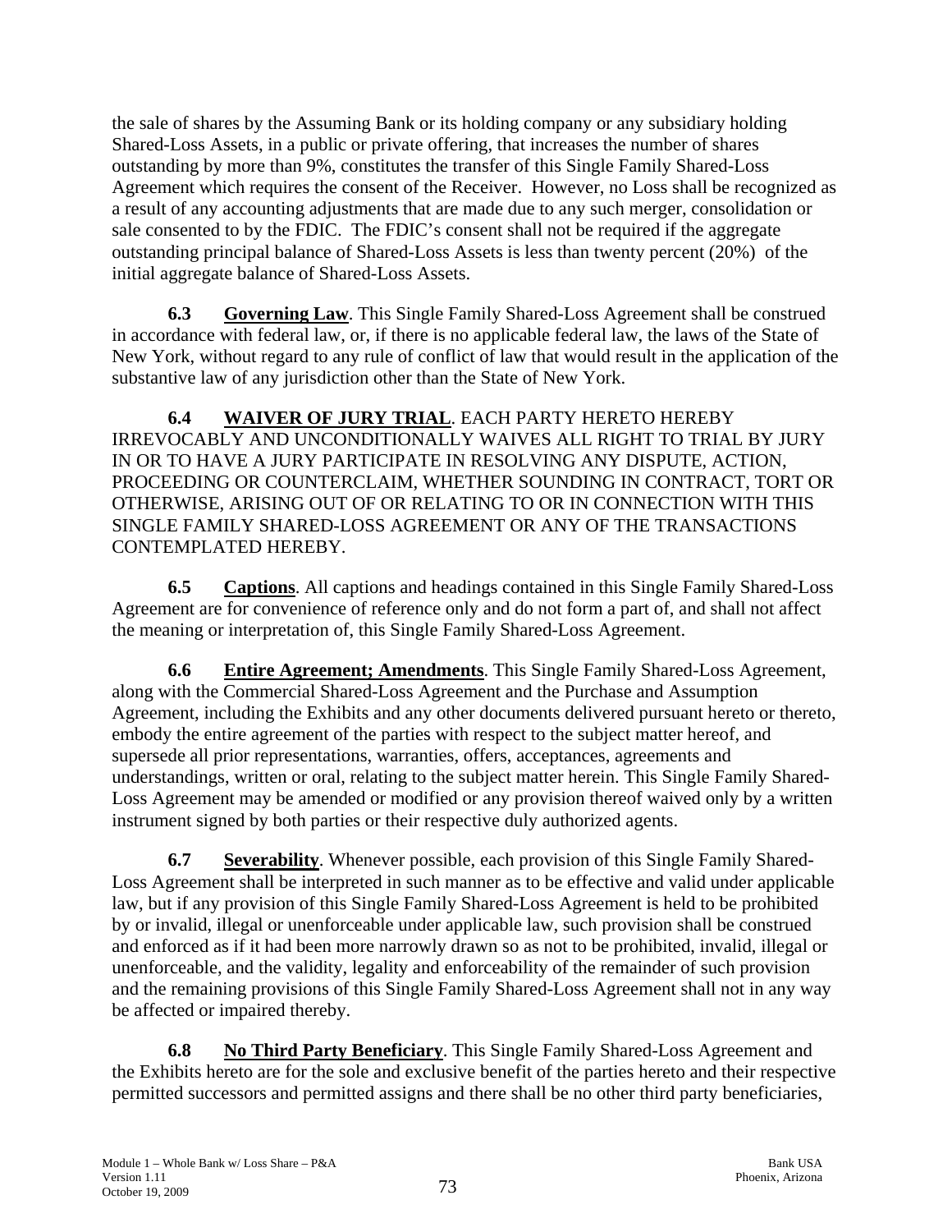the sale of shares by the Assuming Bank or its holding company or any subsidiary holding Shared-Loss Assets, in a public or private offering, that increases the number of shares outstanding by more than 9%, constitutes the transfer of this Single Family Shared-Loss Agreement which requires the consent of the Receiver. However, no Loss shall be recognized as a result of any accounting adjustments that are made due to any such merger, consolidation or sale consented to by the FDIC. The FDIC's consent shall not be required if the aggregate outstanding principal balance of Shared-Loss Assets is less than twenty percent (20%) of the initial aggregate balance of Shared-Loss Assets.

**6.3** **Governing Law**. This Single Family Shared-Loss Agreement shall be construed in accordance with federal law, or, if there is no applicable federal law, the laws of the State of New York, without regard to any rule of conflict of law that would result in the application of the substantive law of any jurisdiction other than the State of New York.

**6.4** **WAIVER OF JURY TRIAL**. EACH PARTY HERETO HEREBY IRREVOCABLY AND UNCONDITIONALLY WAIVES ALL RIGHT TO TRIAL BY JURY IN OR TO HAVE A JURY PARTICIPATE IN RESOLVING ANY DISPUTE, ACTION, PROCEEDING OR COUNTERCLAIM, WHETHER SOUNDING IN CONTRACT, TORT OR OTHERWISE, ARISING OUT OF OR RELATING TO OR IN CONNECTION WITH THIS SINGLE FAMILY SHARED-LOSS AGREEMENT OR ANY OF THE TRANSACTIONS CONTEMPLATED HEREBY.

**6.5** **Captions**. All captions and headings contained in this Single Family Shared-Loss Agreement are for convenience of reference only and do not form a part of, and shall not affect the meaning or interpretation of, this Single Family Shared-Loss Agreement.

**6.6** **Entire Agreement; Amendments**. This Single Family Shared-Loss Agreement, along with the Commercial Shared-Loss Agreement and the Purchase and Assumption Agreement, including the Exhibits and any other documents delivered pursuant hereto or thereto, embody the entire agreement of the parties with respect to the subject matter hereof, and supersede all prior representations, warranties, offers, acceptances, agreements and understandings, written or oral, relating to the subject matter herein. This Single Family Shared-Loss Agreement may be amended or modified or any provision thereof waived only by a written instrument signed by both parties or their respective duly authorized agents.

**6.7** **Severability**. Whenever possible, each provision of this Single Family Shared-Loss Agreement shall be interpreted in such manner as to be effective and valid under applicable law, but if any provision of this Single Family Shared-Loss Agreement is held to be prohibited by or invalid, illegal or unenforceable under applicable law, such provision shall be construed and enforced as if it had been more narrowly drawn so as not to be prohibited, invalid, illegal or unenforceable, and the validity, legality and enforceability of the remainder of such provision and the remaining provisions of this Single Family Shared-Loss Agreement shall not in any way be affected or impaired thereby.

**6.8** **No Third Party Beneficiary**. This Single Family Shared-Loss Agreement and the Exhibits hereto are for the sole and exclusive benefit of the parties hereto and their respective permitted successors and permitted assigns and there shall be no other third party beneficiaries,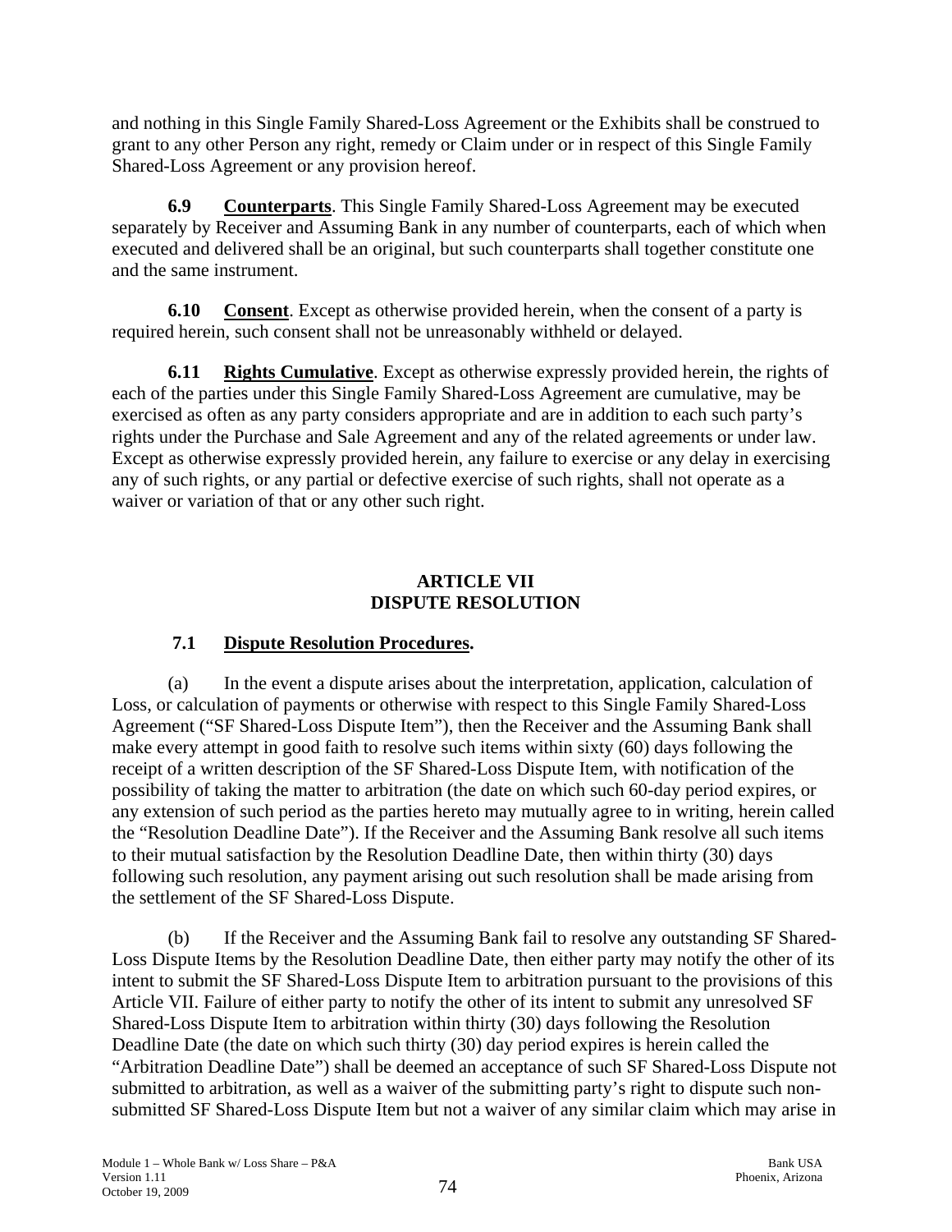and nothing in this Single Family Shared-Loss Agreement or the Exhibits shall be construed to grant to any other Person any right, remedy or Claim under or in respect of this Single Family Shared-Loss Agreement or any provision hereof.

**6.9 Counterparts**. This Single Family Shared-Loss Agreement may be executed separately by Receiver and Assuming Bank in any number of counterparts, each of which when executed and delivered shall be an original, but such counterparts shall together constitute one and the same instrument.

**6.10 Consent**. Except as otherwise provided herein, when the consent of a party is required herein, such consent shall not be unreasonably withheld or delayed.

**6.11 Rights Cumulative**. Except as otherwise expressly provided herein, the rights of each of the parties under this Single Family Shared-Loss Agreement are cumulative, may be exercised as often as any party considers appropriate and are in addition to each such party's rights under the Purchase and Sale Agreement and any of the related agreements or under law. Except as otherwise expressly provided herein, any failure to exercise or any delay in exercising any of such rights, or any partial or defective exercise of such rights, shall not operate as a waiver or variation of that or any other such right.

## ARTICLE VII
## DISPUTE RESOLUTION

**7.1 Dispute Resolution Procedures.**

(a) In the event a dispute arises about the interpretation, application, calculation of Loss, or calculation of payments or otherwise with respect to this Single Family Shared-Loss Agreement ("SF Shared-Loss Dispute Item"), then the Receiver and the Assuming Bank shall make every attempt in good faith to resolve such items within sixty (60) days following the receipt of a written description of the SF Shared-Loss Dispute Item, with notification of the possibility of taking the matter to arbitration (the date on which such 60-day period expires, or any extension of such period as the parties hereto may mutually agree to in writing, herein called the "Resolution Deadline Date"). If the Receiver and the Assuming Bank resolve all such items to their mutual satisfaction by the Resolution Deadline Date, then within thirty (30) days following such resolution, any payment arising out such resolution shall be made arising from the settlement of the SF Shared-Loss Dispute.

(b) If the Receiver and the Assuming Bank fail to resolve any outstanding SF Shared-Loss Dispute Items by the Resolution Deadline Date, then either party may notify the other of its intent to submit the SF Shared-Loss Dispute Item to arbitration pursuant to the provisions of this Article VII. Failure of either party to notify the other of its intent to submit any unresolved SF Shared-Loss Dispute Item to arbitration within thirty (30) days following the Resolution Deadline Date (the date on which such thirty (30) day period expires is herein called the "Arbitration Deadline Date") shall be deemed an acceptance of such SF Shared-Loss Dispute not submitted to arbitration, as well as a waiver of the submitting party's right to dispute such non-submitted SF Shared-Loss Dispute Item but not a waiver of any similar claim which may arise in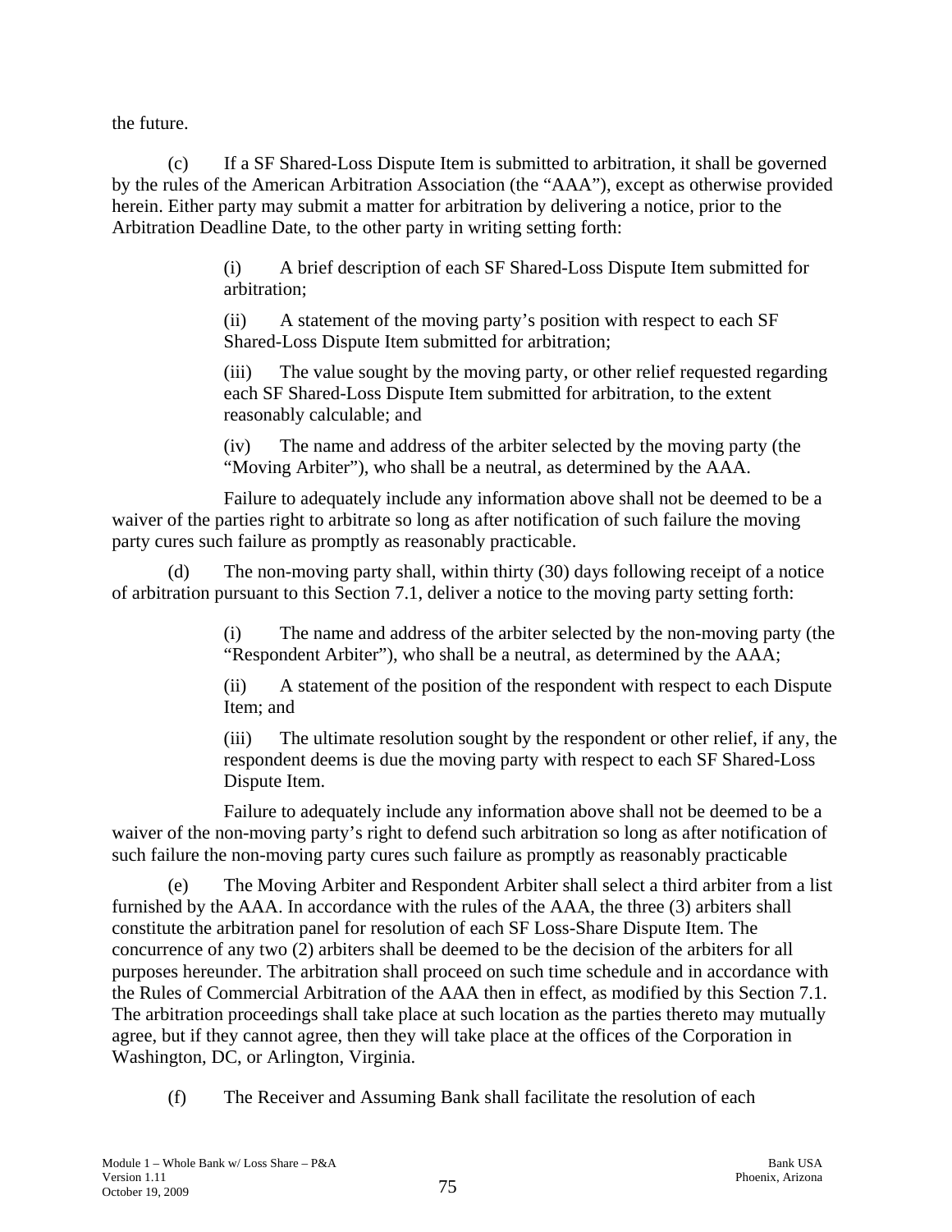the future.

(c) If a SF Shared-Loss Dispute Item is submitted to arbitration, it shall be governed by the rules of the American Arbitration Association (the "AAA"), except as otherwise provided herein. Either party may submit a matter for arbitration by delivering a notice, prior to the Arbitration Deadline Date, to the other party in writing setting forth:

> (i) A brief description of each SF Shared-Loss Dispute Item submitted for arbitration;
>
> (ii) A statement of the moving party's position with respect to each SF Shared-Loss Dispute Item submitted for arbitration;
>
> (iii) The value sought by the moving party, or other relief requested regarding each SF Shared-Loss Dispute Item submitted for arbitration, to the extent reasonably calculable; and
>
> (iv) The name and address of the arbiter selected by the moving party (the "Moving Arbiter"), who shall be a neutral, as determined by the AAA.

Failure to adequately include any information above shall not be deemed to be a waiver of the parties right to arbitrate so long as after notification of such failure the moving party cures such failure as promptly as reasonably practicable.

(d) The non-moving party shall, within thirty (30) days following receipt of a notice of arbitration pursuant to this Section 7.1, deliver a notice to the moving party setting forth:

> (i) The name and address of the arbiter selected by the non-moving party (the "Respondent Arbiter"), who shall be a neutral, as determined by the AAA;
>
> (ii) A statement of the position of the respondent with respect to each Dispute Item; and
>
> (iii) The ultimate resolution sought by the respondent or other relief, if any, the respondent deems is due the moving party with respect to each SF Shared-Loss Dispute Item.

Failure to adequately include any information above shall not be deemed to be a waiver of the non-moving party's right to defend such arbitration so long as after notification of such failure the non-moving party cures such failure as promptly as reasonably practicable

(e) The Moving Arbiter and Respondent Arbiter shall select a third arbiter from a list furnished by the AAA. In accordance with the rules of the AAA, the three (3) arbiters shall constitute the arbitration panel for resolution of each SF Loss-Share Dispute Item. The concurrence of any two (2) arbiters shall be deemed to be the decision of the arbiters for all purposes hereunder. The arbitration shall proceed on such time schedule and in accordance with the Rules of Commercial Arbitration of the AAA then in effect, as modified by this Section 7.1. The arbitration proceedings shall take place at such location as the parties thereto may mutually agree, but if they cannot agree, then they will take place at the offices of the Corporation in Washington, DC, or Arlington, Virginia.

(f) The Receiver and Assuming Bank shall facilitate the resolution of each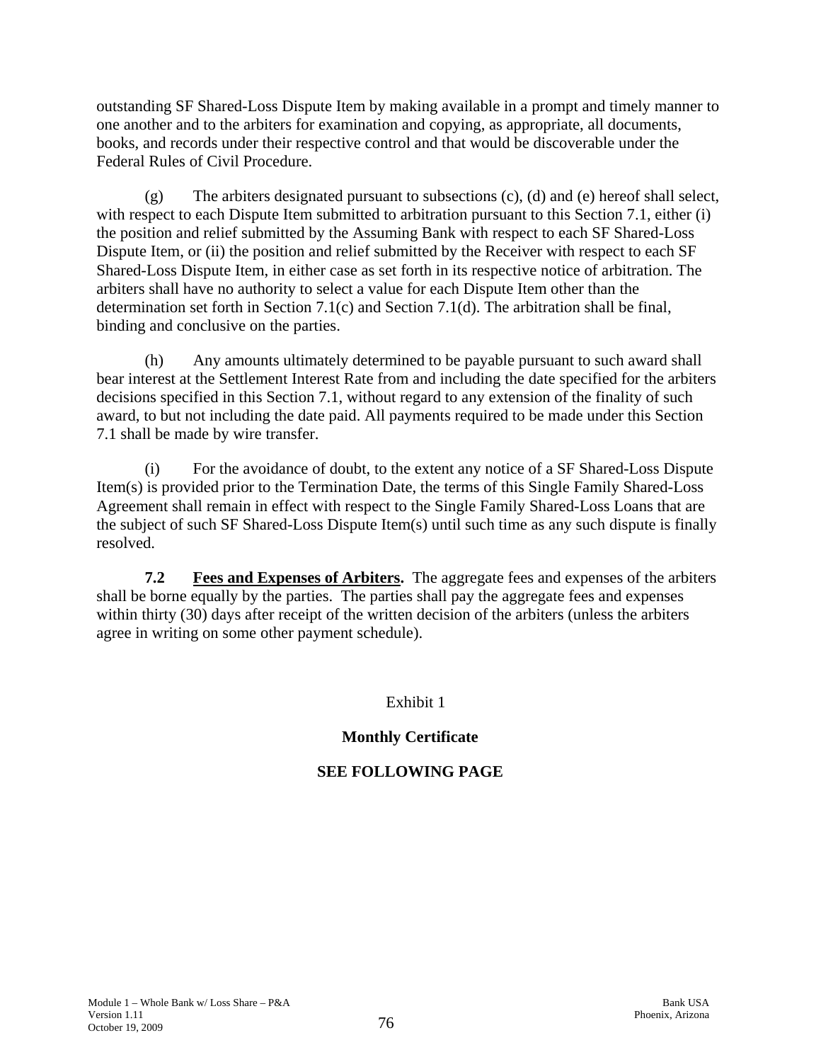outstanding SF Shared-Loss Dispute Item by making available in a prompt and timely manner to one another and to the arbiters for examination and copying, as appropriate, all documents, books, and records under their respective control and that would be discoverable under the Federal Rules of Civil Procedure.

(g) The arbiters designated pursuant to subsections (c), (d) and (e) hereof shall select, with respect to each Dispute Item submitted to arbitration pursuant to this Section 7.1, either (i) the position and relief submitted by the Assuming Bank with respect to each SF Shared-Loss Dispute Item, or (ii) the position and relief submitted by the Receiver with respect to each SF Shared-Loss Dispute Item, in either case as set forth in its respective notice of arbitration. The arbiters shall have no authority to select a value for each Dispute Item other than the determination set forth in Section 7.1(c) and Section 7.1(d). The arbitration shall be final, binding and conclusive on the parties.

(h) Any amounts ultimately determined to be payable pursuant to such award shall bear interest at the Settlement Interest Rate from and including the date specified for the arbiters decisions specified in this Section 7.1, without regard to any extension of the finality of such award, to but not including the date paid. All payments required to be made under this Section 7.1 shall be made by wire transfer.

(i) For the avoidance of doubt, to the extent any notice of a SF Shared-Loss Dispute Item(s) is provided prior to the Termination Date, the terms of this Single Family Shared-Loss Agreement shall remain in effect with respect to the Single Family Shared-Loss Loans that are the subject of such SF Shared-Loss Dispute Item(s) until such time as any such dispute is finally resolved.

**7.2 Fees and Expenses of Arbiters.** The aggregate fees and expenses of the arbiters shall be borne equally by the parties. The parties shall pay the aggregate fees and expenses within thirty (30) days after receipt of the written decision of the arbiters (unless the arbiters agree in writing on some other payment schedule).

Exhibit 1

**Monthly Certificate**

**SEE FOLLOWING PAGE**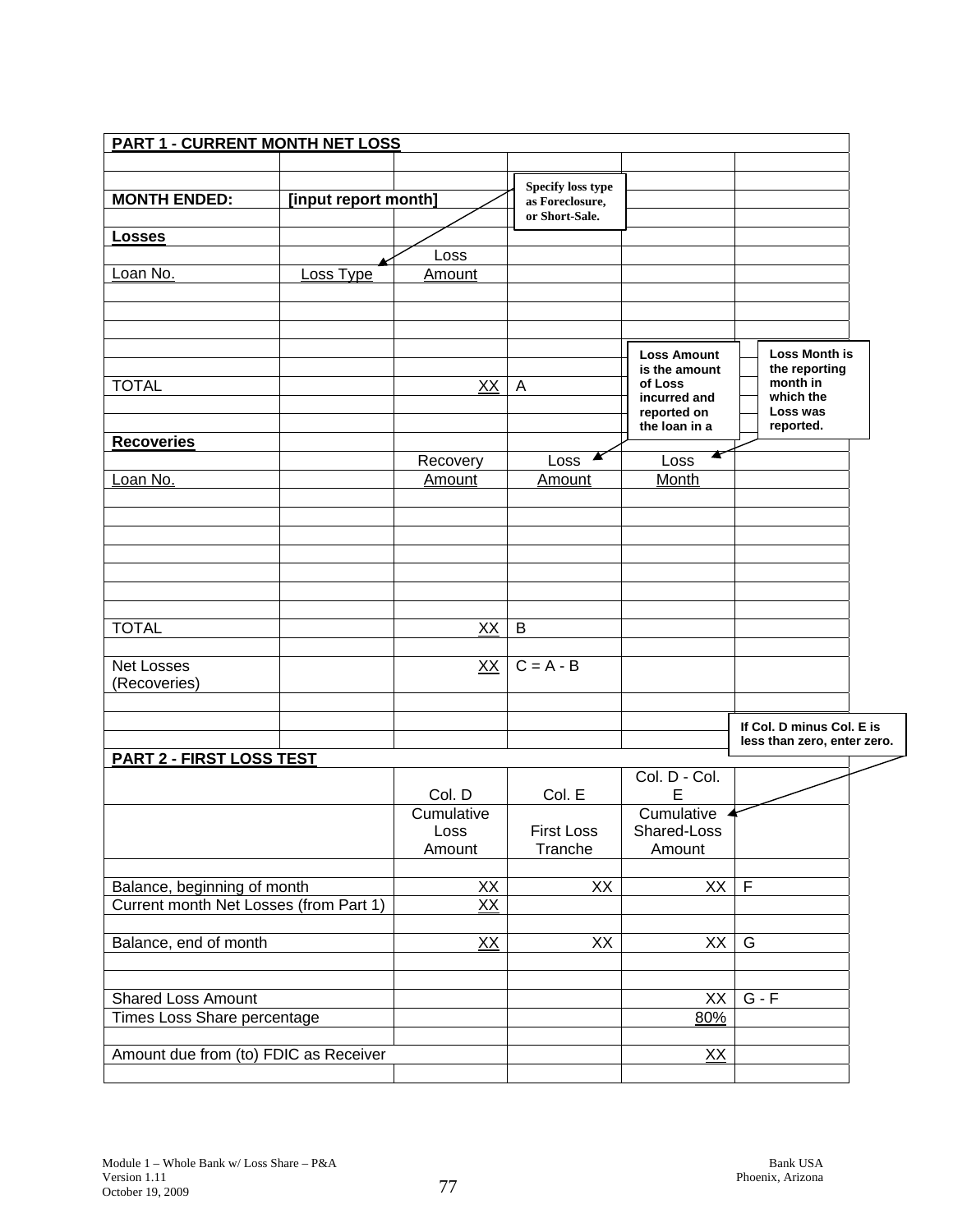## PART 1 - CURRENT MONTH NET LOSS

**MONTH ENDED:** **[input report month]**

*Specify loss type as Foreclosure, or Short-Sale.*

### Losses

| Loan No. | Loss Type | Loss Amount | | | |
|---|---|---|---|---|---|
| | | | | | |
| | | | | | |
| | | | | | |
| | | | | | |
| TOTAL | | XX | A | | |

*Loss Amount is the amount of Loss incurred and reported on the loan in a*

*Loss Month is the reporting month in which the Loss was reported.*

### Recoveries

| Loan No. | | Recovery Amount | Loss Amount | Loss Month | |
|---|---|---|---|---|---|
| | | | | | |
| | | | | | |
| | | | | | |
| | | | | | |
| | | | | | |
| | | | | | |
| | | | | | |
| TOTAL | | XX | B | | |
| | | | | | |
| Net Losses (Recoveries) | | XX | C = A - B | | |

*If Col. D minus Col. E is less than zero, enter zero.*

## PART 2 - FIRST LOSS TEST

| | Col. D | Col. E | Col. D - Col. E | |
|---|---|---|---|---|
| | Cumulative Loss Amount | First Loss Tranche | Cumulative Shared-Loss Amount | |
| | | | | |
| Balance, beginning of month | XX | XX | XX | F |
| Current month Net Losses (from Part 1) | XX | | | |
| | | | | |
| Balance, end of month | XX | XX | XX | G |
| | | | | |
| | | | | |
| Shared Loss Amount | | | XX | G - F |
| Times Loss Share percentage | | | 80% | |
| | | | | |
| Amount due from (to) FDIC as Receiver | | | XX | |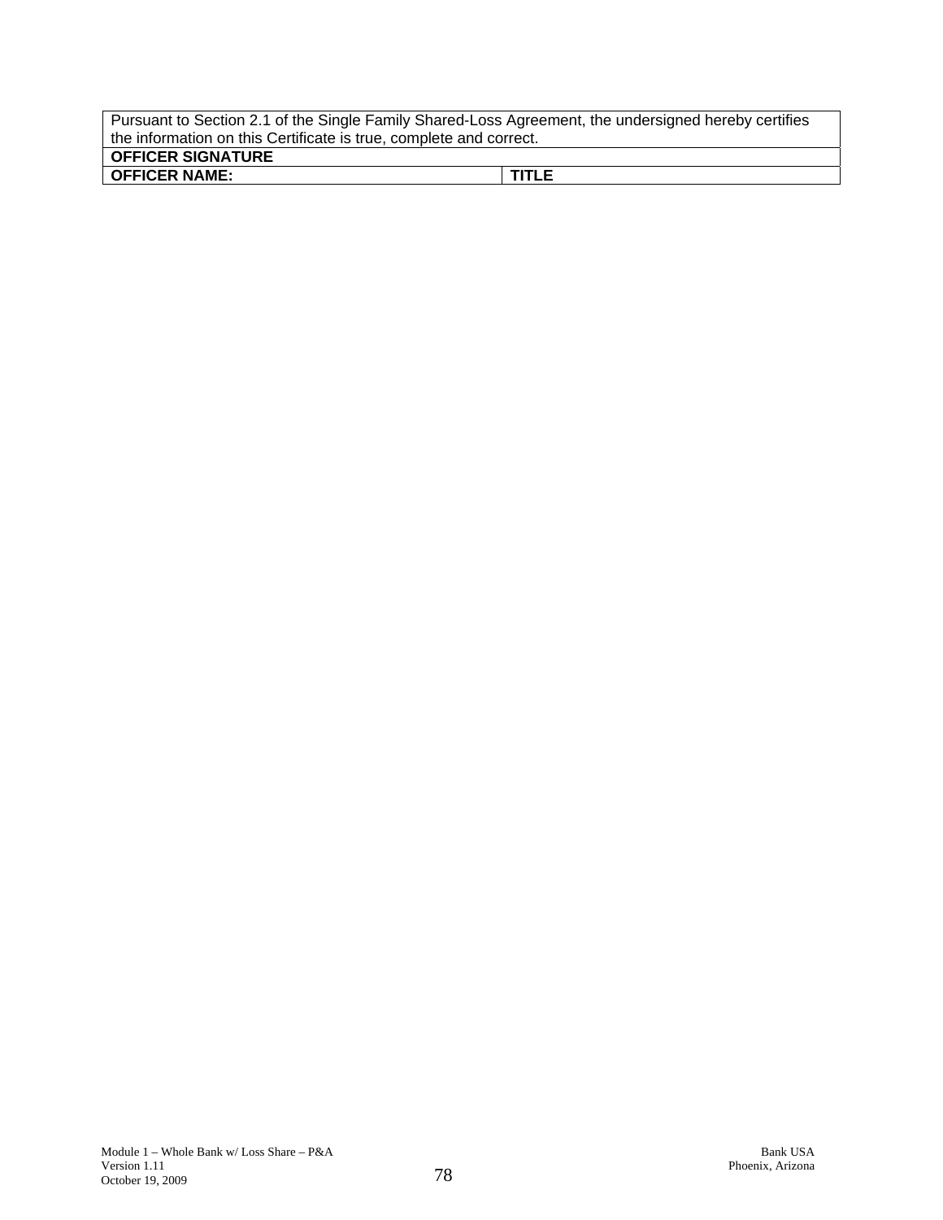| Pursuant to Section 2.1 of the Single Family Shared-Loss Agreement, the undersigned hereby certifies the information on this Certificate is true, complete and correct. | |
|---|---|
| **OFFICER SIGNATURE** | |
| **OFFICER NAME:** | **TITLE** |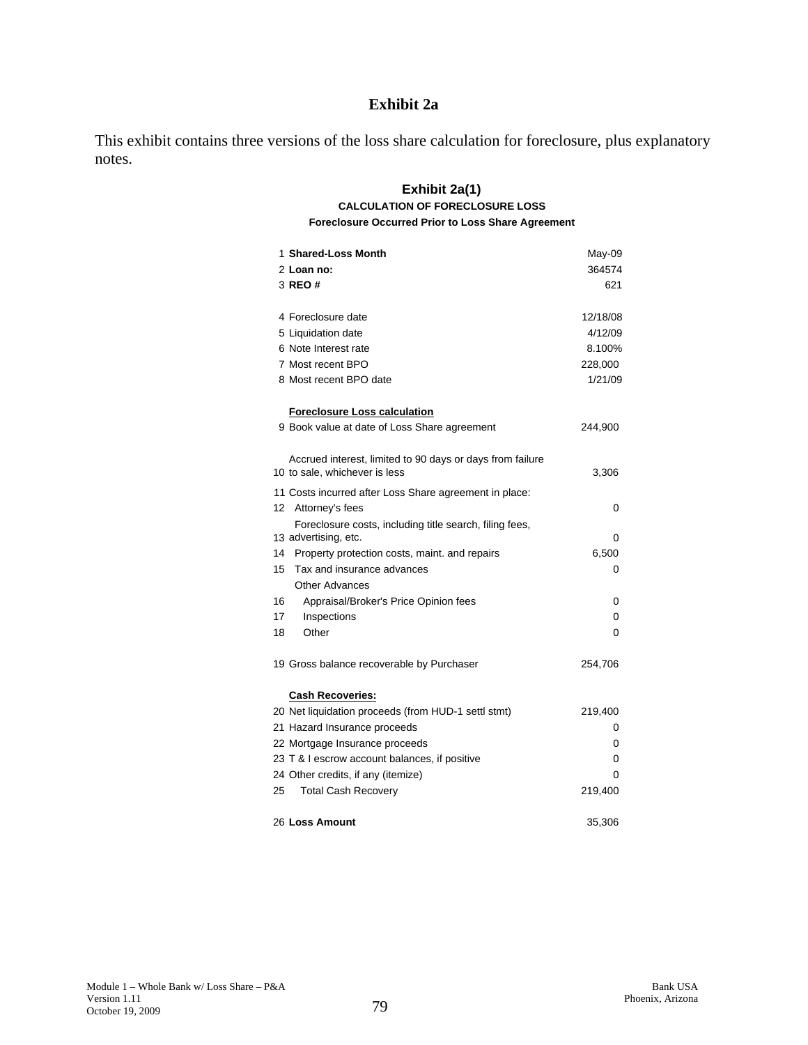# Exhibit 2a

This exhibit contains three versions of the loss share calculation for foreclosure, plus explanatory notes.

## Exhibit 2a(1)

### CALCULATION OF FORECLOSURE LOSS

**Foreclosure Occurred Prior to Loss Share Agreement**

| # | Item | Value |
|---|---|---|
| 1 | **Shared-Loss Month** | May-09 |
| 2 | **Loan no:** | 364574 |
| 3 | **REO #** | 621 |
| | | |
| 4 | Foreclosure date | 12/18/08 |
| 5 | Liquidation date | 4/12/09 |
| 6 | Note Interest rate | 8.100% |
| 7 | Most recent BPO | 228,000 |
| 8 | Most recent BPO date | 1/21/09 |
| | | |
| | **Foreclosure Loss calculation** | |
| 9 | Book value at date of Loss Share agreement | 244,900 |
| | | |
| 10 | Accrued interest, limited to 90 days or days from failure to sale, whichever is less | 3,306 |
| 11 | Costs incurred after Loss Share agreement in place: | |
| 12 | Attorney's fees | 0 |
| 13 | Foreclosure costs, including title search, filing fees, advertising, etc. | 0 |
| 14 | Property protection costs, maint. and repairs | 6,500 |
| 15 | Tax and insurance advances | 0 |
| | Other Advances | |
| 16 | Appraisal/Broker's Price Opinion fees | 0 |
| 17 | Inspections | 0 |
| 18 | Other | 0 |
| | | |
| 19 | Gross balance recoverable by Purchaser | 254,706 |
| | | |
| | **Cash Recoveries:** | |
| 20 | Net liquidation proceeds (from HUD-1 settl stmt) | 219,400 |
| 21 | Hazard Insurance proceeds | 0 |
| 22 | Mortgage Insurance proceeds | 0 |
| 23 | T & I escrow account balances, if positive | 0 |
| 24 | Other credits, if any (itemize) | 0 |
| 25 | Total Cash Recovery | 219,400 |
| | | |
| 26 | **Loss Amount** | 35,306 |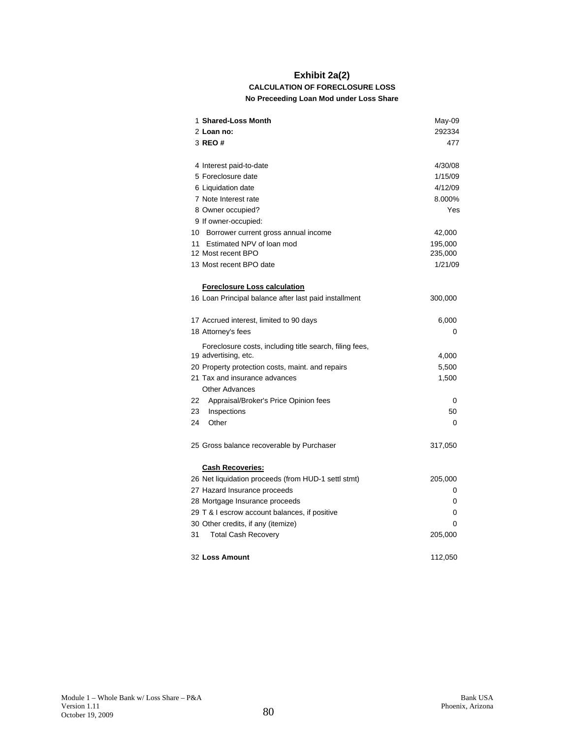# Exhibit 2a(2)

## CALCULATION OF FORECLOSURE LOSS

### No Preceeding Loan Mod under Loss Share

| | | |
|---|---|---|
| 1 | **Shared-Loss Month** | May-09 |
| 2 | **Loan no:** | 292334 |
| 3 | **REO #** | 477 |
| | | |
| 4 | Interest paid-to-date | 4/30/08 |
| 5 | Foreclosure date | 1/15/09 |
| 6 | Liquidation date | 4/12/09 |
| 7 | Note Interest rate | 8.000% |
| 8 | Owner occupied? | Yes |
| 9 | If owner-occupied: | |
| 10 | Borrower current gross annual income | 42,000 |
| 11 | Estimated NPV of loan mod | 195,000 |
| 12 | Most recent BPO | 235,000 |
| 13 | Most recent BPO date | 1/21/09 |
| | | |
| | **Foreclosure Loss calculation** | |
| 16 | Loan Principal balance after last paid installment | 300,000 |
| | | |
| 17 | Accrued interest, limited to 90 days | 6,000 |
| 18 | Attorney's fees | 0 |
| 19 | Foreclosure costs, including title search, filing fees, advertising, etc. | 4,000 |
| 20 | Property protection costs, maint. and repairs | 5,500 |
| 21 | Tax and insurance advances | 1,500 |
| | Other Advances | |
| 22 | Appraisal/Broker's Price Opinion fees | 0 |
| 23 | Inspections | 50 |
| 24 | Other | 0 |
| | | |
| 25 | Gross balance recoverable by Purchaser | 317,050 |
| | | |
| | **Cash Recoveries:** | |
| 26 | Net liquidation proceeds (from HUD-1 settl stmt) | 205,000 |
| 27 | Hazard Insurance proceeds | 0 |
| 28 | Mortgage Insurance proceeds | 0 |
| 29 | T & I escrow account balances, if positive | 0 |
| 30 | Other credits, if any (itemize) | 0 |
| 31 | Total Cash Recovery | 205,000 |
| | | |
| 32 | **Loss Amount** | 112,050 |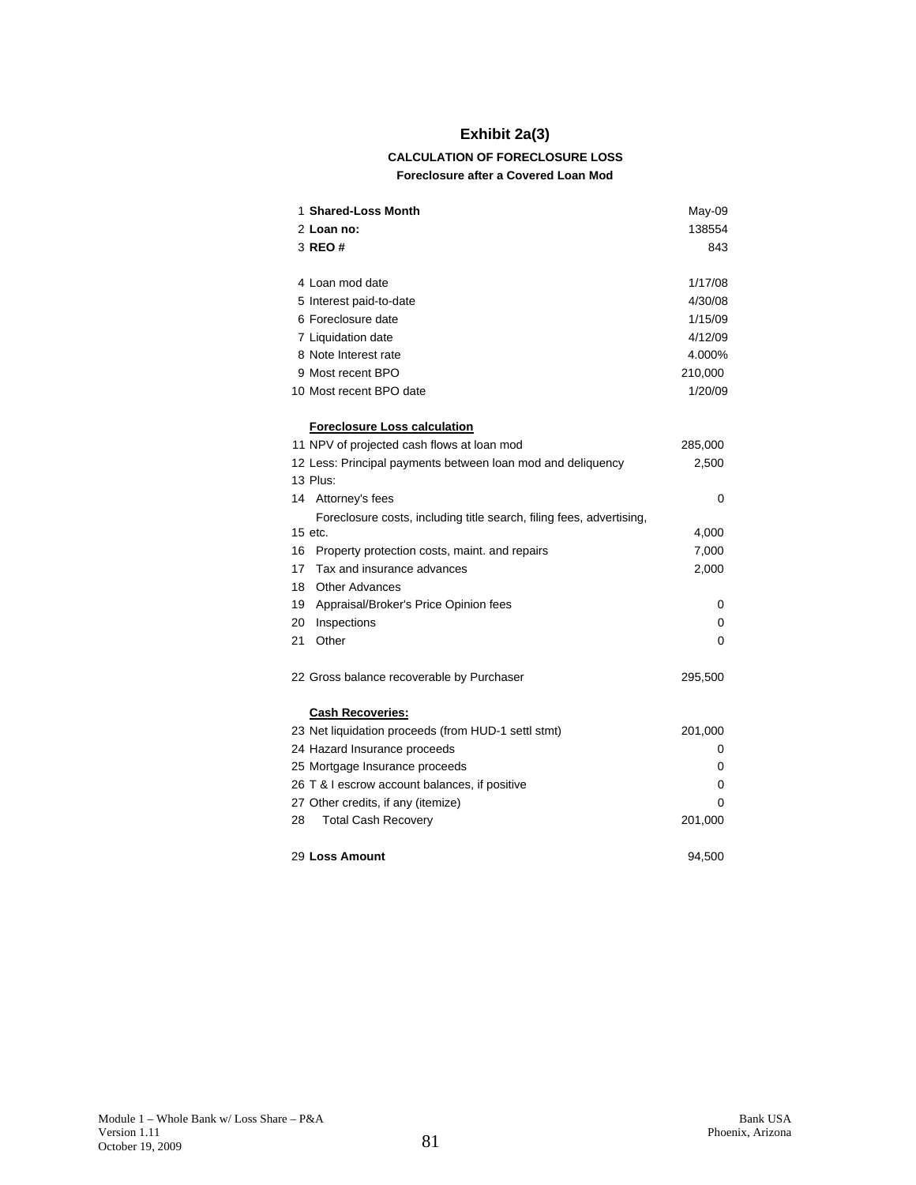# Exhibit 2a(3)

**CALCULATION OF FORECLOSURE LOSS**

**Foreclosure after a Covered Loan Mod**

| | | |
|---|---|---|
| 1 | **Shared-Loss Month** | May-09 |
| 2 | **Loan no:** | 138554 |
| 3 | **REO #** | 843 |
| | | |
| 4 | Loan mod date | 1/17/08 |
| 5 | Interest paid-to-date | 4/30/08 |
| 6 | Foreclosure date | 1/15/09 |
| 7 | Liquidation date | 4/12/09 |
| 8 | Note Interest rate | 4.000% |
| 9 | Most recent BPO | 210,000 |
| 10 | Most recent BPO date | 1/20/09 |
| | | |
| | **Foreclosure Loss calculation** | |
| 11 | NPV of projected cash flows at loan mod | 285,000 |
| 12 | Less: Principal payments between loan mod and deliquency | 2,500 |
| 13 | Plus: | |
| 14 | Attorney's fees | 0 |
| 15 | Foreclosure costs, including title search, filing fees, advertising, etc. | 4,000 |
| 16 | Property protection costs, maint. and repairs | 7,000 |
| 17 | Tax and insurance advances | 2,000 |
| 18 | Other Advances | |
| 19 | Appraisal/Broker's Price Opinion fees | 0 |
| 20 | Inspections | 0 |
| 21 | Other | 0 |
| | | |
| 22 | Gross balance recoverable by Purchaser | 295,500 |
| | | |
| | **Cash Recoveries:** | |
| 23 | Net liquidation proceeds (from HUD-1 settl stmt) | 201,000 |
| 24 | Hazard Insurance proceeds | 0 |
| 25 | Mortgage Insurance proceeds | 0 |
| 26 | T & I escrow account balances, if positive | 0 |
| 27 | Other credits, if any (itemize) | 0 |
| 28 | Total Cash Recovery | 201,000 |
| | | |
| 29 | **Loss Amount** | 94,500 |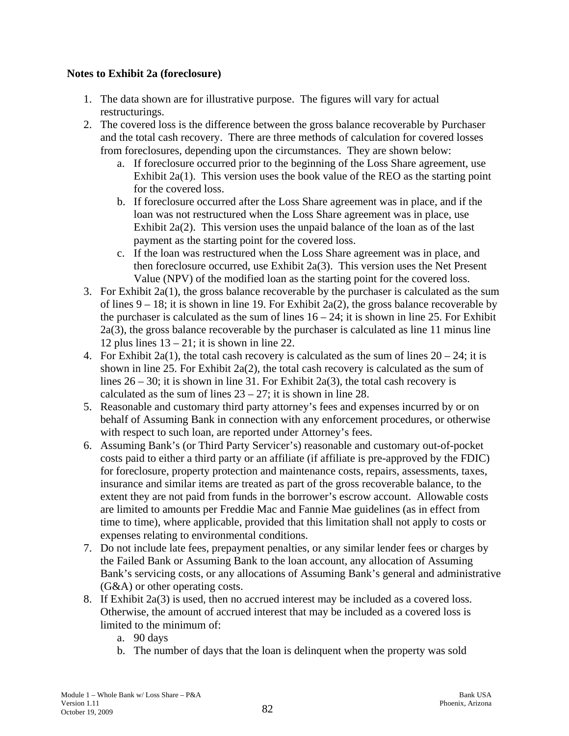**Notes to Exhibit 2a (foreclosure)**

1. The data shown are for illustrative purpose. The figures will vary for actual restructurings.
2. The covered loss is the difference between the gross balance recoverable by Purchaser and the total cash recovery. There are three methods of calculation for covered losses from foreclosures, depending upon the circumstances. They are shown below:
   a. If foreclosure occurred prior to the beginning of the Loss Share agreement, use Exhibit 2a(1). This version uses the book value of the REO as the starting point for the covered loss.
   b. If foreclosure occurred after the Loss Share agreement was in place, and if the loan was not restructured when the Loss Share agreement was in place, use Exhibit 2a(2). This version uses the unpaid balance of the loan as of the last payment as the starting point for the covered loss.
   c. If the loan was restructured when the Loss Share agreement was in place, and then foreclosure occurred, use Exhibit 2a(3). This version uses the Net Present Value (NPV) of the modified loan as the starting point for the covered loss.
3. For Exhibit 2a(1), the gross balance recoverable by the purchaser is calculated as the sum of lines 9 – 18; it is shown in line 19. For Exhibit 2a(2), the gross balance recoverable by the purchaser is calculated as the sum of lines 16 – 24; it is shown in line 25. For Exhibit 2a(3), the gross balance recoverable by the purchaser is calculated as line 11 minus line 12 plus lines 13 – 21; it is shown in line 22.
4. For Exhibit 2a(1), the total cash recovery is calculated as the sum of lines 20 – 24; it is shown in line 25. For Exhibit 2a(2), the total cash recovery is calculated as the sum of lines 26 – 30; it is shown in line 31. For Exhibit 2a(3), the total cash recovery is calculated as the sum of lines 23 – 27; it is shown in line 28.
5. Reasonable and customary third party attorney's fees and expenses incurred by or on behalf of Assuming Bank in connection with any enforcement procedures, or otherwise with respect to such loan, are reported under Attorney's fees.
6. Assuming Bank's (or Third Party Servicer's) reasonable and customary out-of-pocket costs paid to either a third party or an affiliate (if affiliate is pre-approved by the FDIC) for foreclosure, property protection and maintenance costs, repairs, assessments, taxes, insurance and similar items are treated as part of the gross recoverable balance, to the extent they are not paid from funds in the borrower's escrow account. Allowable costs are limited to amounts per Freddie Mac and Fannie Mae guidelines (as in effect from time to time), where applicable, provided that this limitation shall not apply to costs or expenses relating to environmental conditions.
7. Do not include late fees, prepayment penalties, or any similar lender fees or charges by the Failed Bank or Assuming Bank to the loan account, any allocation of Assuming Bank's servicing costs, or any allocations of Assuming Bank's general and administrative (G&A) or other operating costs.
8. If Exhibit 2a(3) is used, then no accrued interest may be included as a covered loss. Otherwise, the amount of accrued interest that may be included as a covered loss is limited to the minimum of:
   a. 90 days
   b. The number of days that the loan is delinquent when the property was sold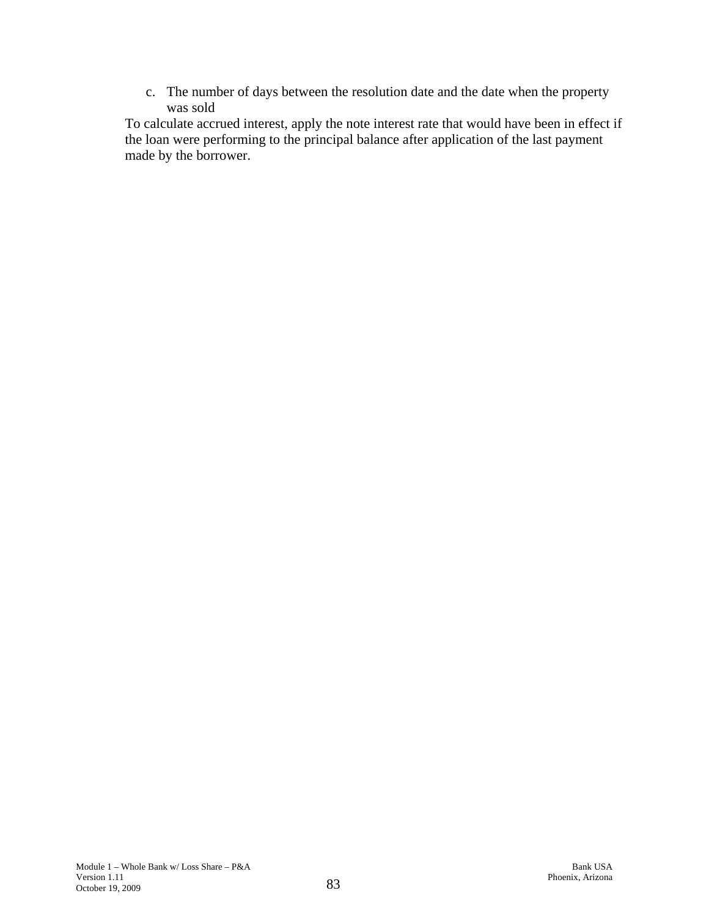c. The number of days between the resolution date and the date when the property was sold

To calculate accrued interest, apply the note interest rate that would have been in effect if the loan were performing to the principal balance after application of the last payment made by the borrower.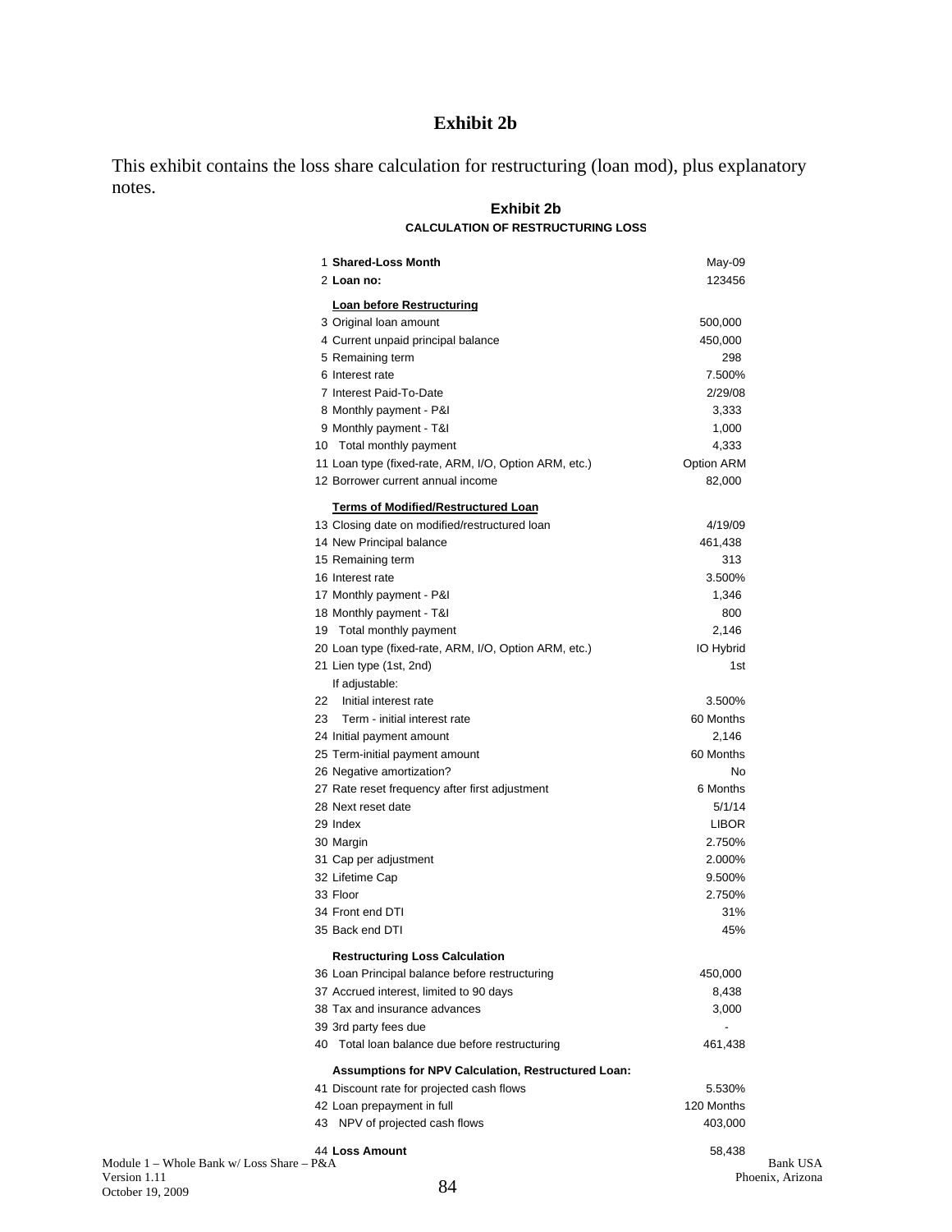# Exhibit 2b

This exhibit contains the loss share calculation for restructuring (loan mod), plus explanatory notes.

## Exhibit 2b

### CALCULATION OF RESTRUCTURING LOSS

| | | |
|---|---|---|
| 1 | **Shared-Loss Month** | May-09 |
| 2 | **Loan no:** | 123456 |
| | **Loan before Restructuring** | |
| 3 | Original loan amount | 500,000 |
| 4 | Current unpaid principal balance | 450,000 |
| 5 | Remaining term | 298 |
| 6 | Interest rate | 7.500% |
| 7 | Interest Paid-To-Date | 2/29/08 |
| 8 | Monthly payment - P&I | 3,333 |
| 9 | Monthly payment - T&I | 1,000 |
| 10 | Total monthly payment | 4,333 |
| 11 | Loan type (fixed-rate, ARM, I/O, Option ARM, etc.) | Option ARM |
| 12 | Borrower current annual income | 82,000 |
| | **Terms of Modified/Restructured Loan** | |
| 13 | Closing date on modified/restructured loan | 4/19/09 |
| 14 | New Principal balance | 461,438 |
| 15 | Remaining term | 313 |
| 16 | Interest rate | 3.500% |
| 17 | Monthly payment - P&I | 1,346 |
| 18 | Monthly payment - T&I | 800 |
| 19 | Total monthly payment | 2,146 |
| 20 | Loan type (fixed-rate, ARM, I/O, Option ARM, etc.) | IO Hybrid |
| 21 | Lien type (1st, 2nd) | 1st |
| | If adjustable: | |
| 22 | Initial interest rate | 3.500% |
| 23 | Term - initial interest rate | 60 Months |
| 24 | Initial payment amount | 2,146 |
| 25 | Term-initial payment amount | 60 Months |
| 26 | Negative amortization? | No |
| 27 | Rate reset frequency after first adjustment | 6 Months |
| 28 | Next reset date | 5/1/14 |
| 29 | Index | LIBOR |
| 30 | Margin | 2.750% |
| 31 | Cap per adjustment | 2.000% |
| 32 | Lifetime Cap | 9.500% |
| 33 | Floor | 2.750% |
| 34 | Front end DTI | 31% |
| 35 | Back end DTI | 45% |
| | **Restructuring Loss Calculation** | |
| 36 | Loan Principal balance before restructuring | 450,000 |
| 37 | Accrued interest, limited to 90 days | 8,438 |
| 38 | Tax and insurance advances | 3,000 |
| 39 | 3rd party fees due | - |
| 40 | Total loan balance due before restructuring | 461,438 |
| | **Assumptions for NPV Calculation, Restructured Loan:** | |
| 41 | Discount rate for projected cash flows | 5.530% |
| 42 | Loan prepayment in full | 120 Months |
| 43 | NPV of projected cash flows | 403,000 |
| 44 | **Loss Amount** | 58,438 |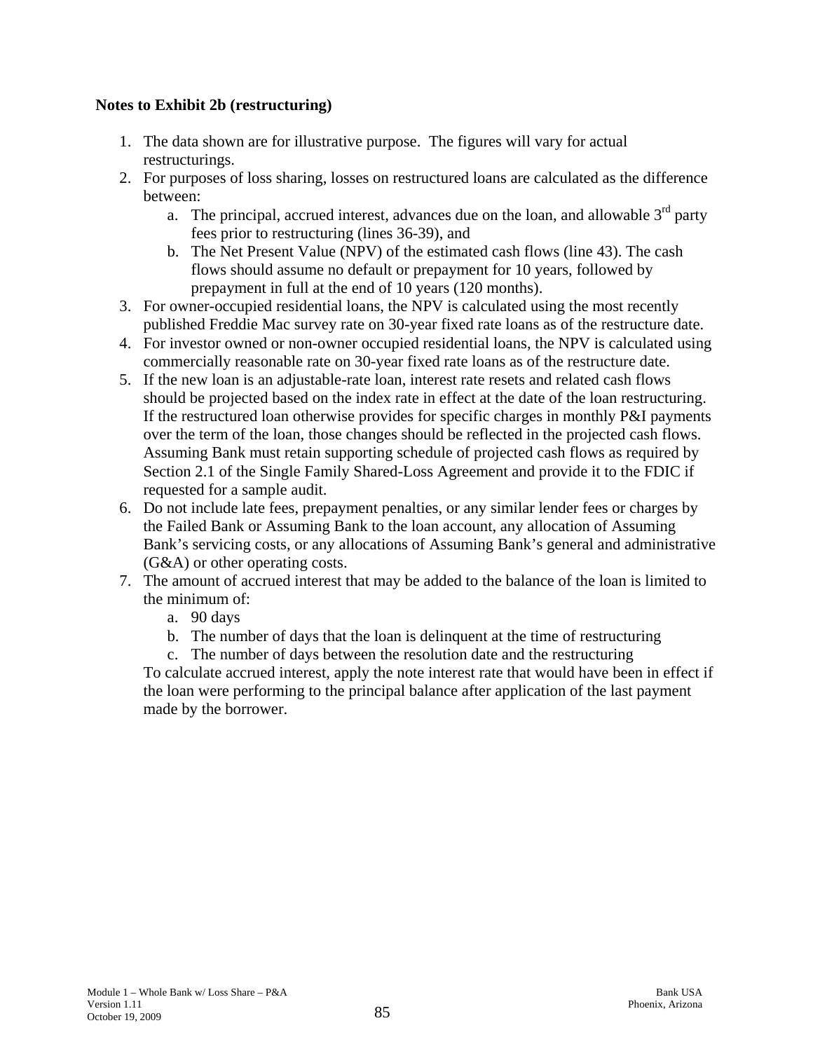**Notes to Exhibit 2b (restructuring)**

1. The data shown are for illustrative purpose. The figures will vary for actual restructurings.
2. For purposes of loss sharing, losses on restructured loans are calculated as the difference between:
   a. The principal, accrued interest, advances due on the loan, and allowable 3rd party fees prior to restructuring (lines 36-39), and
   b. The Net Present Value (NPV) of the estimated cash flows (line 43). The cash flows should assume no default or prepayment for 10 years, followed by prepayment in full at the end of 10 years (120 months).
3. For owner-occupied residential loans, the NPV is calculated using the most recently published Freddie Mac survey rate on 30-year fixed rate loans as of the restructure date.
4. For investor owned or non-owner occupied residential loans, the NPV is calculated using commercially reasonable rate on 30-year fixed rate loans as of the restructure date.
5. If the new loan is an adjustable-rate loan, interest rate resets and related cash flows should be projected based on the index rate in effect at the date of the loan restructuring. If the restructured loan otherwise provides for specific charges in monthly P&I payments over the term of the loan, those changes should be reflected in the projected cash flows. Assuming Bank must retain supporting schedule of projected cash flows as required by Section 2.1 of the Single Family Shared-Loss Agreement and provide it to the FDIC if requested for a sample audit.
6. Do not include late fees, prepayment penalties, or any similar lender fees or charges by the Failed Bank or Assuming Bank to the loan account, any allocation of Assuming Bank's servicing costs, or any allocations of Assuming Bank's general and administrative (G&A) or other operating costs.
7. The amount of accrued interest that may be added to the balance of the loan is limited to the minimum of:
   a. 90 days
   b. The number of days that the loan is delinquent at the time of restructuring
   c. The number of days between the resolution date and the restructuring

   To calculate accrued interest, apply the note interest rate that would have been in effect if the loan were performing to the principal balance after application of the last payment made by the borrower.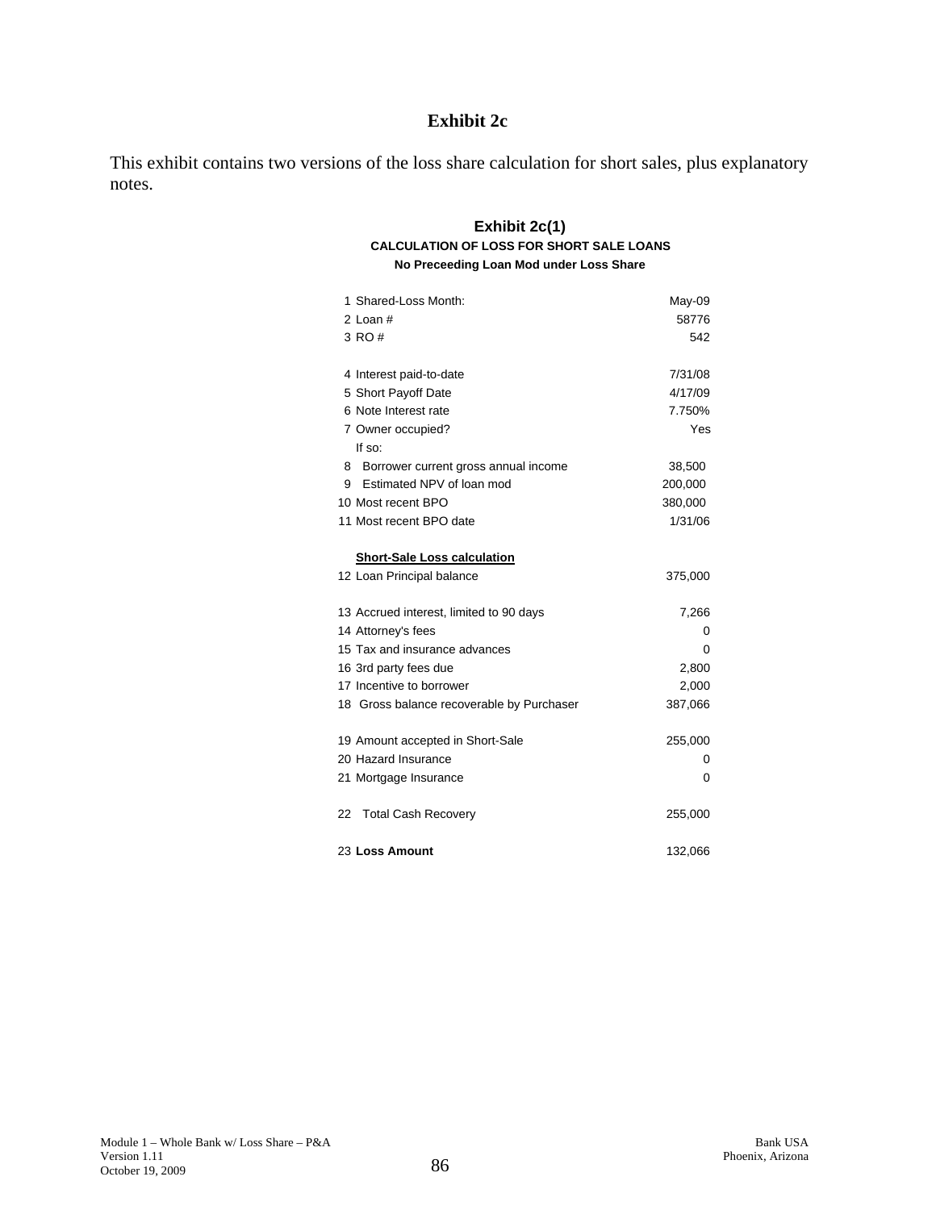# Exhibit 2c

This exhibit contains two versions of the loss share calculation for short sales, plus explanatory notes.

## Exhibit 2c(1)

**CALCULATION OF LOSS FOR SHORT SALE LOANS**

**No Preceeding Loan Mod under Loss Share**

| | | |
|---|---|---|
| 1 | Shared-Loss Month: | May-09 |
| 2 | Loan # | 58776 |
| 3 | RO # | 542 |
| | | |
| 4 | Interest paid-to-date | 7/31/08 |
| 5 | Short Payoff Date | 4/17/09 |
| 6 | Note Interest rate | 7.750% |
| 7 | Owner occupied? | Yes |
| | If so: | |
| 8 | Borrower current gross annual income | 38,500 |
| 9 | Estimated NPV of loan mod | 200,000 |
| 10 | Most recent BPO | 380,000 |
| 11 | Most recent BPO date | 1/31/06 |
| | | |
| | **Short-Sale Loss calculation** | |
| 12 | Loan Principal balance | 375,000 |
| | | |
| 13 | Accrued interest, limited to 90 days | 7,266 |
| 14 | Attorney's fees | 0 |
| 15 | Tax and insurance advances | 0 |
| 16 | 3rd party fees due | 2,800 |
| 17 | Incentive to borrower | 2,000 |
| 18 | Gross balance recoverable by Purchaser | 387,066 |
| | | |
| 19 | Amount accepted in Short-Sale | 255,000 |
| 20 | Hazard Insurance | 0 |
| 21 | Mortgage Insurance | 0 |
| | | |
| 22 | Total Cash Recovery | 255,000 |
| | | |
| 23 | **Loss Amount** | 132,066 |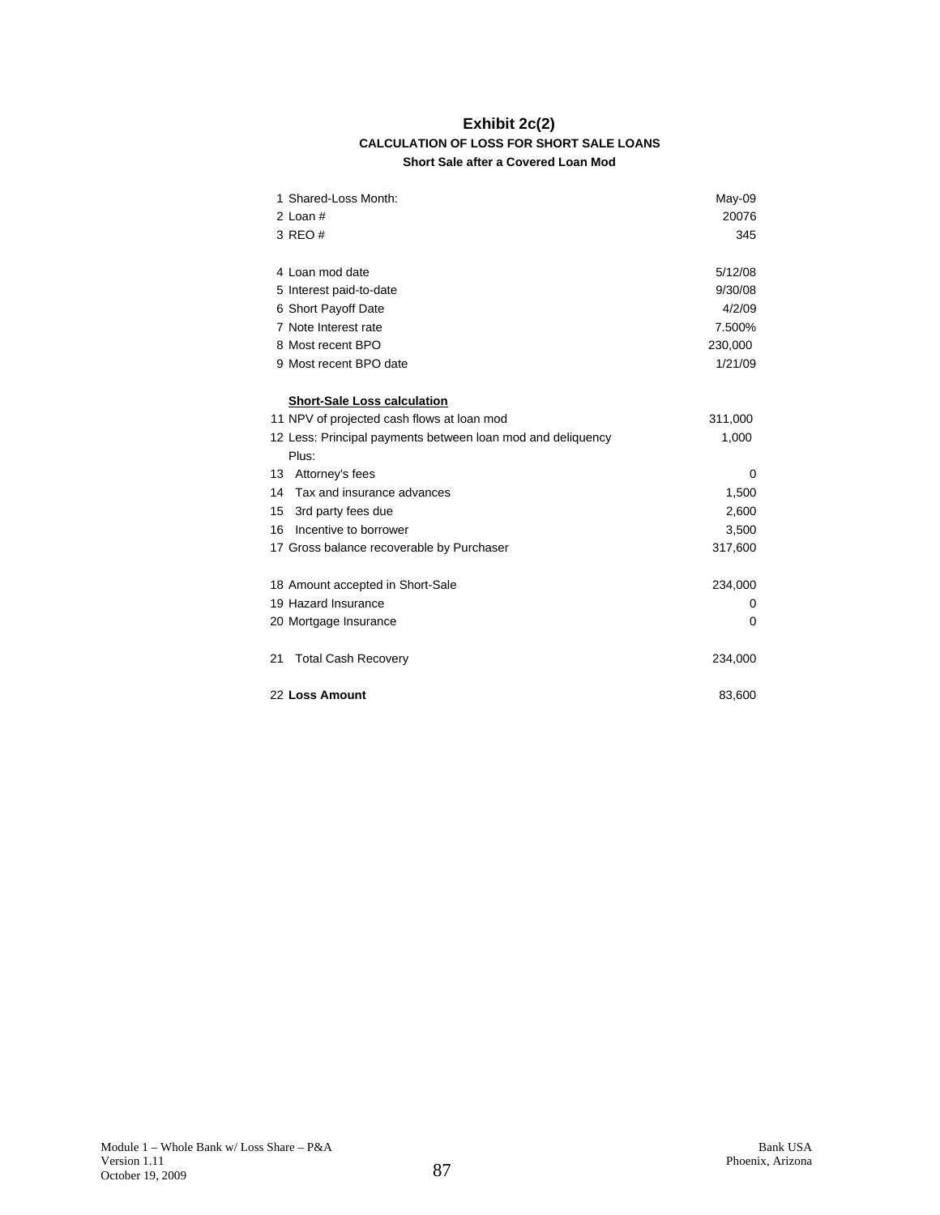# Exhibit 2c(2)

### CALCULATION OF LOSS FOR SHORT SALE LOANS

#### Short Sale after a Covered Loan Mod

| | | |
|---|---|---|
| 1 | Shared-Loss Month: | May-09 |
| 2 | Loan # | 20076 |
| 3 | REO # | 345 |
| | | |
| 4 | Loan mod date | 5/12/08 |
| 5 | Interest paid-to-date | 9/30/08 |
| 6 | Short Payoff Date | 4/2/09 |
| 7 | Note Interest rate | 7.500% |
| 8 | Most recent BPO | 230,000 |
| 9 | Most recent BPO date | 1/21/09 |
| | | |
| | **Short-Sale Loss calculation** | |
| 11 | NPV of projected cash flows at loan mod | 311,000 |
| 12 | Less: Principal payments between loan mod and deliquency | 1,000 |
| | Plus: | |
| 13 | Attorney's fees | 0 |
| 14 | Tax and insurance advances | 1,500 |
| 15 | 3rd party fees due | 2,600 |
| 16 | Incentive to borrower | 3,500 |
| 17 | Gross balance recoverable by Purchaser | 317,600 |
| | | |
| 18 | Amount accepted in Short-Sale | 234,000 |
| 19 | Hazard Insurance | 0 |
| 20 | Mortgage Insurance | 0 |
| | | |
| 21 | Total Cash Recovery | 234,000 |
| | | |
| 22 | **Loss Amount** | 83,600 |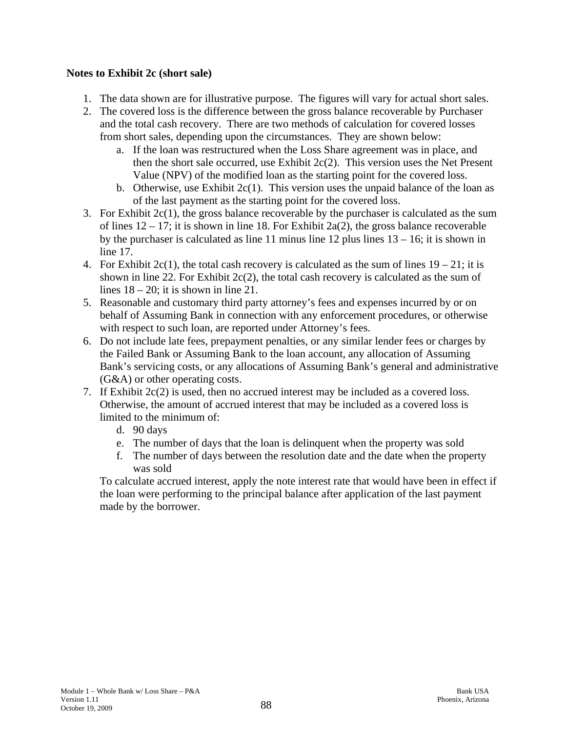**Notes to Exhibit 2c (short sale)**

1. The data shown are for illustrative purpose. The figures will vary for actual short sales.
2. The covered loss is the difference between the gross balance recoverable by Purchaser and the total cash recovery. There are two methods of calculation for covered losses from short sales, depending upon the circumstances. They are shown below:
   a. If the loan was restructured when the Loss Share agreement was in place, and then the short sale occurred, use Exhibit 2c(2). This version uses the Net Present Value (NPV) of the modified loan as the starting point for the covered loss.
   b. Otherwise, use Exhibit 2c(1). This version uses the unpaid balance of the loan as of the last payment as the starting point for the covered loss.
3. For Exhibit 2c(1), the gross balance recoverable by the purchaser is calculated as the sum of lines 12 – 17; it is shown in line 18. For Exhibit 2a(2), the gross balance recoverable by the purchaser is calculated as line 11 minus line 12 plus lines 13 – 16; it is shown in line 17.
4. For Exhibit 2c(1), the total cash recovery is calculated as the sum of lines 19 – 21; it is shown in line 22. For Exhibit 2c(2), the total cash recovery is calculated as the sum of lines 18 – 20; it is shown in line 21.
5. Reasonable and customary third party attorney's fees and expenses incurred by or on behalf of Assuming Bank in connection with any enforcement procedures, or otherwise with respect to such loan, are reported under Attorney's fees.
6. Do not include late fees, prepayment penalties, or any similar lender fees or charges by the Failed Bank or Assuming Bank to the loan account, any allocation of Assuming Bank's servicing costs, or any allocations of Assuming Bank's general and administrative (G&A) or other operating costs.
7. If Exhibit 2c(2) is used, then no accrued interest may be included as a covered loss. Otherwise, the amount of accrued interest that may be included as a covered loss is limited to the minimum of:
   d. 90 days
   e. The number of days that the loan is delinquent when the property was sold
   f. The number of days between the resolution date and the date when the property was sold

   To calculate accrued interest, apply the note interest rate that would have been in effect if the loan were performing to the principal balance after application of the last payment made by the borrower.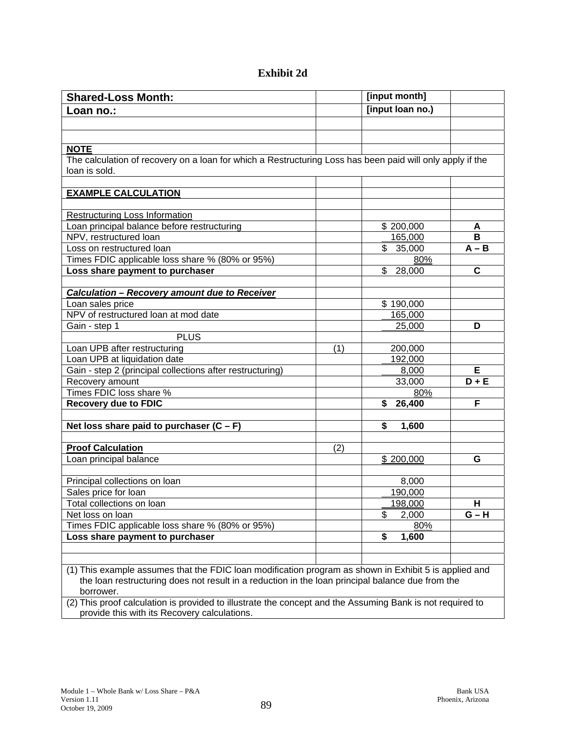# Exhibit 2d

| Shared-Loss Month: | | [input month] | |
|---|---|---|---|
| **Loan no.:** | | **[input loan no.)** | |
| | | | |
| | | | |
| **NOTE** | | | |
| The calculation of recovery on a loan for which a Restructuring Loss has been paid will only apply if the loan is sold. | | | |
| | | | |
| **EXAMPLE CALCULATION** | | | |
| | | | |
| Restructuring Loss Information | | | |
| Loan principal balance before restructuring | | $ 200,000 | **A** |
| NPV, restructured loan | | 165,000 | **B** |
| Loss on restructured loan | | $ 35,000 | **A – B** |
| Times FDIC applicable loss share % (80% or 95%) | | 80% | |
| **Loss share payment to purchaser** | | $ 28,000 | **C** |
| | | | |
| ***Calculation – Recovery amount due to Receiver*** | | | |
| Loan sales price | | $ 190,000 | |
| NPV of restructured loan at mod date | | 165,000 | |
| Gain - step 1 | | 25,000 | **D** |
| PLUS | | | |
| Loan UPB after restructuring | (1) | 200,000 | |
| Loan UPB at liquidation date | | 192,000 | |
| Gain - step 2 (principal collections after restructuring) | | 8,000 | **E** |
| Recovery amount | | 33,000 | **D + E** |
| Times FDIC loss share % | | 80% | |
| **Recovery due to FDIC** | | **$ 26,400** | **F** |
| | | | |
| **Net loss share paid to purchaser (C – F)** | | **$ 1,600** | |
| | | | |
| **Proof Calculation** | (2) | | |
| Loan principal balance | | $ 200,000 | **G** |
| | | | |
| Principal collections on loan | | 8,000 | |
| Sales price for loan | | 190,000 | |
| Total collections on loan | | 198,000 | **H** |
| Net loss on loan | | $ 2,000 | **G – H** |
| Times FDIC applicable loss share % (80% or 95%) | | 80% | |
| **Loss share payment to purchaser** | | **$ 1,600** | |
| | | | |
| | | | |

(1) This example assumes that the FDIC loan modification program as shown in Exhibit 5 is applied and the loan restructuring does not result in a reduction in the loan principal balance due from the borrower.

(2) This proof calculation is provided to illustrate the concept and the Assuming Bank is not required to provide this with its Recovery calculations.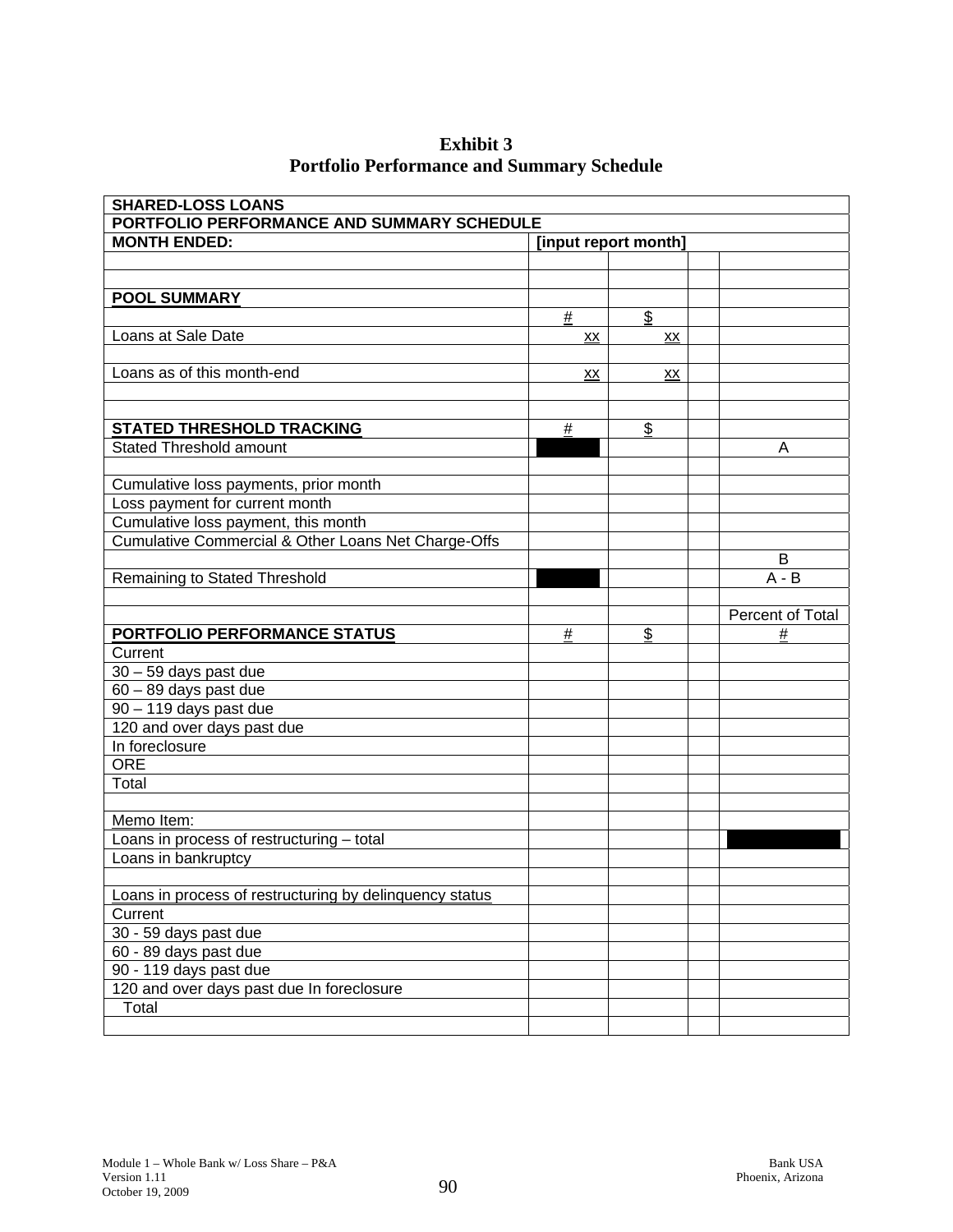**Exhibit 3**
**Portfolio Performance and Summary Schedule**

| SHARED-LOSS LOANS | | | | |
|---|---|---|---|---|
| **PORTFOLIO PERFORMANCE AND SUMMARY SCHEDULE** | | | | |
| **MONTH ENDED:** | **[input report month]** | | | |
| | | | | |
| | | | | |
| **POOL SUMMARY** | | | | |
| | # | $ | | |
| Loans at Sale Date | xx | xx | | |
| | | | | |
| Loans as of this month-end | xx | xx | | |
| | | | | |
| | | | | |
| **STATED THRESHOLD TRACKING** | # | $ | | |
| Stated Threshold amount | | | | A |
| | | | | |
| Cumulative loss payments, prior month | | | | |
| Loss payment for current month | | | | |
| Cumulative loss payment, this month | | | | |
| Cumulative Commercial & Other Loans Net Charge-Offs | | | | |
| | | | | B |
| Remaining to Stated Threshold | | | | A - B |
| | | | | |
| | | | | Percent of Total |
| **PORTFOLIO PERFORMANCE STATUS** | # | $ | | # |
| Current | | | | |
| 30 – 59 days past due | | | | |
| 60 – 89 days past due | | | | |
| 90 – 119 days past due | | | | |
| 120 and over days past due | | | | |
| In foreclosure | | | | |
| ORE | | | | |
| Total | | | | |
| | | | | |
| Memo Item: | | | | |
| Loans in process of restructuring – total | | | | |
| Loans in bankruptcy | | | | |
| | | | | |
| Loans in process of restructuring by delinquency status | | | | |
| Current | | | | |
| 30 - 59 days past due | | | | |
| 60 - 89 days past due | | | | |
| 90 - 119 days past due | | | | |
| 120 and over days past due In foreclosure | | | | |
| Total | | | | |
| | | | | |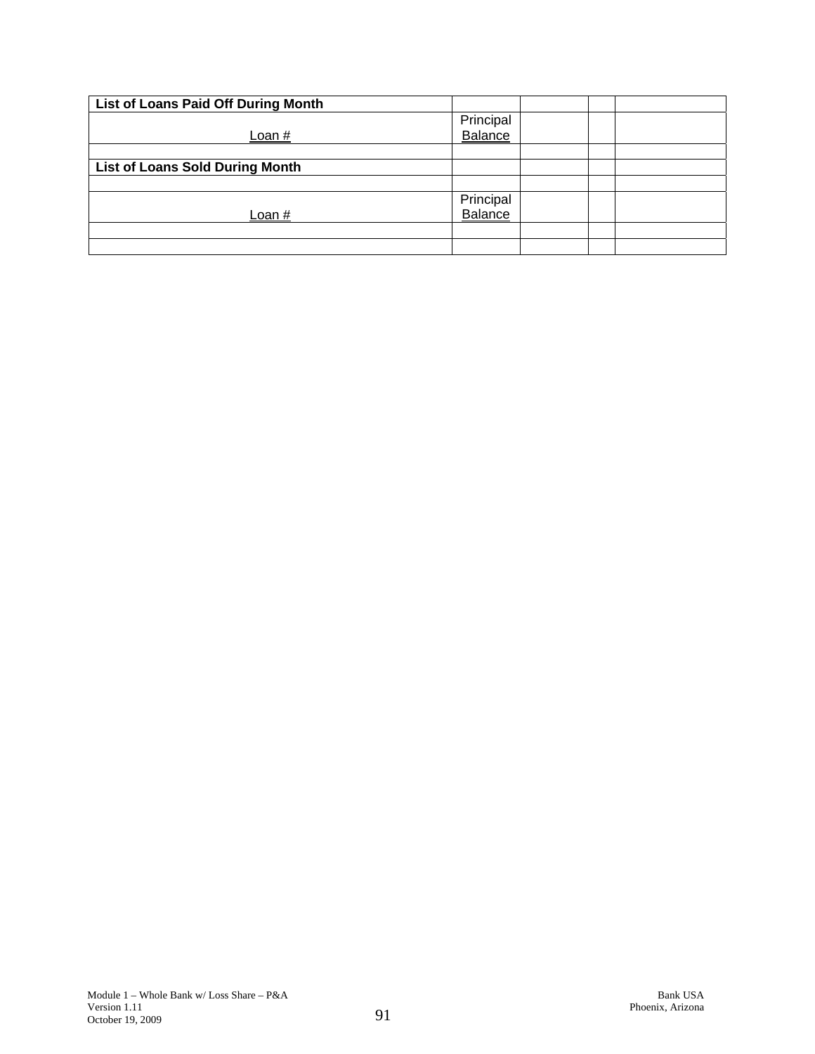| List of Loans Paid Off During Month | | | | |
|---|---|---|---|---|
| Loan # | Principal Balance | | | |
| | | | | |
| **List of Loans Sold During Month** | | | | |
| | | | | |
| Loan # | Principal Balance | | | |
| | | | | |
| | | | | |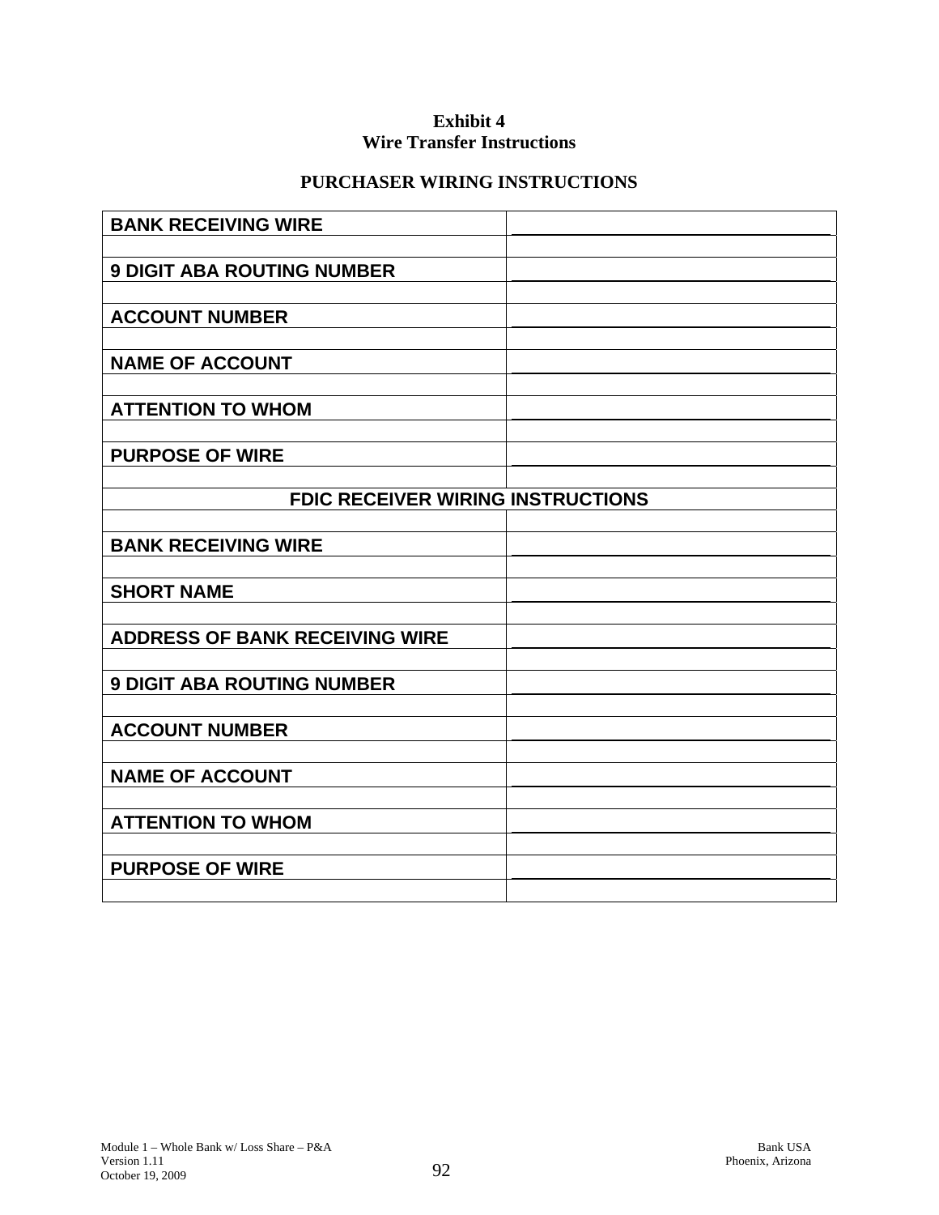**Exhibit 4**
**Wire Transfer Instructions**

**PURCHASER WIRING INSTRUCTIONS**

| | |
|---|---|
| **BANK RECEIVING WIRE** | \_\_\_\_\_\_\_\_\_\_\_\_\_\_\_\_\_\_\_\_\_\_\_\_\_\_\_\_\_\_ |
| | |
| **9 DIGIT ABA ROUTING NUMBER** | \_\_\_\_\_\_\_\_\_\_\_\_\_\_\_\_\_\_\_\_\_\_\_\_\_\_\_\_\_\_ |
| | |
| **ACCOUNT NUMBER** | \_\_\_\_\_\_\_\_\_\_\_\_\_\_\_\_\_\_\_\_\_\_\_\_\_\_\_\_\_\_ |
| | |
| **NAME OF ACCOUNT** | \_\_\_\_\_\_\_\_\_\_\_\_\_\_\_\_\_\_\_\_\_\_\_\_\_\_\_\_\_\_ |
| | |
| **ATTENTION TO WHOM** | \_\_\_\_\_\_\_\_\_\_\_\_\_\_\_\_\_\_\_\_\_\_\_\_\_\_\_\_\_\_ |
| | |
| **PURPOSE OF WIRE** | \_\_\_\_\_\_\_\_\_\_\_\_\_\_\_\_\_\_\_\_\_\_\_\_\_\_\_\_\_\_ |
| | |
| **FDIC RECEIVER WIRING INSTRUCTIONS** | |
| | |
| **BANK RECEIVING WIRE** | \_\_\_\_\_\_\_\_\_\_\_\_\_\_\_\_\_\_\_\_\_\_\_\_\_\_\_\_\_\_ |
| | |
| **SHORT NAME** | \_\_\_\_\_\_\_\_\_\_\_\_\_\_\_\_\_\_\_\_\_\_\_\_\_\_\_\_\_\_ |
| | |
| **ADDRESS OF BANK RECEIVING WIRE** | \_\_\_\_\_\_\_\_\_\_\_\_\_\_\_\_\_\_\_\_\_\_\_\_\_\_\_\_\_\_ |
| | |
| **9 DIGIT ABA ROUTING NUMBER** | \_\_\_\_\_\_\_\_\_\_\_\_\_\_\_\_\_\_\_\_\_\_\_\_\_\_\_\_\_\_ |
| | |
| **ACCOUNT NUMBER** | \_\_\_\_\_\_\_\_\_\_\_\_\_\_\_\_\_\_\_\_\_\_\_\_\_\_\_\_\_\_ |
| | |
| **NAME OF ACCOUNT** | \_\_\_\_\_\_\_\_\_\_\_\_\_\_\_\_\_\_\_\_\_\_\_\_\_\_\_\_\_\_ |
| | |
| **ATTENTION TO WHOM** | \_\_\_\_\_\_\_\_\_\_\_\_\_\_\_\_\_\_\_\_\_\_\_\_\_\_\_\_\_\_ |
| | |
| **PURPOSE OF WIRE** | \_\_\_\_\_\_\_\_\_\_\_\_\_\_\_\_\_\_\_\_\_\_\_\_\_\_\_\_\_\_ |
| | |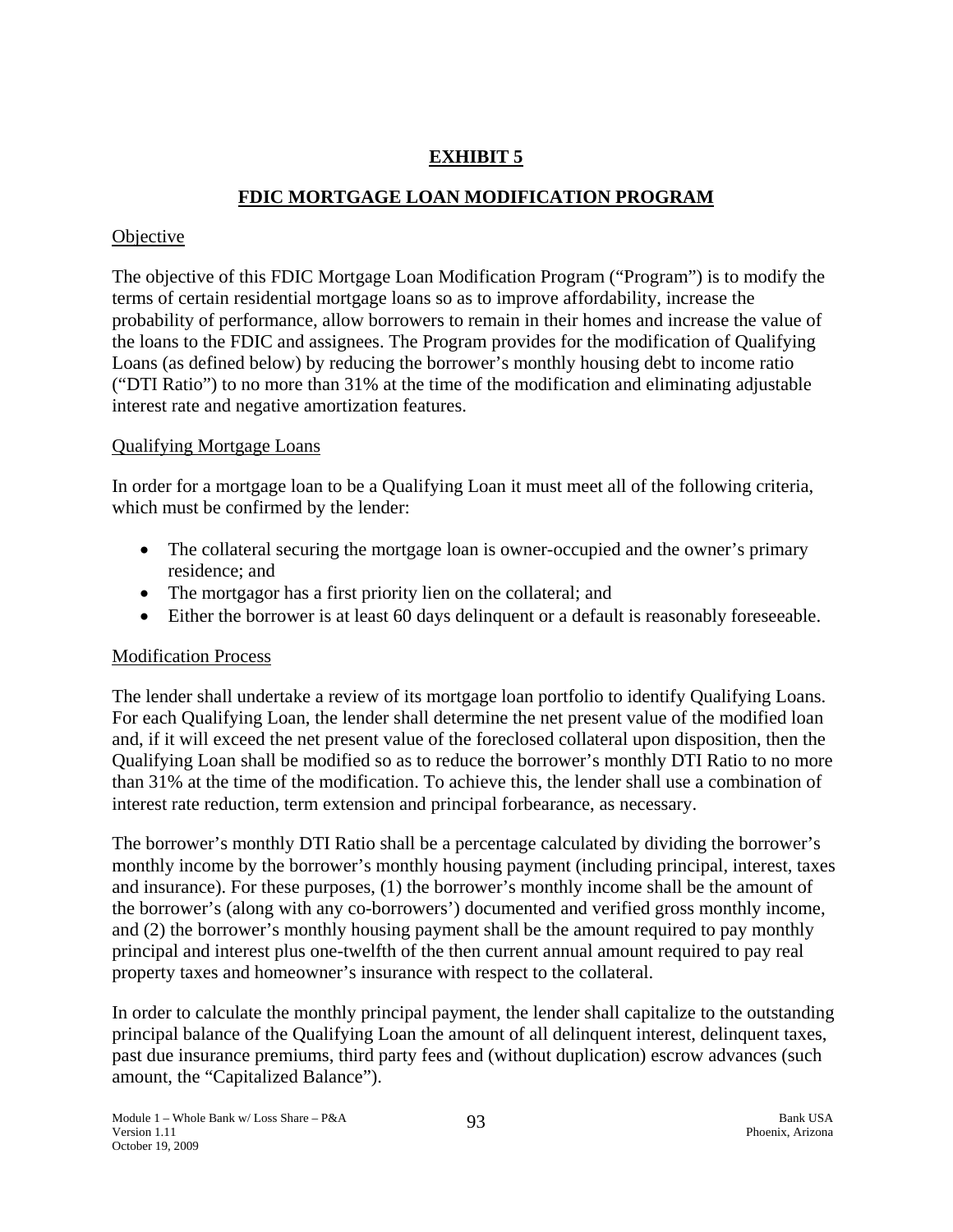# EXHIBIT 5

## FDIC MORTGAGE LOAN MODIFICATION PROGRAM

### Objective

The objective of this FDIC Mortgage Loan Modification Program ("Program") is to modify the terms of certain residential mortgage loans so as to improve affordability, increase the probability of performance, allow borrowers to remain in their homes and increase the value of the loans to the FDIC and assignees. The Program provides for the modification of Qualifying Loans (as defined below) by reducing the borrower's monthly housing debt to income ratio ("DTI Ratio") to no more than 31% at the time of the modification and eliminating adjustable interest rate and negative amortization features.

### Qualifying Mortgage Loans

In order for a mortgage loan to be a Qualifying Loan it must meet all of the following criteria, which must be confirmed by the lender:

- The collateral securing the mortgage loan is owner-occupied and the owner's primary residence; and
- The mortgagor has a first priority lien on the collateral; and
- Either the borrower is at least 60 days delinquent or a default is reasonably foreseeable.

### Modification Process

The lender shall undertake a review of its mortgage loan portfolio to identify Qualifying Loans. For each Qualifying Loan, the lender shall determine the net present value of the modified loan and, if it will exceed the net present value of the foreclosed collateral upon disposition, then the Qualifying Loan shall be modified so as to reduce the borrower's monthly DTI Ratio to no more than 31% at the time of the modification. To achieve this, the lender shall use a combination of interest rate reduction, term extension and principal forbearance, as necessary.

The borrower's monthly DTI Ratio shall be a percentage calculated by dividing the borrower's monthly income by the borrower's monthly housing payment (including principal, interest, taxes and insurance). For these purposes, (1) the borrower's monthly income shall be the amount of the borrower's (along with any co-borrowers') documented and verified gross monthly income, and (2) the borrower's monthly housing payment shall be the amount required to pay monthly principal and interest plus one-twelfth of the then current annual amount required to pay real property taxes and homeowner's insurance with respect to the collateral.

In order to calculate the monthly principal payment, the lender shall capitalize to the outstanding principal balance of the Qualifying Loan the amount of all delinquent interest, delinquent taxes, past due insurance premiums, third party fees and (without duplication) escrow advances (such amount, the "Capitalized Balance").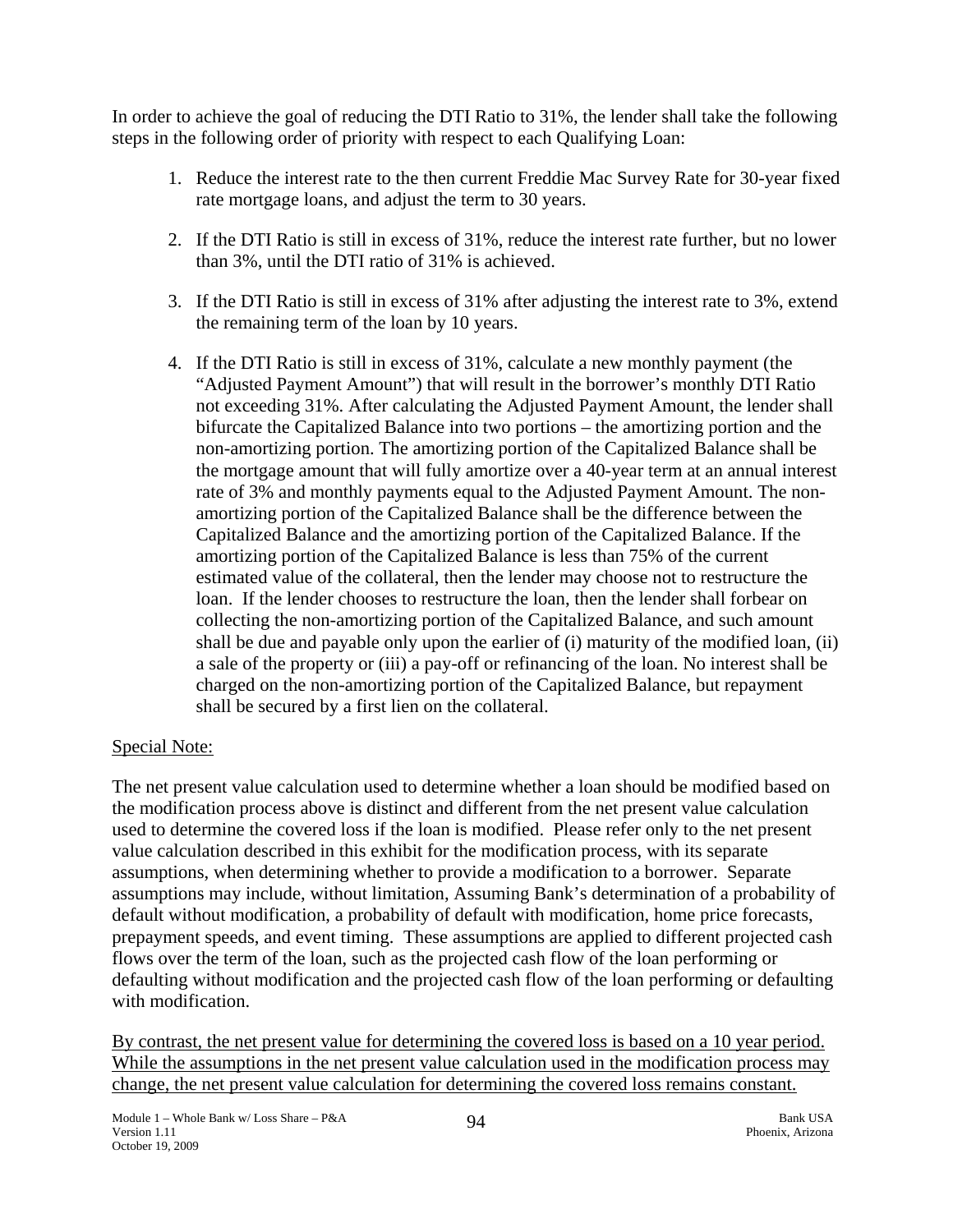In order to achieve the goal of reducing the DTI Ratio to 31%, the lender shall take the following steps in the following order of priority with respect to each Qualifying Loan:

1. Reduce the interest rate to the then current Freddie Mac Survey Rate for 30-year fixed rate mortgage loans, and adjust the term to 30 years.

2. If the DTI Ratio is still in excess of 31%, reduce the interest rate further, but no lower than 3%, until the DTI ratio of 31% is achieved.

3. If the DTI Ratio is still in excess of 31% after adjusting the interest rate to 3%, extend the remaining term of the loan by 10 years.

4. If the DTI Ratio is still in excess of 31%, calculate a new monthly payment (the "Adjusted Payment Amount") that will result in the borrower's monthly DTI Ratio not exceeding 31%. After calculating the Adjusted Payment Amount, the lender shall bifurcate the Capitalized Balance into two portions – the amortizing portion and the non-amortizing portion. The amortizing portion of the Capitalized Balance shall be the mortgage amount that will fully amortize over a 40-year term at an annual interest rate of 3% and monthly payments equal to the Adjusted Payment Amount. The non-amortizing portion of the Capitalized Balance shall be the difference between the Capitalized Balance and the amortizing portion of the Capitalized Balance. If the amortizing portion of the Capitalized Balance is less than 75% of the current estimated value of the collateral, then the lender may choose not to restructure the loan. If the lender chooses to restructure the loan, then the lender shall forbear on collecting the non-amortizing portion of the Capitalized Balance, and such amount shall be due and payable only upon the earlier of (i) maturity of the modified loan, (ii) a sale of the property or (iii) a pay-off or refinancing of the loan. No interest shall be charged on the non-amortizing portion of the Capitalized Balance, but repayment shall be secured by a first lien on the collateral.

<u>Special Note:</u>

The net present value calculation used to determine whether a loan should be modified based on the modification process above is distinct and different from the net present value calculation used to determine the covered loss if the loan is modified. Please refer only to the net present value calculation described in this exhibit for the modification process, with its separate assumptions, when determining whether to provide a modification to a borrower. Separate assumptions may include, without limitation, Assuming Bank's determination of a probability of default without modification, a probability of default with modification, home price forecasts, prepayment speeds, and event timing. These assumptions are applied to different projected cash flows over the term of the loan, such as the projected cash flow of the loan performing or defaulting without modification and the projected cash flow of the loan performing or defaulting with modification.

<u>By contrast, the net present value for determining the covered loss is based on a 10 year period. While the assumptions in the net present value calculation used in the modification process may change, the net present value calculation for determining the covered loss remains constant.</u>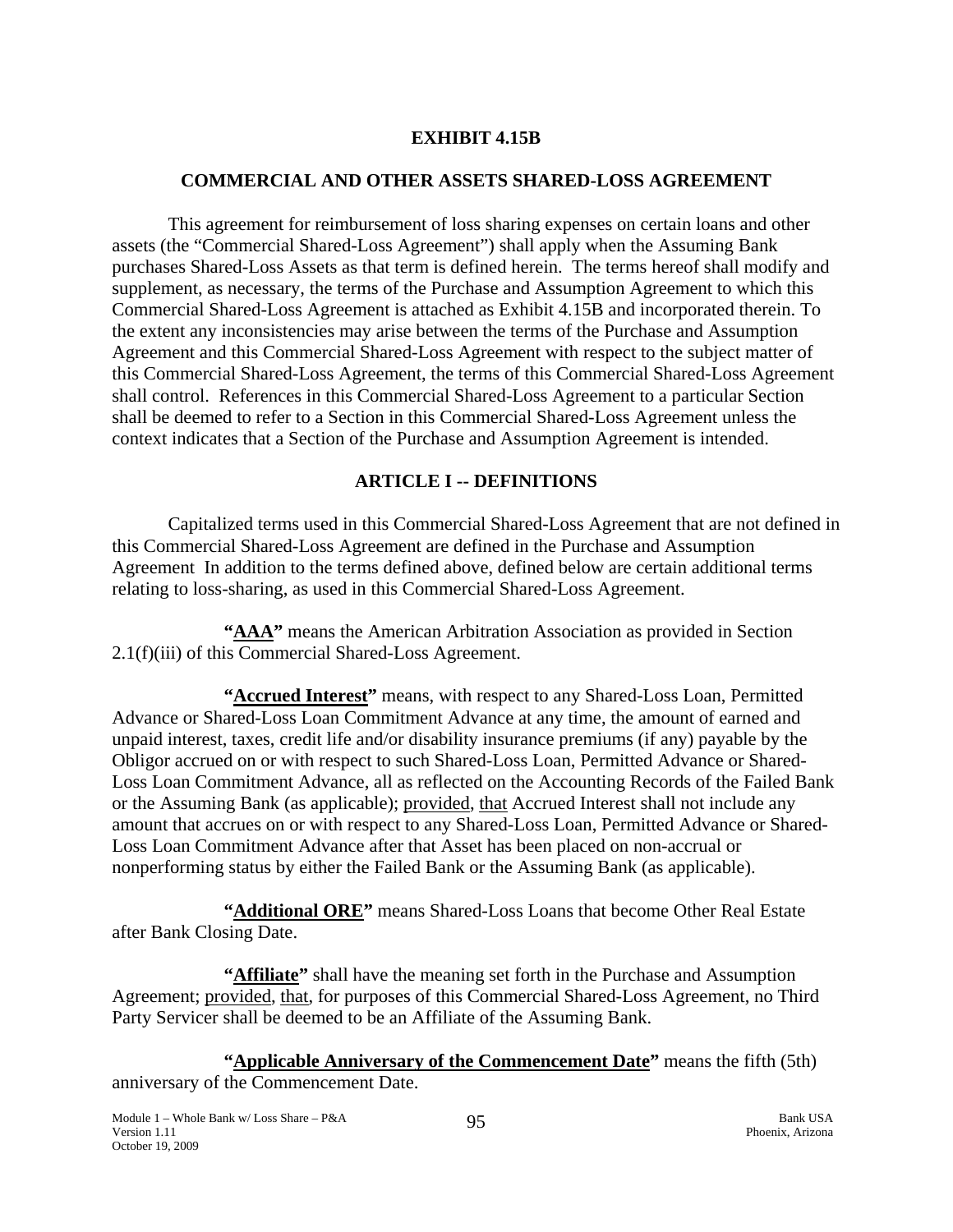# EXHIBIT 4.15B

## COMMERCIAL AND OTHER ASSETS SHARED-LOSS AGREEMENT

This agreement for reimbursement of loss sharing expenses on certain loans and other assets (the "Commercial Shared-Loss Agreement") shall apply when the Assuming Bank purchases Shared-Loss Assets as that term is defined herein. The terms hereof shall modify and supplement, as necessary, the terms of the Purchase and Assumption Agreement to which this Commercial Shared-Loss Agreement is attached as Exhibit 4.15B and incorporated therein. To the extent any inconsistencies may arise between the terms of the Purchase and Assumption Agreement and this Commercial Shared-Loss Agreement with respect to the subject matter of this Commercial Shared-Loss Agreement, the terms of this Commercial Shared-Loss Agreement shall control. References in this Commercial Shared-Loss Agreement to a particular Section shall be deemed to refer to a Section in this Commercial Shared-Loss Agreement unless the context indicates that a Section of the Purchase and Assumption Agreement is intended.

## ARTICLE I -- DEFINITIONS

Capitalized terms used in this Commercial Shared-Loss Agreement that are not defined in this Commercial Shared-Loss Agreement are defined in the Purchase and Assumption Agreement In addition to the terms defined above, defined below are certain additional terms relating to loss-sharing, as used in this Commercial Shared-Loss Agreement.

**"AAA"** means the American Arbitration Association as provided in Section 2.1(f)(iii) of this Commercial Shared-Loss Agreement.

**"Accrued Interest"** means, with respect to any Shared-Loss Loan, Permitted Advance or Shared-Loss Loan Commitment Advance at any time, the amount of earned and unpaid interest, taxes, credit life and/or disability insurance premiums (if any) payable by the Obligor accrued on or with respect to such Shared-Loss Loan, Permitted Advance or Shared-Loss Loan Commitment Advance, all as reflected on the Accounting Records of the Failed Bank or the Assuming Bank (as applicable); provided, that Accrued Interest shall not include any amount that accrues on or with respect to any Shared-Loss Loan, Permitted Advance or Shared-Loss Loan Commitment Advance after that Asset has been placed on non-accrual or nonperforming status by either the Failed Bank or the Assuming Bank (as applicable).

**"Additional ORE"** means Shared-Loss Loans that become Other Real Estate after Bank Closing Date.

**"Affiliate"** shall have the meaning set forth in the Purchase and Assumption Agreement; provided, that, for purposes of this Commercial Shared-Loss Agreement, no Third Party Servicer shall be deemed to be an Affiliate of the Assuming Bank.

**"Applicable Anniversary of the Commencement Date"** means the fifth (5th) anniversary of the Commencement Date.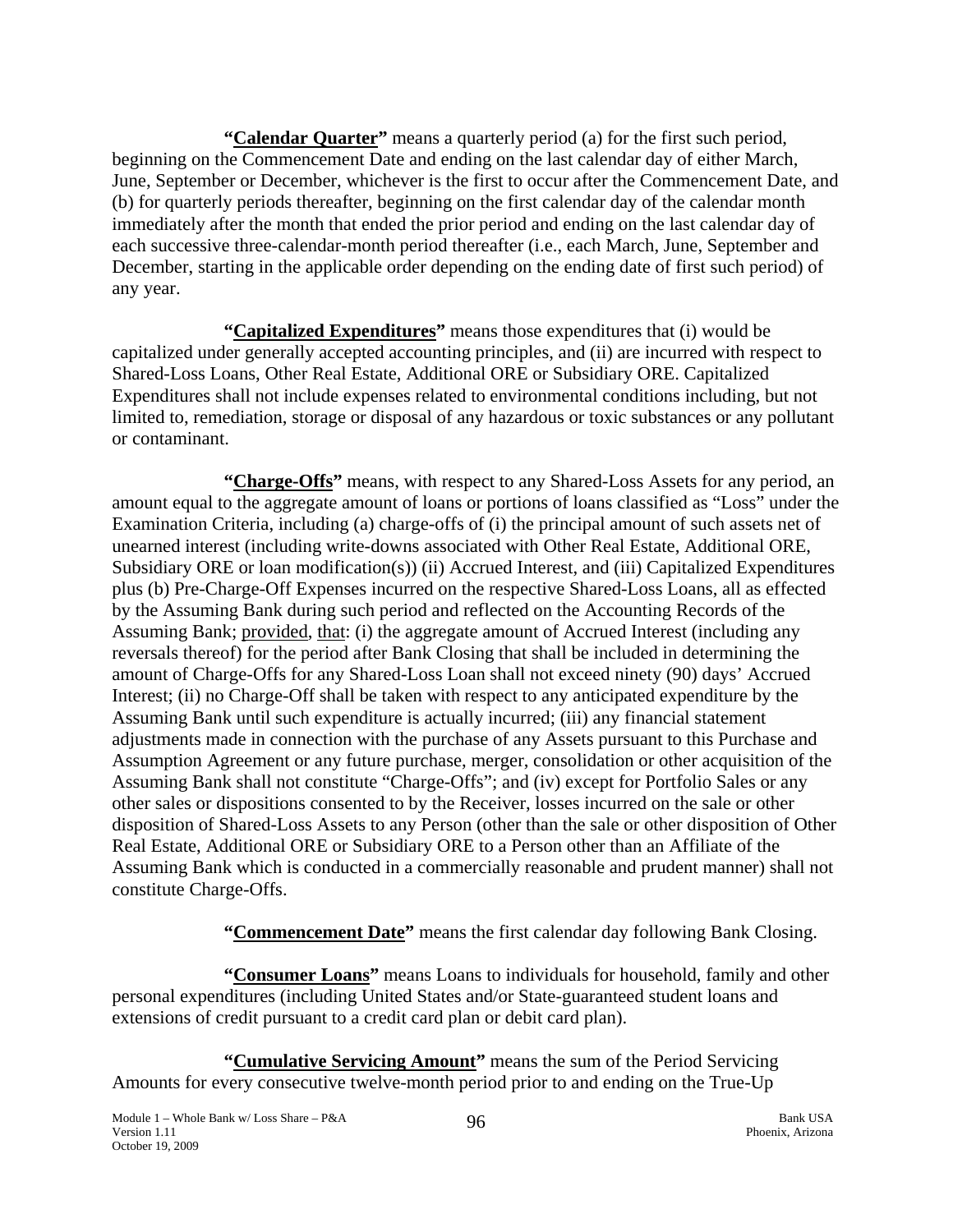**"Calendar Quarter"** means a quarterly period (a) for the first such period, beginning on the Commencement Date and ending on the last calendar day of either March, June, September or December, whichever is the first to occur after the Commencement Date, and (b) for quarterly periods thereafter, beginning on the first calendar day of the calendar month immediately after the month that ended the prior period and ending on the last calendar day of each successive three-calendar-month period thereafter (i.e., each March, June, September and December, starting in the applicable order depending on the ending date of first such period) of any year.

**"Capitalized Expenditures"** means those expenditures that (i) would be capitalized under generally accepted accounting principles, and (ii) are incurred with respect to Shared-Loss Loans, Other Real Estate, Additional ORE or Subsidiary ORE. Capitalized Expenditures shall not include expenses related to environmental conditions including, but not limited to, remediation, storage or disposal of any hazardous or toxic substances or any pollutant or contaminant.

**"Charge-Offs"** means, with respect to any Shared-Loss Assets for any period, an amount equal to the aggregate amount of loans or portions of loans classified as "Loss" under the Examination Criteria, including (a) charge-offs of (i) the principal amount of such assets net of unearned interest (including write-downs associated with Other Real Estate, Additional ORE, Subsidiary ORE or loan modification(s)) (ii) Accrued Interest, and (iii) Capitalized Expenditures plus (b) Pre-Charge-Off Expenses incurred on the respective Shared-Loss Loans, all as effected by the Assuming Bank during such period and reflected on the Accounting Records of the Assuming Bank; provided, that: (i) the aggregate amount of Accrued Interest (including any reversals thereof) for the period after Bank Closing that shall be included in determining the amount of Charge-Offs for any Shared-Loss Loan shall not exceed ninety (90) days' Accrued Interest; (ii) no Charge-Off shall be taken with respect to any anticipated expenditure by the Assuming Bank until such expenditure is actually incurred; (iii) any financial statement adjustments made in connection with the purchase of any Assets pursuant to this Purchase and Assumption Agreement or any future purchase, merger, consolidation or other acquisition of the Assuming Bank shall not constitute "Charge-Offs"; and (iv) except for Portfolio Sales or any other sales or dispositions consented to by the Receiver, losses incurred on the sale or other disposition of Shared-Loss Assets to any Person (other than the sale or other disposition of Other Real Estate, Additional ORE or Subsidiary ORE to a Person other than an Affiliate of the Assuming Bank which is conducted in a commercially reasonable and prudent manner) shall not constitute Charge-Offs.

**"Commencement Date"** means the first calendar day following Bank Closing.

**"Consumer Loans"** means Loans to individuals for household, family and other personal expenditures (including United States and/or State-guaranteed student loans and extensions of credit pursuant to a credit card plan or debit card plan).

**"Cumulative Servicing Amount"** means the sum of the Period Servicing Amounts for every consecutive twelve-month period prior to and ending on the True-Up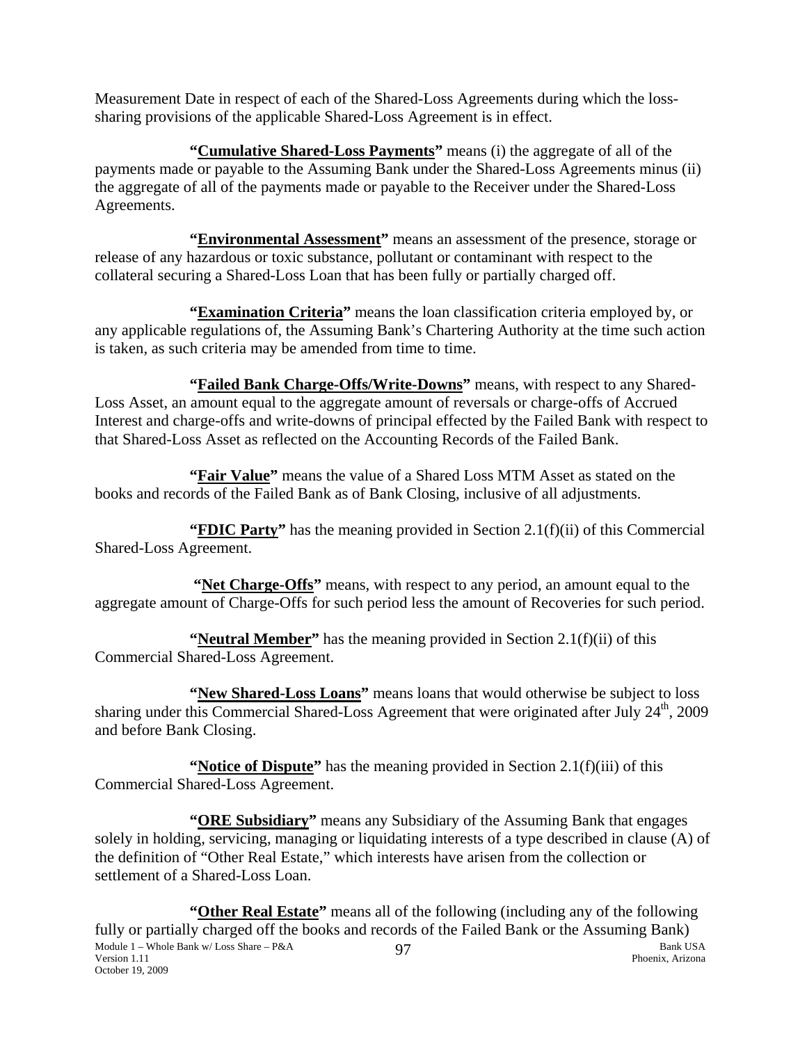Measurement Date in respect of each of the Shared-Loss Agreements during which the loss-sharing provisions of the applicable Shared-Loss Agreement is in effect.

**"Cumulative Shared-Loss Payments"** means (i) the aggregate of all of the payments made or payable to the Assuming Bank under the Shared-Loss Agreements minus (ii) the aggregate of all of the payments made or payable to the Receiver under the Shared-Loss Agreements.

**"Environmental Assessment"** means an assessment of the presence, storage or release of any hazardous or toxic substance, pollutant or contaminant with respect to the collateral securing a Shared-Loss Loan that has been fully or partially charged off.

**"Examination Criteria"** means the loan classification criteria employed by, or any applicable regulations of, the Assuming Bank's Chartering Authority at the time such action is taken, as such criteria may be amended from time to time.

**"Failed Bank Charge-Offs/Write-Downs"** means, with respect to any Shared-Loss Asset, an amount equal to the aggregate amount of reversals or charge-offs of Accrued Interest and charge-offs and write-downs of principal effected by the Failed Bank with respect to that Shared-Loss Asset as reflected on the Accounting Records of the Failed Bank.

**"Fair Value"** means the value of a Shared Loss MTM Asset as stated on the books and records of the Failed Bank as of Bank Closing, inclusive of all adjustments.

**"FDIC Party"** has the meaning provided in Section 2.1(f)(ii) of this Commercial Shared-Loss Agreement.

**"Net Charge-Offs"** means, with respect to any period, an amount equal to the aggregate amount of Charge-Offs for such period less the amount of Recoveries for such period.

**"Neutral Member"** has the meaning provided in Section 2.1(f)(ii) of this Commercial Shared-Loss Agreement.

**"New Shared-Loss Loans"** means loans that would otherwise be subject to loss sharing under this Commercial Shared-Loss Agreement that were originated after July 24th, 2009 and before Bank Closing.

**"Notice of Dispute"** has the meaning provided in Section 2.1(f)(iii) of this Commercial Shared-Loss Agreement.

**"ORE Subsidiary"** means any Subsidiary of the Assuming Bank that engages solely in holding, servicing, managing or liquidating interests of a type described in clause (A) of the definition of "Other Real Estate," which interests have arisen from the collection or settlement of a Shared-Loss Loan.

**"Other Real Estate"** means all of the following (including any of the following fully or partially charged off the books and records of the Failed Bank or the Assuming Bank)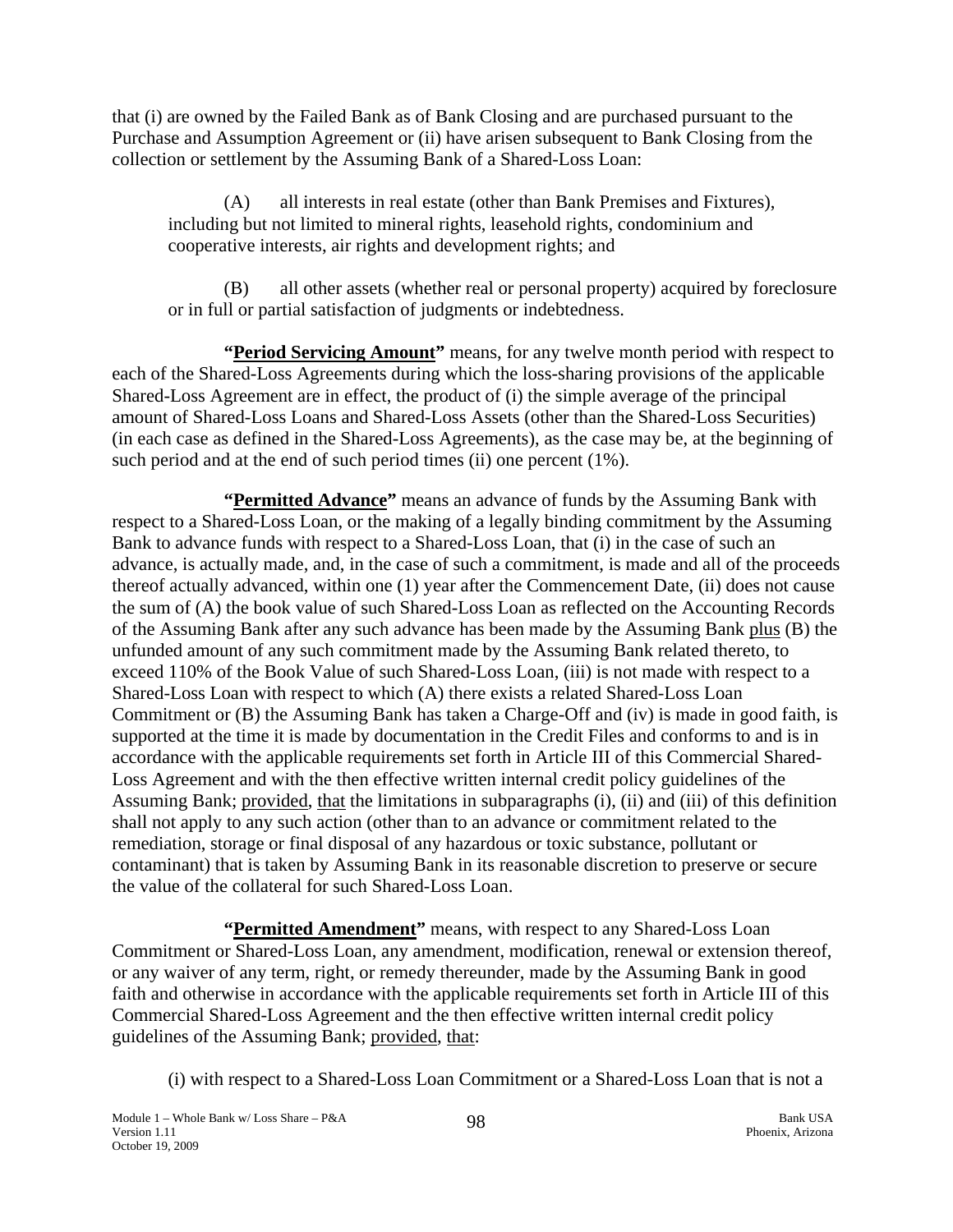that (i) are owned by the Failed Bank as of Bank Closing and are purchased pursuant to the Purchase and Assumption Agreement or (ii) have arisen subsequent to Bank Closing from the collection or settlement by the Assuming Bank of a Shared-Loss Loan:

> (A) all interests in real estate (other than Bank Premises and Fixtures), including but not limited to mineral rights, leasehold rights, condominium and cooperative interests, air rights and development rights; and
>
> (B) all other assets (whether real or personal property) acquired by foreclosure or in full or partial satisfaction of judgments or indebtedness.

**"Period Servicing Amount"** means, for any twelve month period with respect to each of the Shared-Loss Agreements during which the loss-sharing provisions of the applicable Shared-Loss Agreement are in effect, the product of (i) the simple average of the principal amount of Shared-Loss Loans and Shared-Loss Assets (other than the Shared-Loss Securities) (in each case as defined in the Shared-Loss Agreements), as the case may be, at the beginning of such period and at the end of such period times (ii) one percent (1%).

**"Permitted Advance"** means an advance of funds by the Assuming Bank with respect to a Shared-Loss Loan, or the making of a legally binding commitment by the Assuming Bank to advance funds with respect to a Shared-Loss Loan, that (i) in the case of such an advance, is actually made, and, in the case of such a commitment, is made and all of the proceeds thereof actually advanced, within one (1) year after the Commencement Date, (ii) does not cause the sum of (A) the book value of such Shared-Loss Loan as reflected on the Accounting Records of the Assuming Bank after any such advance has been made by the Assuming Bank plus (B) the unfunded amount of any such commitment made by the Assuming Bank related thereto, to exceed 110% of the Book Value of such Shared-Loss Loan, (iii) is not made with respect to a Shared-Loss Loan with respect to which (A) there exists a related Shared-Loss Loan Commitment or (B) the Assuming Bank has taken a Charge-Off and (iv) is made in good faith, is supported at the time it is made by documentation in the Credit Files and conforms to and is in accordance with the applicable requirements set forth in Article III of this Commercial Shared-Loss Agreement and with the then effective written internal credit policy guidelines of the Assuming Bank; provided, that the limitations in subparagraphs (i), (ii) and (iii) of this definition shall not apply to any such action (other than to an advance or commitment related to the remediation, storage or final disposal of any hazardous or toxic substance, pollutant or contaminant) that is taken by Assuming Bank in its reasonable discretion to preserve or secure the value of the collateral for such Shared-Loss Loan.

**"Permitted Amendment"** means, with respect to any Shared-Loss Loan Commitment or Shared-Loss Loan, any amendment, modification, renewal or extension thereof, or any waiver of any term, right, or remedy thereunder, made by the Assuming Bank in good faith and otherwise in accordance with the applicable requirements set forth in Article III of this Commercial Shared-Loss Agreement and the then effective written internal credit policy guidelines of the Assuming Bank; provided, that:

> (i) with respect to a Shared-Loss Loan Commitment or a Shared-Loss Loan that is not a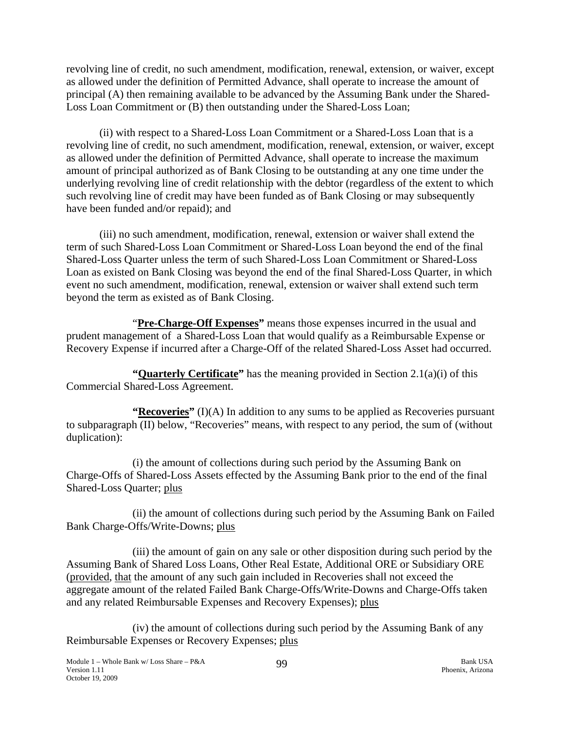revolving line of credit, no such amendment, modification, renewal, extension, or waiver, except as allowed under the definition of Permitted Advance, shall operate to increase the amount of principal (A) then remaining available to be advanced by the Assuming Bank under the Shared-Loss Loan Commitment or (B) then outstanding under the Shared-Loss Loan;

(ii) with respect to a Shared-Loss Loan Commitment or a Shared-Loss Loan that is a revolving line of credit, no such amendment, modification, renewal, extension, or waiver, except as allowed under the definition of Permitted Advance, shall operate to increase the maximum amount of principal authorized as of Bank Closing to be outstanding at any one time under the underlying revolving line of credit relationship with the debtor (regardless of the extent to which such revolving line of credit may have been funded as of Bank Closing or may subsequently have been funded and/or repaid); and

(iii) no such amendment, modification, renewal, extension or waiver shall extend the term of such Shared-Loss Loan Commitment or Shared-Loss Loan beyond the end of the final Shared-Loss Quarter unless the term of such Shared-Loss Loan Commitment or Shared-Loss Loan as existed on Bank Closing was beyond the end of the final Shared-Loss Quarter, in which event no such amendment, modification, renewal, extension or waiver shall extend such term beyond the term as existed as of Bank Closing.

"**Pre-Charge-Off Expenses"** means those expenses incurred in the usual and prudent management of a Shared-Loss Loan that would qualify as a Reimbursable Expense or Recovery Expense if incurred after a Charge-Off of the related Shared-Loss Asset had occurred.

**"Quarterly Certificate"** has the meaning provided in Section 2.1(a)(i) of this Commercial Shared-Loss Agreement.

**"Recoveries"** (I)(A) In addition to any sums to be applied as Recoveries pursuant to subparagraph (II) below, "Recoveries" means, with respect to any period, the sum of (without duplication):

(i) the amount of collections during such period by the Assuming Bank on Charge-Offs of Shared-Loss Assets effected by the Assuming Bank prior to the end of the final Shared-Loss Quarter; plus

(ii) the amount of collections during such period by the Assuming Bank on Failed Bank Charge-Offs/Write-Downs; plus

(iii) the amount of gain on any sale or other disposition during such period by the Assuming Bank of Shared Loss Loans, Other Real Estate, Additional ORE or Subsidiary ORE (provided, that the amount of any such gain included in Recoveries shall not exceed the aggregate amount of the related Failed Bank Charge-Offs/Write-Downs and Charge-Offs taken and any related Reimbursable Expenses and Recovery Expenses); plus

(iv) the amount of collections during such period by the Assuming Bank of any Reimbursable Expenses or Recovery Expenses; plus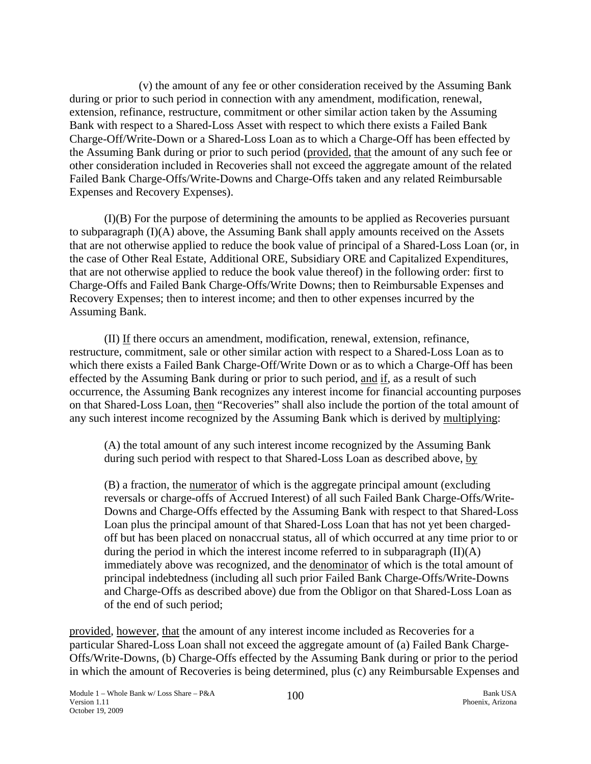(v) the amount of any fee or other consideration received by the Assuming Bank during or prior to such period in connection with any amendment, modification, renewal, extension, refinance, restructure, commitment or other similar action taken by the Assuming Bank with respect to a Shared-Loss Asset with respect to which there exists a Failed Bank Charge-Off/Write-Down or a Shared-Loss Loan as to which a Charge-Off has been effected by the Assuming Bank during or prior to such period (provided, that the amount of any such fee or other consideration included in Recoveries shall not exceed the aggregate amount of the related Failed Bank Charge-Offs/Write-Downs and Charge-Offs taken and any related Reimbursable Expenses and Recovery Expenses).

(I)(B) For the purpose of determining the amounts to be applied as Recoveries pursuant to subparagraph (I)(A) above, the Assuming Bank shall apply amounts received on the Assets that are not otherwise applied to reduce the book value of principal of a Shared-Loss Loan (or, in the case of Other Real Estate, Additional ORE, Subsidiary ORE and Capitalized Expenditures, that are not otherwise applied to reduce the book value thereof) in the following order: first to Charge-Offs and Failed Bank Charge-Offs/Write Downs; then to Reimbursable Expenses and Recovery Expenses; then to interest income; and then to other expenses incurred by the Assuming Bank.

(II) If there occurs an amendment, modification, renewal, extension, refinance, restructure, commitment, sale or other similar action with respect to a Shared-Loss Loan as to which there exists a Failed Bank Charge-Off/Write Down or as to which a Charge-Off has been effected by the Assuming Bank during or prior to such period, and if, as a result of such occurrence, the Assuming Bank recognizes any interest income for financial accounting purposes on that Shared-Loss Loan, then "Recoveries" shall also include the portion of the total amount of any such interest income recognized by the Assuming Bank which is derived by multiplying:

> (A) the total amount of any such interest income recognized by the Assuming Bank during such period with respect to that Shared-Loss Loan as described above, by
>
> (B) a fraction, the numerator of which is the aggregate principal amount (excluding reversals or charge-offs of Accrued Interest) of all such Failed Bank Charge-Offs/Write-Downs and Charge-Offs effected by the Assuming Bank with respect to that Shared-Loss Loan plus the principal amount of that Shared-Loss Loan that has not yet been charged-off but has been placed on nonaccrual status, all of which occurred at any time prior to or during the period in which the interest income referred to in subparagraph (II)(A) immediately above was recognized, and the denominator of which is the total amount of principal indebtedness (including all such prior Failed Bank Charge-Offs/Write-Downs and Charge-Offs as described above) due from the Obligor on that Shared-Loss Loan as of the end of such period;

provided, however, that the amount of any interest income included as Recoveries for a particular Shared-Loss Loan shall not exceed the aggregate amount of (a) Failed Bank Charge-Offs/Write-Downs, (b) Charge-Offs effected by the Assuming Bank during or prior to the period in which the amount of Recoveries is being determined, plus (c) any Reimbursable Expenses and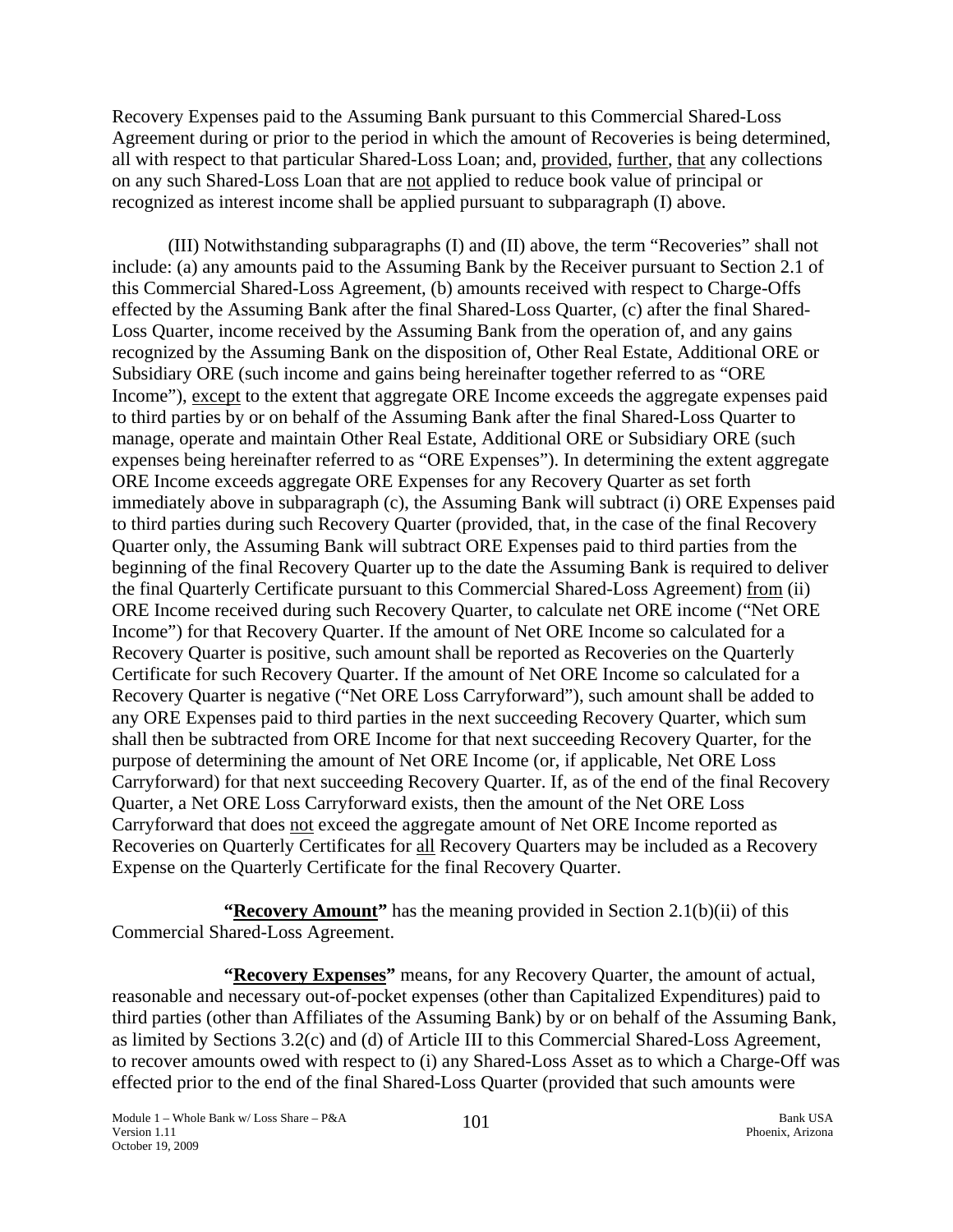Recovery Expenses paid to the Assuming Bank pursuant to this Commercial Shared-Loss Agreement during or prior to the period in which the amount of Recoveries is being determined, all with respect to that particular Shared-Loss Loan; and, provided, further, that any collections on any such Shared-Loss Loan that are not applied to reduce book value of principal or recognized as interest income shall be applied pursuant to subparagraph (I) above.

(III) Notwithstanding subparagraphs (I) and (II) above, the term "Recoveries" shall not include: (a) any amounts paid to the Assuming Bank by the Receiver pursuant to Section 2.1 of this Commercial Shared-Loss Agreement, (b) amounts received with respect to Charge-Offs effected by the Assuming Bank after the final Shared-Loss Quarter, (c) after the final Shared-Loss Quarter, income received by the Assuming Bank from the operation of, and any gains recognized by the Assuming Bank on the disposition of, Other Real Estate, Additional ORE or Subsidiary ORE (such income and gains being hereinafter together referred to as "ORE Income"), except to the extent that aggregate ORE Income exceeds the aggregate expenses paid to third parties by or on behalf of the Assuming Bank after the final Shared-Loss Quarter to manage, operate and maintain Other Real Estate, Additional ORE or Subsidiary ORE (such expenses being hereinafter referred to as "ORE Expenses"). In determining the extent aggregate ORE Income exceeds aggregate ORE Expenses for any Recovery Quarter as set forth immediately above in subparagraph (c), the Assuming Bank will subtract (i) ORE Expenses paid to third parties during such Recovery Quarter (provided, that, in the case of the final Recovery Quarter only, the Assuming Bank will subtract ORE Expenses paid to third parties from the beginning of the final Recovery Quarter up to the date the Assuming Bank is required to deliver the final Quarterly Certificate pursuant to this Commercial Shared-Loss Agreement) from (ii) ORE Income received during such Recovery Quarter, to calculate net ORE income ("Net ORE Income") for that Recovery Quarter. If the amount of Net ORE Income so calculated for a Recovery Quarter is positive, such amount shall be reported as Recoveries on the Quarterly Certificate for such Recovery Quarter. If the amount of Net ORE Income so calculated for a Recovery Quarter is negative ("Net ORE Loss Carryforward"), such amount shall be added to any ORE Expenses paid to third parties in the next succeeding Recovery Quarter, which sum shall then be subtracted from ORE Income for that next succeeding Recovery Quarter, for the purpose of determining the amount of Net ORE Income (or, if applicable, Net ORE Loss Carryforward) for that next succeeding Recovery Quarter. If, as of the end of the final Recovery Quarter, a Net ORE Loss Carryforward exists, then the amount of the Net ORE Loss Carryforward that does not exceed the aggregate amount of Net ORE Income reported as Recoveries on Quarterly Certificates for all Recovery Quarters may be included as a Recovery Expense on the Quarterly Certificate for the final Recovery Quarter.

**"Recovery Amount"** has the meaning provided in Section 2.1(b)(ii) of this Commercial Shared-Loss Agreement.

**"Recovery Expenses"** means, for any Recovery Quarter, the amount of actual, reasonable and necessary out-of-pocket expenses (other than Capitalized Expenditures) paid to third parties (other than Affiliates of the Assuming Bank) by or on behalf of the Assuming Bank, as limited by Sections 3.2(c) and (d) of Article III to this Commercial Shared-Loss Agreement, to recover amounts owed with respect to (i) any Shared-Loss Asset as to which a Charge-Off was effected prior to the end of the final Shared-Loss Quarter (provided that such amounts were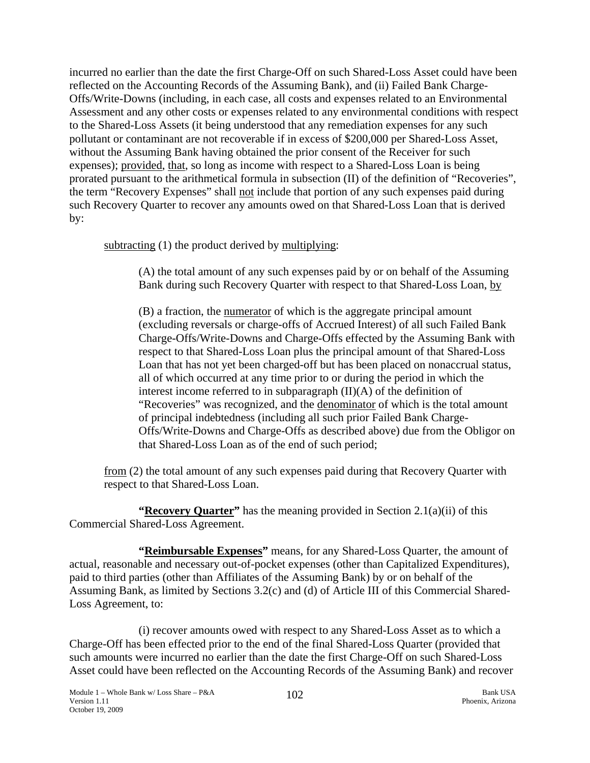incurred no earlier than the date the first Charge-Off on such Shared-Loss Asset could have been reflected on the Accounting Records of the Assuming Bank), and (ii) Failed Bank Charge-Offs/Write-Downs (including, in each case, all costs and expenses related to an Environmental Assessment and any other costs or expenses related to any environmental conditions with respect to the Shared-Loss Assets (it being understood that any remediation expenses for any such pollutant or contaminant are not recoverable if in excess of $200,000 per Shared-Loss Asset, without the Assuming Bank having obtained the prior consent of the Receiver for such expenses); provided, that, so long as income with respect to a Shared-Loss Loan is being prorated pursuant to the arithmetical formula in subsection (II) of the definition of "Recoveries", the term "Recovery Expenses" shall not include that portion of any such expenses paid during such Recovery Quarter to recover any amounts owed on that Shared-Loss Loan that is derived by:

subtracting (1) the product derived by multiplying:

(A) the total amount of any such expenses paid by or on behalf of the Assuming Bank during such Recovery Quarter with respect to that Shared-Loss Loan, by

(B) a fraction, the numerator of which is the aggregate principal amount (excluding reversals or charge-offs of Accrued Interest) of all such Failed Bank Charge-Offs/Write-Downs and Charge-Offs effected by the Assuming Bank with respect to that Shared-Loss Loan plus the principal amount of that Shared-Loss Loan that has not yet been charged-off but has been placed on nonaccrual status, all of which occurred at any time prior to or during the period in which the interest income referred to in subparagraph (II)(A) of the definition of "Recoveries" was recognized, and the denominator of which is the total amount of principal indebtedness (including all such prior Failed Bank Charge-Offs/Write-Downs and Charge-Offs as described above) due from the Obligor on that Shared-Loss Loan as of the end of such period;

from (2) the total amount of any such expenses paid during that Recovery Quarter with respect to that Shared-Loss Loan.

**"Recovery Quarter"** has the meaning provided in Section 2.1(a)(ii) of this Commercial Shared-Loss Agreement.

**"Reimbursable Expenses"** means, for any Shared-Loss Quarter, the amount of actual, reasonable and necessary out-of-pocket expenses (other than Capitalized Expenditures), paid to third parties (other than Affiliates of the Assuming Bank) by or on behalf of the Assuming Bank, as limited by Sections 3.2(c) and (d) of Article III of this Commercial Shared-Loss Agreement, to:

(i) recover amounts owed with respect to any Shared-Loss Asset as to which a Charge-Off has been effected prior to the end of the final Shared-Loss Quarter (provided that such amounts were incurred no earlier than the date the first Charge-Off on such Shared-Loss Asset could have been reflected on the Accounting Records of the Assuming Bank) and recover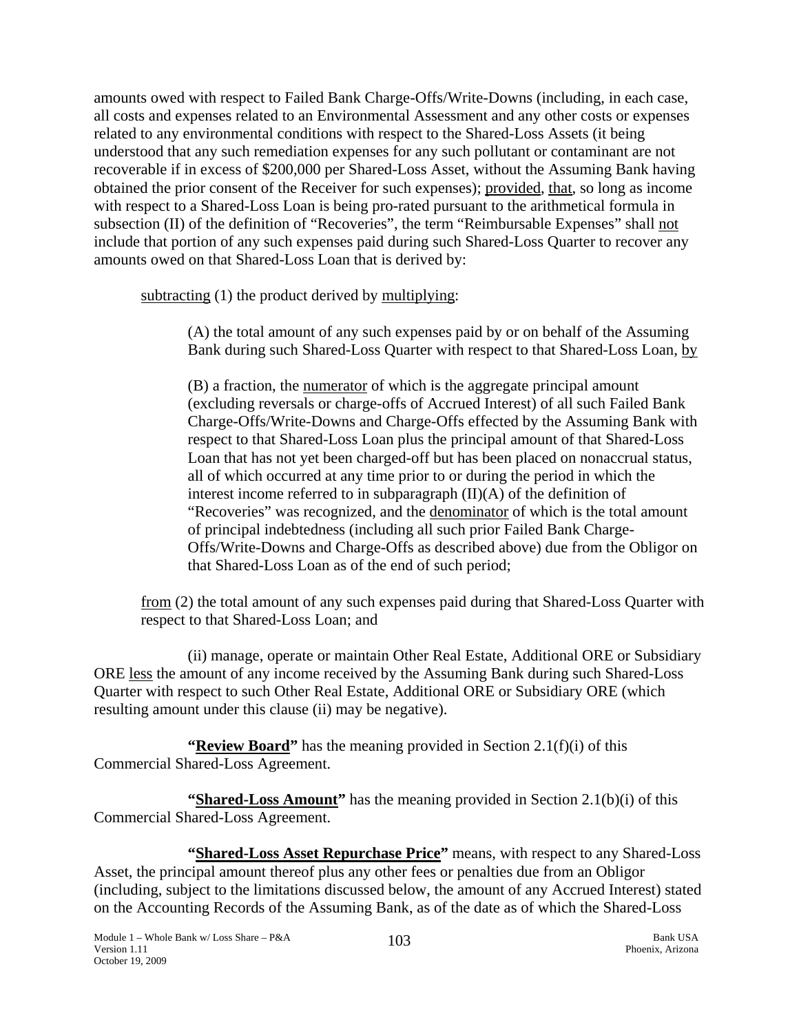amounts owed with respect to Failed Bank Charge-Offs/Write-Downs (including, in each case, all costs and expenses related to an Environmental Assessment and any other costs or expenses related to any environmental conditions with respect to the Shared-Loss Assets (it being understood that any such remediation expenses for any such pollutant or contaminant are not recoverable if in excess of $200,000 per Shared-Loss Asset, without the Assuming Bank having obtained the prior consent of the Receiver for such expenses); provided, that, so long as income with respect to a Shared-Loss Loan is being pro-rated pursuant to the arithmetical formula in subsection (II) of the definition of "Recoveries", the term "Reimbursable Expenses" shall not include that portion of any such expenses paid during such Shared-Loss Quarter to recover any amounts owed on that Shared-Loss Loan that is derived by:

subtracting (1) the product derived by multiplying:

(A) the total amount of any such expenses paid by or on behalf of the Assuming Bank during such Shared-Loss Quarter with respect to that Shared-Loss Loan, by

(B) a fraction, the numerator of which is the aggregate principal amount (excluding reversals or charge-offs of Accrued Interest) of all such Failed Bank Charge-Offs/Write-Downs and Charge-Offs effected by the Assuming Bank with respect to that Shared-Loss Loan plus the principal amount of that Shared-Loss Loan that has not yet been charged-off but has been placed on nonaccrual status, all of which occurred at any time prior to or during the period in which the interest income referred to in subparagraph (II)(A) of the definition of "Recoveries" was recognized, and the denominator of which is the total amount of principal indebtedness (including all such prior Failed Bank Charge-Offs/Write-Downs and Charge-Offs as described above) due from the Obligor on that Shared-Loss Loan as of the end of such period;

from (2) the total amount of any such expenses paid during that Shared-Loss Quarter with respect to that Shared-Loss Loan; and

(ii) manage, operate or maintain Other Real Estate, Additional ORE or Subsidiary ORE less the amount of any income received by the Assuming Bank during such Shared-Loss Quarter with respect to such Other Real Estate, Additional ORE or Subsidiary ORE (which resulting amount under this clause (ii) may be negative).

**"Review Board"** has the meaning provided in Section 2.1(f)(i) of this Commercial Shared-Loss Agreement.

**"Shared-Loss Amount"** has the meaning provided in Section 2.1(b)(i) of this Commercial Shared-Loss Agreement.

**"Shared-Loss Asset Repurchase Price"** means, with respect to any Shared-Loss Asset, the principal amount thereof plus any other fees or penalties due from an Obligor (including, subject to the limitations discussed below, the amount of any Accrued Interest) stated on the Accounting Records of the Assuming Bank, as of the date as of which the Shared-Loss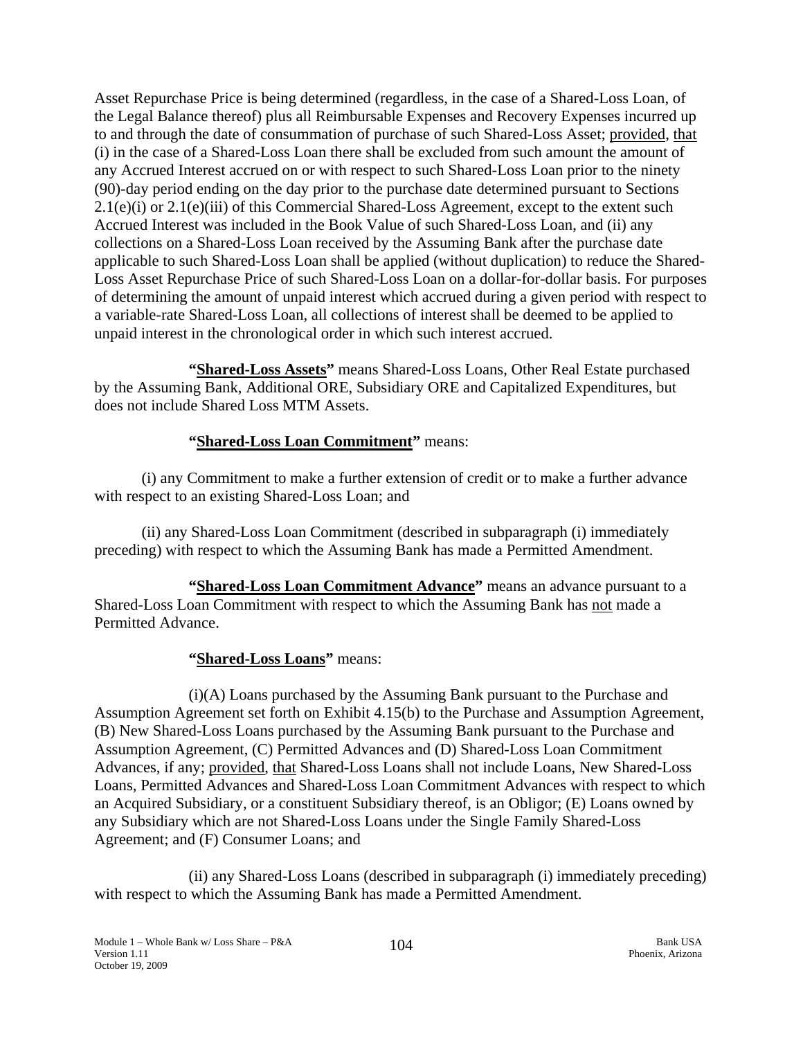Asset Repurchase Price is being determined (regardless, in the case of a Shared-Loss Loan, of the Legal Balance thereof) plus all Reimbursable Expenses and Recovery Expenses incurred up to and through the date of consummation of purchase of such Shared-Loss Asset; provided, that (i) in the case of a Shared-Loss Loan there shall be excluded from such amount the amount of any Accrued Interest accrued on or with respect to such Shared-Loss Loan prior to the ninety (90)-day period ending on the day prior to the purchase date determined pursuant to Sections 2.1(e)(i) or 2.1(e)(iii) of this Commercial Shared-Loss Agreement, except to the extent such Accrued Interest was included in the Book Value of such Shared-Loss Loan, and (ii) any collections on a Shared-Loss Loan received by the Assuming Bank after the purchase date applicable to such Shared-Loss Loan shall be applied (without duplication) to reduce the Shared-Loss Asset Repurchase Price of such Shared-Loss Loan on a dollar-for-dollar basis. For purposes of determining the amount of unpaid interest which accrued during a given period with respect to a variable-rate Shared-Loss Loan, all collections of interest shall be deemed to be applied to unpaid interest in the chronological order in which such interest accrued.

**"Shared-Loss Assets"** means Shared-Loss Loans, Other Real Estate purchased by the Assuming Bank, Additional ORE, Subsidiary ORE and Capitalized Expenditures, but does not include Shared Loss MTM Assets.

**"Shared-Loss Loan Commitment"** means:

(i) any Commitment to make a further extension of credit or to make a further advance with respect to an existing Shared-Loss Loan; and

(ii) any Shared-Loss Loan Commitment (described in subparagraph (i) immediately preceding) with respect to which the Assuming Bank has made a Permitted Amendment.

**"Shared-Loss Loan Commitment Advance"** means an advance pursuant to a Shared-Loss Loan Commitment with respect to which the Assuming Bank has not made a Permitted Advance.

**"Shared-Loss Loans"** means:

(i)(A) Loans purchased by the Assuming Bank pursuant to the Purchase and Assumption Agreement set forth on Exhibit 4.15(b) to the Purchase and Assumption Agreement, (B) New Shared-Loss Loans purchased by the Assuming Bank pursuant to the Purchase and Assumption Agreement, (C) Permitted Advances and (D) Shared-Loss Loan Commitment Advances, if any; provided, that Shared-Loss Loans shall not include Loans, New Shared-Loss Loans, Permitted Advances and Shared-Loss Loan Commitment Advances with respect to which an Acquired Subsidiary, or a constituent Subsidiary thereof, is an Obligor; (E) Loans owned by any Subsidiary which are not Shared-Loss Loans under the Single Family Shared-Loss Agreement; and (F) Consumer Loans; and

(ii) any Shared-Loss Loans (described in subparagraph (i) immediately preceding) with respect to which the Assuming Bank has made a Permitted Amendment.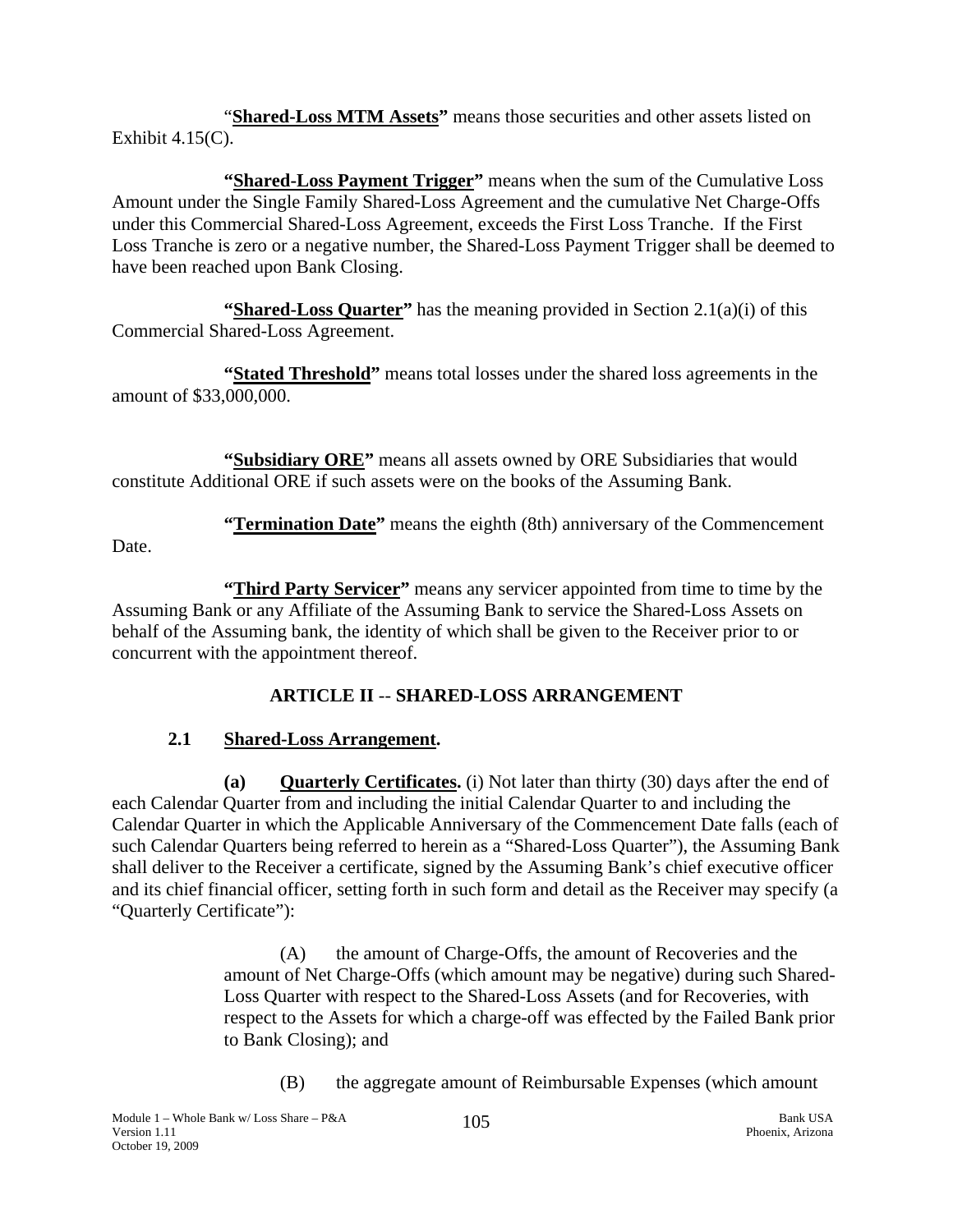"**Shared-Loss MTM Assets**" means those securities and other assets listed on Exhibit 4.15(C).

**"Shared-Loss Payment Trigger"** means when the sum of the Cumulative Loss Amount under the Single Family Shared-Loss Agreement and the cumulative Net Charge-Offs under this Commercial Shared-Loss Agreement, exceeds the First Loss Tranche. If the First Loss Tranche is zero or a negative number, the Shared-Loss Payment Trigger shall be deemed to have been reached upon Bank Closing.

**"Shared-Loss Quarter"** has the meaning provided in Section 2.1(a)(i) of this Commercial Shared-Loss Agreement.

**"Stated Threshold"** means total losses under the shared loss agreements in the amount of $33,000,000.

**"Subsidiary ORE"** means all assets owned by ORE Subsidiaries that would constitute Additional ORE if such assets were on the books of the Assuming Bank.

**"Termination Date"** means the eighth (8th) anniversary of the Commencement Date.

**"Third Party Servicer"** means any servicer appointed from time to time by the Assuming Bank or any Affiliate of the Assuming Bank to service the Shared-Loss Assets on behalf of the Assuming bank, the identity of which shall be given to the Receiver prior to or concurrent with the appointment thereof.

## ARTICLE II -- SHARED-LOSS ARRANGEMENT

### 2.1 Shared-Loss Arrangement.

**(a) Quarterly Certificates.** (i) Not later than thirty (30) days after the end of each Calendar Quarter from and including the initial Calendar Quarter to and including the Calendar Quarter in which the Applicable Anniversary of the Commencement Date falls (each of such Calendar Quarters being referred to herein as a "Shared-Loss Quarter"), the Assuming Bank shall deliver to the Receiver a certificate, signed by the Assuming Bank's chief executive officer and its chief financial officer, setting forth in such form and detail as the Receiver may specify (a "Quarterly Certificate"):

(A) the amount of Charge-Offs, the amount of Recoveries and the amount of Net Charge-Offs (which amount may be negative) during such Shared-Loss Quarter with respect to the Shared-Loss Assets (and for Recoveries, with respect to the Assets for which a charge-off was effected by the Failed Bank prior to Bank Closing); and

(B) the aggregate amount of Reimbursable Expenses (which amount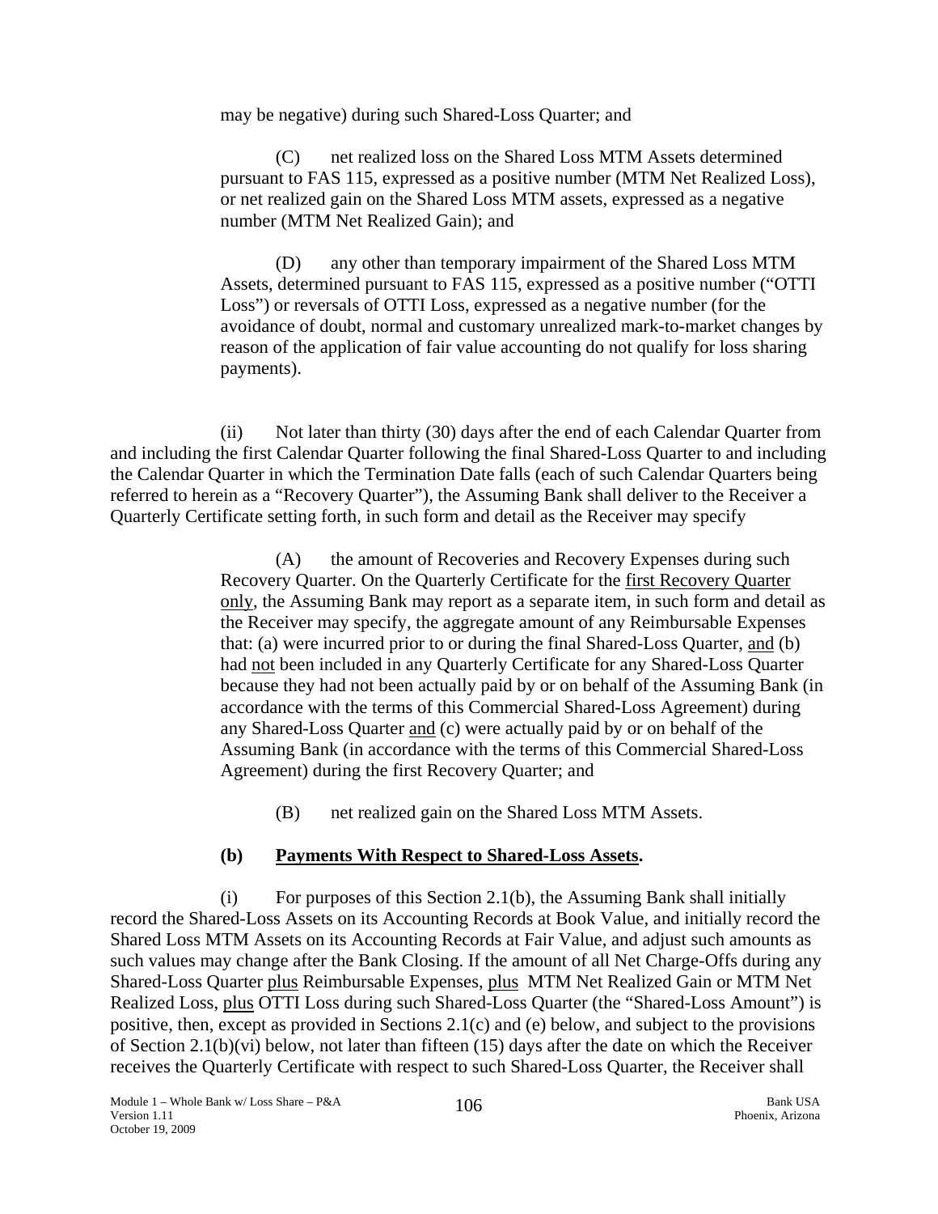may be negative) during such Shared-Loss Quarter; and

(C) net realized loss on the Shared Loss MTM Assets determined pursuant to FAS 115, expressed as a positive number (MTM Net Realized Loss), or net realized gain on the Shared Loss MTM assets, expressed as a negative number (MTM Net Realized Gain); and

(D) any other than temporary impairment of the Shared Loss MTM Assets, determined pursuant to FAS 115, expressed as a positive number ("OTTI Loss") or reversals of OTTI Loss, expressed as a negative number (for the avoidance of doubt, normal and customary unrealized mark-to-market changes by reason of the application of fair value accounting do not qualify for loss sharing payments).

(ii) Not later than thirty (30) days after the end of each Calendar Quarter from and including the first Calendar Quarter following the final Shared-Loss Quarter to and including the Calendar Quarter in which the Termination Date falls (each of such Calendar Quarters being referred to herein as a "Recovery Quarter"), the Assuming Bank shall deliver to the Receiver a Quarterly Certificate setting forth, in such form and detail as the Receiver may specify

(A) the amount of Recoveries and Recovery Expenses during such Recovery Quarter. On the Quarterly Certificate for the first Recovery Quarter only, the Assuming Bank may report as a separate item, in such form and detail as the Receiver may specify, the aggregate amount of any Reimbursable Expenses that: (a) were incurred prior to or during the final Shared-Loss Quarter, and (b) had not been included in any Quarterly Certificate for any Shared-Loss Quarter because they had not been actually paid by or on behalf of the Assuming Bank (in accordance with the terms of this Commercial Shared-Loss Agreement) during any Shared-Loss Quarter and (c) were actually paid by or on behalf of the Assuming Bank (in accordance with the terms of this Commercial Shared-Loss Agreement) during the first Recovery Quarter; and

(B) net realized gain on the Shared Loss MTM Assets.

**(b) Payments With Respect to Shared-Loss Assets.**

(i) For purposes of this Section 2.1(b), the Assuming Bank shall initially record the Shared-Loss Assets on its Accounting Records at Book Value, and initially record the Shared Loss MTM Assets on its Accounting Records at Fair Value, and adjust such amounts as such values may change after the Bank Closing. If the amount of all Net Charge-Offs during any Shared-Loss Quarter plus Reimbursable Expenses, plus MTM Net Realized Gain or MTM Net Realized Loss, plus OTTI Loss during such Shared-Loss Quarter (the "Shared-Loss Amount") is positive, then, except as provided in Sections 2.1(c) and (e) below, and subject to the provisions of Section 2.1(b)(vi) below, not later than fifteen (15) days after the date on which the Receiver receives the Quarterly Certificate with respect to such Shared-Loss Quarter, the Receiver shall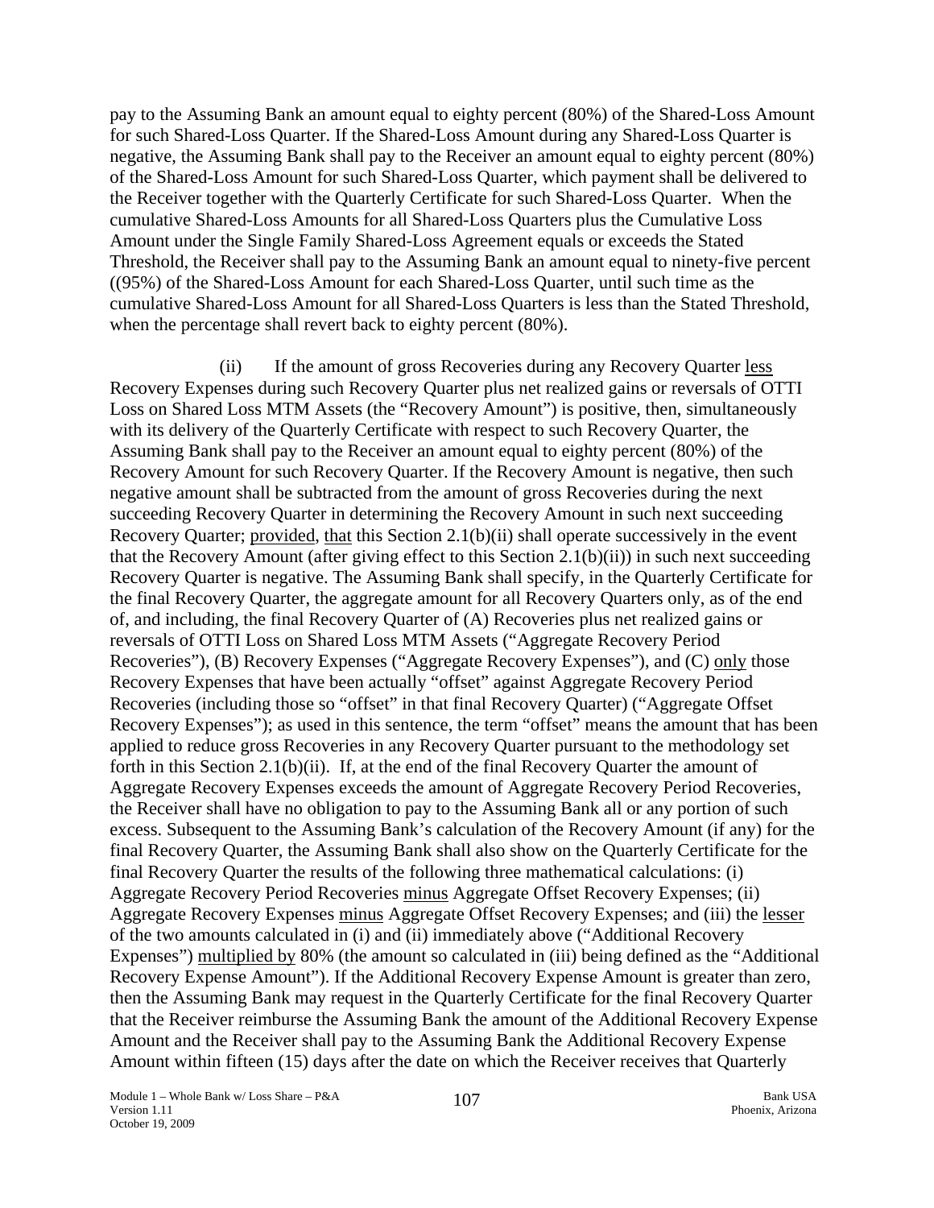pay to the Assuming Bank an amount equal to eighty percent (80%) of the Shared-Loss Amount for such Shared-Loss Quarter. If the Shared-Loss Amount during any Shared-Loss Quarter is negative, the Assuming Bank shall pay to the Receiver an amount equal to eighty percent (80%) of the Shared-Loss Amount for such Shared-Loss Quarter, which payment shall be delivered to the Receiver together with the Quarterly Certificate for such Shared-Loss Quarter. When the cumulative Shared-Loss Amounts for all Shared-Loss Quarters plus the Cumulative Loss Amount under the Single Family Shared-Loss Agreement equals or exceeds the Stated Threshold, the Receiver shall pay to the Assuming Bank an amount equal to ninety-five percent ((95%) of the Shared-Loss Amount for each Shared-Loss Quarter, until such time as the cumulative Shared-Loss Amount for all Shared-Loss Quarters is less than the Stated Threshold, when the percentage shall revert back to eighty percent (80%).

(ii) If the amount of gross Recoveries during any Recovery Quarter less Recovery Expenses during such Recovery Quarter plus net realized gains or reversals of OTTI Loss on Shared Loss MTM Assets (the "Recovery Amount") is positive, then, simultaneously with its delivery of the Quarterly Certificate with respect to such Recovery Quarter, the Assuming Bank shall pay to the Receiver an amount equal to eighty percent (80%) of the Recovery Amount for such Recovery Quarter. If the Recovery Amount is negative, then such negative amount shall be subtracted from the amount of gross Recoveries during the next succeeding Recovery Quarter in determining the Recovery Amount in such next succeeding Recovery Quarter; provided, that this Section 2.1(b)(ii) shall operate successively in the event that the Recovery Amount (after giving effect to this Section 2.1(b)(ii)) in such next succeeding Recovery Quarter is negative. The Assuming Bank shall specify, in the Quarterly Certificate for the final Recovery Quarter, the aggregate amount for all Recovery Quarters only, as of the end of, and including, the final Recovery Quarter of (A) Recoveries plus net realized gains or reversals of OTTI Loss on Shared Loss MTM Assets ("Aggregate Recovery Period Recoveries"), (B) Recovery Expenses ("Aggregate Recovery Expenses"), and (C) only those Recovery Expenses that have been actually "offset" against Aggregate Recovery Period Recoveries (including those so "offset" in that final Recovery Quarter) ("Aggregate Offset Recovery Expenses"); as used in this sentence, the term "offset" means the amount that has been applied to reduce gross Recoveries in any Recovery Quarter pursuant to the methodology set forth in this Section 2.1(b)(ii). If, at the end of the final Recovery Quarter the amount of Aggregate Recovery Expenses exceeds the amount of Aggregate Recovery Period Recoveries, the Receiver shall have no obligation to pay to the Assuming Bank all or any portion of such excess. Subsequent to the Assuming Bank's calculation of the Recovery Amount (if any) for the final Recovery Quarter, the Assuming Bank shall also show on the Quarterly Certificate for the final Recovery Quarter the results of the following three mathematical calculations: (i) Aggregate Recovery Period Recoveries minus Aggregate Offset Recovery Expenses; (ii) Aggregate Recovery Expenses minus Aggregate Offset Recovery Expenses; and (iii) the lesser of the two amounts calculated in (i) and (ii) immediately above ("Additional Recovery Expenses") multiplied by 80% (the amount so calculated in (iii) being defined as the "Additional Recovery Expense Amount"). If the Additional Recovery Expense Amount is greater than zero, then the Assuming Bank may request in the Quarterly Certificate for the final Recovery Quarter that the Receiver reimburse the Assuming Bank the amount of the Additional Recovery Expense Amount and the Receiver shall pay to the Assuming Bank the Additional Recovery Expense Amount within fifteen (15) days after the date on which the Receiver receives that Quarterly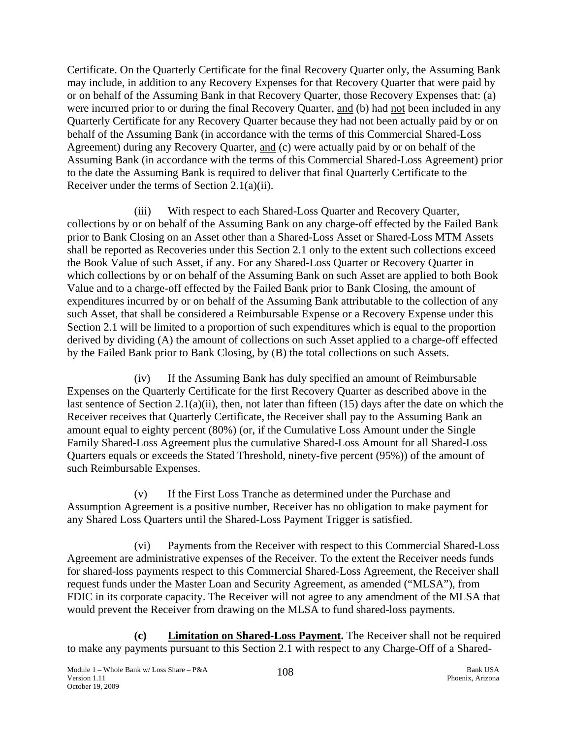Certificate. On the Quarterly Certificate for the final Recovery Quarter only, the Assuming Bank may include, in addition to any Recovery Expenses for that Recovery Quarter that were paid by or on behalf of the Assuming Bank in that Recovery Quarter, those Recovery Expenses that: (a) were incurred prior to or during the final Recovery Quarter, and (b) had not been included in any Quarterly Certificate for any Recovery Quarter because they had not been actually paid by or on behalf of the Assuming Bank (in accordance with the terms of this Commercial Shared-Loss Agreement) during any Recovery Quarter, and (c) were actually paid by or on behalf of the Assuming Bank (in accordance with the terms of this Commercial Shared-Loss Agreement) prior to the date the Assuming Bank is required to deliver that final Quarterly Certificate to the Receiver under the terms of Section 2.1(a)(ii).

(iii) With respect to each Shared-Loss Quarter and Recovery Quarter, collections by or on behalf of the Assuming Bank on any charge-off effected by the Failed Bank prior to Bank Closing on an Asset other than a Shared-Loss Asset or Shared-Loss MTM Assets shall be reported as Recoveries under this Section 2.1 only to the extent such collections exceed the Book Value of such Asset, if any. For any Shared-Loss Quarter or Recovery Quarter in which collections by or on behalf of the Assuming Bank on such Asset are applied to both Book Value and to a charge-off effected by the Failed Bank prior to Bank Closing, the amount of expenditures incurred by or on behalf of the Assuming Bank attributable to the collection of any such Asset, that shall be considered a Reimbursable Expense or a Recovery Expense under this Section 2.1 will be limited to a proportion of such expenditures which is equal to the proportion derived by dividing (A) the amount of collections on such Asset applied to a charge-off effected by the Failed Bank prior to Bank Closing, by (B) the total collections on such Assets.

(iv) If the Assuming Bank has duly specified an amount of Reimbursable Expenses on the Quarterly Certificate for the first Recovery Quarter as described above in the last sentence of Section 2.1(a)(ii), then, not later than fifteen (15) days after the date on which the Receiver receives that Quarterly Certificate, the Receiver shall pay to the Assuming Bank an amount equal to eighty percent (80%) (or, if the Cumulative Loss Amount under the Single Family Shared-Loss Agreement plus the cumulative Shared-Loss Amount for all Shared-Loss Quarters equals or exceeds the Stated Threshold, ninety-five percent (95%)) of the amount of such Reimbursable Expenses.

(v) If the First Loss Tranche as determined under the Purchase and Assumption Agreement is a positive number, Receiver has no obligation to make payment for any Shared Loss Quarters until the Shared-Loss Payment Trigger is satisfied.

(vi) Payments from the Receiver with respect to this Commercial Shared-Loss Agreement are administrative expenses of the Receiver. To the extent the Receiver needs funds for shared-loss payments respect to this Commercial Shared-Loss Agreement, the Receiver shall request funds under the Master Loan and Security Agreement, as amended ("MLSA"), from FDIC in its corporate capacity. The Receiver will not agree to any amendment of the MLSA that would prevent the Receiver from drawing on the MLSA to fund shared-loss payments.

**(c) Limitation on Shared-Loss Payment.** The Receiver shall not be required to make any payments pursuant to this Section 2.1 with respect to any Charge-Off of a Shared-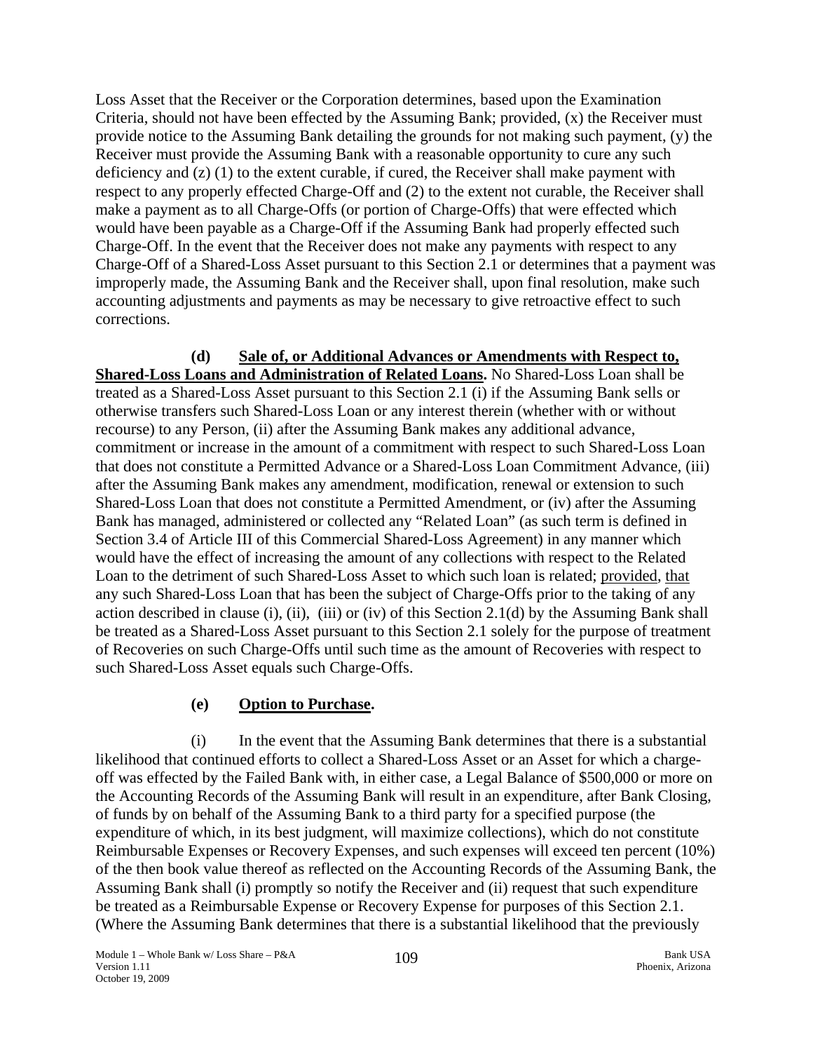Loss Asset that the Receiver or the Corporation determines, based upon the Examination Criteria, should not have been effected by the Assuming Bank; provided, (x) the Receiver must provide notice to the Assuming Bank detailing the grounds for not making such payment, (y) the Receiver must provide the Assuming Bank with a reasonable opportunity to cure any such deficiency and (z) (1) to the extent curable, if cured, the Receiver shall make payment with respect to any properly effected Charge-Off and (2) to the extent not curable, the Receiver shall make a payment as to all Charge-Offs (or portion of Charge-Offs) that were effected which would have been payable as a Charge-Off if the Assuming Bank had properly effected such Charge-Off. In the event that the Receiver does not make any payments with respect to any Charge-Off of a Shared-Loss Asset pursuant to this Section 2.1 or determines that a payment was improperly made, the Assuming Bank and the Receiver shall, upon final resolution, make such accounting adjustments and payments as may be necessary to give retroactive effect to such corrections.

**(d) Sale of, or Additional Advances or Amendments with Respect to, Shared-Loss Loans and Administration of Related Loans.** No Shared-Loss Loan shall be treated as a Shared-Loss Asset pursuant to this Section 2.1 (i) if the Assuming Bank sells or otherwise transfers such Shared-Loss Loan or any interest therein (whether with or without recourse) to any Person, (ii) after the Assuming Bank makes any additional advance, commitment or increase in the amount of a commitment with respect to such Shared-Loss Loan that does not constitute a Permitted Advance or a Shared-Loss Loan Commitment Advance, (iii) after the Assuming Bank makes any amendment, modification, renewal or extension to such Shared-Loss Loan that does not constitute a Permitted Amendment, or (iv) after the Assuming Bank has managed, administered or collected any "Related Loan" (as such term is defined in Section 3.4 of Article III of this Commercial Shared-Loss Agreement) in any manner which would have the effect of increasing the amount of any collections with respect to the Related Loan to the detriment of such Shared-Loss Asset to which such loan is related; provided, that any such Shared-Loss Loan that has been the subject of Charge-Offs prior to the taking of any action described in clause (i), (ii), (iii) or (iv) of this Section 2.1(d) by the Assuming Bank shall be treated as a Shared-Loss Asset pursuant to this Section 2.1 solely for the purpose of treatment of Recoveries on such Charge-Offs until such time as the amount of Recoveries with respect to such Shared-Loss Asset equals such Charge-Offs.

**(e) Option to Purchase.**

(i) In the event that the Assuming Bank determines that there is a substantial likelihood that continued efforts to collect a Shared-Loss Asset or an Asset for which a charge-off was effected by the Failed Bank with, in either case, a Legal Balance of $500,000 or more on the Accounting Records of the Assuming Bank will result in an expenditure, after Bank Closing, of funds by on behalf of the Assuming Bank to a third party for a specified purpose (the expenditure of which, in its best judgment, will maximize collections), which do not constitute Reimbursable Expenses or Recovery Expenses, and such expenses will exceed ten percent (10%) of the then book value thereof as reflected on the Accounting Records of the Assuming Bank, the Assuming Bank shall (i) promptly so notify the Receiver and (ii) request that such expenditure be treated as a Reimbursable Expense or Recovery Expense for purposes of this Section 2.1. (Where the Assuming Bank determines that there is a substantial likelihood that the previously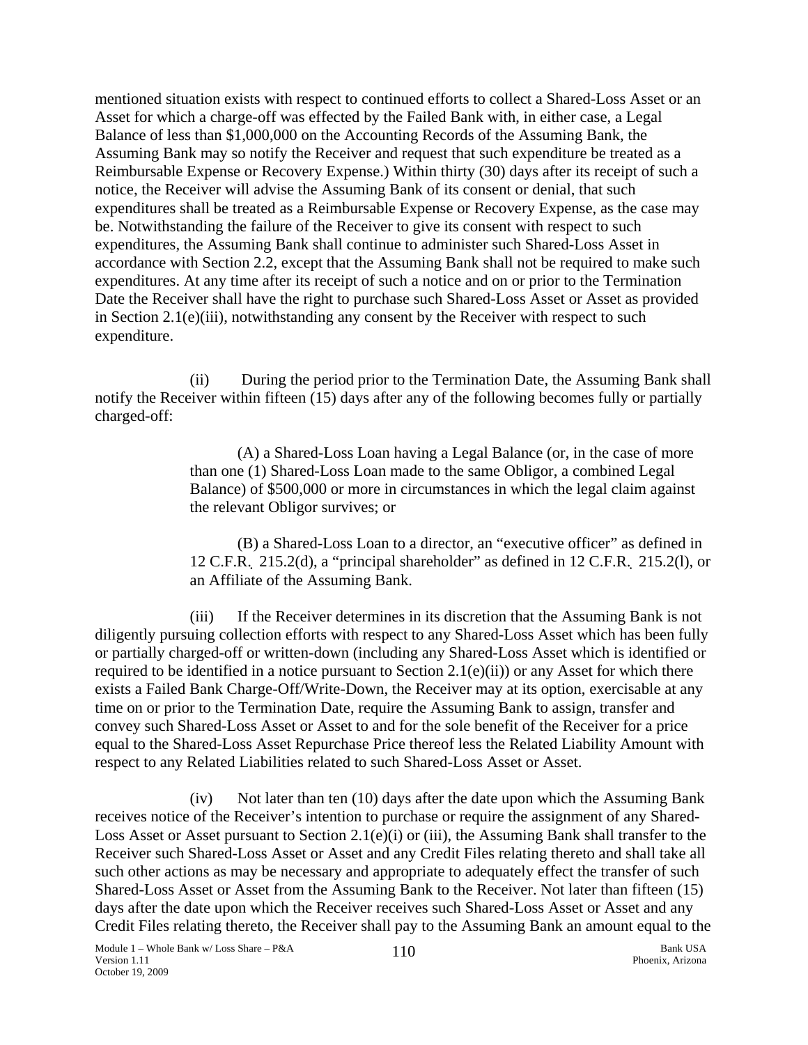mentioned situation exists with respect to continued efforts to collect a Shared-Loss Asset or an Asset for which a charge-off was effected by the Failed Bank with, in either case, a Legal Balance of less than $1,000,000 on the Accounting Records of the Assuming Bank, the Assuming Bank may so notify the Receiver and request that such expenditure be treated as a Reimbursable Expense or Recovery Expense.) Within thirty (30) days after its receipt of such a notice, the Receiver will advise the Assuming Bank of its consent or denial, that such expenditures shall be treated as a Reimbursable Expense or Recovery Expense, as the case may be. Notwithstanding the failure of the Receiver to give its consent with respect to such expenditures, the Assuming Bank shall continue to administer such Shared-Loss Asset in accordance with Section 2.2, except that the Assuming Bank shall not be required to make such expenditures. At any time after its receipt of such a notice and on or prior to the Termination Date the Receiver shall have the right to purchase such Shared-Loss Asset or Asset as provided in Section 2.1(e)(iii), notwithstanding any consent by the Receiver with respect to such expenditure.

(ii) During the period prior to the Termination Date, the Assuming Bank shall notify the Receiver within fifteen (15) days after any of the following becomes fully or partially charged-off:

> (A) a Shared-Loss Loan having a Legal Balance (or, in the case of more than one (1) Shared-Loss Loan made to the same Obligor, a combined Legal Balance) of $500,000 or more in circumstances in which the legal claim against the relevant Obligor survives; or
>
> (B) a Shared-Loss Loan to a director, an "executive officer" as defined in 12 C.F.R. 215.2(d), a "principal shareholder" as defined in 12 C.F.R. 215.2(l), or an Affiliate of the Assuming Bank.

(iii) If the Receiver determines in its discretion that the Assuming Bank is not diligently pursuing collection efforts with respect to any Shared-Loss Asset which has been fully or partially charged-off or written-down (including any Shared-Loss Asset which is identified or required to be identified in a notice pursuant to Section 2.1(e)(ii)) or any Asset for which there exists a Failed Bank Charge-Off/Write-Down, the Receiver may at its option, exercisable at any time on or prior to the Termination Date, require the Assuming Bank to assign, transfer and convey such Shared-Loss Asset or Asset to and for the sole benefit of the Receiver for a price equal to the Shared-Loss Asset Repurchase Price thereof less the Related Liability Amount with respect to any Related Liabilities related to such Shared-Loss Asset or Asset.

(iv) Not later than ten (10) days after the date upon which the Assuming Bank receives notice of the Receiver's intention to purchase or require the assignment of any Shared-Loss Asset or Asset pursuant to Section 2.1(e)(i) or (iii), the Assuming Bank shall transfer to the Receiver such Shared-Loss Asset or Asset and any Credit Files relating thereto and shall take all such other actions as may be necessary and appropriate to adequately effect the transfer of such Shared-Loss Asset or Asset from the Assuming Bank to the Receiver. Not later than fifteen (15) days after the date upon which the Receiver receives such Shared-Loss Asset or Asset and any Credit Files relating thereto, the Receiver shall pay to the Assuming Bank an amount equal to the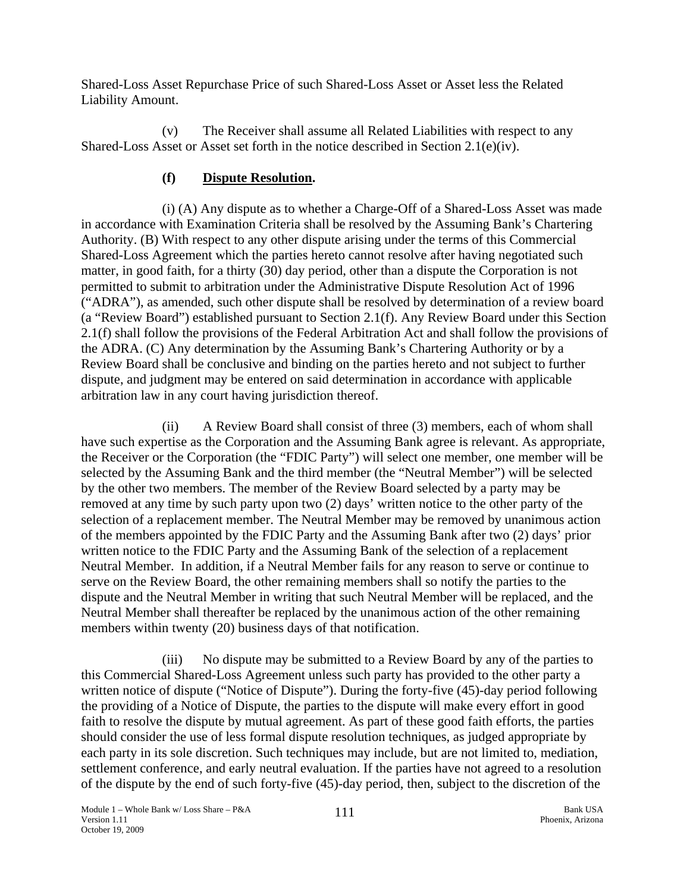Shared-Loss Asset Repurchase Price of such Shared-Loss Asset or Asset less the Related Liability Amount.

(v) The Receiver shall assume all Related Liabilities with respect to any Shared-Loss Asset or Asset set forth in the notice described in Section 2.1(e)(iv).

**(f) Dispute Resolution.**

(i) (A) Any dispute as to whether a Charge-Off of a Shared-Loss Asset was made in accordance with Examination Criteria shall be resolved by the Assuming Bank's Chartering Authority. (B) With respect to any other dispute arising under the terms of this Commercial Shared-Loss Agreement which the parties hereto cannot resolve after having negotiated such matter, in good faith, for a thirty (30) day period, other than a dispute the Corporation is not permitted to submit to arbitration under the Administrative Dispute Resolution Act of 1996 ("ADRA"), as amended, such other dispute shall be resolved by determination of a review board (a "Review Board") established pursuant to Section 2.1(f). Any Review Board under this Section 2.1(f) shall follow the provisions of the Federal Arbitration Act and shall follow the provisions of the ADRA. (C) Any determination by the Assuming Bank's Chartering Authority or by a Review Board shall be conclusive and binding on the parties hereto and not subject to further dispute, and judgment may be entered on said determination in accordance with applicable arbitration law in any court having jurisdiction thereof.

(ii) A Review Board shall consist of three (3) members, each of whom shall have such expertise as the Corporation and the Assuming Bank agree is relevant. As appropriate, the Receiver or the Corporation (the "FDIC Party") will select one member, one member will be selected by the Assuming Bank and the third member (the "Neutral Member") will be selected by the other two members. The member of the Review Board selected by a party may be removed at any time by such party upon two (2) days' written notice to the other party of the selection of a replacement member. The Neutral Member may be removed by unanimous action of the members appointed by the FDIC Party and the Assuming Bank after two (2) days' prior written notice to the FDIC Party and the Assuming Bank of the selection of a replacement Neutral Member. In addition, if a Neutral Member fails for any reason to serve or continue to serve on the Review Board, the other remaining members shall so notify the parties to the dispute and the Neutral Member in writing that such Neutral Member will be replaced, and the Neutral Member shall thereafter be replaced by the unanimous action of the other remaining members within twenty (20) business days of that notification.

(iii) No dispute may be submitted to a Review Board by any of the parties to this Commercial Shared-Loss Agreement unless such party has provided to the other party a written notice of dispute ("Notice of Dispute"). During the forty-five (45)-day period following the providing of a Notice of Dispute, the parties to the dispute will make every effort in good faith to resolve the dispute by mutual agreement. As part of these good faith efforts, the parties should consider the use of less formal dispute resolution techniques, as judged appropriate by each party in its sole discretion. Such techniques may include, but are not limited to, mediation, settlement conference, and early neutral evaluation. If the parties have not agreed to a resolution of the dispute by the end of such forty-five (45)-day period, then, subject to the discretion of the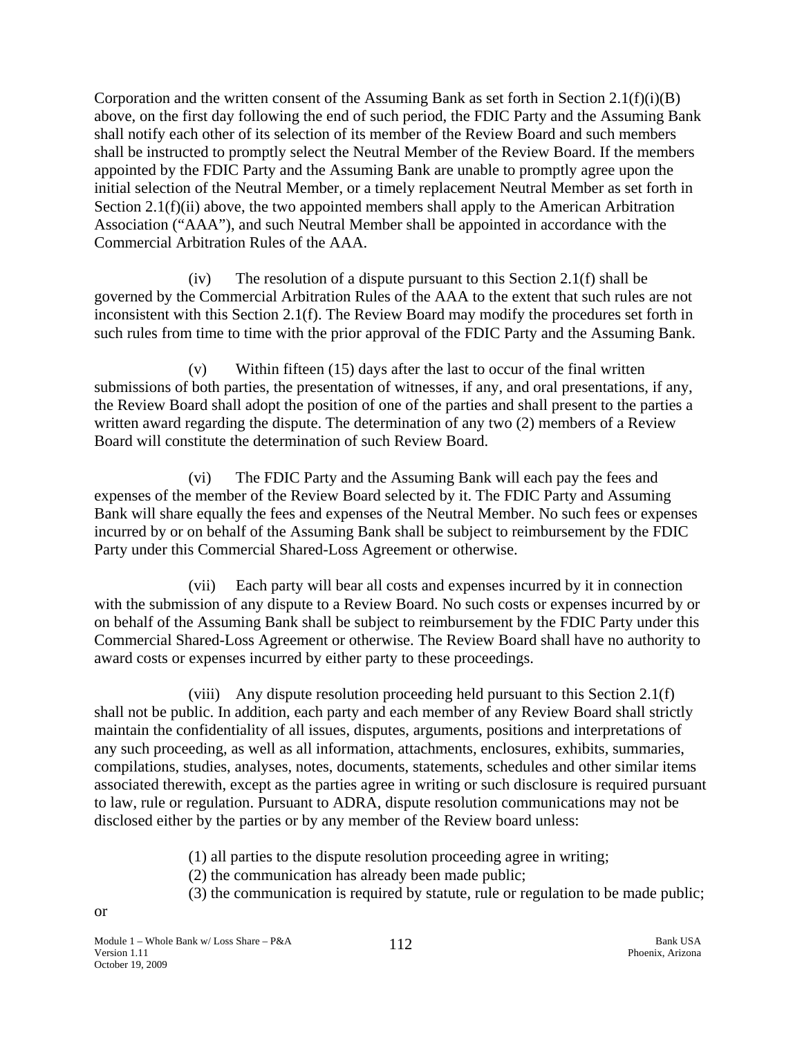Corporation and the written consent of the Assuming Bank as set forth in Section 2.1(f)(i)(B) above, on the first day following the end of such period, the FDIC Party and the Assuming Bank shall notify each other of its selection of its member of the Review Board and such members shall be instructed to promptly select the Neutral Member of the Review Board. If the members appointed by the FDIC Party and the Assuming Bank are unable to promptly agree upon the initial selection of the Neutral Member, or a timely replacement Neutral Member as set forth in Section 2.1(f)(ii) above, the two appointed members shall apply to the American Arbitration Association ("AAA"), and such Neutral Member shall be appointed in accordance with the Commercial Arbitration Rules of the AAA.

(iv) The resolution of a dispute pursuant to this Section 2.1(f) shall be governed by the Commercial Arbitration Rules of the AAA to the extent that such rules are not inconsistent with this Section 2.1(f). The Review Board may modify the procedures set forth in such rules from time to time with the prior approval of the FDIC Party and the Assuming Bank.

(v) Within fifteen (15) days after the last to occur of the final written submissions of both parties, the presentation of witnesses, if any, and oral presentations, if any, the Review Board shall adopt the position of one of the parties and shall present to the parties a written award regarding the dispute. The determination of any two (2) members of a Review Board will constitute the determination of such Review Board.

(vi) The FDIC Party and the Assuming Bank will each pay the fees and expenses of the member of the Review Board selected by it. The FDIC Party and Assuming Bank will share equally the fees and expenses of the Neutral Member. No such fees or expenses incurred by or on behalf of the Assuming Bank shall be subject to reimbursement by the FDIC Party under this Commercial Shared-Loss Agreement or otherwise.

(vii) Each party will bear all costs and expenses incurred by it in connection with the submission of any dispute to a Review Board. No such costs or expenses incurred by or on behalf of the Assuming Bank shall be subject to reimbursement by the FDIC Party under this Commercial Shared-Loss Agreement or otherwise. The Review Board shall have no authority to award costs or expenses incurred by either party to these proceedings.

(viii) Any dispute resolution proceeding held pursuant to this Section 2.1(f) shall not be public. In addition, each party and each member of any Review Board shall strictly maintain the confidentiality of all issues, disputes, arguments, positions and interpretations of any such proceeding, as well as all information, attachments, enclosures, exhibits, summaries, compilations, studies, analyses, notes, documents, statements, schedules and other similar items associated therewith, except as the parties agree in writing or such disclosure is required pursuant to law, rule or regulation. Pursuant to ADRA, dispute resolution communications may not be disclosed either by the parties or by any member of the Review board unless:

(1) all parties to the dispute resolution proceeding agree in writing;
(2) the communication has already been made public;
(3) the communication is required by statute, rule or regulation to be made public;

or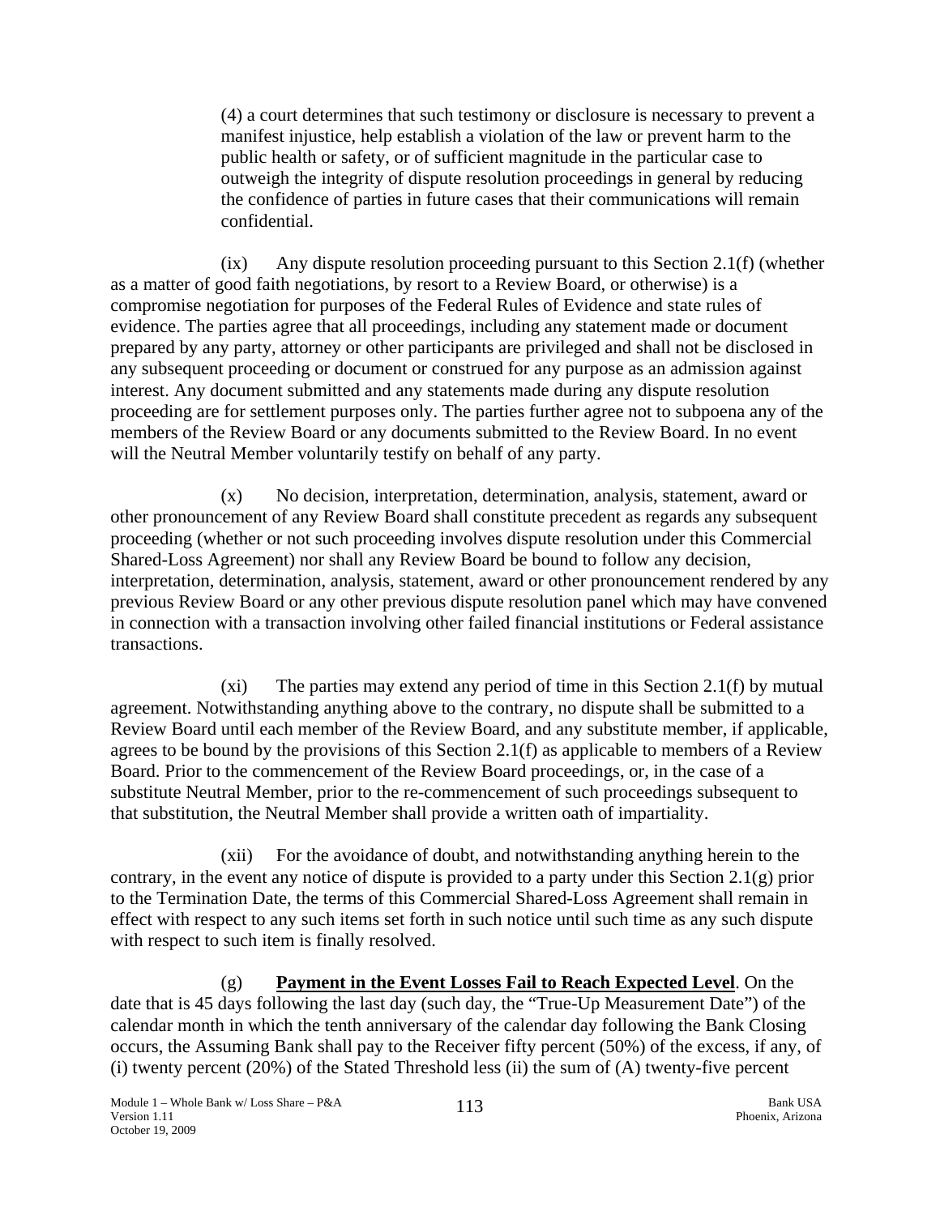(4) a court determines that such testimony or disclosure is necessary to prevent a manifest injustice, help establish a violation of the law or prevent harm to the public health or safety, or of sufficient magnitude in the particular case to outweigh the integrity of dispute resolution proceedings in general by reducing the confidence of parties in future cases that their communications will remain confidential.

(ix) Any dispute resolution proceeding pursuant to this Section 2.1(f) (whether as a matter of good faith negotiations, by resort to a Review Board, or otherwise) is a compromise negotiation for purposes of the Federal Rules of Evidence and state rules of evidence. The parties agree that all proceedings, including any statement made or document prepared by any party, attorney or other participants are privileged and shall not be disclosed in any subsequent proceeding or document or construed for any purpose as an admission against interest. Any document submitted and any statements made during any dispute resolution proceeding are for settlement purposes only. The parties further agree not to subpoena any of the members of the Review Board or any documents submitted to the Review Board. In no event will the Neutral Member voluntarily testify on behalf of any party.

(x) No decision, interpretation, determination, analysis, statement, award or other pronouncement of any Review Board shall constitute precedent as regards any subsequent proceeding (whether or not such proceeding involves dispute resolution under this Commercial Shared-Loss Agreement) nor shall any Review Board be bound to follow any decision, interpretation, determination, analysis, statement, award or other pronouncement rendered by any previous Review Board or any other previous dispute resolution panel which may have convened in connection with a transaction involving other failed financial institutions or Federal assistance transactions.

(xi) The parties may extend any period of time in this Section 2.1(f) by mutual agreement. Notwithstanding anything above to the contrary, no dispute shall be submitted to a Review Board until each member of the Review Board, and any substitute member, if applicable, agrees to be bound by the provisions of this Section 2.1(f) as applicable to members of a Review Board. Prior to the commencement of the Review Board proceedings, or, in the case of a substitute Neutral Member, prior to the re-commencement of such proceedings subsequent to that substitution, the Neutral Member shall provide a written oath of impartiality.

(xii) For the avoidance of doubt, and notwithstanding anything herein to the contrary, in the event any notice of dispute is provided to a party under this Section 2.1(g) prior to the Termination Date, the terms of this Commercial Shared-Loss Agreement shall remain in effect with respect to any such items set forth in such notice until such time as any such dispute with respect to such item is finally resolved.

(g) **Payment in the Event Losses Fail to Reach Expected Level**. On the date that is 45 days following the last day (such day, the "True-Up Measurement Date") of the calendar month in which the tenth anniversary of the calendar day following the Bank Closing occurs, the Assuming Bank shall pay to the Receiver fifty percent (50%) of the excess, if any, of (i) twenty percent (20%) of the Stated Threshold less (ii) the sum of (A) twenty-five percent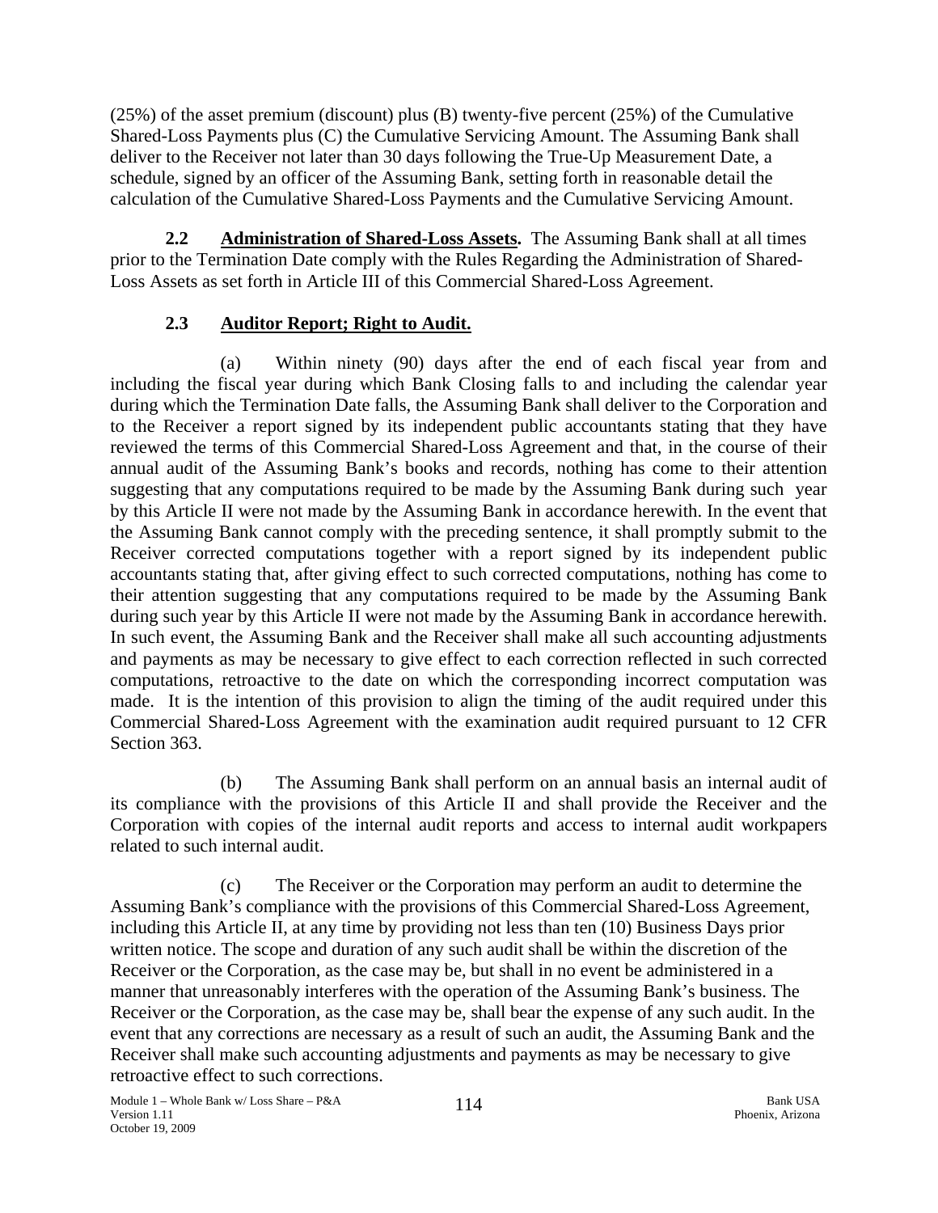(25%) of the asset premium (discount) plus (B) twenty-five percent (25%) of the Cumulative Shared-Loss Payments plus (C) the Cumulative Servicing Amount. The Assuming Bank shall deliver to the Receiver not later than 30 days following the True-Up Measurement Date, a schedule, signed by an officer of the Assuming Bank, setting forth in reasonable detail the calculation of the Cumulative Shared-Loss Payments and the Cumulative Servicing Amount.

**2.2 Administration of Shared-Loss Assets.** The Assuming Bank shall at all times prior to the Termination Date comply with the Rules Regarding the Administration of Shared-Loss Assets as set forth in Article III of this Commercial Shared-Loss Agreement.

**2.3 Auditor Report; Right to Audit.**

(a) Within ninety (90) days after the end of each fiscal year from and including the fiscal year during which Bank Closing falls to and including the calendar year during which the Termination Date falls, the Assuming Bank shall deliver to the Corporation and to the Receiver a report signed by its independent public accountants stating that they have reviewed the terms of this Commercial Shared-Loss Agreement and that, in the course of their annual audit of the Assuming Bank's books and records, nothing has come to their attention suggesting that any computations required to be made by the Assuming Bank during such year by this Article II were not made by the Assuming Bank in accordance herewith. In the event that the Assuming Bank cannot comply with the preceding sentence, it shall promptly submit to the Receiver corrected computations together with a report signed by its independent public accountants stating that, after giving effect to such corrected computations, nothing has come to their attention suggesting that any computations required to be made by the Assuming Bank during such year by this Article II were not made by the Assuming Bank in accordance herewith. In such event, the Assuming Bank and the Receiver shall make all such accounting adjustments and payments as may be necessary to give effect to each correction reflected in such corrected computations, retroactive to the date on which the corresponding incorrect computation was made. It is the intention of this provision to align the timing of the audit required under this Commercial Shared-Loss Agreement with the examination audit required pursuant to 12 CFR Section 363.

(b) The Assuming Bank shall perform on an annual basis an internal audit of its compliance with the provisions of this Article II and shall provide the Receiver and the Corporation with copies of the internal audit reports and access to internal audit workpapers related to such internal audit.

(c) The Receiver or the Corporation may perform an audit to determine the Assuming Bank's compliance with the provisions of this Commercial Shared-Loss Agreement, including this Article II, at any time by providing not less than ten (10) Business Days prior written notice. The scope and duration of any such audit shall be within the discretion of the Receiver or the Corporation, as the case may be, but shall in no event be administered in a manner that unreasonably interferes with the operation of the Assuming Bank's business. The Receiver or the Corporation, as the case may be, shall bear the expense of any such audit. In the event that any corrections are necessary as a result of such an audit, the Assuming Bank and the Receiver shall make such accounting adjustments and payments as may be necessary to give retroactive effect to such corrections.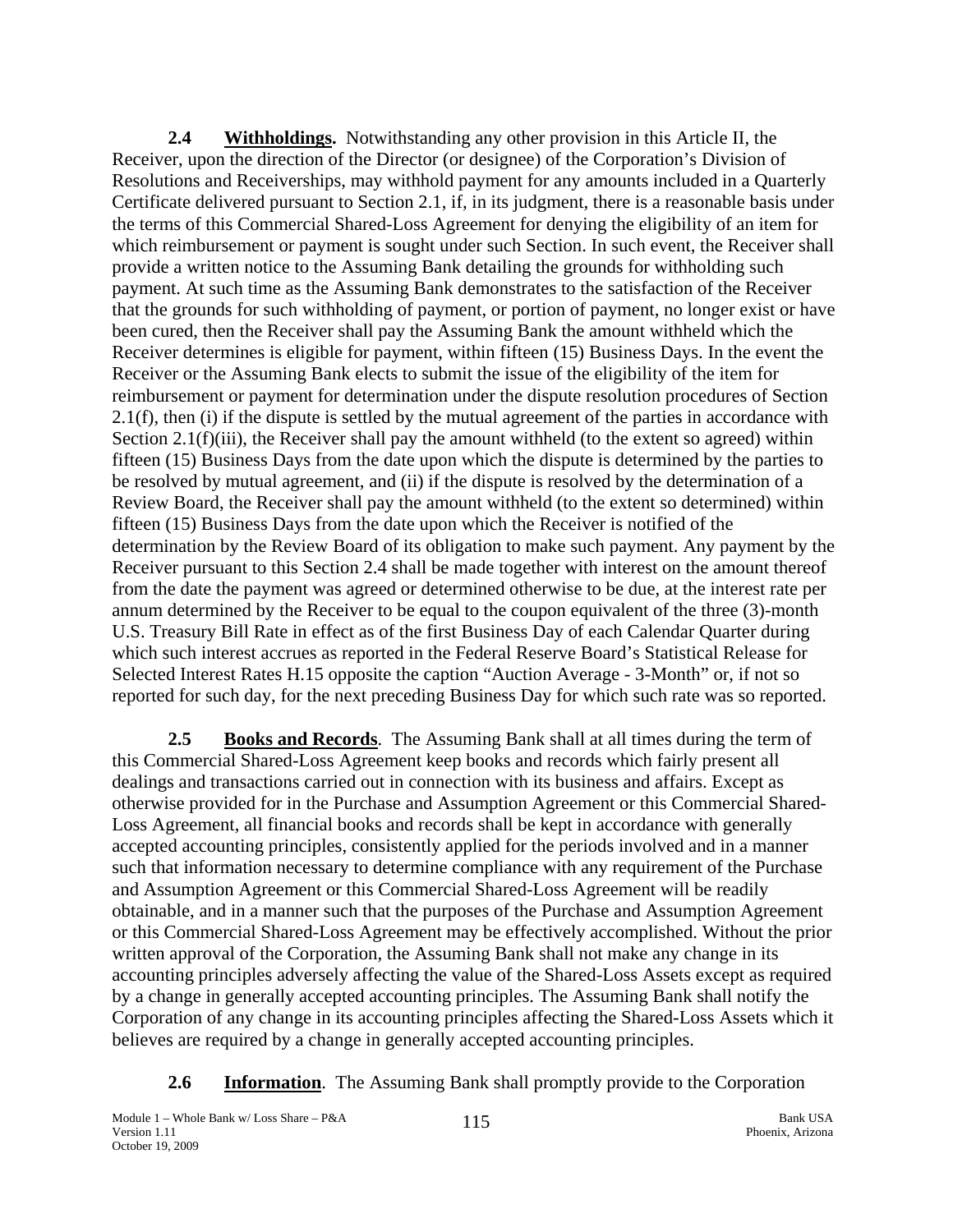**2.4 Withholdings.** Notwithstanding any other provision in this Article II, the Receiver, upon the direction of the Director (or designee) of the Corporation's Division of Resolutions and Receiverships, may withhold payment for any amounts included in a Quarterly Certificate delivered pursuant to Section 2.1, if, in its judgment, there is a reasonable basis under the terms of this Commercial Shared-Loss Agreement for denying the eligibility of an item for which reimbursement or payment is sought under such Section. In such event, the Receiver shall provide a written notice to the Assuming Bank detailing the grounds for withholding such payment. At such time as the Assuming Bank demonstrates to the satisfaction of the Receiver that the grounds for such withholding of payment, or portion of payment, no longer exist or have been cured, then the Receiver shall pay the Assuming Bank the amount withheld which the Receiver determines is eligible for payment, within fifteen (15) Business Days. In the event the Receiver or the Assuming Bank elects to submit the issue of the eligibility of the item for reimbursement or payment for determination under the dispute resolution procedures of Section 2.1(f), then (i) if the dispute is settled by the mutual agreement of the parties in accordance with Section 2.1(f)(iii), the Receiver shall pay the amount withheld (to the extent so agreed) within fifteen (15) Business Days from the date upon which the dispute is determined by the parties to be resolved by mutual agreement, and (ii) if the dispute is resolved by the determination of a Review Board, the Receiver shall pay the amount withheld (to the extent so determined) within fifteen (15) Business Days from the date upon which the Receiver is notified of the determination by the Review Board of its obligation to make such payment. Any payment by the Receiver pursuant to this Section 2.4 shall be made together with interest on the amount thereof from the date the payment was agreed or determined otherwise to be due, at the interest rate per annum determined by the Receiver to be equal to the coupon equivalent of the three (3)-month U.S. Treasury Bill Rate in effect as of the first Business Day of each Calendar Quarter during which such interest accrues as reported in the Federal Reserve Board's Statistical Release for Selected Interest Rates H.15 opposite the caption "Auction Average - 3-Month" or, if not so reported for such day, for the next preceding Business Day for which such rate was so reported.

**2.5 Books and Records**. The Assuming Bank shall at all times during the term of this Commercial Shared-Loss Agreement keep books and records which fairly present all dealings and transactions carried out in connection with its business and affairs. Except as otherwise provided for in the Purchase and Assumption Agreement or this Commercial Shared-Loss Agreement, all financial books and records shall be kept in accordance with generally accepted accounting principles, consistently applied for the periods involved and in a manner such that information necessary to determine compliance with any requirement of the Purchase and Assumption Agreement or this Commercial Shared-Loss Agreement will be readily obtainable, and in a manner such that the purposes of the Purchase and Assumption Agreement or this Commercial Shared-Loss Agreement may be effectively accomplished. Without the prior written approval of the Corporation, the Assuming Bank shall not make any change in its accounting principles adversely affecting the value of the Shared-Loss Assets except as required by a change in generally accepted accounting principles. The Assuming Bank shall notify the Corporation of any change in its accounting principles affecting the Shared-Loss Assets which it believes are required by a change in generally accepted accounting principles.

**2.6 Information**. The Assuming Bank shall promptly provide to the Corporation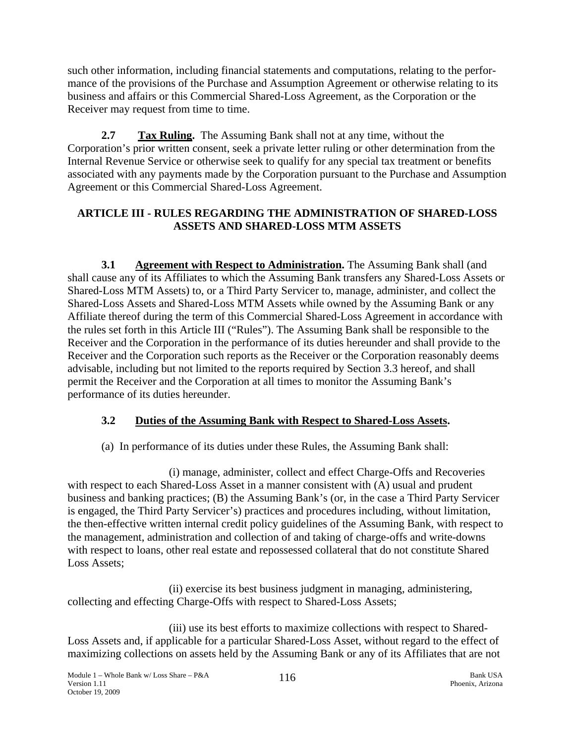such other information, including financial statements and computations, relating to the performance of the provisions of the Purchase and Assumption Agreement or otherwise relating to its business and affairs or this Commercial Shared-Loss Agreement, as the Corporation or the Receiver may request from time to time.

**2.7 Tax Ruling.** The Assuming Bank shall not at any time, without the Corporation's prior written consent, seek a private letter ruling or other determination from the Internal Revenue Service or otherwise seek to qualify for any special tax treatment or benefits associated with any payments made by the Corporation pursuant to the Purchase and Assumption Agreement or this Commercial Shared-Loss Agreement.

## ARTICLE III - RULES REGARDING THE ADMINISTRATION OF SHARED-LOSS ASSETS AND SHARED-LOSS MTM ASSETS

**3.1 Agreement with Respect to Administration.** The Assuming Bank shall (and shall cause any of its Affiliates to which the Assuming Bank transfers any Shared-Loss Assets or Shared-Loss MTM Assets) to, or a Third Party Servicer to, manage, administer, and collect the Shared-Loss Assets and Shared-Loss MTM Assets while owned by the Assuming Bank or any Affiliate thereof during the term of this Commercial Shared-Loss Agreement in accordance with the rules set forth in this Article III ("Rules"). The Assuming Bank shall be responsible to the Receiver and the Corporation in the performance of its duties hereunder and shall provide to the Receiver and the Corporation such reports as the Receiver or the Corporation reasonably deems advisable, including but not limited to the reports required by Section 3.3 hereof, and shall permit the Receiver and the Corporation at all times to monitor the Assuming Bank's performance of its duties hereunder.

### 3.2 Duties of the Assuming Bank with Respect to Shared-Loss Assets.

(a) In performance of its duties under these Rules, the Assuming Bank shall:

(i) manage, administer, collect and effect Charge-Offs and Recoveries with respect to each Shared-Loss Asset in a manner consistent with (A) usual and prudent business and banking practices; (B) the Assuming Bank's (or, in the case a Third Party Servicer is engaged, the Third Party Servicer's) practices and procedures including, without limitation, the then-effective written internal credit policy guidelines of the Assuming Bank, with respect to the management, administration and collection of and taking of charge-offs and write-downs with respect to loans, other real estate and repossessed collateral that do not constitute Shared Loss Assets;

(ii) exercise its best business judgment in managing, administering, collecting and effecting Charge-Offs with respect to Shared-Loss Assets;

(iii) use its best efforts to maximize collections with respect to Shared-Loss Assets and, if applicable for a particular Shared-Loss Asset, without regard to the effect of maximizing collections on assets held by the Assuming Bank or any of its Affiliates that are not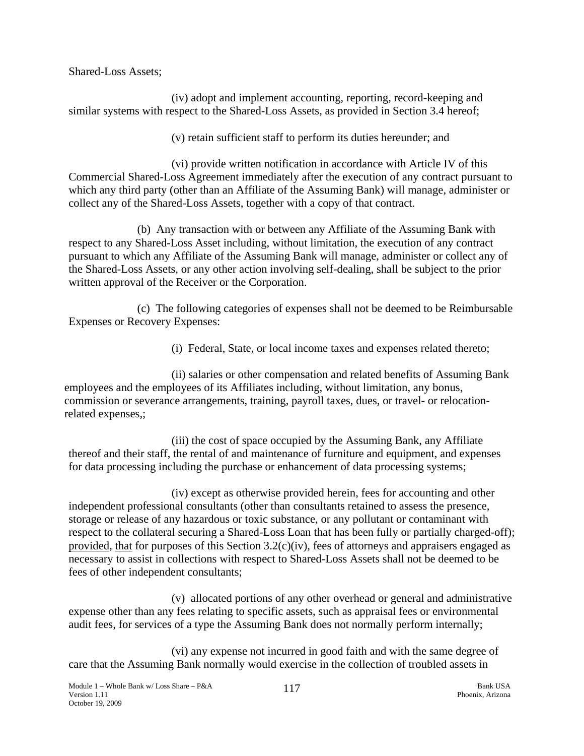Shared-Loss Assets;

(iv) adopt and implement accounting, reporting, record-keeping and similar systems with respect to the Shared-Loss Assets, as provided in Section 3.4 hereof;

(v) retain sufficient staff to perform its duties hereunder; and

(vi) provide written notification in accordance with Article IV of this Commercial Shared-Loss Agreement immediately after the execution of any contract pursuant to which any third party (other than an Affiliate of the Assuming Bank) will manage, administer or collect any of the Shared-Loss Assets, together with a copy of that contract.

(b) Any transaction with or between any Affiliate of the Assuming Bank with respect to any Shared-Loss Asset including, without limitation, the execution of any contract pursuant to which any Affiliate of the Assuming Bank will manage, administer or collect any of the Shared-Loss Assets, or any other action involving self-dealing, shall be subject to the prior written approval of the Receiver or the Corporation.

(c) The following categories of expenses shall not be deemed to be Reimbursable Expenses or Recovery Expenses:

(i) Federal, State, or local income taxes and expenses related thereto;

(ii) salaries or other compensation and related benefits of Assuming Bank employees and the employees of its Affiliates including, without limitation, any bonus, commission or severance arrangements, training, payroll taxes, dues, or travel- or relocation-related expenses,;

(iii) the cost of space occupied by the Assuming Bank, any Affiliate thereof and their staff, the rental of and maintenance of furniture and equipment, and expenses for data processing including the purchase or enhancement of data processing systems;

(iv) except as otherwise provided herein, fees for accounting and other independent professional consultants (other than consultants retained to assess the presence, storage or release of any hazardous or toxic substance, or any pollutant or contaminant with respect to the collateral securing a Shared-Loss Loan that has been fully or partially charged-off); provided, that for purposes of this Section 3.2(c)(iv), fees of attorneys and appraisers engaged as necessary to assist in collections with respect to Shared-Loss Assets shall not be deemed to be fees of other independent consultants;

(v) allocated portions of any other overhead or general and administrative expense other than any fees relating to specific assets, such as appraisal fees or environmental audit fees, for services of a type the Assuming Bank does not normally perform internally;

(vi) any expense not incurred in good faith and with the same degree of care that the Assuming Bank normally would exercise in the collection of troubled assets in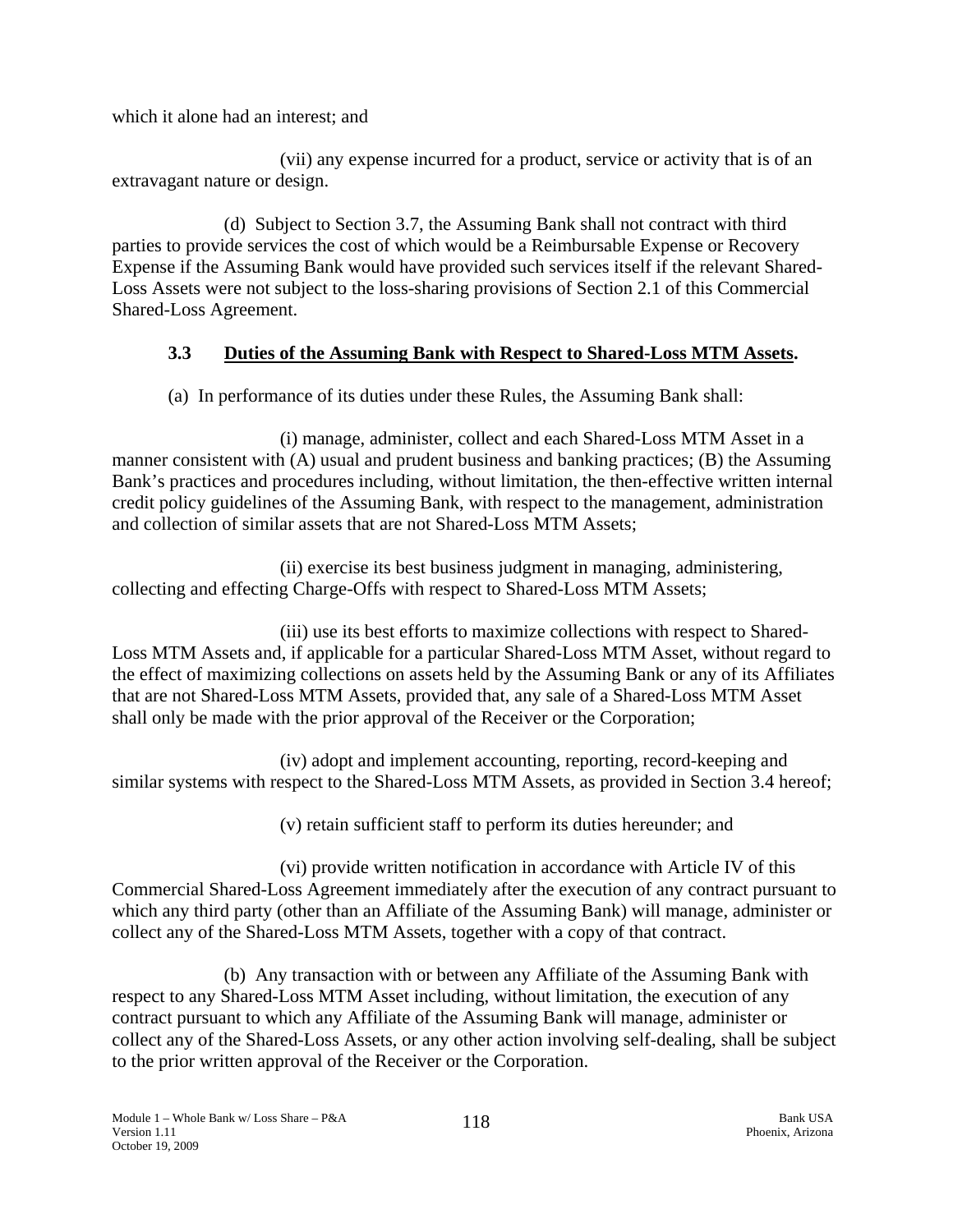which it alone had an interest; and

(vii) any expense incurred for a product, service or activity that is of an extravagant nature or design.

(d) Subject to Section 3.7, the Assuming Bank shall not contract with third parties to provide services the cost of which would be a Reimbursable Expense or Recovery Expense if the Assuming Bank would have provided such services itself if the relevant Shared-Loss Assets were not subject to the loss-sharing provisions of Section 2.1 of this Commercial Shared-Loss Agreement.

### 3.3 Duties of the Assuming Bank with Respect to Shared-Loss MTM Assets.

(a) In performance of its duties under these Rules, the Assuming Bank shall:

(i) manage, administer, collect and each Shared-Loss MTM Asset in a manner consistent with (A) usual and prudent business and banking practices; (B) the Assuming Bank's practices and procedures including, without limitation, the then-effective written internal credit policy guidelines of the Assuming Bank, with respect to the management, administration and collection of similar assets that are not Shared-Loss MTM Assets;

(ii) exercise its best business judgment in managing, administering, collecting and effecting Charge-Offs with respect to Shared-Loss MTM Assets;

(iii) use its best efforts to maximize collections with respect to Shared-Loss MTM Assets and, if applicable for a particular Shared-Loss MTM Asset, without regard to the effect of maximizing collections on assets held by the Assuming Bank or any of its Affiliates that are not Shared-Loss MTM Assets, provided that, any sale of a Shared-Loss MTM Asset shall only be made with the prior approval of the Receiver or the Corporation;

(iv) adopt and implement accounting, reporting, record-keeping and similar systems with respect to the Shared-Loss MTM Assets, as provided in Section 3.4 hereof;

(v) retain sufficient staff to perform its duties hereunder; and

(vi) provide written notification in accordance with Article IV of this Commercial Shared-Loss Agreement immediately after the execution of any contract pursuant to which any third party (other than an Affiliate of the Assuming Bank) will manage, administer or collect any of the Shared-Loss MTM Assets, together with a copy of that contract.

(b) Any transaction with or between any Affiliate of the Assuming Bank with respect to any Shared-Loss MTM Asset including, without limitation, the execution of any contract pursuant to which any Affiliate of the Assuming Bank will manage, administer or collect any of the Shared-Loss Assets, or any other action involving self-dealing, shall be subject to the prior written approval of the Receiver or the Corporation.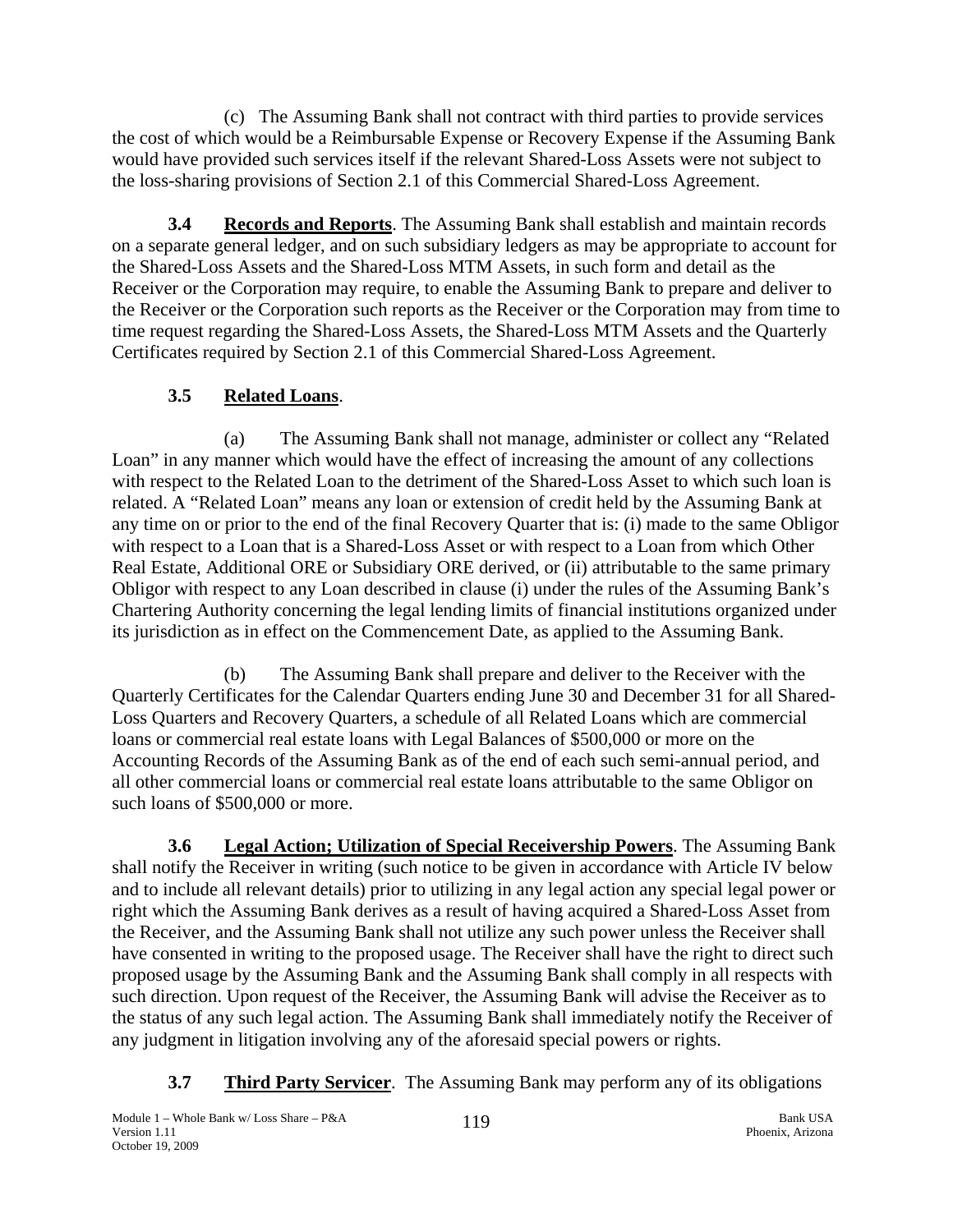(c) The Assuming Bank shall not contract with third parties to provide services the cost of which would be a Reimbursable Expense or Recovery Expense if the Assuming Bank would have provided such services itself if the relevant Shared-Loss Assets were not subject to the loss-sharing provisions of Section 2.1 of this Commercial Shared-Loss Agreement.

**3.4 Records and Reports**. The Assuming Bank shall establish and maintain records on a separate general ledger, and on such subsidiary ledgers as may be appropriate to account for the Shared-Loss Assets and the Shared-Loss MTM Assets, in such form and detail as the Receiver or the Corporation may require, to enable the Assuming Bank to prepare and deliver to the Receiver or the Corporation such reports as the Receiver or the Corporation may from time to time request regarding the Shared-Loss Assets, the Shared-Loss MTM Assets and the Quarterly Certificates required by Section 2.1 of this Commercial Shared-Loss Agreement.

**3.5 Related Loans**.

(a) The Assuming Bank shall not manage, administer or collect any "Related Loan" in any manner which would have the effect of increasing the amount of any collections with respect to the Related Loan to the detriment of the Shared-Loss Asset to which such loan is related. A "Related Loan" means any loan or extension of credit held by the Assuming Bank at any time on or prior to the end of the final Recovery Quarter that is: (i) made to the same Obligor with respect to a Loan that is a Shared-Loss Asset or with respect to a Loan from which Other Real Estate, Additional ORE or Subsidiary ORE derived, or (ii) attributable to the same primary Obligor with respect to any Loan described in clause (i) under the rules of the Assuming Bank's Chartering Authority concerning the legal lending limits of financial institutions organized under its jurisdiction as in effect on the Commencement Date, as applied to the Assuming Bank.

(b) The Assuming Bank shall prepare and deliver to the Receiver with the Quarterly Certificates for the Calendar Quarters ending June 30 and December 31 for all Shared-Loss Quarters and Recovery Quarters, a schedule of all Related Loans which are commercial loans or commercial real estate loans with Legal Balances of $500,000 or more on the Accounting Records of the Assuming Bank as of the end of each such semi-annual period, and all other commercial loans or commercial real estate loans attributable to the same Obligor on such loans of $500,000 or more.

**3.6 Legal Action; Utilization of Special Receivership Powers**. The Assuming Bank shall notify the Receiver in writing (such notice to be given in accordance with Article IV below and to include all relevant details) prior to utilizing in any legal action any special legal power or right which the Assuming Bank derives as a result of having acquired a Shared-Loss Asset from the Receiver, and the Assuming Bank shall not utilize any such power unless the Receiver shall have consented in writing to the proposed usage. The Receiver shall have the right to direct such proposed usage by the Assuming Bank and the Assuming Bank shall comply in all respects with such direction. Upon request of the Receiver, the Assuming Bank will advise the Receiver as to the status of any such legal action. The Assuming Bank shall immediately notify the Receiver of any judgment in litigation involving any of the aforesaid special powers or rights.

**3.7 Third Party Servicer**. The Assuming Bank may perform any of its obligations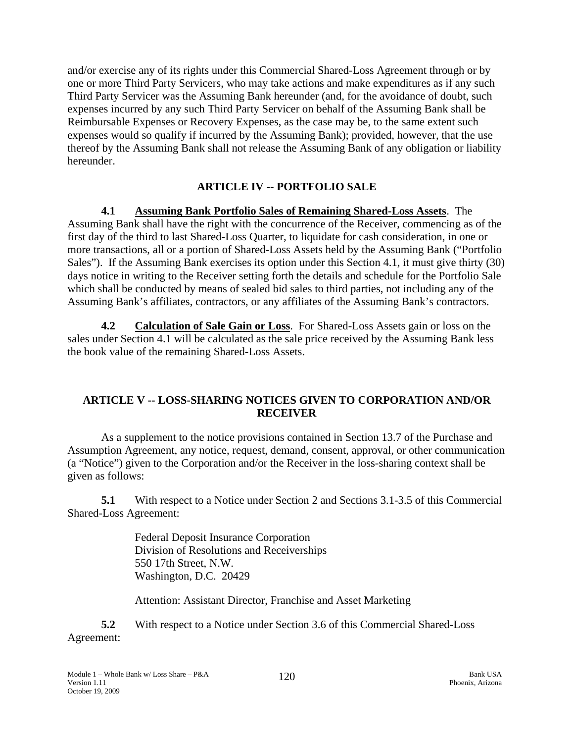and/or exercise any of its rights under this Commercial Shared-Loss Agreement through or by one or more Third Party Servicers, who may take actions and make expenditures as if any such Third Party Servicer was the Assuming Bank hereunder (and, for the avoidance of doubt, such expenses incurred by any such Third Party Servicer on behalf of the Assuming Bank shall be Reimbursable Expenses or Recovery Expenses, as the case may be, to the same extent such expenses would so qualify if incurred by the Assuming Bank); provided, however, that the use thereof by the Assuming Bank shall not release the Assuming Bank of any obligation or liability hereunder.

## ARTICLE IV -- PORTFOLIO SALE

**4.1 Assuming Bank Portfolio Sales of Remaining Shared-Loss Assets**. The Assuming Bank shall have the right with the concurrence of the Receiver, commencing as of the first day of the third to last Shared-Loss Quarter, to liquidate for cash consideration, in one or more transactions, all or a portion of Shared-Loss Assets held by the Assuming Bank ("Portfolio Sales"). If the Assuming Bank exercises its option under this Section 4.1, it must give thirty (30) days notice in writing to the Receiver setting forth the details and schedule for the Portfolio Sale which shall be conducted by means of sealed bid sales to third parties, not including any of the Assuming Bank's affiliates, contractors, or any affiliates of the Assuming Bank's contractors.

**4.2 Calculation of Sale Gain or Loss**. For Shared-Loss Assets gain or loss on the sales under Section 4.1 will be calculated as the sale price received by the Assuming Bank less the book value of the remaining Shared-Loss Assets.

## ARTICLE V -- LOSS-SHARING NOTICES GIVEN TO CORPORATION AND/OR RECEIVER

As a supplement to the notice provisions contained in Section 13.7 of the Purchase and Assumption Agreement, any notice, request, demand, consent, approval, or other communication (a "Notice") given to the Corporation and/or the Receiver in the loss-sharing context shall be given as follows:

**5.1** With respect to a Notice under Section 2 and Sections 3.1-3.5 of this Commercial Shared-Loss Agreement:

Federal Deposit Insurance Corporation
Division of Resolutions and Receiverships
550 17th Street, N.W.
Washington, D.C. 20429

Attention: Assistant Director, Franchise and Asset Marketing

**5.2** With respect to a Notice under Section 3.6 of this Commercial Shared-Loss Agreement: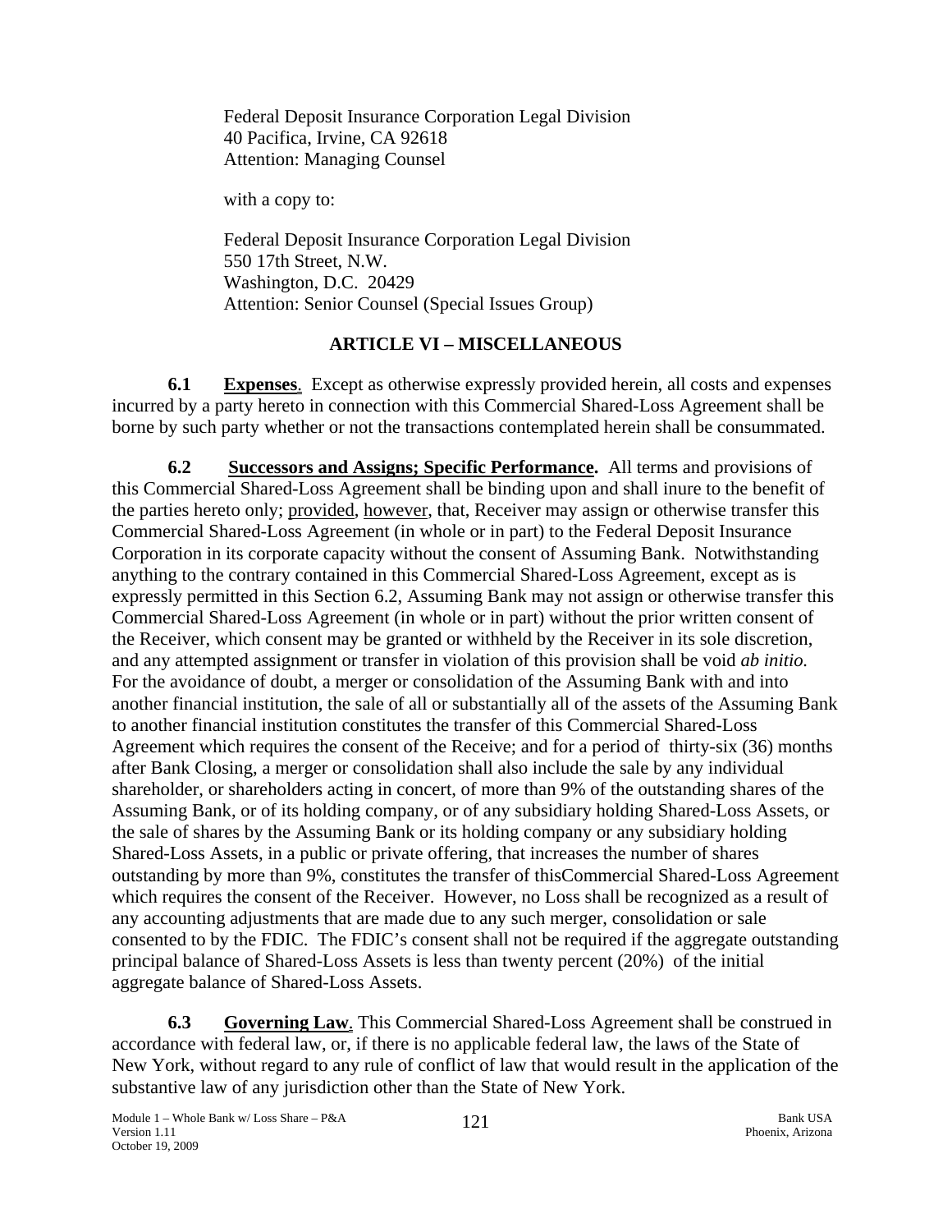Federal Deposit Insurance Corporation Legal Division
40 Pacifica, Irvine, CA 92618
Attention: Managing Counsel

with a copy to:

Federal Deposit Insurance Corporation Legal Division
550 17th Street, N.W.
Washington, D.C. 20429
Attention: Senior Counsel (Special Issues Group)

## ARTICLE VI – MISCELLANEOUS

**6.1 Expenses**. Except as otherwise expressly provided herein, all costs and expenses incurred by a party hereto in connection with this Commercial Shared-Loss Agreement shall be borne by such party whether or not the transactions contemplated herein shall be consummated.

**6.2 Successors and Assigns; Specific Performance.** All terms and provisions of this Commercial Shared-Loss Agreement shall be binding upon and shall inure to the benefit of the parties hereto only; provided, however, that, Receiver may assign or otherwise transfer this Commercial Shared-Loss Agreement (in whole or in part) to the Federal Deposit Insurance Corporation in its corporate capacity without the consent of Assuming Bank. Notwithstanding anything to the contrary contained in this Commercial Shared-Loss Agreement, except as is expressly permitted in this Section 6.2, Assuming Bank may not assign or otherwise transfer this Commercial Shared-Loss Agreement (in whole or in part) without the prior written consent of the Receiver, which consent may be granted or withheld by the Receiver in its sole discretion, and any attempted assignment or transfer in violation of this provision shall be void *ab initio.* For the avoidance of doubt, a merger or consolidation of the Assuming Bank with and into another financial institution, the sale of all or substantially all of the assets of the Assuming Bank to another financial institution constitutes the transfer of this Commercial Shared-Loss Agreement which requires the consent of the Receive; and for a period of thirty-six (36) months after Bank Closing, a merger or consolidation shall also include the sale by any individual shareholder, or shareholders acting in concert, of more than 9% of the outstanding shares of the Assuming Bank, or of its holding company, or of any subsidiary holding Shared-Loss Assets, or the sale of shares by the Assuming Bank or its holding company or any subsidiary holding Shared-Loss Assets, in a public or private offering, that increases the number of shares outstanding by more than 9%, constitutes the transfer of thisCommercial Shared-Loss Agreement which requires the consent of the Receiver. However, no Loss shall be recognized as a result of any accounting adjustments that are made due to any such merger, consolidation or sale consented to by the FDIC. The FDIC's consent shall not be required if the aggregate outstanding principal balance of Shared-Loss Assets is less than twenty percent (20%) of the initial aggregate balance of Shared-Loss Assets.

**6.3 Governing Law**. This Commercial Shared-Loss Agreement shall be construed in accordance with federal law, or, if there is no applicable federal law, the laws of the State of New York, without regard to any rule of conflict of law that would result in the application of the substantive law of any jurisdiction other than the State of New York.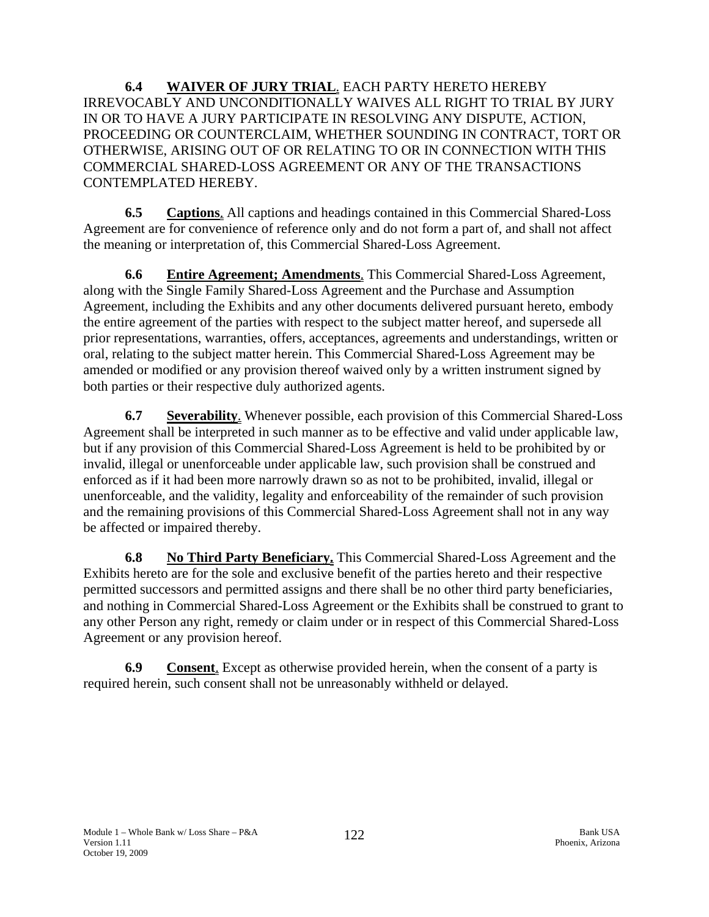**6.4 WAIVER OF JURY TRIAL**. EACH PARTY HERETO HEREBY IRREVOCABLY AND UNCONDITIONALLY WAIVES ALL RIGHT TO TRIAL BY JURY IN OR TO HAVE A JURY PARTICIPATE IN RESOLVING ANY DISPUTE, ACTION, PROCEEDING OR COUNTERCLAIM, WHETHER SOUNDING IN CONTRACT, TORT OR OTHERWISE, ARISING OUT OF OR RELATING TO OR IN CONNECTION WITH THIS COMMERCIAL SHARED-LOSS AGREEMENT OR ANY OF THE TRANSACTIONS CONTEMPLATED HEREBY.

**6.5 Captions**. All captions and headings contained in this Commercial Shared-Loss Agreement are for convenience of reference only and do not form a part of, and shall not affect the meaning or interpretation of, this Commercial Shared-Loss Agreement.

**6.6 Entire Agreement; Amendments**. This Commercial Shared-Loss Agreement, along with the Single Family Shared-Loss Agreement and the Purchase and Assumption Agreement, including the Exhibits and any other documents delivered pursuant hereto, embody the entire agreement of the parties with respect to the subject matter hereof, and supersede all prior representations, warranties, offers, acceptances, agreements and understandings, written or oral, relating to the subject matter herein. This Commercial Shared-Loss Agreement may be amended or modified or any provision thereof waived only by a written instrument signed by both parties or their respective duly authorized agents.

**6.7 Severability**. Whenever possible, each provision of this Commercial Shared-Loss Agreement shall be interpreted in such manner as to be effective and valid under applicable law, but if any provision of this Commercial Shared-Loss Agreement is held to be prohibited by or invalid, illegal or unenforceable under applicable law, such provision shall be construed and enforced as if it had been more narrowly drawn so as not to be prohibited, invalid, illegal or unenforceable, and the validity, legality and enforceability of the remainder of such provision and the remaining provisions of this Commercial Shared-Loss Agreement shall not in any way be affected or impaired thereby.

**6.8 No Third Party Beneficiary.** This Commercial Shared-Loss Agreement and the Exhibits hereto are for the sole and exclusive benefit of the parties hereto and their respective permitted successors and permitted assigns and there shall be no other third party beneficiaries, and nothing in Commercial Shared-Loss Agreement or the Exhibits shall be construed to grant to any other Person any right, remedy or claim under or in respect of this Commercial Shared-Loss Agreement or any provision hereof.

**6.9 Consent**. Except as otherwise provided herein, when the consent of a party is required herein, such consent shall not be unreasonably withheld or delayed.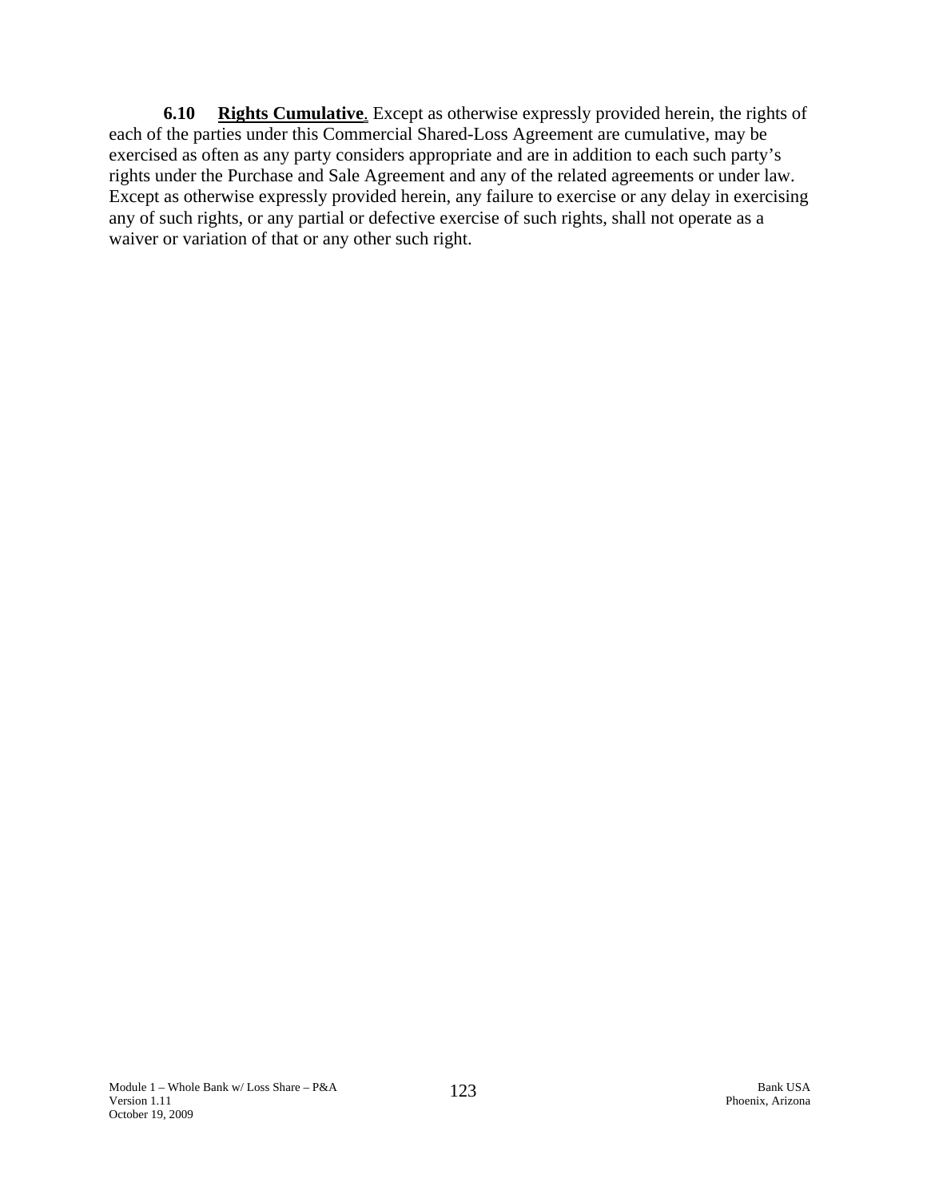**6.10 Rights Cumulative**. Except as otherwise expressly provided herein, the rights of each of the parties under this Commercial Shared-Loss Agreement are cumulative, may be exercised as often as any party considers appropriate and are in addition to each such party's rights under the Purchase and Sale Agreement and any of the related agreements or under law. Except as otherwise expressly provided herein, any failure to exercise or any delay in exercising any of such rights, or any partial or defective exercise of such rights, shall not operate as a waiver or variation of that or any other such right.